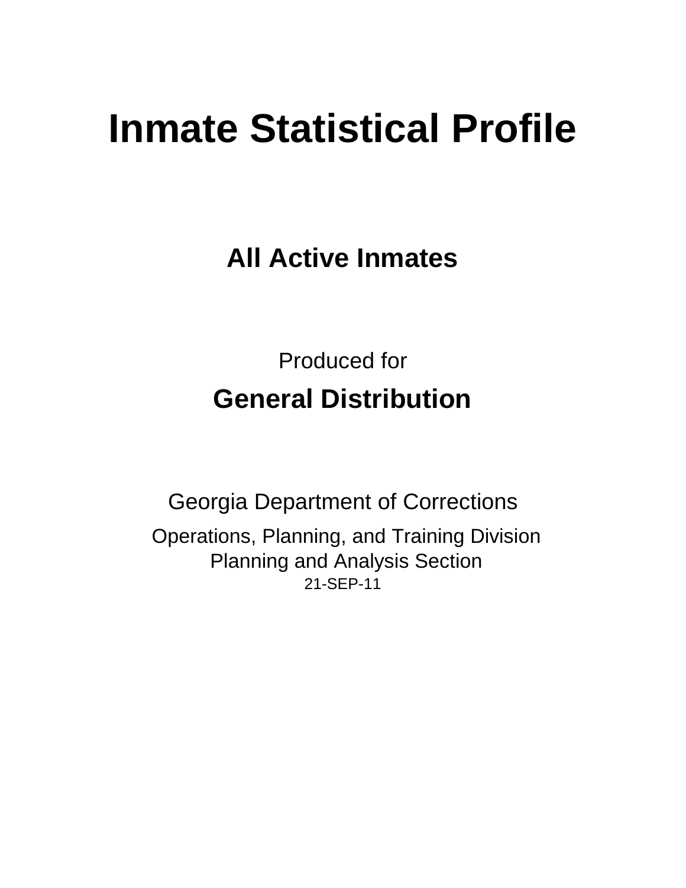# Inmate Statistical Profile

## All Active Inmates

Produced for

**General Distribution**

Georgia Department of Corrections

Operations, Planning, and Training Division

Planning and Analysis Section

21-SEP-11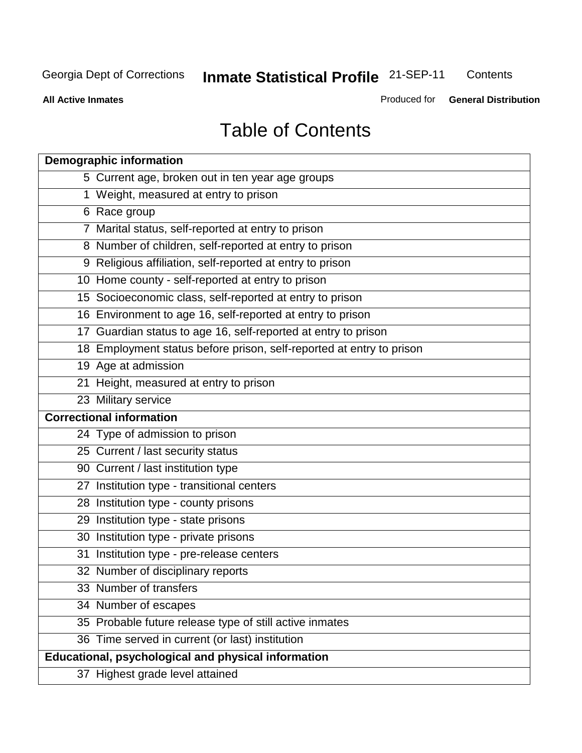Georgia Dept of Corrections **Inmate Statistical Profile** 21-SEP-11 Contents

**All Active Inmates** Produced for **General Distribution**

# Table of Contents

| **Demographic information** | |
|---|---|
| 5 | Current age, broken out in ten year age groups |
| 1 | Weight, measured at entry to prison |
| 6 | Race group |
| 7 | Marital status, self-reported at entry to prison |
| 8 | Number of children, self-reported at entry to prison |
| 9 | Religious affiliation, self-reported at entry to prison |
| 10 | Home county - self-reported at entry to prison |
| 15 | Socioeconomic class, self-reported at entry to prison |
| 16 | Environment to age 16, self-reported at entry to prison |
| 17 | Guardian status to age 16, self-reported at entry to prison |
| 18 | Employment status before prison, self-reported at entry to prison |
| 19 | Age at admission |
| 21 | Height, measured at entry to prison |
| 23 | Military service |
| **Correctional information** | |
| 24 | Type of admission to prison |
| 25 | Current / last security status |
| 90 | Current / last institution type |
| 27 | Institution type - transitional centers |
| 28 | Institution type - county prisons |
| 29 | Institution type - state prisons |
| 30 | Institution type - private prisons |
| 31 | Institution type - pre-release centers |
| 32 | Number of disciplinary reports |
| 33 | Number of transfers |
| 34 | Number of escapes |
| 35 | Probable future release type of still active inmates |
| 36 | Time served in current (or last) institution |
| **Educational, psychological and physical information** | |
| 37 | Highest grade level attained |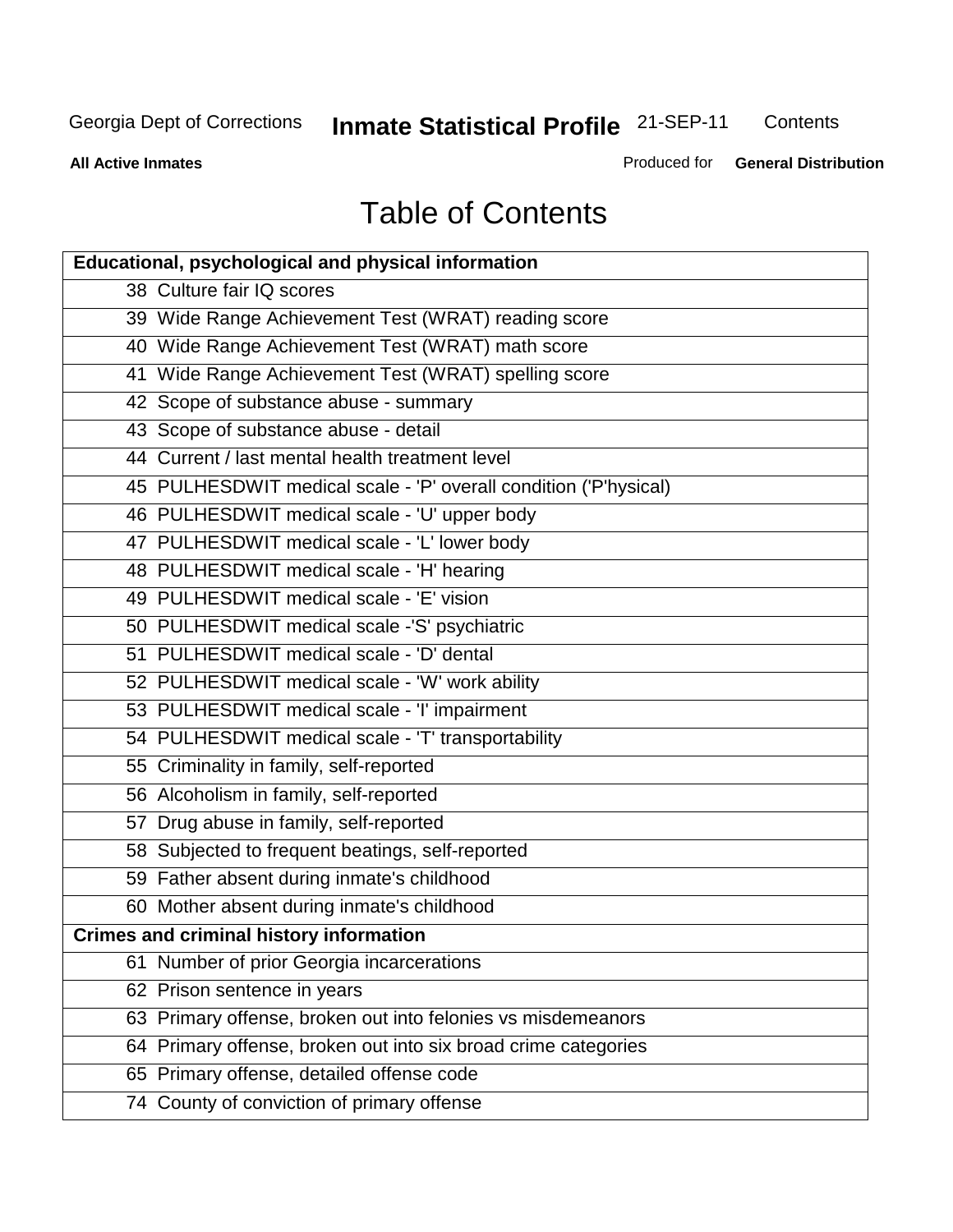# Table of Contents

| Educational, psychological and physical information |
|---|
| 38 Culture fair IQ scores |
| 39 Wide Range Achievement Test (WRAT) reading score |
| 40 Wide Range Achievement Test (WRAT) math score |
| 41 Wide Range Achievement Test (WRAT) spelling score |
| 42 Scope of substance abuse - summary |
| 43 Scope of substance abuse - detail |
| 44 Current / last mental health treatment level |
| 45 PULHESDWIT medical scale - 'P' overall condition ('P'hysical) |
| 46 PULHESDWIT medical scale - 'U' upper body |
| 47 PULHESDWIT medical scale - 'L' lower body |
| 48 PULHESDWIT medical scale - 'H' hearing |
| 49 PULHESDWIT medical scale - 'E' vision |
| 50 PULHESDWIT medical scale -'S' psychiatric |
| 51 PULHESDWIT medical scale - 'D' dental |
| 52 PULHESDWIT medical scale - 'W' work ability |
| 53 PULHESDWIT medical scale - 'I' impairment |
| 54 PULHESDWIT medical scale - 'T' transportability |
| 55 Criminality in family, self-reported |
| 56 Alcoholism in family, self-reported |
| 57 Drug abuse in family, self-reported |
| 58 Subjected to frequent beatings, self-reported |
| 59 Father absent during inmate's childhood |
| 60 Mother absent during inmate's childhood |
| **Crimes and criminal history information** |
| 61 Number of prior Georgia incarcerations |
| 62 Prison sentence in years |
| 63 Primary offense, broken out into felonies vs misdemeanors |
| 64 Primary offense, broken out into six broad crime categories |
| 65 Primary offense, detailed offense code |
| 74 County of conviction of primary offense |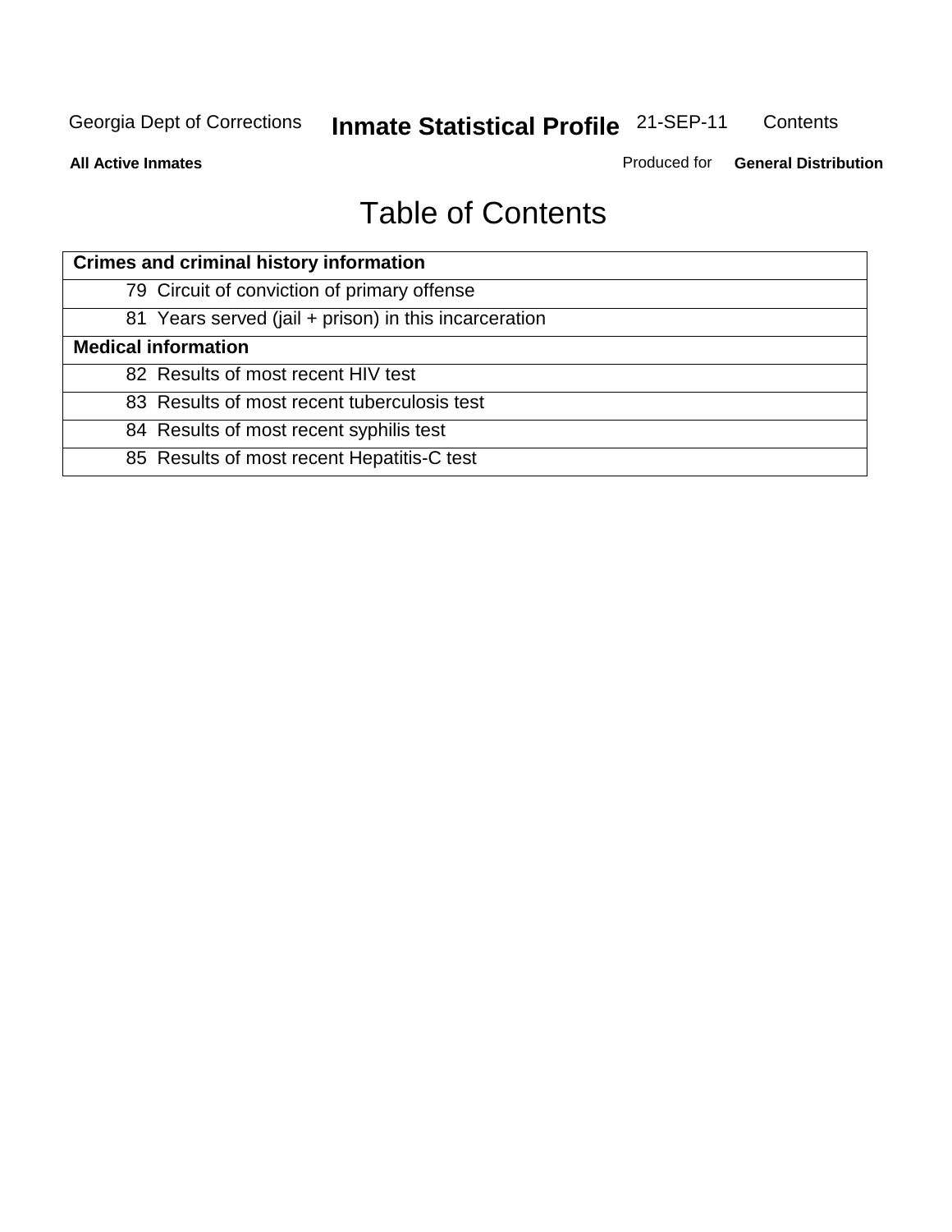# Table of Contents

| Crimes and criminal history information | |
|---|---|
| 79 | Circuit of conviction of primary offense |
| 81 | Years served (jail + prison) in this incarceration |
| **Medical information** | |
| 82 | Results of most recent HIV test |
| 83 | Results of most recent tuberculosis test |
| 84 | Results of most recent syphilis test |
| 85 | Results of most recent Hepatitis-C test |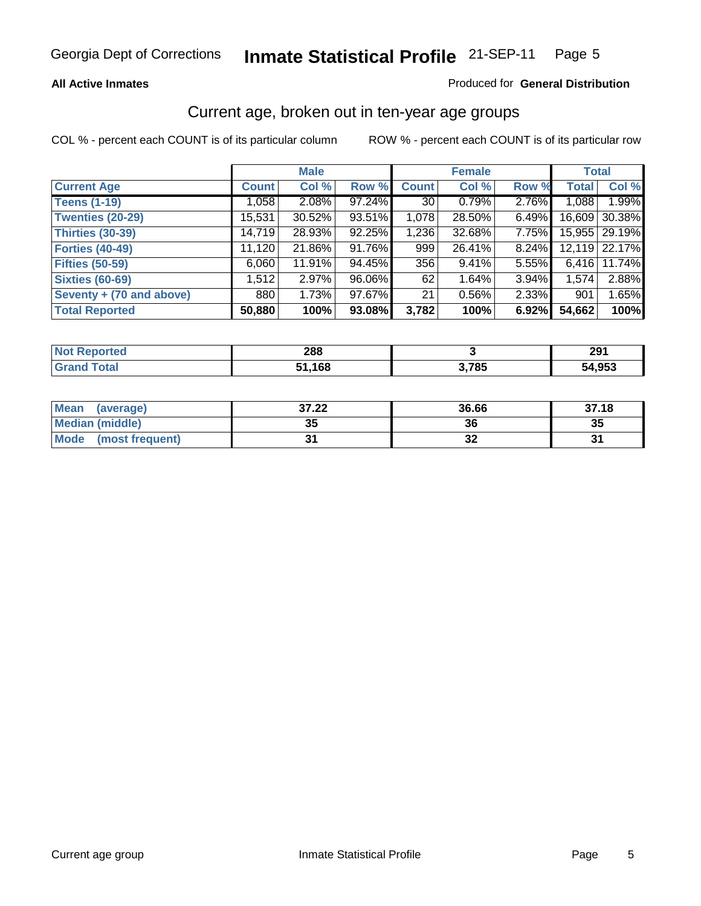**All Active Inmates** — Produced for **General Distribution**

## Current age, broken out in ten-year age groups

COL % - percent each COUNT is of its particular column

ROW % - percent each COUNT is of its particular row

| | Male | | | Female | | | Total | |
|---|---|---|---|---|---|---|---|---|
| **Current Age** | **Count** | **Col %** | **Row %** | **Count** | **Col %** | **Row %** | **Total** | **Col %** |
| **Teens (1-19)** | 1,058 | 2.08% | 97.24% | 30 | 0.79% | 2.76% | 1,088 | 1.99% |
| **Twenties (20-29)** | 15,531 | 30.52% | 93.51% | 1,078 | 28.50% | 6.49% | 16,609 | 30.38% |
| **Thirties (30-39)** | 14,719 | 28.93% | 92.25% | 1,236 | 32.68% | 7.75% | 15,955 | 29.19% |
| **Forties (40-49)** | 11,120 | 21.86% | 91.76% | 999 | 26.41% | 8.24% | 12,119 | 22.17% |
| **Fifties (50-59)** | 6,060 | 11.91% | 94.45% | 356 | 9.41% | 5.55% | 6,416 | 11.74% |
| **Sixties (60-69)** | 1,512 | 2.97% | 96.06% | 62 | 1.64% | 3.94% | 1,574 | 2.88% |
| **Seventy + (70 and above)** | 880 | 1.73% | 97.67% | 21 | 0.56% | 2.33% | 901 | 1.65% |
| **Total Reported** | **50,880** | **100%** | **93.08%** | **3,782** | **100%** | **6.92%** | **54,662** | **100%** |

| | Male | Female | Total |
|---|---|---|---|
| **Not Reported** | **288** | **3** | **291** |
| **Grand Total** | **51,168** | **3,785** | **54,953** |

| | Male | Female | Total |
|---|---|---|---|
| **Mean (average)** | **37.22** | **36.66** | **37.18** |
| **Median (middle)** | **35** | **36** | **35** |
| **Mode (most frequent)** | **31** | **32** | **31** |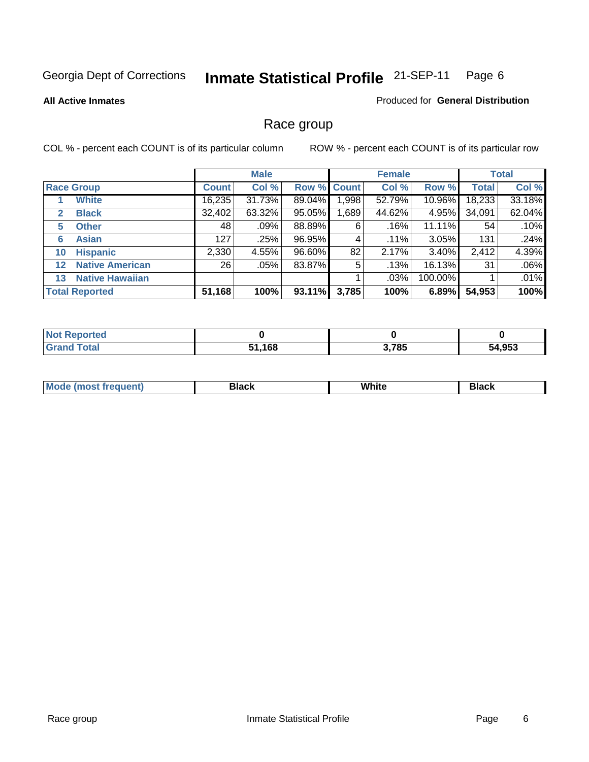Georgia Dept of Corrections **Inmate Statistical Profile** 21-SEP-11

**All Active Inmates**

Produced for **General Distribution**

## Race group

COL % - percent each COUNT is of its particular column ROW % - percent each COUNT is of its particular row

| | Male | | | Female | | | Total | |
|---|---|---|---|---|---|---|---|---|
| **Race Group** | **Count** | **Col %** | **Row %** | **Count** | **Col %** | **Row %** | **Total** | **Col %** |
| 1 **White** | 16,235 | 31.73% | 89.04% | 1,998 | 52.79% | 10.96% | 18,233 | 33.18% |
| 2 **Black** | 32,402 | 63.32% | 95.05% | 1,689 | 44.62% | 4.95% | 34,091 | 62.04% |
| 5 **Other** | 48 | .09% | 88.89% | 6 | .16% | 11.11% | 54 | .10% |
| 6 **Asian** | 127 | .25% | 96.95% | 4 | .11% | 3.05% | 131 | .24% |
| 10 **Hispanic** | 2,330 | 4.55% | 96.60% | 82 | 2.17% | 3.40% | 2,412 | 4.39% |
| 12 **Native American** | 26 | .05% | 83.87% | 5 | .13% | 16.13% | 31 | .06% |
| 13 **Native Hawaiian** | | | | 1 | .03% | 100.00% | 1 | .01% |
| **Total Reported** | **51,168** | **100%** | **93.11%** | **3,785** | **100%** | **6.89%** | **54,953** | **100%** |

| | Male | Female | Total |
|---|---|---|---|
| **Not Reported** | **0** | **0** | **0** |
| **Grand Total** | **51,168** | **3,785** | **54,953** |

| | Male | Female | Total |
|---|---|---|---|
| **Mode (most frequent)** | **Black** | **White** | **Black** |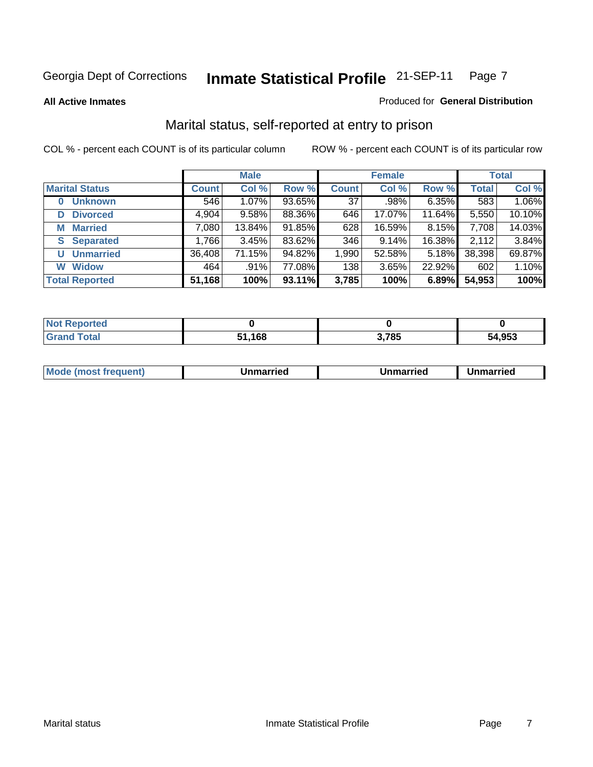Georgia Dept of Corrections **Inmate Statistical Profile** 21-SEP-11

**All Active Inmates**

Produced for **General Distribution**

## Marital status, self-reported at entry to prison

COL % - percent each COUNT is of its particular column

ROW % - percent each COUNT is of its particular row

| | Male | | | Female | | | Total | |
|---|---|---|---|---|---|---|---|---|
| **Marital Status** | **Count** | **Col %** | **Row %** | **Count** | **Col %** | **Row %** | **Total** | **Col %** |
| 0 Unknown | 546 | 1.07% | 93.65% | 37 | .98% | 6.35% | 583 | 1.06% |
| D Divorced | 4,904 | 9.58% | 88.36% | 646 | 17.07% | 11.64% | 5,550 | 10.10% |
| M Married | 7,080 | 13.84% | 91.85% | 628 | 16.59% | 8.15% | 7,708 | 14.03% |
| S Separated | 1,766 | 3.45% | 83.62% | 346 | 9.14% | 16.38% | 2,112 | 3.84% |
| U Unmarried | 36,408 | 71.15% | 94.82% | 1,990 | 52.58% | 5.18% | 38,398 | 69.87% |
| W Widow | 464 | .91% | 77.08% | 138 | 3.65% | 22.92% | 602 | 1.10% |
| **Total Reported** | **51,168** | **100%** | **93.11%** | **3,785** | **100%** | **6.89%** | **54,953** | **100%** |

| | Male | Female | Total |
|---|---|---|---|
| Not Reported | 0 | 0 | 0 |
| Grand Total | 51,168 | 3,785 | 54,953 |

| | Male | Female | Total |
|---|---|---|---|
| Mode (most frequent) | Unmarried | Unmarried | Unmarried |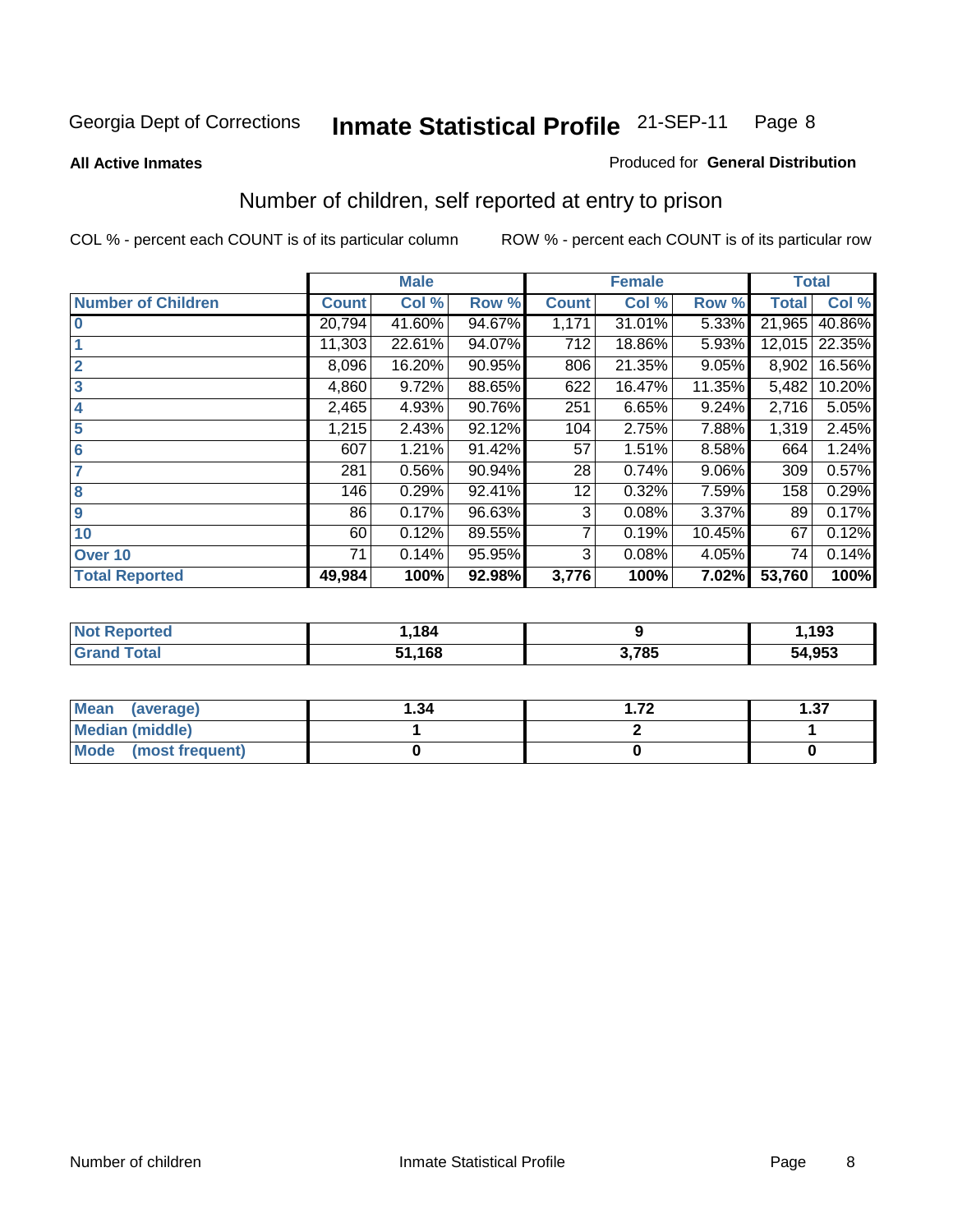Georgia Dept of Corrections **Inmate Statistical Profile** 21-SEP-11 Page 8

**All Active Inmates**

Produced for **General Distribution**

## Number of children, self reported at entry to prison

COL % - percent each COUNT is of its particular column ROW % - percent each COUNT is of its particular row

| | Male | | | Female | | | Total | |
|---|---|---|---|---|---|---|---|---|
| **Number of Children** | **Count** | **Col %** | **Row %** | **Count** | **Col %** | **Row %** | **Total** | **Col %** |
| **0** | 20,794 | 41.60% | 94.67% | 1,171 | 31.01% | 5.33% | 21,965 | 40.86% |
| **1** | 11,303 | 22.61% | 94.07% | 712 | 18.86% | 5.93% | 12,015 | 22.35% |
| **2** | 8,096 | 16.20% | 90.95% | 806 | 21.35% | 9.05% | 8,902 | 16.56% |
| **3** | 4,860 | 9.72% | 88.65% | 622 | 16.47% | 11.35% | 5,482 | 10.20% |
| **4** | 2,465 | 4.93% | 90.76% | 251 | 6.65% | 9.24% | 2,716 | 5.05% |
| **5** | 1,215 | 2.43% | 92.12% | 104 | 2.75% | 7.88% | 1,319 | 2.45% |
| **6** | 607 | 1.21% | 91.42% | 57 | 1.51% | 8.58% | 664 | 1.24% |
| **7** | 281 | 0.56% | 90.94% | 28 | 0.74% | 9.06% | 309 | 0.57% |
| **8** | 146 | 0.29% | 92.41% | 12 | 0.32% | 7.59% | 158 | 0.29% |
| **9** | 86 | 0.17% | 96.63% | 3 | 0.08% | 3.37% | 89 | 0.17% |
| **10** | 60 | 0.12% | 89.55% | 7 | 0.19% | 10.45% | 67 | 0.12% |
| **Over 10** | 71 | 0.14% | 95.95% | 3 | 0.08% | 4.05% | 74 | 0.14% |
| **Total Reported** | **49,984** | **100%** | **92.98%** | **3,776** | **100%** | **7.02%** | **53,760** | **100%** |

| | Male | Female | Total |
|---|---|---|---|
| **Not Reported** | **1,184** | **9** | **1,193** |
| **Grand Total** | **51,168** | **3,785** | **54,953** |

| | Male | Female | Total |
|---|---|---|---|
| **Mean (average)** | **1.34** | **1.72** | **1.37** |
| **Median (middle)** | **1** | **2** | **1** |
| **Mode (most frequent)** | **0** | **0** | **0** |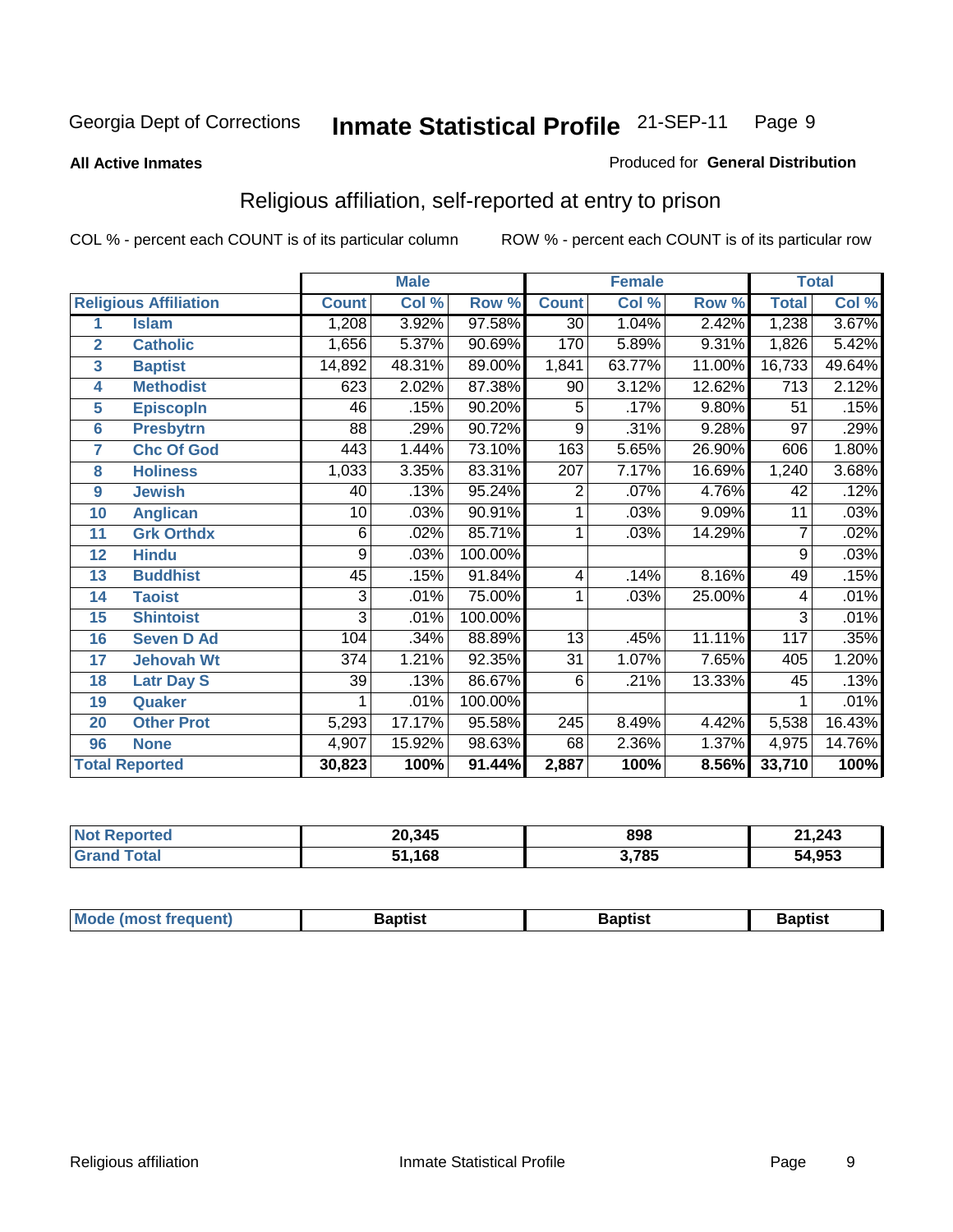Georgia Dept of Corrections **Inmate Statistical Profile** 21-SEP-11

**All Active Inmates**

Produced for **General Distribution**

## Religious affiliation, self-reported at entry to prison

COL % - percent each COUNT is of its particular column ROW % - percent each COUNT is of its particular row

| Religious Affiliation | | Male | | | Female | | | Total | |
|---|---|---|---|---|---|---|---|---|---|
| | | Count | Col % | Row % | Count | Col % | Row % | Total | Col % |
| 1 | Islam | 1,208 | 3.92% | 97.58% | 30 | 1.04% | 2.42% | 1,238 | 3.67% |
| 2 | Catholic | 1,656 | 5.37% | 90.69% | 170 | 5.89% | 9.31% | 1,826 | 5.42% |
| 3 | Baptist | 14,892 | 48.31% | 89.00% | 1,841 | 63.77% | 11.00% | 16,733 | 49.64% |
| 4 | Methodist | 623 | 2.02% | 87.38% | 90 | 3.12% | 12.62% | 713 | 2.12% |
| 5 | Episcopln | 46 | .15% | 90.20% | 5 | .17% | 9.80% | 51 | .15% |
| 6 | Presbytrn | 88 | .29% | 90.72% | 9 | .31% | 9.28% | 97 | .29% |
| 7 | Chc Of God | 443 | 1.44% | 73.10% | 163 | 5.65% | 26.90% | 606 | 1.80% |
| 8 | Holiness | 1,033 | 3.35% | 83.31% | 207 | 7.17% | 16.69% | 1,240 | 3.68% |
| 9 | Jewish | 40 | .13% | 95.24% | 2 | .07% | 4.76% | 42 | .12% |
| 10 | Anglican | 10 | .03% | 90.91% | 1 | .03% | 9.09% | 11 | .03% |
| 11 | Grk Orthdx | 6 | .02% | 85.71% | 1 | .03% | 14.29% | 7 | .02% |
| 12 | Hindu | 9 | .03% | 100.00% | | | | 9 | .03% |
| 13 | Buddhist | 45 | .15% | 91.84% | 4 | .14% | 8.16% | 49 | .15% |
| 14 | Taoist | 3 | .01% | 75.00% | 1 | .03% | 25.00% | 4 | .01% |
| 15 | Shintoist | 3 | .01% | 100.00% | | | | 3 | .01% |
| 16 | Seven D Ad | 104 | .34% | 88.89% | 13 | .45% | 11.11% | 117 | .35% |
| 17 | Jehovah Wt | 374 | 1.21% | 92.35% | 31 | 1.07% | 7.65% | 405 | 1.20% |
| 18 | Latr Day S | 39 | .13% | 86.67% | 6 | .21% | 13.33% | 45 | .13% |
| 19 | Quaker | 1 | .01% | 100.00% | | | | 1 | .01% |
| 20 | Other Prot | 5,293 | 17.17% | 95.58% | 245 | 8.49% | 4.42% | 5,538 | 16.43% |
| 96 | None | 4,907 | 15.92% | 98.63% | 68 | 2.36% | 1.37% | 4,975 | 14.76% |
| **Total Reported** | | **30,823** | **100%** | **91.44%** | **2,887** | **100%** | **8.56%** | **33,710** | **100%** |

| | Male | Female | Total |
|---|---|---|---|
| Not Reported | **20,345** | **898** | **21,243** |
| Grand Total | **51,168** | **3,785** | **54,953** |

| | Male | Female | Total |
|---|---|---|---|
| Mode (most frequent) | **Baptist** | **Baptist** | **Baptist** |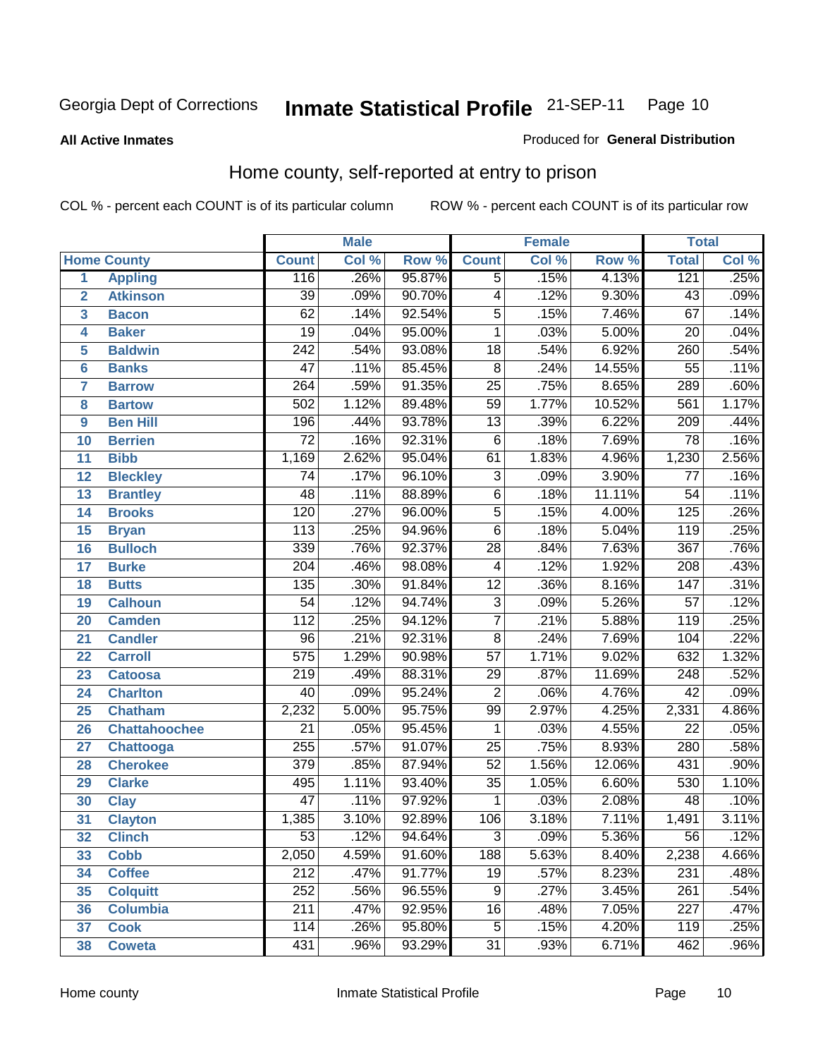Georgia Dept of Corrections **Inmate Statistical Profile** 21-SEP-11 Page 10

**All Active Inmates**

Produced for **General Distribution**

## Home county, self-reported at entry to prison

COL % - percent each COUNT is of its particular column ROW % - percent each COUNT is of its particular row

| Home County | | Male | | | Female | | | Total | |
|---|---|---|---|---|---|---|---|---|---|
| | | Count | Col % | Row % | Count | Col % | Row % | Total | Col % |
| 1 | Appling | 116 | .26% | 95.87% | 5 | .15% | 4.13% | 121 | .25% |
| 2 | Atkinson | 39 | .09% | 90.70% | 4 | .12% | 9.30% | 43 | .09% |
| 3 | Bacon | 62 | .14% | 92.54% | 5 | .15% | 7.46% | 67 | .14% |
| 4 | Baker | 19 | .04% | 95.00% | 1 | .03% | 5.00% | 20 | .04% |
| 5 | Baldwin | 242 | .54% | 93.08% | 18 | .54% | 6.92% | 260 | .54% |
| 6 | Banks | 47 | .11% | 85.45% | 8 | .24% | 14.55% | 55 | .11% |
| 7 | Barrow | 264 | .59% | 91.35% | 25 | .75% | 8.65% | 289 | .60% |
| 8 | Bartow | 502 | 1.12% | 89.48% | 59 | 1.77% | 10.52% | 561 | 1.17% |
| 9 | Ben Hill | 196 | .44% | 93.78% | 13 | .39% | 6.22% | 209 | .44% |
| 10 | Berrien | 72 | .16% | 92.31% | 6 | .18% | 7.69% | 78 | .16% |
| 11 | Bibb | 1,169 | 2.62% | 95.04% | 61 | 1.83% | 4.96% | 1,230 | 2.56% |
| 12 | Bleckley | 74 | .17% | 96.10% | 3 | .09% | 3.90% | 77 | .16% |
| 13 | Brantley | 48 | .11% | 88.89% | 6 | .18% | 11.11% | 54 | .11% |
| 14 | Brooks | 120 | .27% | 96.00% | 5 | .15% | 4.00% | 125 | .26% |
| 15 | Bryan | 113 | .25% | 94.96% | 6 | .18% | 5.04% | 119 | .25% |
| 16 | Bulloch | 339 | .76% | 92.37% | 28 | .84% | 7.63% | 367 | .76% |
| 17 | Burke | 204 | .46% | 98.08% | 4 | .12% | 1.92% | 208 | .43% |
| 18 | Butts | 135 | .30% | 91.84% | 12 | .36% | 8.16% | 147 | .31% |
| 19 | Calhoun | 54 | .12% | 94.74% | 3 | .09% | 5.26% | 57 | .12% |
| 20 | Camden | 112 | .25% | 94.12% | 7 | .21% | 5.88% | 119 | .25% |
| 21 | Candler | 96 | .21% | 92.31% | 8 | .24% | 7.69% | 104 | .22% |
| 22 | Carroll | 575 | 1.29% | 90.98% | 57 | 1.71% | 9.02% | 632 | 1.32% |
| 23 | Catoosa | 219 | .49% | 88.31% | 29 | .87% | 11.69% | 248 | .52% |
| 24 | Charlton | 40 | .09% | 95.24% | 2 | .06% | 4.76% | 42 | .09% |
| 25 | Chatham | 2,232 | 5.00% | 95.75% | 99 | 2.97% | 4.25% | 2,331 | 4.86% |
| 26 | Chattahoochee | 21 | .05% | 95.45% | 1 | .03% | 4.55% | 22 | .05% |
| 27 | Chattooga | 255 | .57% | 91.07% | 25 | .75% | 8.93% | 280 | .58% |
| 28 | Cherokee | 379 | .85% | 87.94% | 52 | 1.56% | 12.06% | 431 | .90% |
| 29 | Clarke | 495 | 1.11% | 93.40% | 35 | 1.05% | 6.60% | 530 | 1.10% |
| 30 | Clay | 47 | .11% | 97.92% | 1 | .03% | 2.08% | 48 | .10% |
| 31 | Clayton | 1,385 | 3.10% | 92.89% | 106 | 3.18% | 7.11% | 1,491 | 3.11% |
| 32 | Clinch | 53 | .12% | 94.64% | 3 | .09% | 5.36% | 56 | .12% |
| 33 | Cobb | 2,050 | 4.59% | 91.60% | 188 | 5.63% | 8.40% | 2,238 | 4.66% |
| 34 | Coffee | 212 | .47% | 91.77% | 19 | .57% | 8.23% | 231 | .48% |
| 35 | Colquitt | 252 | .56% | 96.55% | 9 | .27% | 3.45% | 261 | .54% |
| 36 | Columbia | 211 | .47% | 92.95% | 16 | .48% | 7.05% | 227 | .47% |
| 37 | Cook | 114 | .26% | 95.80% | 5 | .15% | 4.20% | 119 | .25% |
| 38 | Coweta | 431 | .96% | 93.29% | 31 | .93% | 6.71% | 462 | .96% |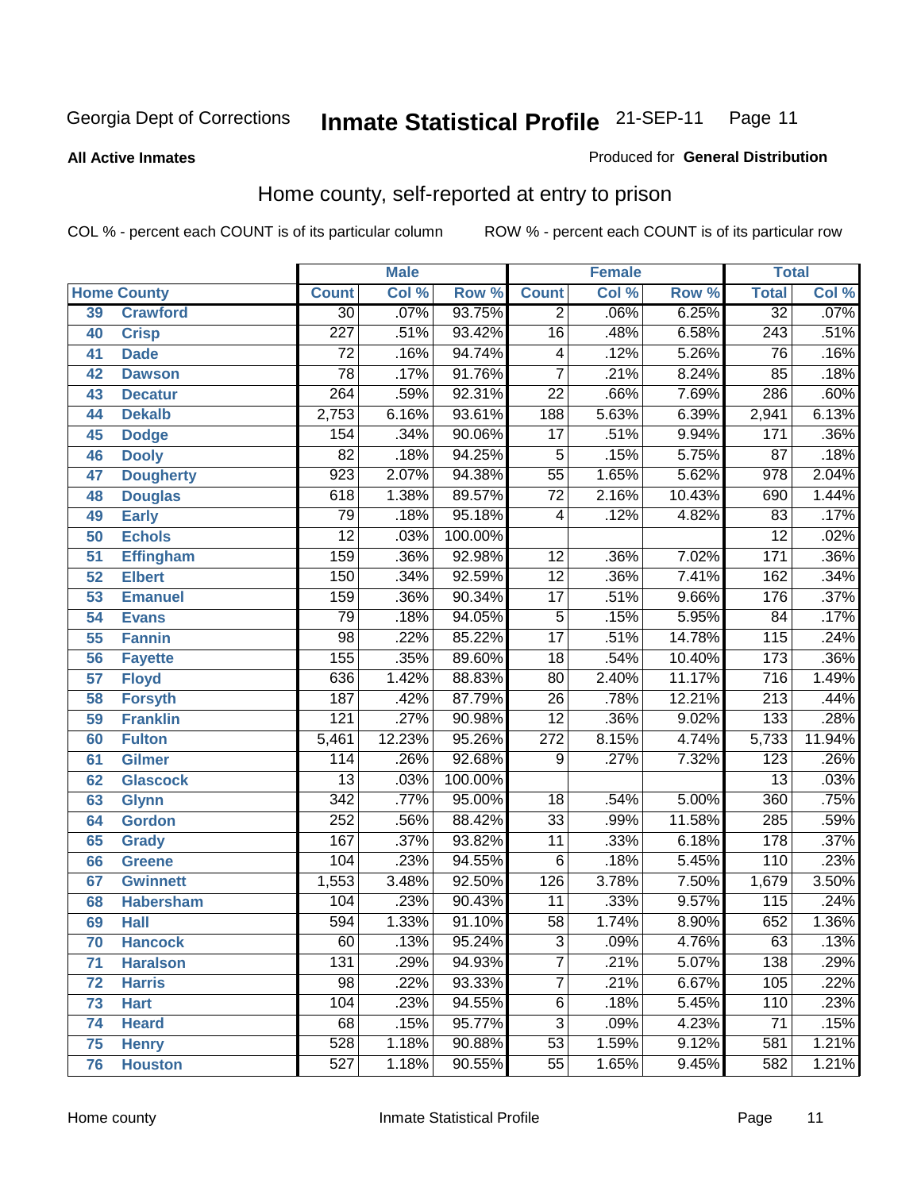Georgia Dept of Corrections **Inmate Statistical Profile** 21-SEP-11

**All Active Inmates**

Produced for **General Distribution**

## Home county, self-reported at entry to prison

COL % - percent each COUNT is of its particular column

ROW % - percent each COUNT is of its particular row

| Home County | | Male | | | Female | | | Total | |
|---|---|---|---|---|---|---|---|---|---|
| | | Count | Col % | Row % | Count | Col % | Row % | Total | Col % |
| 39 | Crawford | 30 | .07% | 93.75% | 2 | .06% | 6.25% | 32 | .07% |
| 40 | Crisp | 227 | .51% | 93.42% | 16 | .48% | 6.58% | 243 | .51% |
| 41 | Dade | 72 | .16% | 94.74% | 4 | .12% | 5.26% | 76 | .16% |
| 42 | Dawson | 78 | .17% | 91.76% | 7 | .21% | 8.24% | 85 | .18% |
| 43 | Decatur | 264 | .59% | 92.31% | 22 | .66% | 7.69% | 286 | .60% |
| 44 | Dekalb | 2,753 | 6.16% | 93.61% | 188 | 5.63% | 6.39% | 2,941 | 6.13% |
| 45 | Dodge | 154 | .34% | 90.06% | 17 | .51% | 9.94% | 171 | .36% |
| 46 | Dooly | 82 | .18% | 94.25% | 5 | .15% | 5.75% | 87 | .18% |
| 47 | Dougherty | 923 | 2.07% | 94.38% | 55 | 1.65% | 5.62% | 978 | 2.04% |
| 48 | Douglas | 618 | 1.38% | 89.57% | 72 | 2.16% | 10.43% | 690 | 1.44% |
| 49 | Early | 79 | .18% | 95.18% | 4 | .12% | 4.82% | 83 | .17% |
| 50 | Echols | 12 | .03% | 100.00% | | | | 12 | .02% |
| 51 | Effingham | 159 | .36% | 92.98% | 12 | .36% | 7.02% | 171 | .36% |
| 52 | Elbert | 150 | .34% | 92.59% | 12 | .36% | 7.41% | 162 | .34% |
| 53 | Emanuel | 159 | .36% | 90.34% | 17 | .51% | 9.66% | 176 | .37% |
| 54 | Evans | 79 | .18% | 94.05% | 5 | .15% | 5.95% | 84 | .17% |
| 55 | Fannin | 98 | .22% | 85.22% | 17 | .51% | 14.78% | 115 | .24% |
| 56 | Fayette | 155 | .35% | 89.60% | 18 | .54% | 10.40% | 173 | .36% |
| 57 | Floyd | 636 | 1.42% | 88.83% | 80 | 2.40% | 11.17% | 716 | 1.49% |
| 58 | Forsyth | 187 | .42% | 87.79% | 26 | .78% | 12.21% | 213 | .44% |
| 59 | Franklin | 121 | .27% | 90.98% | 12 | .36% | 9.02% | 133 | .28% |
| 60 | Fulton | 5,461 | 12.23% | 95.26% | 272 | 8.15% | 4.74% | 5,733 | 11.94% |
| 61 | Gilmer | 114 | .26% | 92.68% | 9 | .27% | 7.32% | 123 | .26% |
| 62 | Glascock | 13 | .03% | 100.00% | | | | 13 | .03% |
| 63 | Glynn | 342 | .77% | 95.00% | 18 | .54% | 5.00% | 360 | .75% |
| 64 | Gordon | 252 | .56% | 88.42% | 33 | .99% | 11.58% | 285 | .59% |
| 65 | Grady | 167 | .37% | 93.82% | 11 | .33% | 6.18% | 178 | .37% |
| 66 | Greene | 104 | .23% | 94.55% | 6 | .18% | 5.45% | 110 | .23% |
| 67 | Gwinnett | 1,553 | 3.48% | 92.50% | 126 | 3.78% | 7.50% | 1,679 | 3.50% |
| 68 | Habersham | 104 | .23% | 90.43% | 11 | .33% | 9.57% | 115 | .24% |
| 69 | Hall | 594 | 1.33% | 91.10% | 58 | 1.74% | 8.90% | 652 | 1.36% |
| 70 | Hancock | 60 | .13% | 95.24% | 3 | .09% | 4.76% | 63 | .13% |
| 71 | Haralson | 131 | .29% | 94.93% | 7 | .21% | 5.07% | 138 | .29% |
| 72 | Harris | 98 | .22% | 93.33% | 7 | .21% | 6.67% | 105 | .22% |
| 73 | Hart | 104 | .23% | 94.55% | 6 | .18% | 5.45% | 110 | .23% |
| 74 | Heard | 68 | .15% | 95.77% | 3 | .09% | 4.23% | 71 | .15% |
| 75 | Henry | 528 | 1.18% | 90.88% | 53 | 1.59% | 9.12% | 581 | 1.21% |
| 76 | Houston | 527 | 1.18% | 90.55% | 55 | 1.65% | 9.45% | 582 | 1.21% |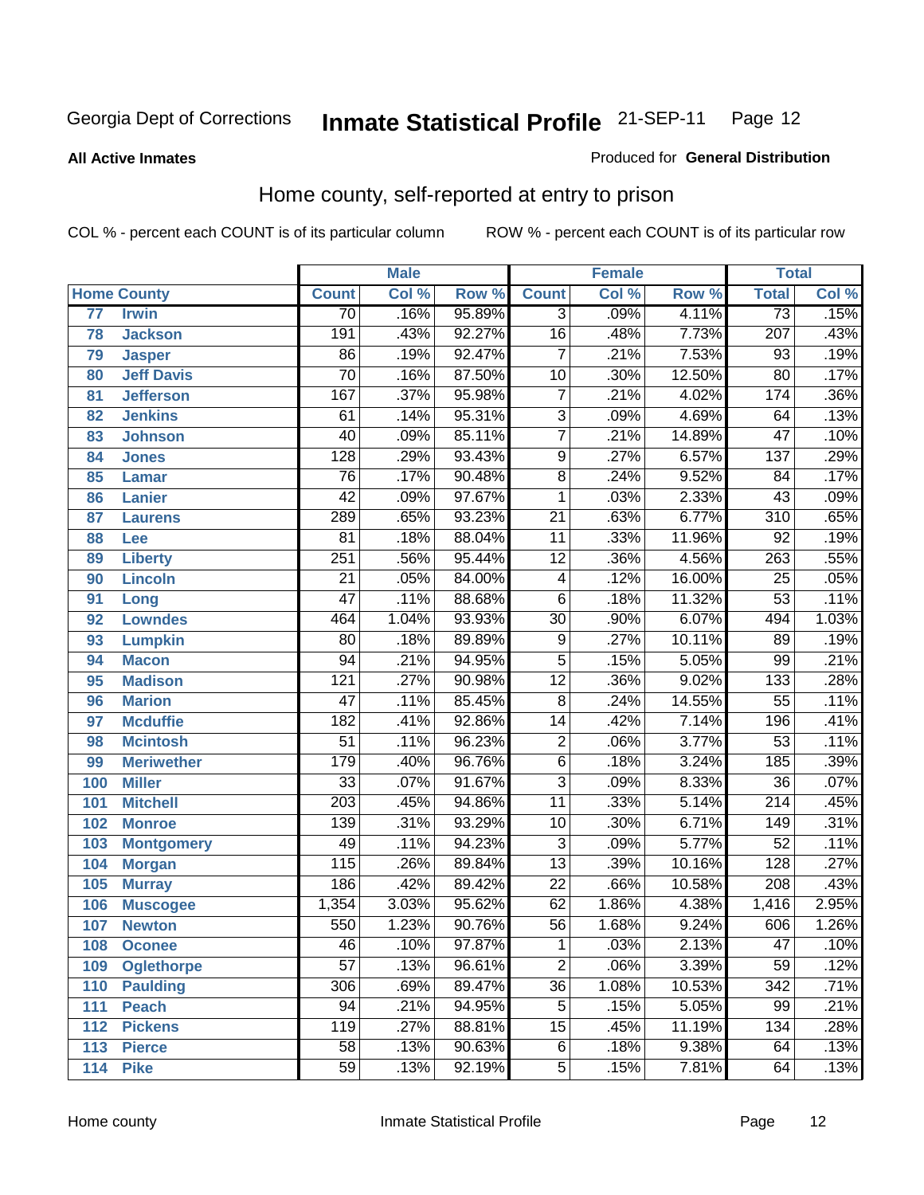Georgia Dept of Corrections **Inmate Statistical Profile** 21-SEP-11 Page 12

**All Active Inmates**

Produced for **General Distribution**

## Home county, self-reported at entry to prison

COL % - percent each COUNT is of its particular column ROW % - percent each COUNT is of its particular row

| Home County | | Male | | | Female | | | Total | |
|---|---|---|---|---|---|---|---|---|---|
| | | Count | Col % | Row % | Count | Col % | Row % | Total | Col % |
| 77 | Irwin | 70 | .16% | 95.89% | 3 | .09% | 4.11% | 73 | .15% |
| 78 | Jackson | 191 | .43% | 92.27% | 16 | .48% | 7.73% | 207 | .43% |
| 79 | Jasper | 86 | .19% | 92.47% | 7 | .21% | 7.53% | 93 | .19% |
| 80 | Jeff Davis | 70 | .16% | 87.50% | 10 | .30% | 12.50% | 80 | .17% |
| 81 | Jefferson | 167 | .37% | 95.98% | 7 | .21% | 4.02% | 174 | .36% |
| 82 | Jenkins | 61 | .14% | 95.31% | 3 | .09% | 4.69% | 64 | .13% |
| 83 | Johnson | 40 | .09% | 85.11% | 7 | .21% | 14.89% | 47 | .10% |
| 84 | Jones | 128 | .29% | 93.43% | 9 | .27% | 6.57% | 137 | .29% |
| 85 | Lamar | 76 | .17% | 90.48% | 8 | .24% | 9.52% | 84 | .17% |
| 86 | Lanier | 42 | .09% | 97.67% | 1 | .03% | 2.33% | 43 | .09% |
| 87 | Laurens | 289 | .65% | 93.23% | 21 | .63% | 6.77% | 310 | .65% |
| 88 | Lee | 81 | .18% | 88.04% | 11 | .33% | 11.96% | 92 | .19% |
| 89 | Liberty | 251 | .56% | 95.44% | 12 | .36% | 4.56% | 263 | .55% |
| 90 | Lincoln | 21 | .05% | 84.00% | 4 | .12% | 16.00% | 25 | .05% |
| 91 | Long | 47 | .11% | 88.68% | 6 | .18% | 11.32% | 53 | .11% |
| 92 | Lowndes | 464 | 1.04% | 93.93% | 30 | .90% | 6.07% | 494 | 1.03% |
| 93 | Lumpkin | 80 | .18% | 89.89% | 9 | .27% | 10.11% | 89 | .19% |
| 94 | Macon | 94 | .21% | 94.95% | 5 | .15% | 5.05% | 99 | .21% |
| 95 | Madison | 121 | .27% | 90.98% | 12 | .36% | 9.02% | 133 | .28% |
| 96 | Marion | 47 | .11% | 85.45% | 8 | .24% | 14.55% | 55 | .11% |
| 97 | Mcduffie | 182 | .41% | 92.86% | 14 | .42% | 7.14% | 196 | .41% |
| 98 | Mcintosh | 51 | .11% | 96.23% | 2 | .06% | 3.77% | 53 | .11% |
| 99 | Meriwether | 179 | .40% | 96.76% | 6 | .18% | 3.24% | 185 | .39% |
| 100 | Miller | 33 | .07% | 91.67% | 3 | .09% | 8.33% | 36 | .07% |
| 101 | Mitchell | 203 | .45% | 94.86% | 11 | .33% | 5.14% | 214 | .45% |
| 102 | Monroe | 139 | .31% | 93.29% | 10 | .30% | 6.71% | 149 | .31% |
| 103 | Montgomery | 49 | .11% | 94.23% | 3 | .09% | 5.77% | 52 | .11% |
| 104 | Morgan | 115 | .26% | 89.84% | 13 | .39% | 10.16% | 128 | .27% |
| 105 | Murray | 186 | .42% | 89.42% | 22 | .66% | 10.58% | 208 | .43% |
| 106 | Muscogee | 1,354 | 3.03% | 95.62% | 62 | 1.86% | 4.38% | 1,416 | 2.95% |
| 107 | Newton | 550 | 1.23% | 90.76% | 56 | 1.68% | 9.24% | 606 | 1.26% |
| 108 | Oconee | 46 | .10% | 97.87% | 1 | .03% | 2.13% | 47 | .10% |
| 109 | Oglethorpe | 57 | .13% | 96.61% | 2 | .06% | 3.39% | 59 | .12% |
| 110 | Paulding | 306 | .69% | 89.47% | 36 | 1.08% | 10.53% | 342 | .71% |
| 111 | Peach | 94 | .21% | 94.95% | 5 | .15% | 5.05% | 99 | .21% |
| 112 | Pickens | 119 | .27% | 88.81% | 15 | .45% | 11.19% | 134 | .28% |
| 113 | Pierce | 58 | .13% | 90.63% | 6 | .18% | 9.38% | 64 | .13% |
| 114 | Pike | 59 | .13% | 92.19% | 5 | .15% | 7.81% | 64 | .13% |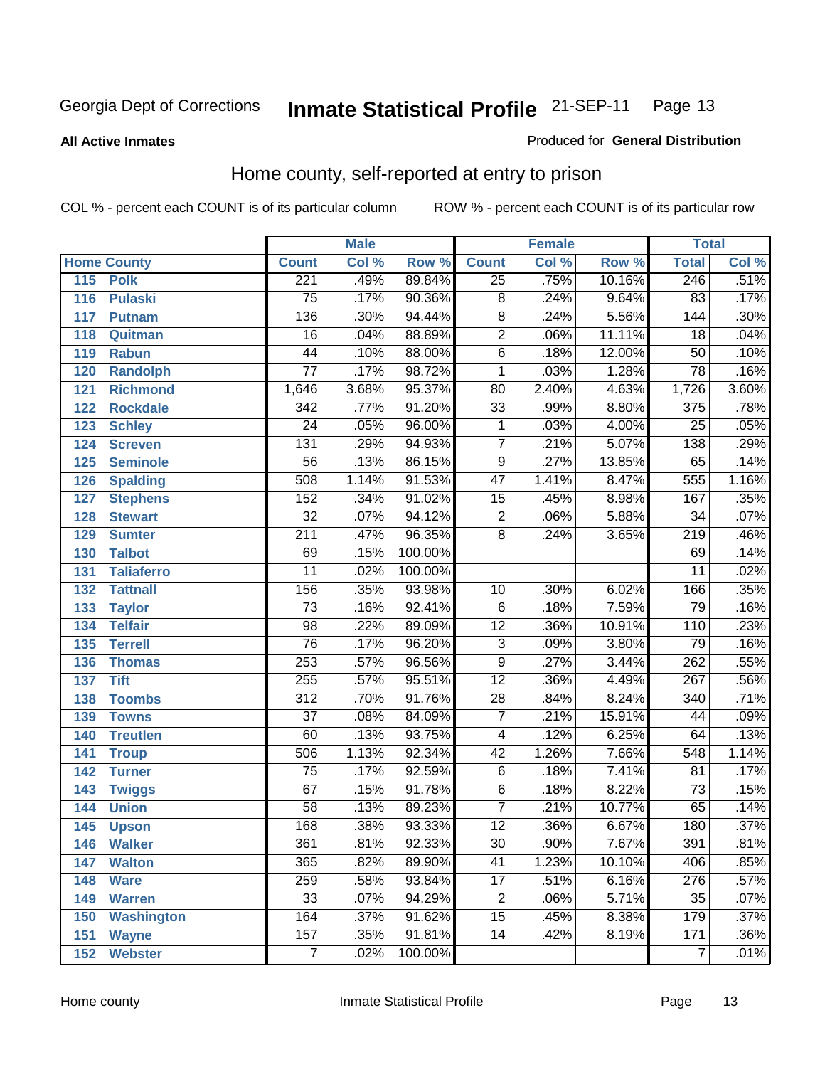Georgia Dept of Corrections **Inmate Statistical Profile** 21-SEP-11

**All Active Inmates**

Produced for **General Distribution**

## Home county, self-reported at entry to prison

COL % - percent each COUNT is of its particular column ROW % - percent each COUNT is of its particular row

| Home County | | Male | | | Female | | | Total | |
|---|---|---|---|---|---|---|---|---|---|
| | | Count | Col % | Row % | Count | Col % | Row % | Total | Col % |
| 115 | Polk | 221 | .49% | 89.84% | 25 | .75% | 10.16% | 246 | .51% |
| 116 | Pulaski | 75 | .17% | 90.36% | 8 | .24% | 9.64% | 83 | .17% |
| 117 | Putnam | 136 | .30% | 94.44% | 8 | .24% | 5.56% | 144 | .30% |
| 118 | Quitman | 16 | .04% | 88.89% | 2 | .06% | 11.11% | 18 | .04% |
| 119 | Rabun | 44 | .10% | 88.00% | 6 | .18% | 12.00% | 50 | .10% |
| 120 | Randolph | 77 | .17% | 98.72% | 1 | .03% | 1.28% | 78 | .16% |
| 121 | Richmond | 1,646 | 3.68% | 95.37% | 80 | 2.40% | 4.63% | 1,726 | 3.60% |
| 122 | Rockdale | 342 | .77% | 91.20% | 33 | .99% | 8.80% | 375 | .78% |
| 123 | Schley | 24 | .05% | 96.00% | 1 | .03% | 4.00% | 25 | .05% |
| 124 | Screven | 131 | .29% | 94.93% | 7 | .21% | 5.07% | 138 | .29% |
| 125 | Seminole | 56 | .13% | 86.15% | 9 | .27% | 13.85% | 65 | .14% |
| 126 | Spalding | 508 | 1.14% | 91.53% | 47 | 1.41% | 8.47% | 555 | 1.16% |
| 127 | Stephens | 152 | .34% | 91.02% | 15 | .45% | 8.98% | 167 | .35% |
| 128 | Stewart | 32 | .07% | 94.12% | 2 | .06% | 5.88% | 34 | .07% |
| 129 | Sumter | 211 | .47% | 96.35% | 8 | .24% | 3.65% | 219 | .46% |
| 130 | Talbot | 69 | .15% | 100.00% | | | | 69 | .14% |
| 131 | Taliaferro | 11 | .02% | 100.00% | | | | 11 | .02% |
| 132 | Tattnall | 156 | .35% | 93.98% | 10 | .30% | 6.02% | 166 | .35% |
| 133 | Taylor | 73 | .16% | 92.41% | 6 | .18% | 7.59% | 79 | .16% |
| 134 | Telfair | 98 | .22% | 89.09% | 12 | .36% | 10.91% | 110 | .23% |
| 135 | Terrell | 76 | .17% | 96.20% | 3 | .09% | 3.80% | 79 | .16% |
| 136 | Thomas | 253 | .57% | 96.56% | 9 | .27% | 3.44% | 262 | .55% |
| 137 | Tift | 255 | .57% | 95.51% | 12 | .36% | 4.49% | 267 | .56% |
| 138 | Toombs | 312 | .70% | 91.76% | 28 | .84% | 8.24% | 340 | .71% |
| 139 | Towns | 37 | .08% | 84.09% | 7 | .21% | 15.91% | 44 | .09% |
| 140 | Treutlen | 60 | .13% | 93.75% | 4 | .12% | 6.25% | 64 | .13% |
| 141 | Troup | 506 | 1.13% | 92.34% | 42 | 1.26% | 7.66% | 548 | 1.14% |
| 142 | Turner | 75 | .17% | 92.59% | 6 | .18% | 7.41% | 81 | .17% |
| 143 | Twiggs | 67 | .15% | 91.78% | 6 | .18% | 8.22% | 73 | .15% |
| 144 | Union | 58 | .13% | 89.23% | 7 | .21% | 10.77% | 65 | .14% |
| 145 | Upson | 168 | .38% | 93.33% | 12 | .36% | 6.67% | 180 | .37% |
| 146 | Walker | 361 | .81% | 92.33% | 30 | .90% | 7.67% | 391 | .81% |
| 147 | Walton | 365 | .82% | 89.90% | 41 | 1.23% | 10.10% | 406 | .85% |
| 148 | Ware | 259 | .58% | 93.84% | 17 | .51% | 6.16% | 276 | .57% |
| 149 | Warren | 33 | .07% | 94.29% | 2 | .06% | 5.71% | 35 | .07% |
| 150 | Washington | 164 | .37% | 91.62% | 15 | .45% | 8.38% | 179 | .37% |
| 151 | Wayne | 157 | .35% | 91.81% | 14 | .42% | 8.19% | 171 | .36% |
| 152 | Webster | 7 | .02% | 100.00% | | | | 7 | .01% |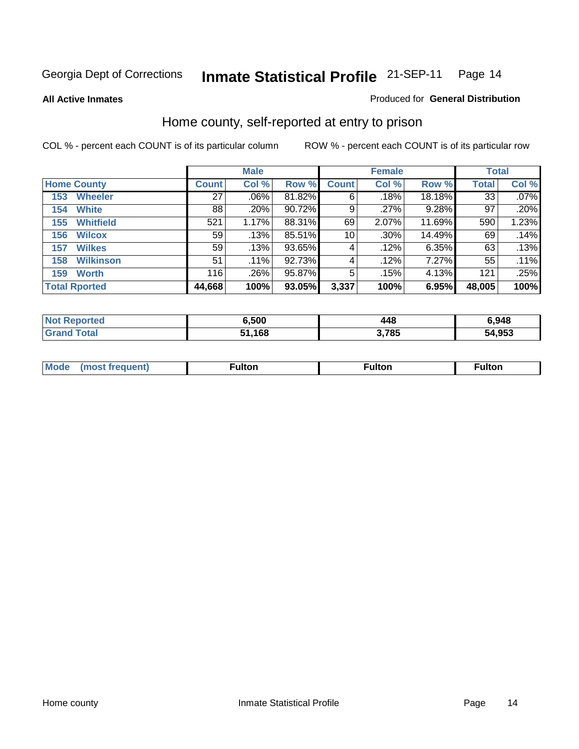Georgia Dept of Corrections **Inmate Statistical Profile** 21-SEP-11 Page 14

**All Active Inmates**

Produced for **General Distribution**

## Home county, self-reported at entry to prison

COL % - percent each COUNT is of its particular column ROW % - percent each COUNT is of its particular row

| Home County | Male | | | Female | | | Total | |
|---|---|---|---|---|---|---|---|---|
| | Count | Col % | Row % | Count | Col % | Row % | Total | Col % |
| 153 Wheeler | 27 | .06% | 81.82% | 6 | .18% | 18.18% | 33 | .07% |
| 154 White | 88 | .20% | 90.72% | 9 | .27% | 9.28% | 97 | .20% |
| 155 Whitfield | 521 | 1.17% | 88.31% | 69 | 2.07% | 11.69% | 590 | 1.23% |
| 156 Wilcox | 59 | .13% | 85.51% | 10 | .30% | 14.49% | 69 | .14% |
| 157 Wilkes | 59 | .13% | 93.65% | 4 | .12% | 6.35% | 63 | .13% |
| 158 Wilkinson | 51 | .11% | 92.73% | 4 | .12% | 7.27% | 55 | .11% |
| 159 Worth | 116 | .26% | 95.87% | 5 | .15% | 4.13% | 121 | .25% |
| **Total Rported** | **44,668** | **100%** | **93.05%** | **3,337** | **100%** | **6.95%** | **48,005** | **100%** |

| | Male | Female | Total |
|---|---|---|---|
| Not Reported | 6,500 | 448 | 6,948 |
| Grand Total | 51,168 | 3,785 | 54,953 |

| | Male | Female | Total |
|---|---|---|---|
| Mode (most frequent) | Fulton | Fulton | Fulton |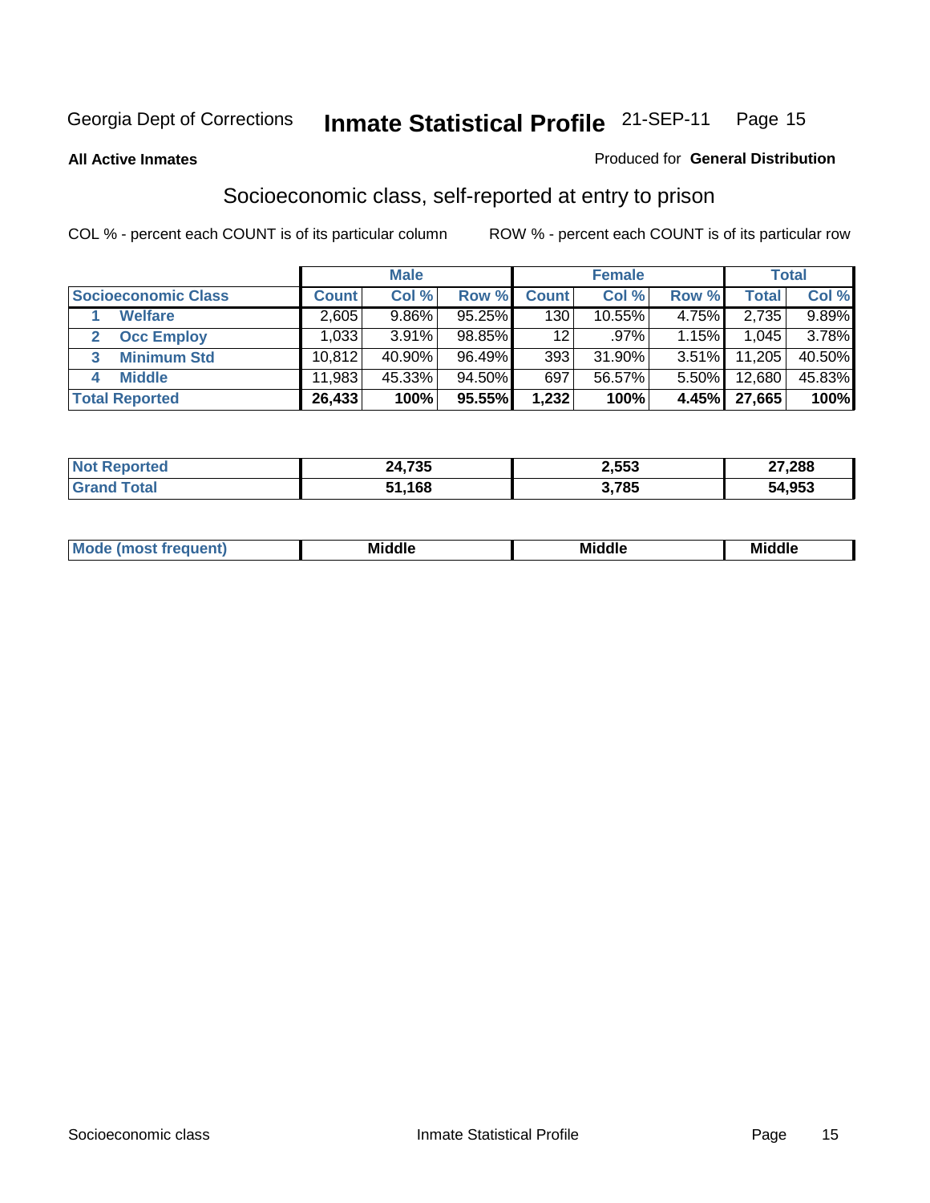Georgia Dept of Corrections **Inmate Statistical Profile** 21-SEP-11

**All Active Inmates**

Produced for **General Distribution**

## Socioeconomic class, self-reported at entry to prison

COL % - percent each COUNT is of its particular column

ROW % - percent each COUNT is of its particular row

| | Male | | | Female | | | Total | |
|---|---|---|---|---|---|---|---|---|
| **Socioeconomic Class** | **Count** | **Col %** | **Row %** | **Count** | **Col %** | **Row %** | **Total** | **Col %** |
| 1 **Welfare** | 2,605 | 9.86% | 95.25% | 130 | 10.55% | 4.75% | 2,735 | 9.89% |
| 2 **Occ Employ** | 1,033 | 3.91% | 98.85% | 12 | .97% | 1.15% | 1,045 | 3.78% |
| 3 **Minimum Std** | 10,812 | 40.90% | 96.49% | 393 | 31.90% | 3.51% | 11,205 | 40.50% |
| 4 **Middle** | 11,983 | 45.33% | 94.50% | 697 | 56.57% | 5.50% | 12,680 | 45.83% |
| **Total Reported** | **26,433** | **100%** | **95.55%** | **1,232** | **100%** | **4.45%** | **27,665** | **100%** |

| | Male | Female | Total |
|---|---|---|---|
| **Not Reported** | **24,735** | **2,553** | **27,288** |
| **Grand Total** | **51,168** | **3,785** | **54,953** |

| | Male | Female | Total |
|---|---|---|---|
| **Mode (most frequent)** | **Middle** | **Middle** | **Middle** |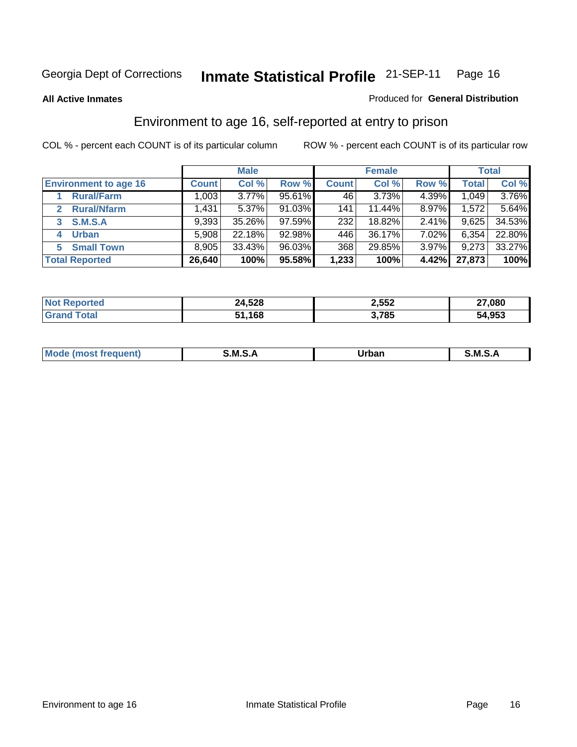Georgia Dept of Corrections **Inmate Statistical Profile** 21-SEP-11 Page 16

**All Active Inmates** Produced for **General Distribution**

## Environment to age 16, self-reported at entry to prison

COL % - percent each COUNT is of its particular column ROW % - percent each COUNT is of its particular row

| | Male | | | Female | | | Total | |
|---|---|---|---|---|---|---|---|---|
| **Environment to age 16** | **Count** | **Col %** | **Row %** | **Count** | **Col %** | **Row %** | **Total** | **Col %** |
| 1 **Rural/Farm** | 1,003 | 3.77% | 95.61% | 46 | 3.73% | 4.39% | 1,049 | 3.76% |
| 2 **Rural/Nfarm** | 1,431 | 5.37% | 91.03% | 141 | 11.44% | 8.97% | 1,572 | 5.64% |
| 3 **S.M.S.A** | 9,393 | 35.26% | 97.59% | 232 | 18.82% | 2.41% | 9,625 | 34.53% |
| 4 **Urban** | 5,908 | 22.18% | 92.98% | 446 | 36.17% | 7.02% | 6,354 | 22.80% |
| 5 **Small Town** | 8,905 | 33.43% | 96.03% | 368 | 29.85% | 3.97% | 9,273 | 33.27% |
| **Total Reported** | **26,640** | **100%** | **95.58%** | **1,233** | **100%** | **4.42%** | **27,873** | **100%** |

| | Male | Female | Total |
|---|---|---|---|
| **Not Reported** | **24,528** | **2,552** | **27,080** |
| **Grand Total** | **51,168** | **3,785** | **54,953** |

| | Male | Female | Total |
|---|---|---|---|
| **Mode (most frequent)** | **S.M.S.A** | **Urban** | **S.M.S.A** |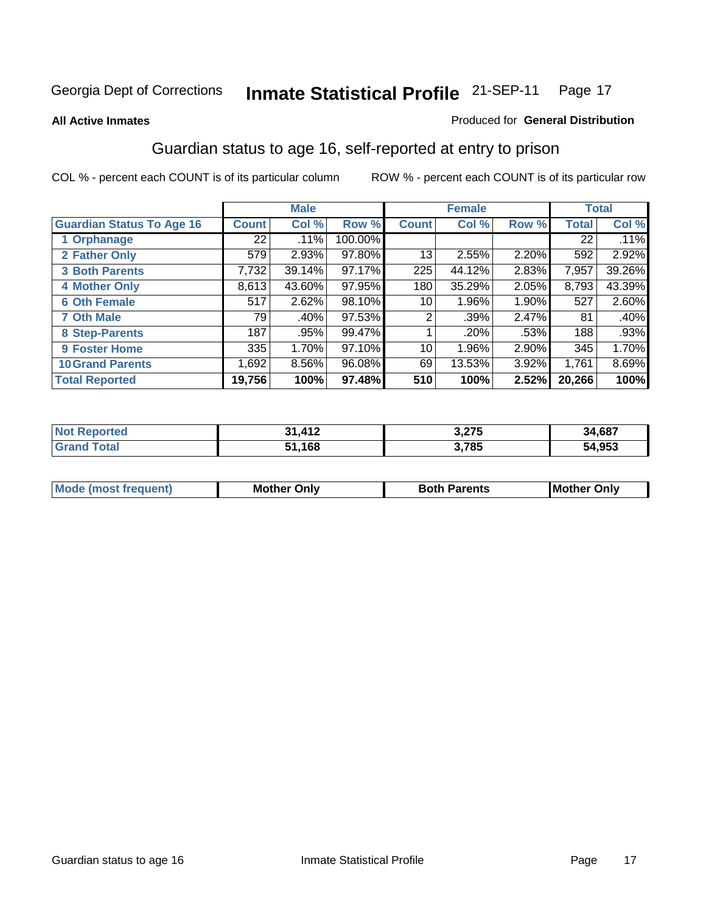Georgia Dept of Corrections **Inmate Statistical Profile** 21-SEP-11

**All Active Inmates**

Produced for **General Distribution**

## Guardian status to age 16, self-reported at entry to prison

COL % - percent each COUNT is of its particular column ROW % - percent each COUNT is of its particular row

| | Male | | | Female | | | Total | |
|---|---|---|---|---|---|---|---|---|
| **Guardian Status To Age 16** | **Count** | **Col %** | **Row %** | **Count** | **Col %** | **Row %** | **Total** | **Col %** |
| 1 Orphanage | 22 | .11% | 100.00% | | | | 22 | .11% |
| 2 Father Only | 579 | 2.93% | 97.80% | 13 | 2.55% | 2.20% | 592 | 2.92% |
| 3 Both Parents | 7,732 | 39.14% | 97.17% | 225 | 44.12% | 2.83% | 7,957 | 39.26% |
| 4 Mother Only | 8,613 | 43.60% | 97.95% | 180 | 35.29% | 2.05% | 8,793 | 43.39% |
| 6 Oth Female | 517 | 2.62% | 98.10% | 10 | 1.96% | 1.90% | 527 | 2.60% |
| 7 Oth Male | 79 | .40% | 97.53% | 2 | .39% | 2.47% | 81 | .40% |
| 8 Step-Parents | 187 | .95% | 99.47% | 1 | .20% | .53% | 188 | .93% |
| 9 Foster Home | 335 | 1.70% | 97.10% | 10 | 1.96% | 2.90% | 345 | 1.70% |
| 10 Grand Parents | 1,692 | 8.56% | 96.08% | 69 | 13.53% | 3.92% | 1,761 | 8.69% |
| **Total Reported** | **19,756** | **100%** | **97.48%** | **510** | **100%** | **2.52%** | **20,266** | **100%** |

| | Male | Female | Total |
|---|---|---|---|
| Not Reported | 31,412 | 3,275 | 34,687 |
| Grand Total | 51,168 | 3,785 | 54,953 |

| | Male | Female | Total |
|---|---|---|---|
| Mode (most frequent) | Mother Only | Both Parents | Mother Only |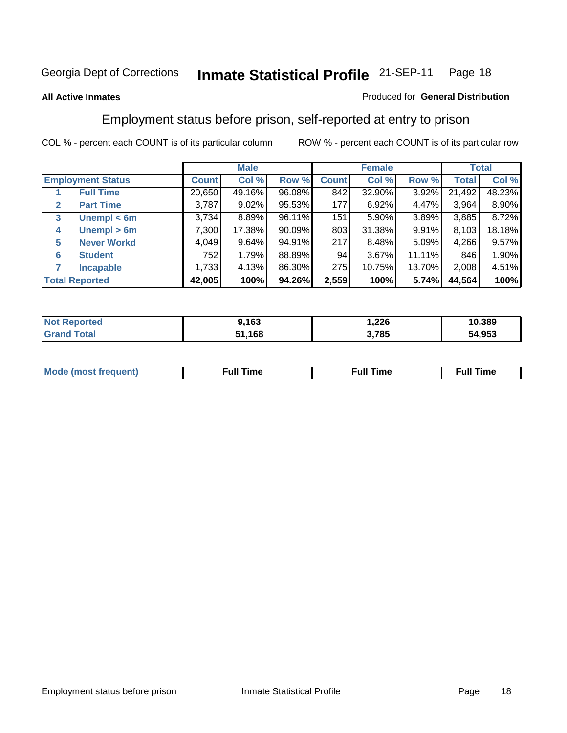Georgia Dept of Corrections **Inmate Statistical Profile** 21-SEP-11

**All Active Inmates**

Produced for **General Distribution**

## Employment status before prison, self-reported at entry to prison

COL % - percent each COUNT is of its particular column ROW % - percent each COUNT is of its particular row

| | | Male | | | Female | | | Total | |
|---|---|---|---|---|---|---|---|---|---|
| **Employment Status** | | **Count** | **Col %** | **Row %** | **Count** | **Col %** | **Row %** | **Total** | **Col %** |
| 1 | **Full Time** | 20,650 | 49.16% | 96.08% | 842 | 32.90% | 3.92% | 21,492 | 48.23% |
| 2 | **Part Time** | 3,787 | 9.02% | 95.53% | 177 | 6.92% | 4.47% | 3,964 | 8.90% |
| 3 | **Unempl < 6m** | 3,734 | 8.89% | 96.11% | 151 | 5.90% | 3.89% | 3,885 | 8.72% |
| 4 | **Unempl > 6m** | 7,300 | 17.38% | 90.09% | 803 | 31.38% | 9.91% | 8,103 | 18.18% |
| 5 | **Never Workd** | 4,049 | 9.64% | 94.91% | 217 | 8.48% | 5.09% | 4,266 | 9.57% |
| 6 | **Student** | 752 | 1.79% | 88.89% | 94 | 3.67% | 11.11% | 846 | 1.90% |
| 7 | **Incapable** | 1,733 | 4.13% | 86.30% | 275 | 10.75% | 13.70% | 2,008 | 4.51% |
| **Total Reported** | | **42,005** | **100%** | **94.26%** | **2,559** | **100%** | **5.74%** | **44,564** | **100%** |

| | Male | Female | Total |
|---|---|---|---|
| **Not Reported** | **9,163** | **1,226** | **10,389** |
| **Grand Total** | **51,168** | **3,785** | **54,953** |

| | Male | Female | Total |
|---|---|---|---|
| **Mode (most frequent)** | **Full Time** | **Full Time** | **Full Time** |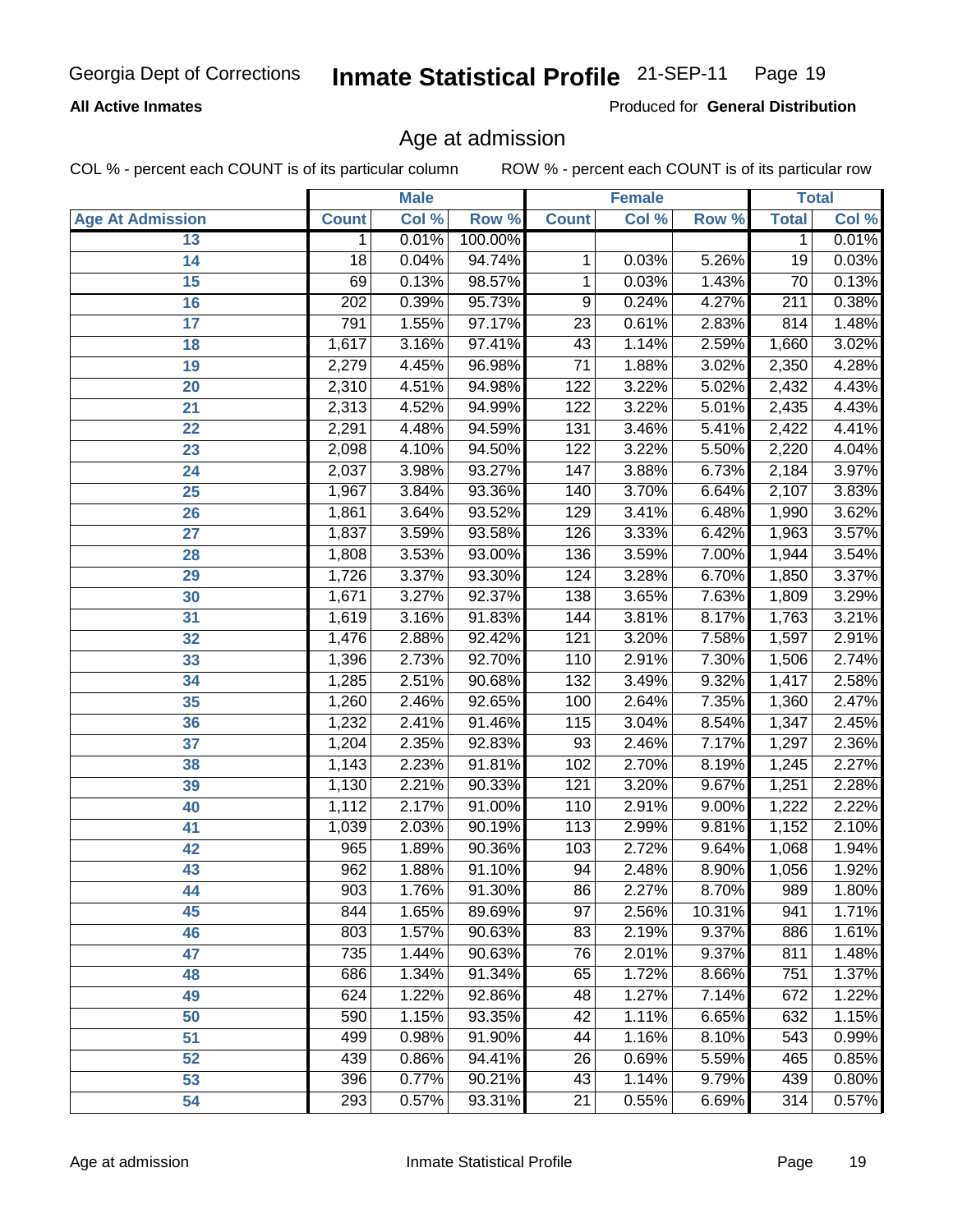Georgia Dept of Corrections **Inmate Statistical Profile** 21-SEP-11

**All Active Inmates**

Produced for **General Distribution**

## Age at admission

COL % - percent each COUNT is of its particular column ROW % - percent each COUNT is of its particular row

| Age At Admission | Male | | | Female | | | Total | |
|---|---|---|---|---|---|---|---|---|
| | Count | Col % | Row % | Count | Col % | Row % | Total | Col % |
| 13 | 1 | 0.01% | 100.00% | | | | 1 | 0.01% |
| 14 | 18 | 0.04% | 94.74% | 1 | 0.03% | 5.26% | 19 | 0.03% |
| 15 | 69 | 0.13% | 98.57% | 1 | 0.03% | 1.43% | 70 | 0.13% |
| 16 | 202 | 0.39% | 95.73% | 9 | 0.24% | 4.27% | 211 | 0.38% |
| 17 | 791 | 1.55% | 97.17% | 23 | 0.61% | 2.83% | 814 | 1.48% |
| 18 | 1,617 | 3.16% | 97.41% | 43 | 1.14% | 2.59% | 1,660 | 3.02% |
| 19 | 2,279 | 4.45% | 96.98% | 71 | 1.88% | 3.02% | 2,350 | 4.28% |
| 20 | 2,310 | 4.51% | 94.98% | 122 | 3.22% | 5.02% | 2,432 | 4.43% |
| 21 | 2,313 | 4.52% | 94.99% | 122 | 3.22% | 5.01% | 2,435 | 4.43% |
| 22 | 2,291 | 4.48% | 94.59% | 131 | 3.46% | 5.41% | 2,422 | 4.41% |
| 23 | 2,098 | 4.10% | 94.50% | 122 | 3.22% | 5.50% | 2,220 | 4.04% |
| 24 | 2,037 | 3.98% | 93.27% | 147 | 3.88% | 6.73% | 2,184 | 3.97% |
| 25 | 1,967 | 3.84% | 93.36% | 140 | 3.70% | 6.64% | 2,107 | 3.83% |
| 26 | 1,861 | 3.64% | 93.52% | 129 | 3.41% | 6.48% | 1,990 | 3.62% |
| 27 | 1,837 | 3.59% | 93.58% | 126 | 3.33% | 6.42% | 1,963 | 3.57% |
| 28 | 1,808 | 3.53% | 93.00% | 136 | 3.59% | 7.00% | 1,944 | 3.54% |
| 29 | 1,726 | 3.37% | 93.30% | 124 | 3.28% | 6.70% | 1,850 | 3.37% |
| 30 | 1,671 | 3.27% | 92.37% | 138 | 3.65% | 7.63% | 1,809 | 3.29% |
| 31 | 1,619 | 3.16% | 91.83% | 144 | 3.81% | 8.17% | 1,763 | 3.21% |
| 32 | 1,476 | 2.88% | 92.42% | 121 | 3.20% | 7.58% | 1,597 | 2.91% |
| 33 | 1,396 | 2.73% | 92.70% | 110 | 2.91% | 7.30% | 1,506 | 2.74% |
| 34 | 1,285 | 2.51% | 90.68% | 132 | 3.49% | 9.32% | 1,417 | 2.58% |
| 35 | 1,260 | 2.46% | 92.65% | 100 | 2.64% | 7.35% | 1,360 | 2.47% |
| 36 | 1,232 | 2.41% | 91.46% | 115 | 3.04% | 8.54% | 1,347 | 2.45% |
| 37 | 1,204 | 2.35% | 92.83% | 93 | 2.46% | 7.17% | 1,297 | 2.36% |
| 38 | 1,143 | 2.23% | 91.81% | 102 | 2.70% | 8.19% | 1,245 | 2.27% |
| 39 | 1,130 | 2.21% | 90.33% | 121 | 3.20% | 9.67% | 1,251 | 2.28% |
| 40 | 1,112 | 2.17% | 91.00% | 110 | 2.91% | 9.00% | 1,222 | 2.22% |
| 41 | 1,039 | 2.03% | 90.19% | 113 | 2.99% | 9.81% | 1,152 | 2.10% |
| 42 | 965 | 1.89% | 90.36% | 103 | 2.72% | 9.64% | 1,068 | 1.94% |
| 43 | 962 | 1.88% | 91.10% | 94 | 2.48% | 8.90% | 1,056 | 1.92% |
| 44 | 903 | 1.76% | 91.30% | 86 | 2.27% | 8.70% | 989 | 1.80% |
| 45 | 844 | 1.65% | 89.69% | 97 | 2.56% | 10.31% | 941 | 1.71% |
| 46 | 803 | 1.57% | 90.63% | 83 | 2.19% | 9.37% | 886 | 1.61% |
| 47 | 735 | 1.44% | 90.63% | 76 | 2.01% | 9.37% | 811 | 1.48% |
| 48 | 686 | 1.34% | 91.34% | 65 | 1.72% | 8.66% | 751 | 1.37% |
| 49 | 624 | 1.22% | 92.86% | 48 | 1.27% | 7.14% | 672 | 1.22% |
| 50 | 590 | 1.15% | 93.35% | 42 | 1.11% | 6.65% | 632 | 1.15% |
| 51 | 499 | 0.98% | 91.90% | 44 | 1.16% | 8.10% | 543 | 0.99% |
| 52 | 439 | 0.86% | 94.41% | 26 | 0.69% | 5.59% | 465 | 0.85% |
| 53 | 396 | 0.77% | 90.21% | 43 | 1.14% | 9.79% | 439 | 0.80% |
| 54 | 293 | 0.57% | 93.31% | 21 | 0.55% | 6.69% | 314 | 0.57% |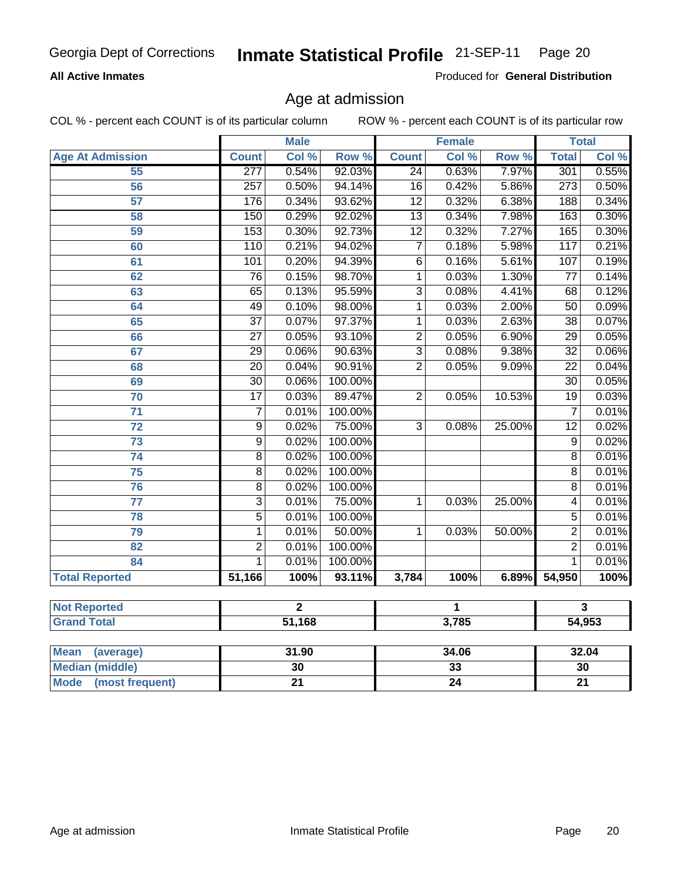Georgia Dept of Corrections **Inmate Statistical Profile** 21-SEP-11

**All Active Inmates**

Produced for **General Distribution**

## Age at admission

COL % - percent each COUNT is of its particular column ROW % - percent each COUNT is of its particular row

| | Male | | | Female | | | Total | |
|---|---|---|---|---|---|---|---|---|
| **Age At Admission** | **Count** | **Col %** | **Row %** | **Count** | **Col %** | **Row %** | **Total** | **Col %** |
| 55 | 277 | 0.54% | 92.03% | 24 | 0.63% | 7.97% | 301 | 0.55% |
| 56 | 257 | 0.50% | 94.14% | 16 | 0.42% | 5.86% | 273 | 0.50% |
| 57 | 176 | 0.34% | 93.62% | 12 | 0.32% | 6.38% | 188 | 0.34% |
| 58 | 150 | 0.29% | 92.02% | 13 | 0.34% | 7.98% | 163 | 0.30% |
| 59 | 153 | 0.30% | 92.73% | 12 | 0.32% | 7.27% | 165 | 0.30% |
| 60 | 110 | 0.21% | 94.02% | 7 | 0.18% | 5.98% | 117 | 0.21% |
| 61 | 101 | 0.20% | 94.39% | 6 | 0.16% | 5.61% | 107 | 0.19% |
| 62 | 76 | 0.15% | 98.70% | 1 | 0.03% | 1.30% | 77 | 0.14% |
| 63 | 65 | 0.13% | 95.59% | 3 | 0.08% | 4.41% | 68 | 0.12% |
| 64 | 49 | 0.10% | 98.00% | 1 | 0.03% | 2.00% | 50 | 0.09% |
| 65 | 37 | 0.07% | 97.37% | 1 | 0.03% | 2.63% | 38 | 0.07% |
| 66 | 27 | 0.05% | 93.10% | 2 | 0.05% | 6.90% | 29 | 0.05% |
| 67 | 29 | 0.06% | 90.63% | 3 | 0.08% | 9.38% | 32 | 0.06% |
| 68 | 20 | 0.04% | 90.91% | 2 | 0.05% | 9.09% | 22 | 0.04% |
| 69 | 30 | 0.06% | 100.00% | | | | 30 | 0.05% |
| 70 | 17 | 0.03% | 89.47% | 2 | 0.05% | 10.53% | 19 | 0.03% |
| 71 | 7 | 0.01% | 100.00% | | | | 7 | 0.01% |
| 72 | 9 | 0.02% | 75.00% | 3 | 0.08% | 25.00% | 12 | 0.02% |
| 73 | 9 | 0.02% | 100.00% | | | | 9 | 0.02% |
| 74 | 8 | 0.02% | 100.00% | | | | 8 | 0.01% |
| 75 | 8 | 0.02% | 100.00% | | | | 8 | 0.01% |
| 76 | 8 | 0.02% | 100.00% | | | | 8 | 0.01% |
| 77 | 3 | 0.01% | 75.00% | 1 | 0.03% | 25.00% | 4 | 0.01% |
| 78 | 5 | 0.01% | 100.00% | | | | 5 | 0.01% |
| 79 | 1 | 0.01% | 50.00% | 1 | 0.03% | 50.00% | 2 | 0.01% |
| 82 | 2 | 0.01% | 100.00% | | | | 2 | 0.01% |
| 84 | 1 | 0.01% | 100.00% | | | | 1 | 0.01% |
| **Total Reported** | **51,166** | **100%** | **93.11%** | **3,784** | **100%** | **6.89%** | **54,950** | **100%** |

| | Male | Female | Total |
|---|---|---|---|
| **Not Reported** | **2** | **1** | **3** |
| **Grand Total** | **51,168** | **3,785** | **54,953** |

| | Male | Female | Total |
|---|---|---|---|
| **Mean (average)** | **31.90** | **34.06** | **32.04** |
| **Median (middle)** | **30** | **33** | **30** |
| **Mode (most frequent)** | **21** | **24** | **21** |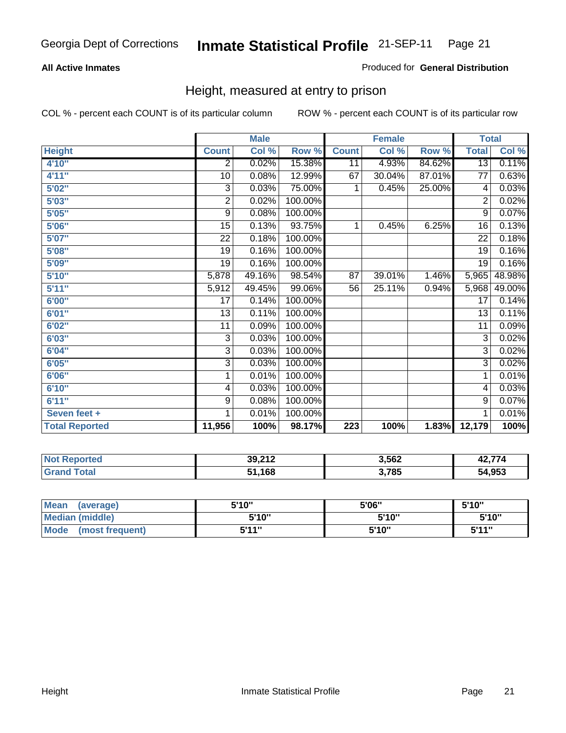Georgia Dept of Corrections **Inmate Statistical Profile** 21-SEP-11

**All Active Inmates**

Produced for **General Distribution**

## Height, measured at entry to prison

COL % - percent each COUNT is of its particular column

ROW % - percent each COUNT is of its particular row

| | Male | | | Female | | | Total | |
|---|---|---|---|---|---|---|---|---|
| **Height** | **Count** | **Col %** | **Row %** | **Count** | **Col %** | **Row %** | **Total** | **Col %** |
| **4'10"** | 2 | 0.02% | 15.38% | 11 | 4.93% | 84.62% | 13 | 0.11% |
| **4'11"** | 10 | 0.08% | 12.99% | 67 | 30.04% | 87.01% | 77 | 0.63% |
| **5'02"** | 3 | 0.03% | 75.00% | 1 | 0.45% | 25.00% | 4 | 0.03% |
| **5'03"** | 2 | 0.02% | 100.00% | | | | 2 | 0.02% |
| **5'05"** | 9 | 0.08% | 100.00% | | | | 9 | 0.07% |
| **5'06"** | 15 | 0.13% | 93.75% | 1 | 0.45% | 6.25% | 16 | 0.13% |
| **5'07"** | 22 | 0.18% | 100.00% | | | | 22 | 0.18% |
| **5'08"** | 19 | 0.16% | 100.00% | | | | 19 | 0.16% |
| **5'09"** | 19 | 0.16% | 100.00% | | | | 19 | 0.16% |
| **5'10"** | 5,878 | 49.16% | 98.54% | 87 | 39.01% | 1.46% | 5,965 | 48.98% |
| **5'11"** | 5,912 | 49.45% | 99.06% | 56 | 25.11% | 0.94% | 5,968 | 49.00% |
| **6'00"** | 17 | 0.14% | 100.00% | | | | 17 | 0.14% |
| **6'01"** | 13 | 0.11% | 100.00% | | | | 13 | 0.11% |
| **6'02"** | 11 | 0.09% | 100.00% | | | | 11 | 0.09% |
| **6'03"** | 3 | 0.03% | 100.00% | | | | 3 | 0.02% |
| **6'04"** | 3 | 0.03% | 100.00% | | | | 3 | 0.02% |
| **6'05"** | 3 | 0.03% | 100.00% | | | | 3 | 0.02% |
| **6'06"** | 1 | 0.01% | 100.00% | | | | 1 | 0.01% |
| **6'10"** | 4 | 0.03% | 100.00% | | | | 4 | 0.03% |
| **6'11"** | 9 | 0.08% | 100.00% | | | | 9 | 0.07% |
| **Seven feet +** | 1 | 0.01% | 100.00% | | | | 1 | 0.01% |
| **Total Reported** | **11,956** | **100%** | **98.17%** | **223** | **100%** | **1.83%** | **12,179** | **100%** |

| | Male | Female | Total |
|---|---|---|---|
| **Not Reported** | **39,212** | **3,562** | **42,774** |
| **Grand Total** | **51,168** | **3,785** | **54,953** |

| | Male | Female | Total |
|---|---|---|---|
| **Mean (average)** | **5'10"** | **5'06"** | **5'10"** |
| **Median (middle)** | **5'10"** | **5'10"** | **5'10"** |
| **Mode (most frequent)** | **5'11"** | **5'10"** | **5'11"** |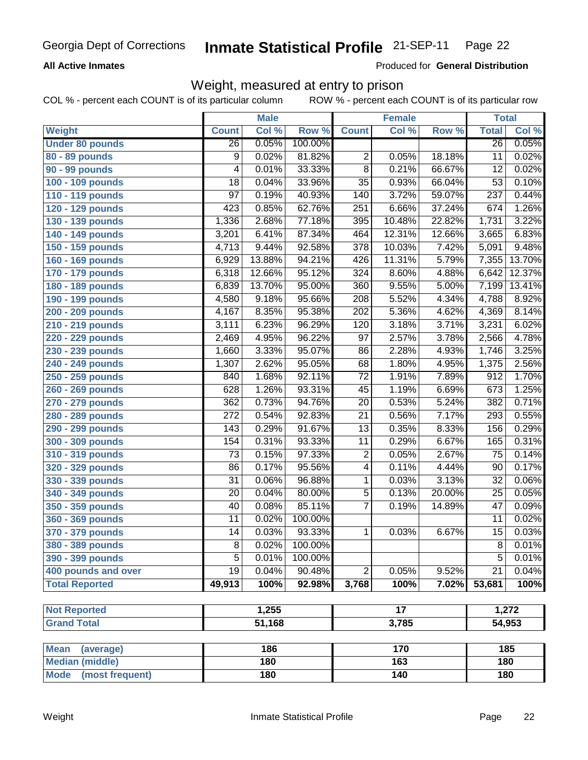Georgia Dept of Corrections **Inmate Statistical Profile** 21-SEP-11

**All Active Inmates**

Produced for **General Distribution**

## Weight, measured at entry to prison

COL % - percent each COUNT is of its particular column    ROW % - percent each COUNT is of its particular row

| | Male | | | Female | | | Total | |
|---|---|---|---|---|---|---|---|---|
| Weight | Count | Col % | Row % | Count | Col % | Row % | Total | Col % |
| Under 80 pounds | 26 | 0.05% | 100.00% | | | | 26 | 0.05% |
| 80 - 89 pounds | 9 | 0.02% | 81.82% | 2 | 0.05% | 18.18% | 11 | 0.02% |
| 90 - 99 pounds | 4 | 0.01% | 33.33% | 8 | 0.21% | 66.67% | 12 | 0.02% |
| 100 - 109 pounds | 18 | 0.04% | 33.96% | 35 | 0.93% | 66.04% | 53 | 0.10% |
| 110 - 119 pounds | 97 | 0.19% | 40.93% | 140 | 3.72% | 59.07% | 237 | 0.44% |
| 120 - 129 pounds | 423 | 0.85% | 62.76% | 251 | 6.66% | 37.24% | 674 | 1.26% |
| 130 - 139 pounds | 1,336 | 2.68% | 77.18% | 395 | 10.48% | 22.82% | 1,731 | 3.22% |
| 140 - 149 pounds | 3,201 | 6.41% | 87.34% | 464 | 12.31% | 12.66% | 3,665 | 6.83% |
| 150 - 159 pounds | 4,713 | 9.44% | 92.58% | 378 | 10.03% | 7.42% | 5,091 | 9.48% |
| 160 - 169 pounds | 6,929 | 13.88% | 94.21% | 426 | 11.31% | 5.79% | 7,355 | 13.70% |
| 170 - 179 pounds | 6,318 | 12.66% | 95.12% | 324 | 8.60% | 4.88% | 6,642 | 12.37% |
| 180 - 189 pounds | 6,839 | 13.70% | 95.00% | 360 | 9.55% | 5.00% | 7,199 | 13.41% |
| 190 - 199 pounds | 4,580 | 9.18% | 95.66% | 208 | 5.52% | 4.34% | 4,788 | 8.92% |
| 200 - 209 pounds | 4,167 | 8.35% | 95.38% | 202 | 5.36% | 4.62% | 4,369 | 8.14% |
| 210 - 219 pounds | 3,111 | 6.23% | 96.29% | 120 | 3.18% | 3.71% | 3,231 | 6.02% |
| 220 - 229 pounds | 2,469 | 4.95% | 96.22% | 97 | 2.57% | 3.78% | 2,566 | 4.78% |
| 230 - 239 pounds | 1,660 | 3.33% | 95.07% | 86 | 2.28% | 4.93% | 1,746 | 3.25% |
| 240 - 249 pounds | 1,307 | 2.62% | 95.05% | 68 | 1.80% | 4.95% | 1,375 | 2.56% |
| 250 - 259 pounds | 840 | 1.68% | 92.11% | 72 | 1.91% | 7.89% | 912 | 1.70% |
| 260 - 269 pounds | 628 | 1.26% | 93.31% | 45 | 1.19% | 6.69% | 673 | 1.25% |
| 270 - 279 pounds | 362 | 0.73% | 94.76% | 20 | 0.53% | 5.24% | 382 | 0.71% |
| 280 - 289 pounds | 272 | 0.54% | 92.83% | 21 | 0.56% | 7.17% | 293 | 0.55% |
| 290 - 299 pounds | 143 | 0.29% | 91.67% | 13 | 0.35% | 8.33% | 156 | 0.29% |
| 300 - 309 pounds | 154 | 0.31% | 93.33% | 11 | 0.29% | 6.67% | 165 | 0.31% |
| 310 - 319 pounds | 73 | 0.15% | 97.33% | 2 | 0.05% | 2.67% | 75 | 0.14% |
| 320 - 329 pounds | 86 | 0.17% | 95.56% | 4 | 0.11% | 4.44% | 90 | 0.17% |
| 330 - 339 pounds | 31 | 0.06% | 96.88% | 1 | 0.03% | 3.13% | 32 | 0.06% |
| 340 - 349 pounds | 20 | 0.04% | 80.00% | 5 | 0.13% | 20.00% | 25 | 0.05% |
| 350 - 359 pounds | 40 | 0.08% | 85.11% | 7 | 0.19% | 14.89% | 47 | 0.09% |
| 360 - 369 pounds | 11 | 0.02% | 100.00% | | | | 11 | 0.02% |
| 370 - 379 pounds | 14 | 0.03% | 93.33% | 1 | 0.03% | 6.67% | 15 | 0.03% |
| 380 - 389 pounds | 8 | 0.02% | 100.00% | | | | 8 | 0.01% |
| 390 - 399 pounds | 5 | 0.01% | 100.00% | | | | 5 | 0.01% |
| 400 pounds and over | 19 | 0.04% | 90.48% | 2 | 0.05% | 9.52% | 21 | 0.04% |
| **Total Reported** | **49,913** | **100%** | **92.98%** | **3,768** | **100%** | **7.02%** | **53,681** | **100%** |

| | Male | Female | Total |
|---|---|---|---|
| Not Reported | 1,255 | 17 | 1,272 |
| Grand Total | 51,168 | 3,785 | 54,953 |

| | Male | Female | Total |
|---|---|---|---|
| Mean (average) | 186 | 170 | 185 |
| Median (middle) | 180 | 163 | 180 |
| Mode (most frequent) | 180 | 140 | 180 |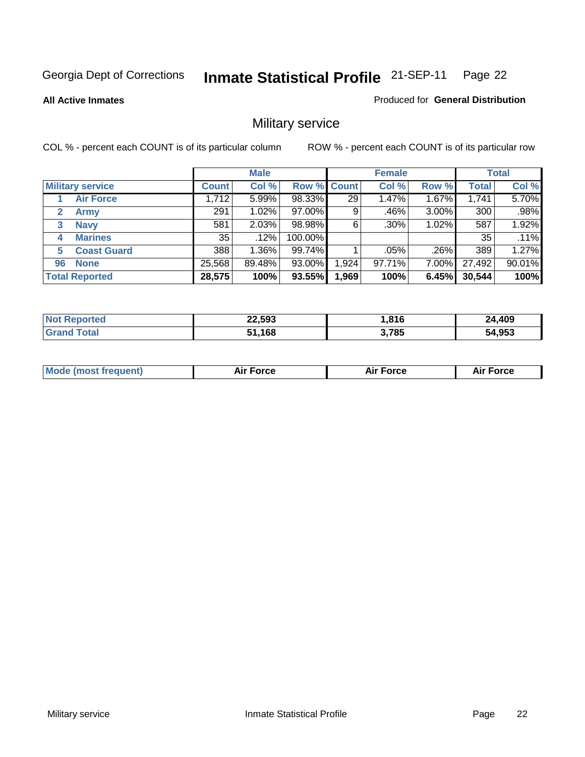Georgia Dept of Corrections **Inmate Statistical Profile** 21-SEP-11 Page 22

**All Active Inmates**

Produced for **General Distribution**

# Military service

COL % - percent each COUNT is of its particular column ROW % - percent each COUNT is of its particular row

| Military service | Male | | | Female | | | Total | |
|---|---|---|---|---|---|---|---|---|
| | Count | Col % | Row % | Count | Col % | Row % | Total | Col % |
| 1 Air Force | 1,712 | 5.99% | 98.33% | 29 | 1.47% | 1.67% | 1,741 | 5.70% |
| 2 Army | 291 | 1.02% | 97.00% | 9 | .46% | 3.00% | 300 | .98% |
| 3 Navy | 581 | 2.03% | 98.98% | 6 | .30% | 1.02% | 587 | 1.92% |
| 4 Marines | 35 | .12% | 100.00% | | | | 35 | .11% |
| 5 Coast Guard | 388 | 1.36% | 99.74% | 1 | .05% | .26% | 389 | 1.27% |
| 96 None | 25,568 | 89.48% | 93.00% | 1,924 | 97.71% | 7.00% | 27,492 | 90.01% |
| **Total Reported** | **28,575** | **100%** | **93.55%** | **1,969** | **100%** | **6.45%** | **30,544** | **100%** |

| | Male | Female | Total |
|---|---|---|---|
| Not Reported | **22,593** | **1,816** | **24,409** |
| Grand Total | **51,168** | **3,785** | **54,953** |

| | Male | Female | Total |
|---|---|---|---|
| Mode (most frequent) | **Air Force** | **Air Force** | **Air Force** |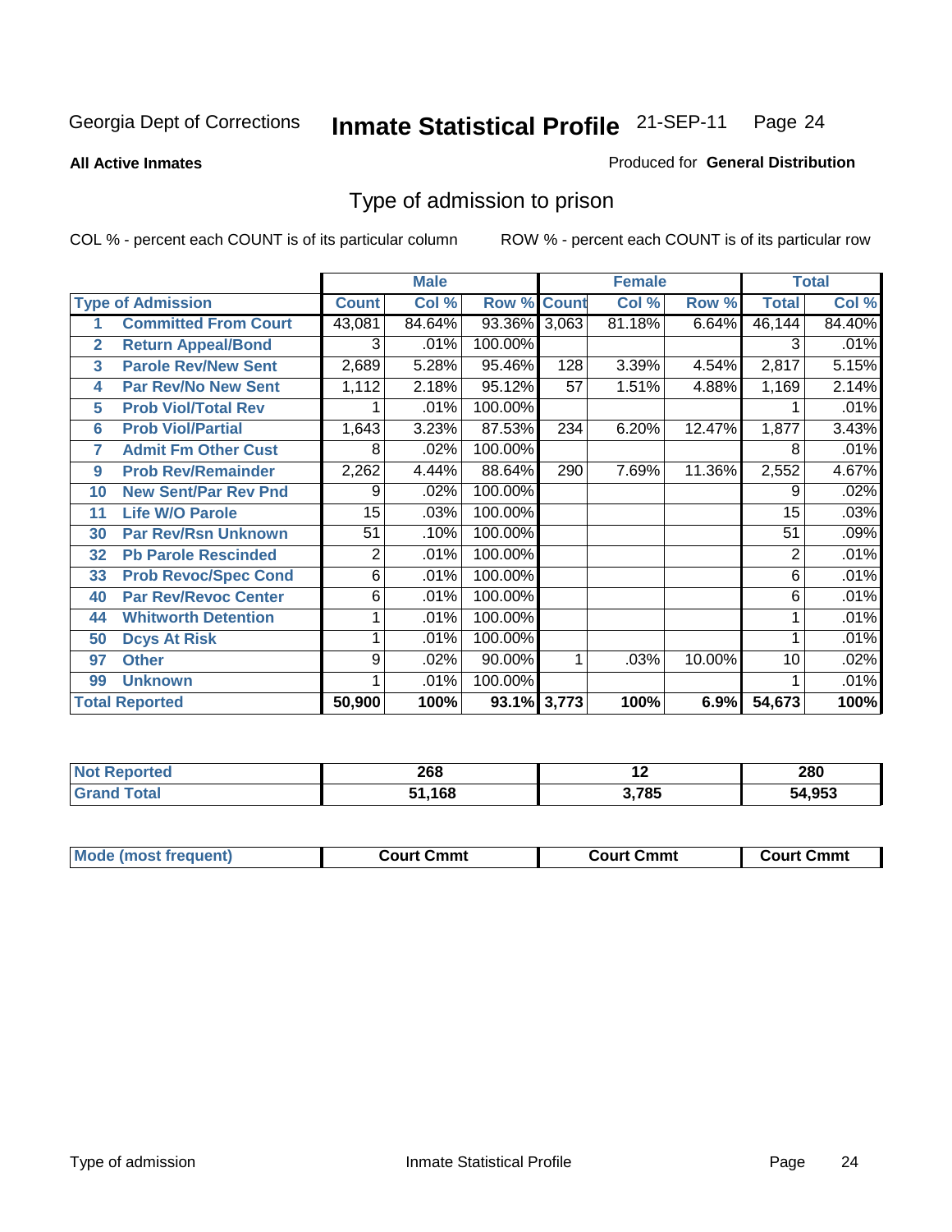Georgia Dept of Corrections **Inmate Statistical Profile** 21-SEP-11

**All Active Inmates**

Produced for **General Distribution**

## Type of admission to prison

COL % - percent each COUNT is of its particular column

ROW % - percent each COUNT is of its particular row

| | | Male | | | Female | | | Total | |
|---|---|---|---|---|---|---|---|---|---|
| **Type of Admission** | | **Count** | **Col %** | **Row %** | **Count** | **Col %** | **Row %** | **Total** | **Col %** |
| 1 | Committed From Court | 43,081 | 84.64% | 93.36% | 3,063 | 81.18% | 6.64% | 46,144 | 84.40% |
| 2 | Return Appeal/Bond | 3 | .01% | 100.00% | | | | 3 | .01% |
| 3 | Parole Rev/New Sent | 2,689 | 5.28% | 95.46% | 128 | 3.39% | 4.54% | 2,817 | 5.15% |
| 4 | Par Rev/No New Sent | 1,112 | 2.18% | 95.12% | 57 | 1.51% | 4.88% | 1,169 | 2.14% |
| 5 | Prob Viol/Total Rev | 1 | .01% | 100.00% | | | | 1 | .01% |
| 6 | Prob Viol/Partial | 1,643 | 3.23% | 87.53% | 234 | 6.20% | 12.47% | 1,877 | 3.43% |
| 7 | Admit Fm Other Cust | 8 | .02% | 100.00% | | | | 8 | .01% |
| 9 | Prob Rev/Remainder | 2,262 | 4.44% | 88.64% | 290 | 7.69% | 11.36% | 2,552 | 4.67% |
| 10 | New Sent/Par Rev Pnd | 9 | .02% | 100.00% | | | | 9 | .02% |
| 11 | Life W/O Parole | 15 | .03% | 100.00% | | | | 15 | .03% |
| 30 | Par Rev/Rsn Unknown | 51 | .10% | 100.00% | | | | 51 | .09% |
| 32 | Pb Parole Rescinded | 2 | .01% | 100.00% | | | | 2 | .01% |
| 33 | Prob Revoc/Spec Cond | 6 | .01% | 100.00% | | | | 6 | .01% |
| 40 | Par Rev/Revoc Center | 6 | .01% | 100.00% | | | | 6 | .01% |
| 44 | Whitworth Detention | 1 | .01% | 100.00% | | | | 1 | .01% |
| 50 | Dcys At Risk | 1 | .01% | 100.00% | | | | 1 | .01% |
| 97 | Other | 9 | .02% | 90.00% | 1 | .03% | 10.00% | 10 | .02% |
| 99 | Unknown | 1 | .01% | 100.00% | | | | 1 | .01% |
| **Total Reported** | | **50,900** | **100%** | **93.1%** | **3,773** | **100%** | **6.9%** | **54,673** | **100%** |

| | Male | Female | Total |
|---|---|---|---|
| **Not Reported** | **268** | **12** | **280** |
| **Grand Total** | **51,168** | **3,785** | **54,953** |

| | Male | Female | Total |
|---|---|---|---|
| **Mode (most frequent)** | **Court Cmmt** | **Court Cmmt** | **Court Cmmt** |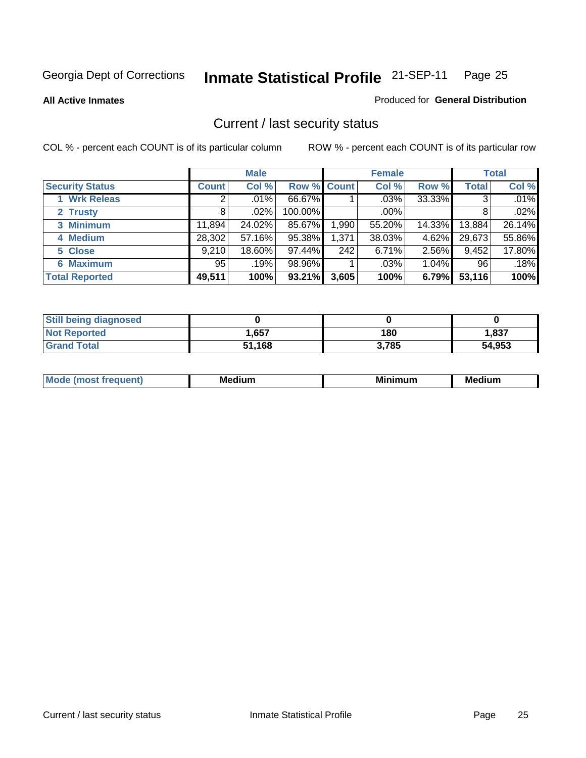Georgia Dept of Corrections **Inmate Statistical Profile** 21-SEP-11 Page 25

**All Active Inmates**

Produced for **General Distribution**

## Current / last security status

COL % - percent each COUNT is of its particular column

ROW % - percent each COUNT is of its particular row

| | Male | | | Female | | | Total | |
|---|---|---|---|---|---|---|---|---|
| **Security Status** | **Count** | **Col %** | **Row %** | **Count** | **Col %** | **Row %** | **Total** | **Col %** |
| 1 Wrk Releas | 2 | .01% | 66.67% | 1 | .03% | 33.33% | 3 | .01% |
| 2 Trusty | 8 | .02% | 100.00% | | .00% | | 8 | .02% |
| 3 Minimum | 11,894 | 24.02% | 85.67% | 1,990 | 55.20% | 14.33% | 13,884 | 26.14% |
| 4 Medium | 28,302 | 57.16% | 95.38% | 1,371 | 38.03% | 4.62% | 29,673 | 55.86% |
| 5 Close | 9,210 | 18.60% | 97.44% | 242 | 6.71% | 2.56% | 9,452 | 17.80% |
| 6 Maximum | 95 | .19% | 98.96% | 1 | .03% | 1.04% | 96 | .18% |
| **Total Reported** | **49,511** | **100%** | **93.21%** | **3,605** | **100%** | **6.79%** | **53,116** | **100%** |

| | Male | Female | Total |
|---|---|---|---|
| Still being diagnosed | 0 | 0 | 0 |
| Not Reported | 1,657 | 180 | 1,837 |
| Grand Total | 51,168 | 3,785 | 54,953 |

| | Male | Female | Total |
|---|---|---|---|
| Mode (most frequent) | Medium | Minimum | Medium |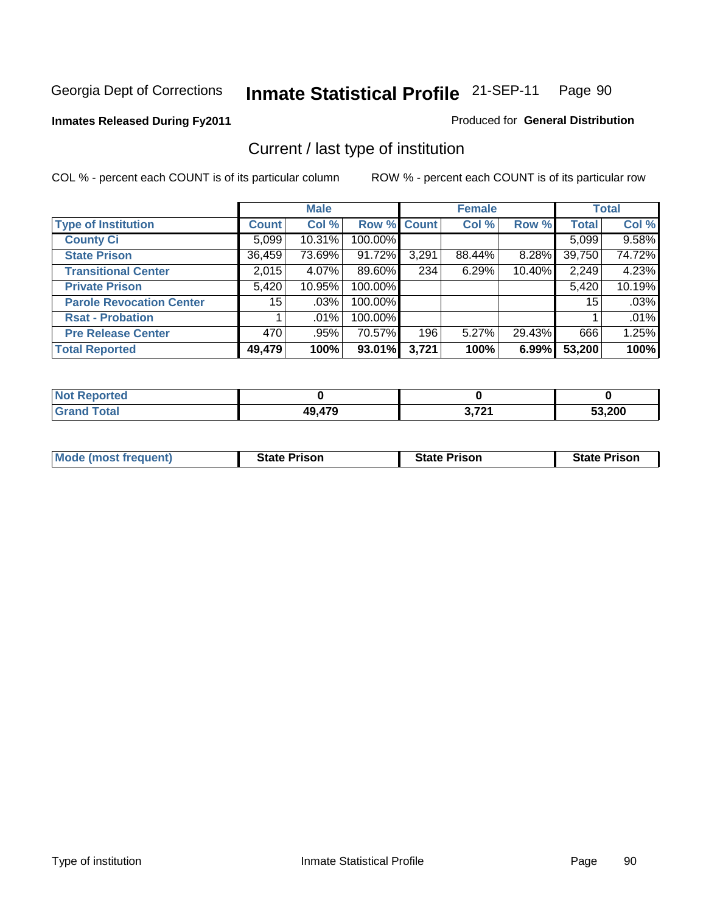Georgia Dept of Corrections **Inmate Statistical Profile** 21-SEP-11

**Inmates Released During Fy2011**

Produced for **General Distribution**

## Current / last type of institution

COL % - percent each COUNT is of its particular column

ROW % - percent each COUNT is of its particular row

| | Male | | | Female | | | Total | |
|---|---|---|---|---|---|---|---|---|
| **Type of Institution** | **Count** | **Col %** | **Row %** | **Count** | **Col %** | **Row %** | **Total** | **Col %** |
| **County Ci** | 5,099 | 10.31% | 100.00% | | | | 5,099 | 9.58% |
| **State Prison** | 36,459 | 73.69% | 91.72% | 3,291 | 88.44% | 8.28% | 39,750 | 74.72% |
| **Transitional Center** | 2,015 | 4.07% | 89.60% | 234 | 6.29% | 10.40% | 2,249 | 4.23% |
| **Private Prison** | 5,420 | 10.95% | 100.00% | | | | 5,420 | 10.19% |
| **Parole Revocation Center** | 15 | .03% | 100.00% | | | | 15 | .03% |
| **Rsat - Probation** | 1 | .01% | 100.00% | | | | 1 | .01% |
| **Pre Release Center** | 470 | .95% | 70.57% | 196 | 5.27% | 29.43% | 666 | 1.25% |
| **Total Reported** | **49,479** | **100%** | **93.01%** | **3,721** | **100%** | **6.99%** | **53,200** | **100%** |

| | Male | Female | Total |
|---|---|---|---|
| **Not Reported** | **0** | **0** | **0** |
| **Grand Total** | **49,479** | **3,721** | **53,200** |

| | Male | Female | Total |
|---|---|---|---|
| **Mode (most frequent)** | **State Prison** | **State Prison** | **State Prison** |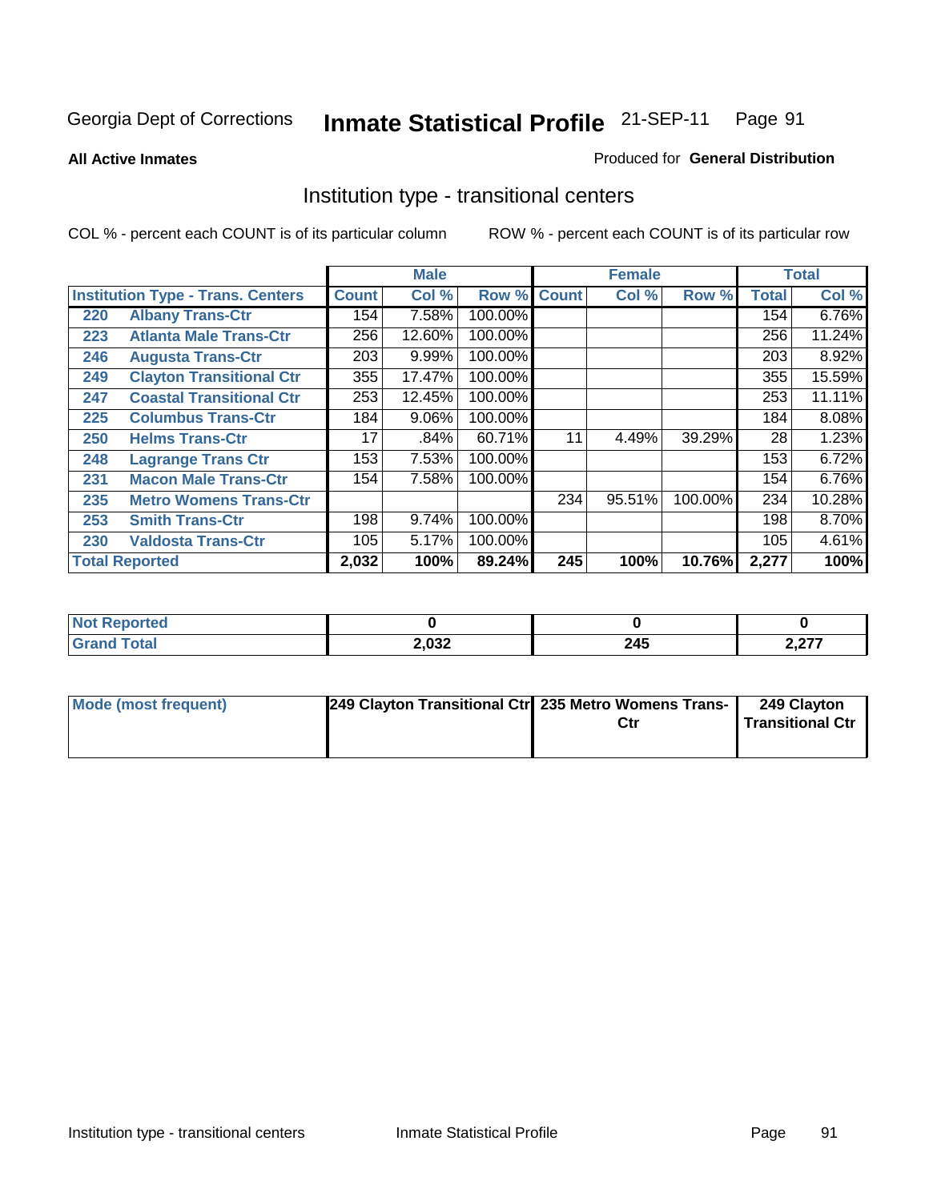Georgia Dept of Corrections **Inmate Statistical Profile** 21-SEP-11 Page 91

**All Active Inmates**

Produced for **General Distribution**

## Institution type - transitional centers

COL % - percent each COUNT is of its particular column    ROW % - percent each COUNT is of its particular row

| | | Male | | | Female | | | Total | |
|---|---|---|---|---|---|---|---|---|---|
| **Institution Type - Trans. Centers** | | **Count** | **Col %** | **Row %** | **Count** | **Col %** | **Row %** | **Total** | **Col %** |
| 220 | Albany Trans-Ctr | 154 | 7.58% | 100.00% | | | | 154 | 6.76% |
| 223 | Atlanta Male Trans-Ctr | 256 | 12.60% | 100.00% | | | | 256 | 11.24% |
| 246 | Augusta Trans-Ctr | 203 | 9.99% | 100.00% | | | | 203 | 8.92% |
| 249 | Clayton Transitional Ctr | 355 | 17.47% | 100.00% | | | | 355 | 15.59% |
| 247 | Coastal Transitional Ctr | 253 | 12.45% | 100.00% | | | | 253 | 11.11% |
| 225 | Columbus Trans-Ctr | 184 | 9.06% | 100.00% | | | | 184 | 8.08% |
| 250 | Helms Trans-Ctr | 17 | .84% | 60.71% | 11 | 4.49% | 39.29% | 28 | 1.23% |
| 248 | Lagrange Trans Ctr | 153 | 7.53% | 100.00% | | | | 153 | 6.72% |
| 231 | Macon Male Trans-Ctr | 154 | 7.58% | 100.00% | | | | 154 | 6.76% |
| 235 | Metro Womens Trans-Ctr | | | | 234 | 95.51% | 100.00% | 234 | 10.28% |
| 253 | Smith Trans-Ctr | 198 | 9.74% | 100.00% | | | | 198 | 8.70% |
| 230 | Valdosta Trans-Ctr | 105 | 5.17% | 100.00% | | | | 105 | 4.61% |
| **Total Reported** | | **2,032** | **100%** | **89.24%** | **245** | **100%** | **10.76%** | **2,277** | **100%** |

| | Male | Female | Total |
|---|---|---|---|
| **Not Reported** | **0** | **0** | **0** |
| **Grand Total** | **2,032** | **245** | **2,277** |

| | Male | Female | Total |
|---|---|---|---|
| **Mode (most frequent)** | **249 Clayton Transitional Ctr** | **235 Metro Womens Trans-Ctr** | **249 Clayton Transitional Ctr** |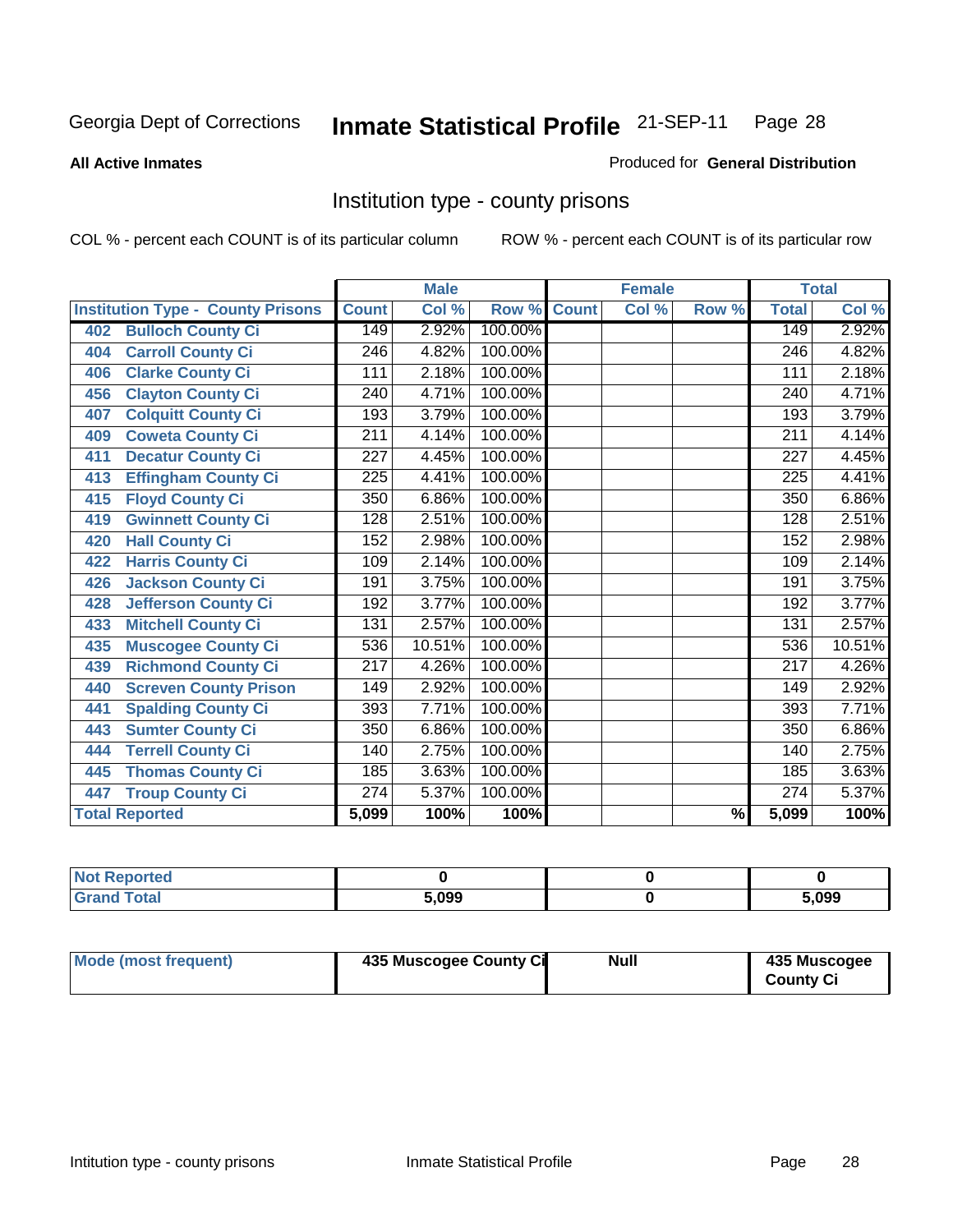Georgia Dept of Corrections **Inmate Statistical Profile** 21-SEP-11

**All Active Inmates**

Produced for **General Distribution**

## Institution type - county prisons

COL % - percent each COUNT is of its particular column

ROW % - percent each COUNT is of its particular row

| | Male | | | Female | | | Total | |
|---|---|---|---|---|---|---|---|---|
| Institution Type - County Prisons | Count | Col % | Row % | Count | Col % | Row % | Total | Col % |
| 402 Bulloch County Ci | 149 | 2.92% | 100.00% | | | | 149 | 2.92% |
| 404 Carroll County Ci | 246 | 4.82% | 100.00% | | | | 246 | 4.82% |
| 406 Clarke County Ci | 111 | 2.18% | 100.00% | | | | 111 | 2.18% |
| 456 Clayton County Ci | 240 | 4.71% | 100.00% | | | | 240 | 4.71% |
| 407 Colquitt County Ci | 193 | 3.79% | 100.00% | | | | 193 | 3.79% |
| 409 Coweta County Ci | 211 | 4.14% | 100.00% | | | | 211 | 4.14% |
| 411 Decatur County Ci | 227 | 4.45% | 100.00% | | | | 227 | 4.45% |
| 413 Effingham County Ci | 225 | 4.41% | 100.00% | | | | 225 | 4.41% |
| 415 Floyd County Ci | 350 | 6.86% | 100.00% | | | | 350 | 6.86% |
| 419 Gwinnett County Ci | 128 | 2.51% | 100.00% | | | | 128 | 2.51% |
| 420 Hall County Ci | 152 | 2.98% | 100.00% | | | | 152 | 2.98% |
| 422 Harris County Ci | 109 | 2.14% | 100.00% | | | | 109 | 2.14% |
| 426 Jackson County Ci | 191 | 3.75% | 100.00% | | | | 191 | 3.75% |
| 428 Jefferson County Ci | 192 | 3.77% | 100.00% | | | | 192 | 3.77% |
| 433 Mitchell County Ci | 131 | 2.57% | 100.00% | | | | 131 | 2.57% |
| 435 Muscogee County Ci | 536 | 10.51% | 100.00% | | | | 536 | 10.51% |
| 439 Richmond County Ci | 217 | 4.26% | 100.00% | | | | 217 | 4.26% |
| 440 Screven County Prison | 149 | 2.92% | 100.00% | | | | 149 | 2.92% |
| 441 Spalding County Ci | 393 | 7.71% | 100.00% | | | | 393 | 7.71% |
| 443 Sumter County Ci | 350 | 6.86% | 100.00% | | | | 350 | 6.86% |
| 444 Terrell County Ci | 140 | 2.75% | 100.00% | | | | 140 | 2.75% |
| 445 Thomas County Ci | 185 | 3.63% | 100.00% | | | | 185 | 3.63% |
| 447 Troup County Ci | 274 | 5.37% | 100.00% | | | | 274 | 5.37% |
| **Total Reported** | **5,099** | **100%** | **100%** | | | **%** | **5,099** | **100%** |

| | Male | Female | Total |
|---|---|---|---|
| Not Reported | 0 | 0 | 0 |
| Grand Total | 5,099 | 0 | 5,099 |

| | Male | Female | Total |
|---|---|---|---|
| Mode (most frequent) | 435 Muscogee County Ci | Null | 435 Muscogee County Ci |

Intition type - county prisons    Inmate Statistical Profile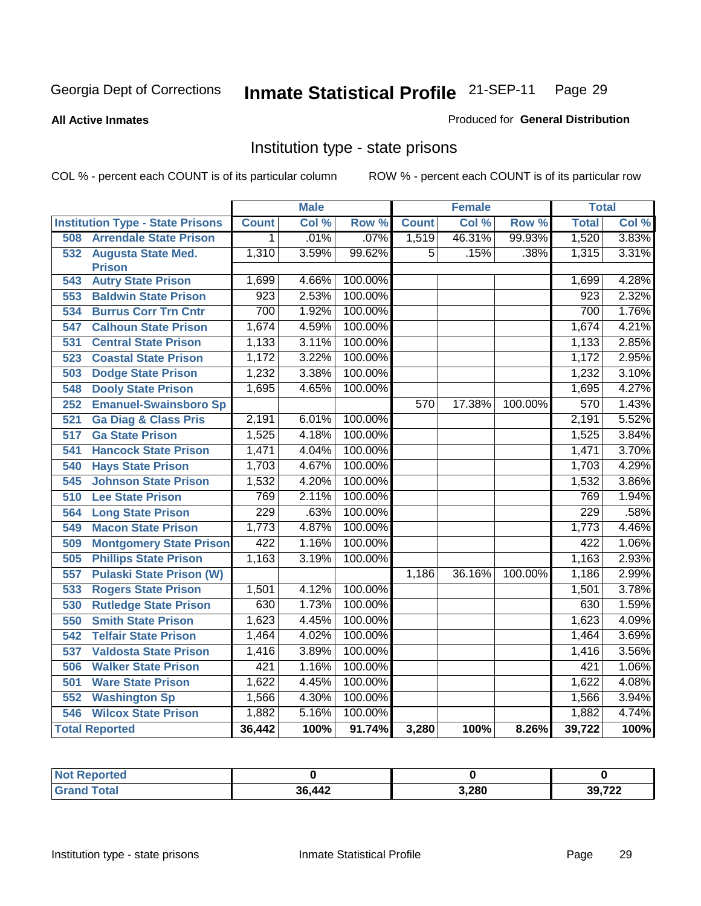Georgia Dept of Corrections **Inmate Statistical Profile** 21-SEP-11 Page 29

**All Active Inmates**

Produced for **General Distribution**

## Institution type - state prisons

COL % - percent each COUNT is of its particular column ROW % - percent each COUNT is of its particular row

| Institution Type - State Prisons | Male | | | Female | | | Total | |
|---|---|---|---|---|---|---|---|---|
| | Count | Col % | Row % | Count | Col % | Row % | Total | Col % |
| 508 Arrendale State Prison | 1 | .01% | .07% | 1,519 | 46.31% | 99.93% | 1,520 | 3.83% |
| 532 Augusta State Med. Prison | 1,310 | 3.59% | 99.62% | 5 | .15% | .38% | 1,315 | 3.31% |
| 543 Autry State Prison | 1,699 | 4.66% | 100.00% | | | | 1,699 | 4.28% |
| 553 Baldwin State Prison | 923 | 2.53% | 100.00% | | | | 923 | 2.32% |
| 534 Burrus Corr Trn Cntr | 700 | 1.92% | 100.00% | | | | 700 | 1.76% |
| 547 Calhoun State Prison | 1,674 | 4.59% | 100.00% | | | | 1,674 | 4.21% |
| 531 Central State Prison | 1,133 | 3.11% | 100.00% | | | | 1,133 | 2.85% |
| 523 Coastal State Prison | 1,172 | 3.22% | 100.00% | | | | 1,172 | 2.95% |
| 503 Dodge State Prison | 1,232 | 3.38% | 100.00% | | | | 1,232 | 3.10% |
| 548 Dooly State Prison | 1,695 | 4.65% | 100.00% | | | | 1,695 | 4.27% |
| 252 Emanuel-Swainsboro Sp | | | | 570 | 17.38% | 100.00% | 570 | 1.43% |
| 521 Ga Diag & Class Pris | 2,191 | 6.01% | 100.00% | | | | 2,191 | 5.52% |
| 517 Ga State Prison | 1,525 | 4.18% | 100.00% | | | | 1,525 | 3.84% |
| 541 Hancock State Prison | 1,471 | 4.04% | 100.00% | | | | 1,471 | 3.70% |
| 540 Hays State Prison | 1,703 | 4.67% | 100.00% | | | | 1,703 | 4.29% |
| 545 Johnson State Prison | 1,532 | 4.20% | 100.00% | | | | 1,532 | 3.86% |
| 510 Lee State Prison | 769 | 2.11% | 100.00% | | | | 769 | 1.94% |
| 564 Long State Prison | 229 | .63% | 100.00% | | | | 229 | .58% |
| 549 Macon State Prison | 1,773 | 4.87% | 100.00% | | | | 1,773 | 4.46% |
| 509 Montgomery State Prison | 422 | 1.16% | 100.00% | | | | 422 | 1.06% |
| 505 Phillips State Prison | 1,163 | 3.19% | 100.00% | | | | 1,163 | 2.93% |
| 557 Pulaski State Prison (W) | | | | 1,186 | 36.16% | 100.00% | 1,186 | 2.99% |
| 533 Rogers State Prison | 1,501 | 4.12% | 100.00% | | | | 1,501 | 3.78% |
| 530 Rutledge State Prison | 630 | 1.73% | 100.00% | | | | 630 | 1.59% |
| 550 Smith State Prison | 1,623 | 4.45% | 100.00% | | | | 1,623 | 4.09% |
| 542 Telfair State Prison | 1,464 | 4.02% | 100.00% | | | | 1,464 | 3.69% |
| 537 Valdosta State Prison | 1,416 | 3.89% | 100.00% | | | | 1,416 | 3.56% |
| 506 Walker State Prison | 421 | 1.16% | 100.00% | | | | 421 | 1.06% |
| 501 Ware State Prison | 1,622 | 4.45% | 100.00% | | | | 1,622 | 4.08% |
| 552 Washington Sp | 1,566 | 4.30% | 100.00% | | | | 1,566 | 3.94% |
| 546 Wilcox State Prison | 1,882 | 5.16% | 100.00% | | | | 1,882 | 4.74% |
| **Total Reported** | **36,442** | **100%** | **91.74%** | **3,280** | **100%** | **8.26%** | **39,722** | **100%** |

| | Male | Female | Total |
|---|---|---|---|
| Not Reported | 0 | 0 | 0 |
| Grand Total | 36,442 | 3,280 | 39,722 |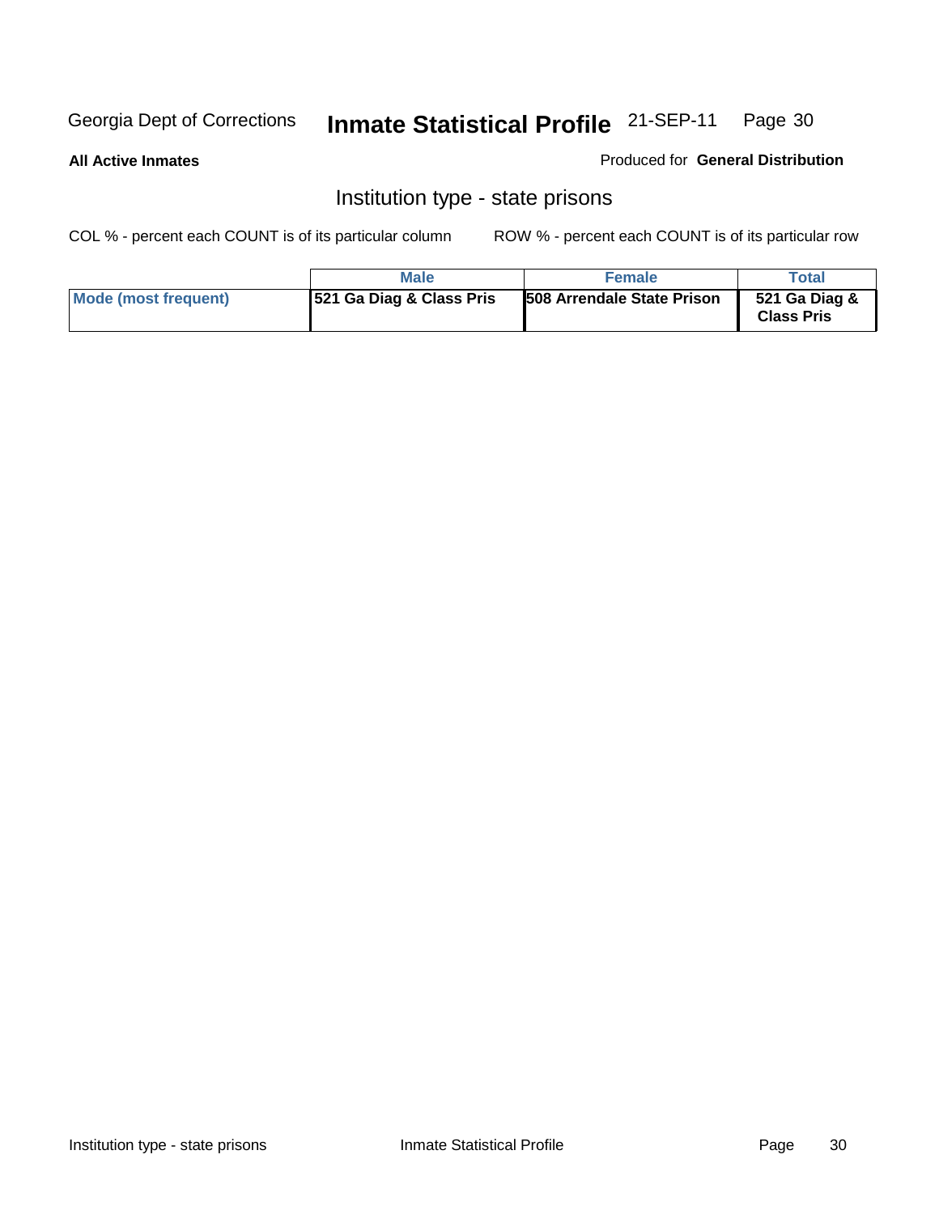**All Active Inmates**

Produced for **General Distribution**

## Institution type - state prisons

COL % - percent each COUNT is of its particular column

ROW % - percent each COUNT is of its particular row

| | Male | Female | Total |
|---|---|---|---|
| Mode (most frequent) | 521 Ga Diag & Class Pris | 508 Arrendale State Prison | 521 Ga Diag & Class Pris |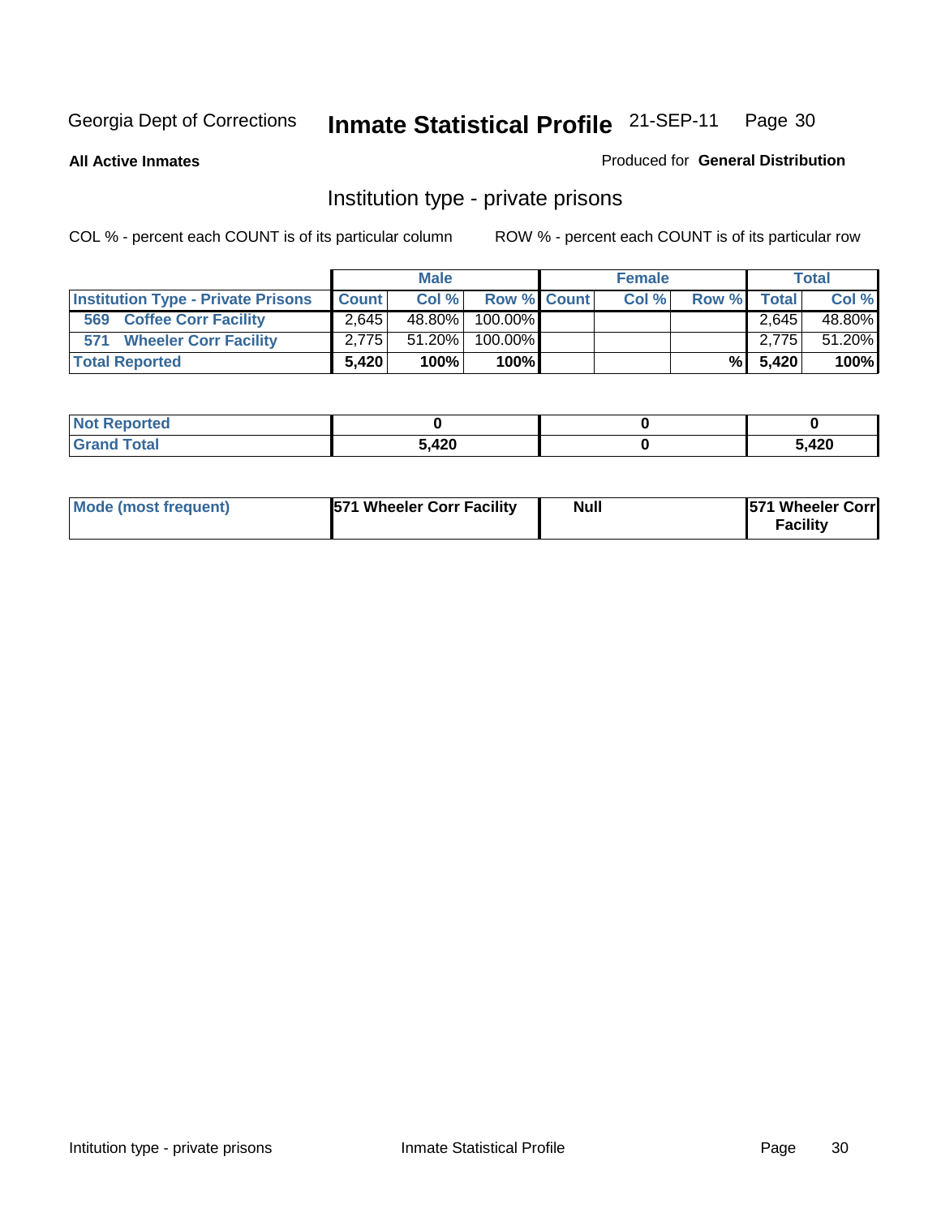Georgia Dept of Corrections **Inmate Statistical Profile** 21-SEP-11

**All Active Inmates**

Produced for **General Distribution**

## Institution type - private prisons

COL % - percent each COUNT is of its particular column

ROW % - percent each COUNT is of its particular row

| | Male | | | Female | | | Total | |
|---|---|---|---|---|---|---|---|---|
| **Institution Type - Private Prisons** | **Count** | **Col %** | **Row %** | **Count** | **Col %** | **Row %** | **Total** | **Col %** |
| **569 Coffee Corr Facility** | 2,645 | 48.80% | 100.00% | | | | 2,645 | 48.80% |
| **571 Wheeler Corr Facility** | 2,775 | 51.20% | 100.00% | | | | 2,775 | 51.20% |
| **Total Reported** | **5,420** | **100%** | **100%** | | | **%** | **5,420** | **100%** |

| | Male | Female | Total |
|---|---|---|---|
| **Not Reported** | **0** | **0** | **0** |
| **Grand Total** | **5,420** | **0** | **5,420** |

| | Male | Female | Total |
|---|---|---|---|
| **Mode (most frequent)** | **571 Wheeler Corr Facility** | **Null** | **571 Wheeler Corr Facility** |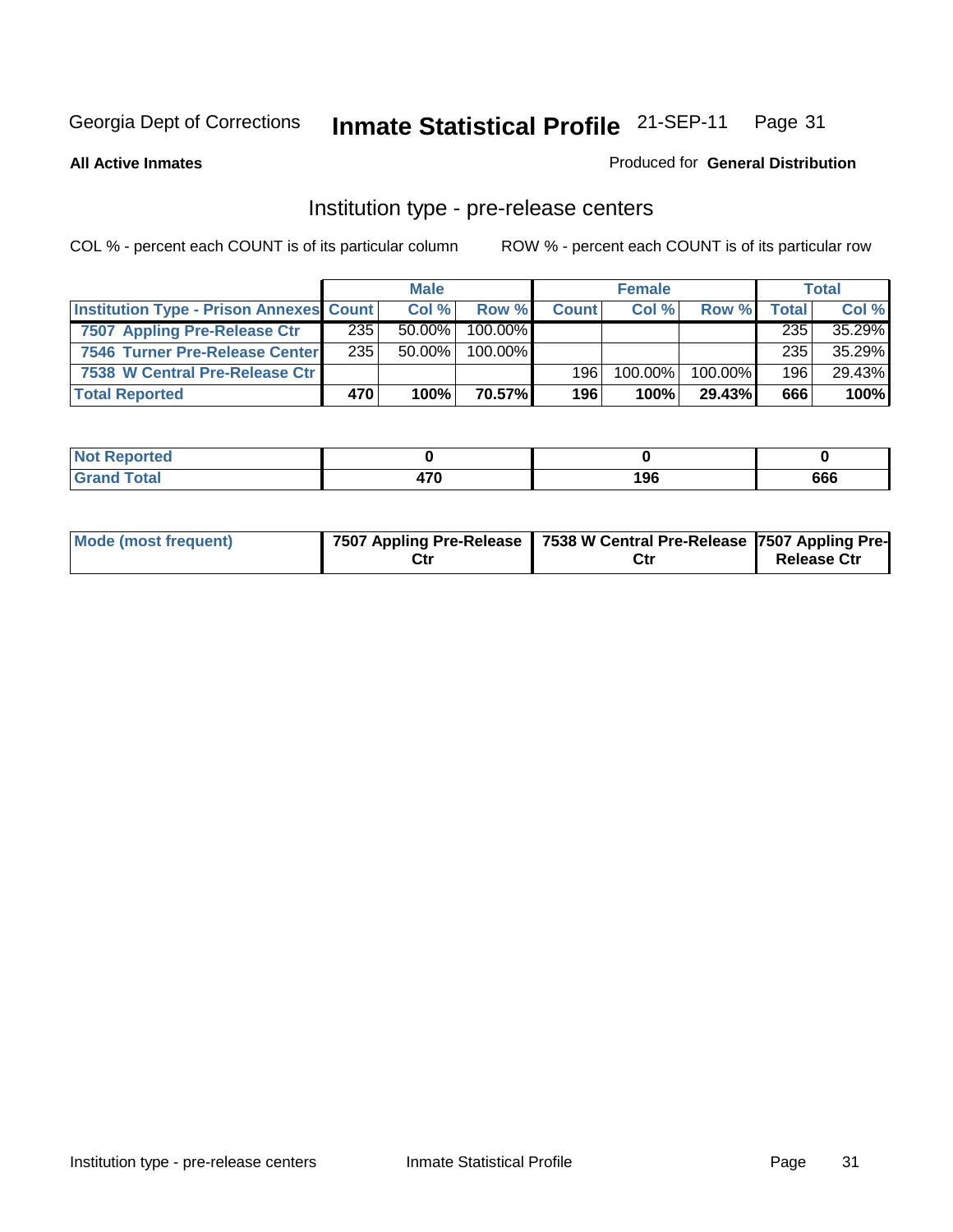Georgia Dept of Corrections **Inmate Statistical Profile** 21-SEP-11

**All Active Inmates**

Produced for **General Distribution**

## Institution type - pre-release centers

COL % - percent each COUNT is of its particular column ROW % - percent each COUNT is of its particular row

| | Male | | | Female | | | Total | |
|---|---|---|---|---|---|---|---|---|
| Institution Type - Prison Annexes | Count | Col % | Row % | Count | Col % | Row % | Total | Col % |
| 7507 Appling Pre-Release Ctr | 235 | 50.00% | 100.00% | | | | 235 | 35.29% |
| 7546 Turner Pre-Release Center | 235 | 50.00% | 100.00% | | | | 235 | 35.29% |
| 7538 W Central Pre-Release Ctr | | | | 196 | 100.00% | 100.00% | 196 | 29.43% |
| **Total Reported** | **470** | **100%** | **70.57%** | **196** | **100%** | **29.43%** | **666** | **100%** |

| | Male | Female | Total |
|---|---|---|---|
| Not Reported | 0 | 0 | 0 |
| Grand Total | 470 | 196 | 666 |

| | Male | Female | Total |
|---|---|---|---|
| Mode (most frequent) | 7507 Appling Pre-Release Ctr | 7538 W Central Pre-Release Ctr | 7507 Appling Pre-Release Ctr |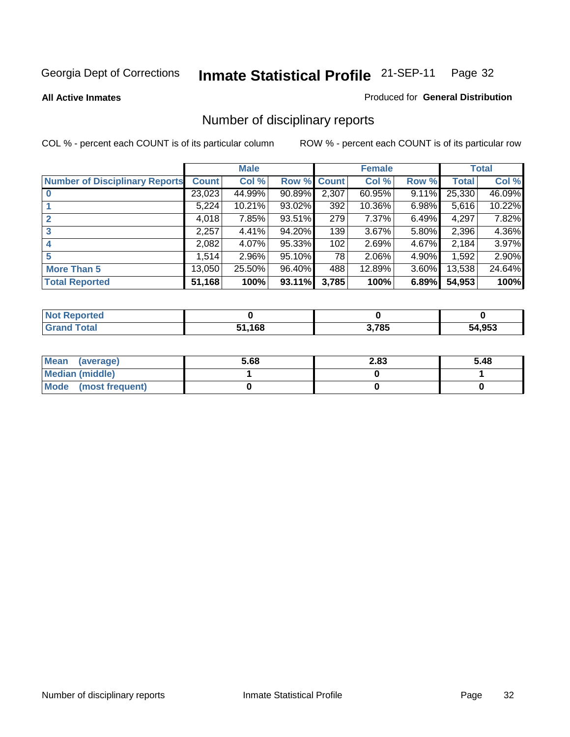Georgia Dept of Corrections **Inmate Statistical Profile** 21-SEP-11 Page 32

**All Active Inmates**

Produced for **General Distribution**

## Number of disciplinary reports

COL % - percent each COUNT is of its particular column ROW % - percent each COUNT is of its particular row

| | Male | | | Female | | | Total | |
|---|---|---|---|---|---|---|---|---|
| **Number of Disciplinary Reports** | **Count** | **Col %** | **Row %** | **Count** | **Col %** | **Row %** | **Total** | **Col %** |
| **0** | 23,023 | 44.99% | 90.89% | 2,307 | 60.95% | 9.11% | 25,330 | 46.09% |
| **1** | 5,224 | 10.21% | 93.02% | 392 | 10.36% | 6.98% | 5,616 | 10.22% |
| **2** | 4,018 | 7.85% | 93.51% | 279 | 7.37% | 6.49% | 4,297 | 7.82% |
| **3** | 2,257 | 4.41% | 94.20% | 139 | 3.67% | 5.80% | 2,396 | 4.36% |
| **4** | 2,082 | 4.07% | 95.33% | 102 | 2.69% | 4.67% | 2,184 | 3.97% |
| **5** | 1,514 | 2.96% | 95.10% | 78 | 2.06% | 4.90% | 1,592 | 2.90% |
| **More Than 5** | 13,050 | 25.50% | 96.40% | 488 | 12.89% | 3.60% | 13,538 | 24.64% |
| **Total Reported** | **51,168** | **100%** | **93.11%** | **3,785** | **100%** | **6.89%** | **54,953** | **100%** |

| | Male | Female | Total |
|---|---|---|---|
| **Not Reported** | **0** | **0** | **0** |
| **Grand Total** | **51,168** | **3,785** | **54,953** |

| | Male | Female | Total |
|---|---|---|---|
| **Mean (average)** | **5.68** | **2.83** | **5.48** |
| **Median (middle)** | **1** | **0** | **1** |
| **Mode (most frequent)** | **0** | **0** | **0** |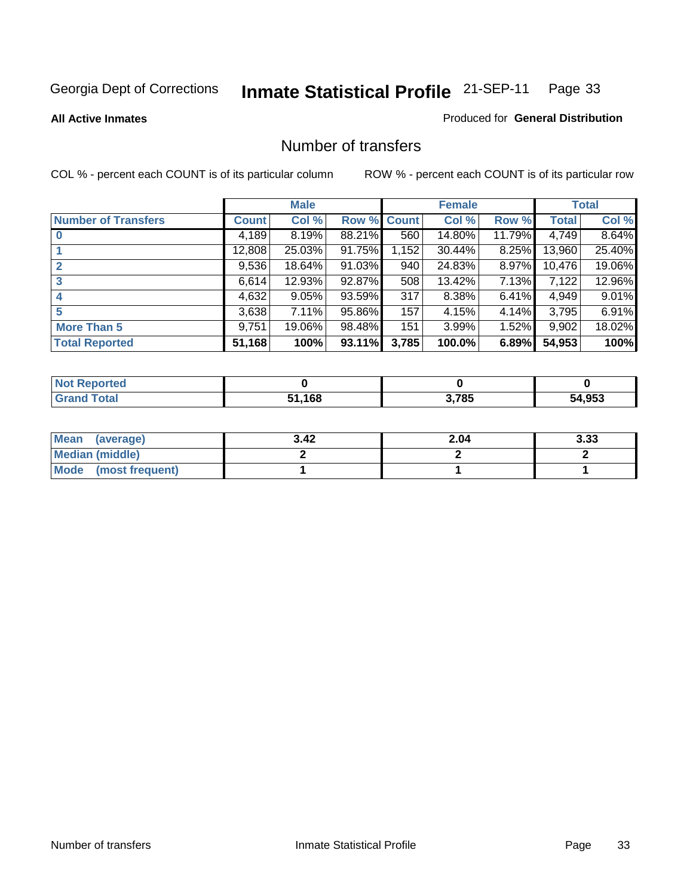Georgia Dept of Corrections **Inmate Statistical Profile** 21-SEP-11

**All Active Inmates**

Produced for **General Distribution**

## Number of transfers

COL % - percent each COUNT is of its particular column

ROW % - percent each COUNT is of its particular row

| | Male | | | Female | | | Total | |
|---|---|---|---|---|---|---|---|---|
| **Number of Transfers** | **Count** | **Col %** | **Row %** | **Count** | **Col %** | **Row %** | **Total** | **Col %** |
| **0** | 4,189 | 8.19% | 88.21% | 560 | 14.80% | 11.79% | 4,749 | 8.64% |
| **1** | 12,808 | 25.03% | 91.75% | 1,152 | 30.44% | 8.25% | 13,960 | 25.40% |
| **2** | 9,536 | 18.64% | 91.03% | 940 | 24.83% | 8.97% | 10,476 | 19.06% |
| **3** | 6,614 | 12.93% | 92.87% | 508 | 13.42% | 7.13% | 7,122 | 12.96% |
| **4** | 4,632 | 9.05% | 93.59% | 317 | 8.38% | 6.41% | 4,949 | 9.01% |
| **5** | 3,638 | 7.11% | 95.86% | 157 | 4.15% | 4.14% | 3,795 | 6.91% |
| **More Than 5** | 9,751 | 19.06% | 98.48% | 151 | 3.99% | 1.52% | 9,902 | 18.02% |
| **Total Reported** | **51,168** | **100%** | **93.11%** | **3,785** | **100.0%** | **6.89%** | **54,953** | **100%** |

| | Male | Female | Total |
|---|---|---|---|
| **Not Reported** | **0** | **0** | **0** |
| **Grand Total** | **51,168** | **3,785** | **54,953** |

| | Male | Female | Total |
|---|---|---|---|
| **Mean (average)** | **3.42** | **2.04** | **3.33** |
| **Median (middle)** | **2** | **2** | **2** |
| **Mode (most frequent)** | **1** | **1** | **1** |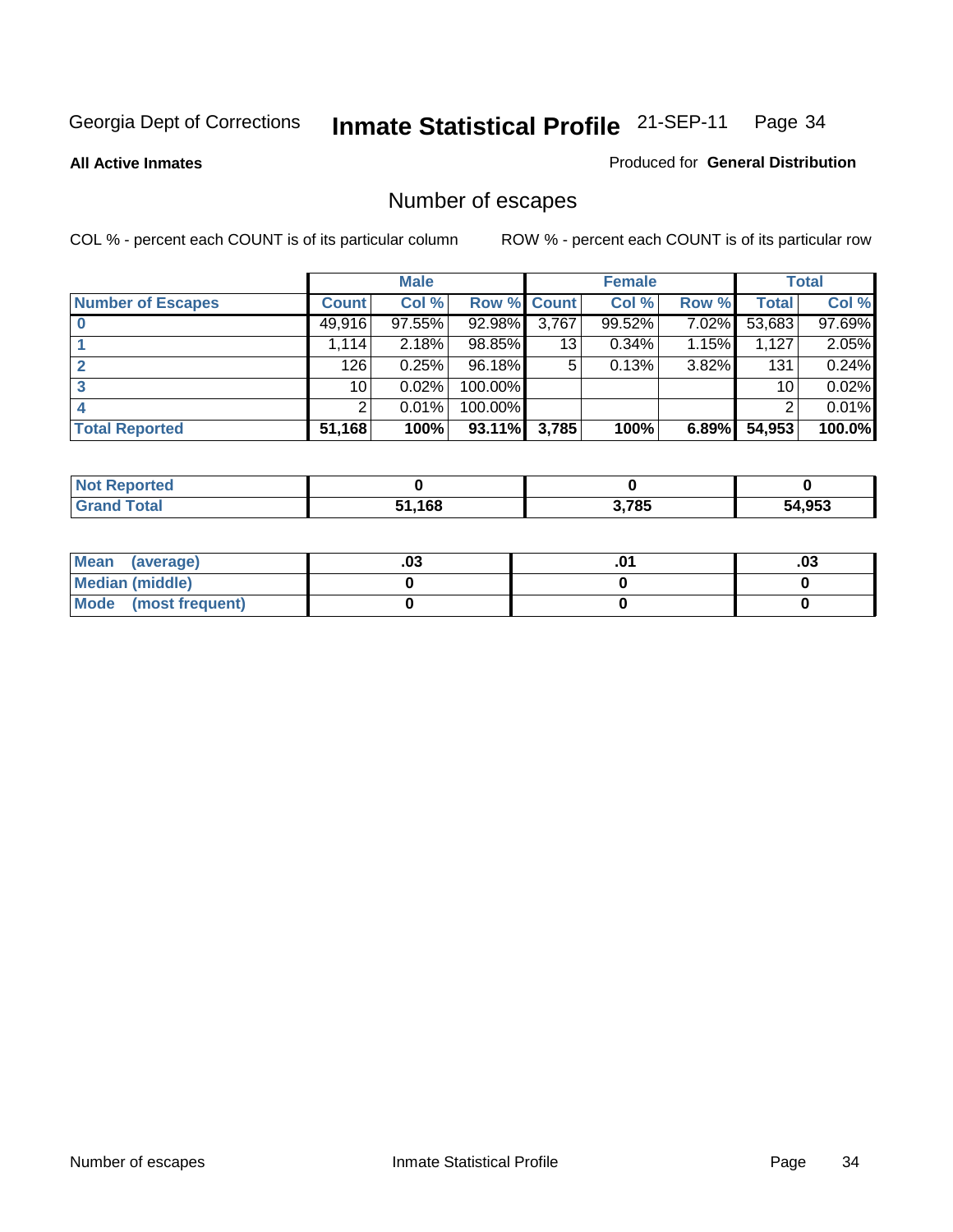Georgia Dept of Corrections **Inmate Statistical Profile** 21-SEP-11

**All Active Inmates**

Produced for **General Distribution**

## Number of escapes

COL % - percent each COUNT is of its particular column

ROW % - percent each COUNT is of its particular row

| | Male | | | Female | | | Total | |
|---|---|---|---|---|---|---|---|---|
| **Number of Escapes** | **Count** | **Col %** | **Row %** | **Count** | **Col %** | **Row %** | **Total** | **Col %** |
| **0** | 49,916 | 97.55% | 92.98% | 3,767 | 99.52% | 7.02% | 53,683 | 97.69% |
| **1** | 1,114 | 2.18% | 98.85% | 13 | 0.34% | 1.15% | 1,127 | 2.05% |
| **2** | 126 | 0.25% | 96.18% | 5 | 0.13% | 3.82% | 131 | 0.24% |
| **3** | 10 | 0.02% | 100.00% | | | | 10 | 0.02% |
| **4** | 2 | 0.01% | 100.00% | | | | 2 | 0.01% |
| **Total Reported** | **51,168** | **100%** | **93.11%** | **3,785** | **100%** | **6.89%** | **54,953** | **100.0%** |

| | Male | Female | Total |
|---|---|---|---|
| **Not Reported** | **0** | **0** | **0** |
| **Grand Total** | **51,168** | **3,785** | **54,953** |

| | Male | Female | Total |
|---|---|---|---|
| **Mean (average)** | **.03** | **.01** | **.03** |
| **Median (middle)** | **0** | **0** | **0** |
| **Mode (most frequent)** | **0** | **0** | **0** |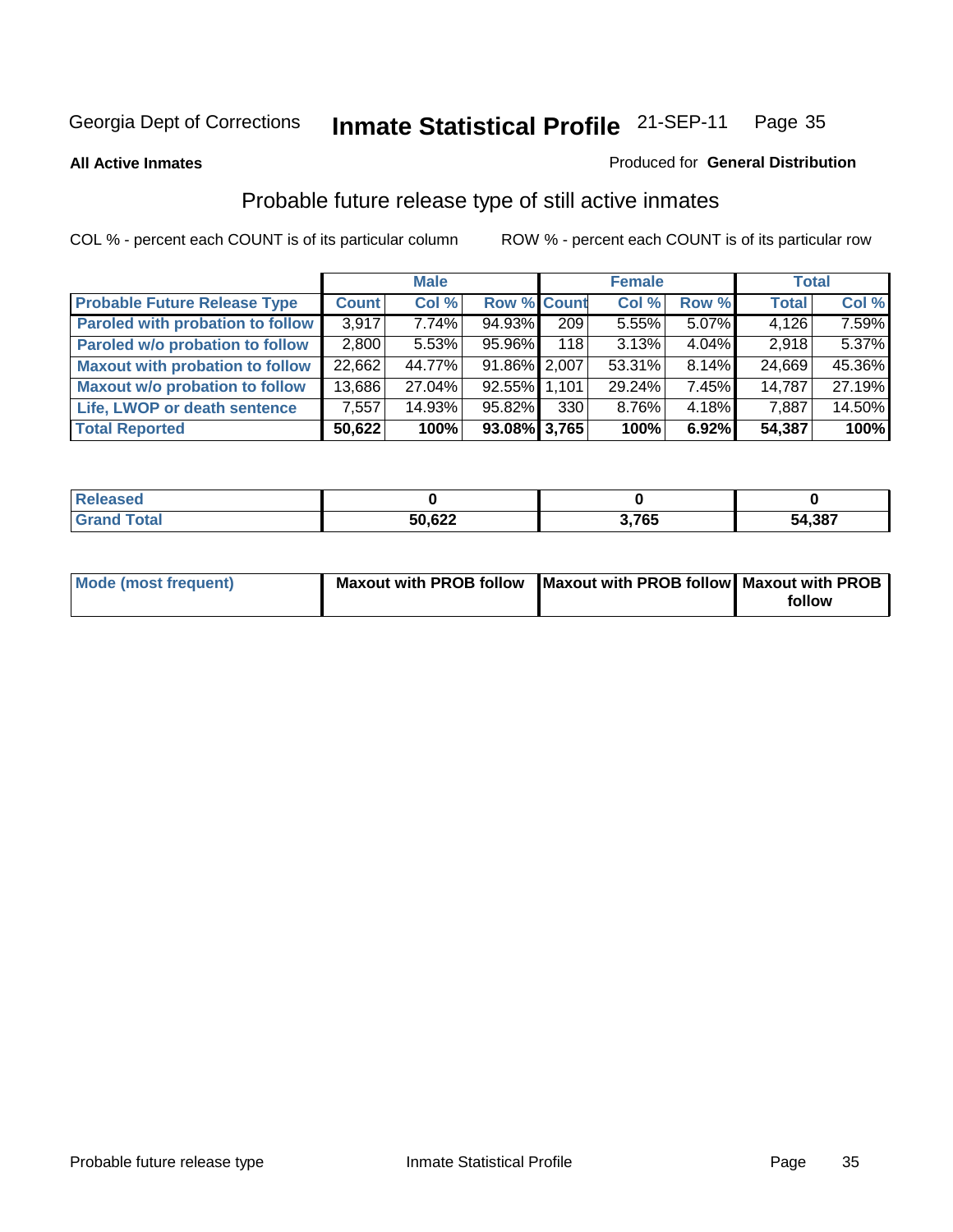Georgia Dept of Corrections **Inmate Statistical Profile** 21-SEP-11

**All Active Inmates**

Produced for **General Distribution**

## Probable future release type of still active inmates

COL % - percent each COUNT is of its particular column

ROW % - percent each COUNT is of its particular row

| | Male | | | Female | | | Total | |
|---|---|---|---|---|---|---|---|---|
| **Probable Future Release Type** | **Count** | **Col %** | **Row %** | **Count** | **Col %** | **Row %** | **Total** | **Col %** |
| **Paroled with probation to follow** | 3,917 | 7.74% | 94.93% | 209 | 5.55% | 5.07% | 4,126 | 7.59% |
| **Paroled w/o probation to follow** | 2,800 | 5.53% | 95.96% | 118 | 3.13% | 4.04% | 2,918 | 5.37% |
| **Maxout with probation to follow** | 22,662 | 44.77% | 91.86% | 2,007 | 53.31% | 8.14% | 24,669 | 45.36% |
| **Maxout w/o probation to follow** | 13,686 | 27.04% | 92.55% | 1,101 | 29.24% | 7.45% | 14,787 | 27.19% |
| **Life, LWOP or death sentence** | 7,557 | 14.93% | 95.82% | 330 | 8.76% | 4.18% | 7,887 | 14.50% |
| **Total Reported** | **50,622** | **100%** | **93.08%** | **3,765** | **100%** | **6.92%** | **54,387** | **100%** |

| | Male | Female | Total |
|---|---|---|---|
| **Released** | **0** | **0** | **0** |
| **Grand Total** | **50,622** | **3,765** | **54,387** |

| | Male | Female | Total |
|---|---|---|---|
| **Mode (most frequent)** | **Maxout with PROB follow** | **Maxout with PROB follow** | **Maxout with PROB follow** |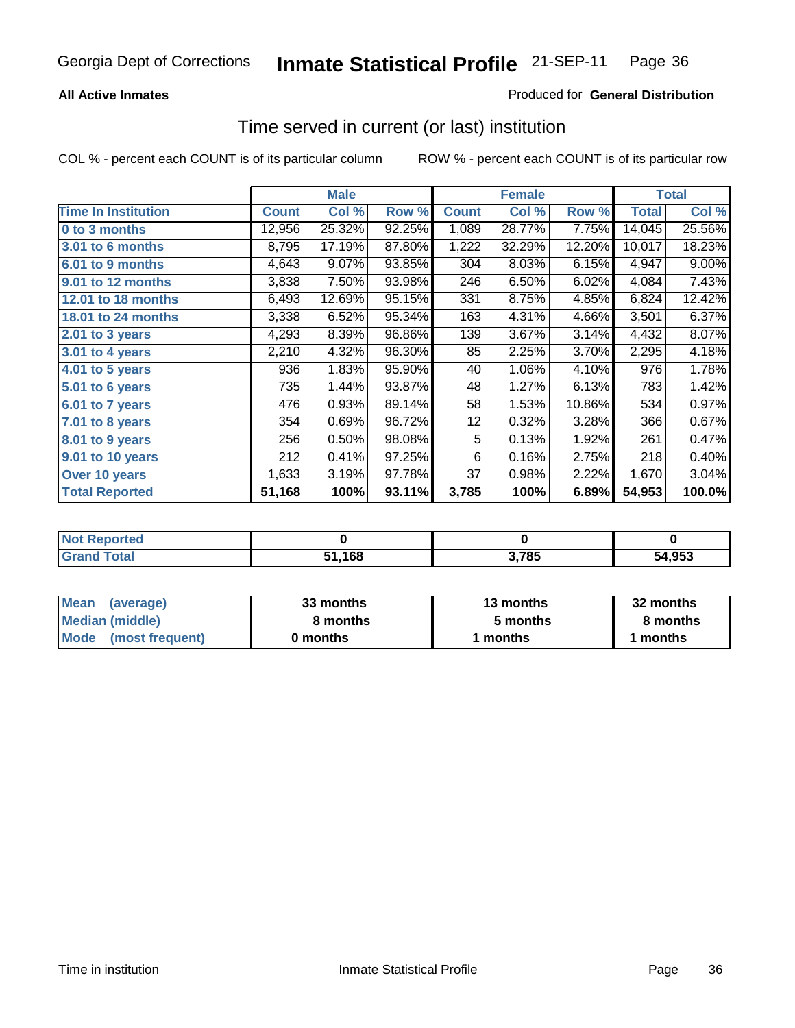Georgia Dept of Corrections **Inmate Statistical Profile** 21-SEP-11

**All Active Inmates**

Produced for **General Distribution**

## Time served in current (or last) institution

COL % - percent each COUNT is of its particular column

ROW % - percent each COUNT is of its particular row

| | Male | | | Female | | | Total | |
|---|---|---|---|---|---|---|---|---|
| **Time In Institution** | **Count** | **Col %** | **Row %** | **Count** | **Col %** | **Row %** | **Total** | **Col %** |
| **0 to 3 months** | 12,956 | 25.32% | 92.25% | 1,089 | 28.77% | 7.75% | 14,045 | 25.56% |
| **3.01 to 6 months** | 8,795 | 17.19% | 87.80% | 1,222 | 32.29% | 12.20% | 10,017 | 18.23% |
| **6.01 to 9 months** | 4,643 | 9.07% | 93.85% | 304 | 8.03% | 6.15% | 4,947 | 9.00% |
| **9.01 to 12 months** | 3,838 | 7.50% | 93.98% | 246 | 6.50% | 6.02% | 4,084 | 7.43% |
| **12.01 to 18 months** | 6,493 | 12.69% | 95.15% | 331 | 8.75% | 4.85% | 6,824 | 12.42% |
| **18.01 to 24 months** | 3,338 | 6.52% | 95.34% | 163 | 4.31% | 4.66% | 3,501 | 6.37% |
| **2.01 to 3 years** | 4,293 | 8.39% | 96.86% | 139 | 3.67% | 3.14% | 4,432 | 8.07% |
| **3.01 to 4 years** | 2,210 | 4.32% | 96.30% | 85 | 2.25% | 3.70% | 2,295 | 4.18% |
| **4.01 to 5 years** | 936 | 1.83% | 95.90% | 40 | 1.06% | 4.10% | 976 | 1.78% |
| **5.01 to 6 years** | 735 | 1.44% | 93.87% | 48 | 1.27% | 6.13% | 783 | 1.42% |
| **6.01 to 7 years** | 476 | 0.93% | 89.14% | 58 | 1.53% | 10.86% | 534 | 0.97% |
| **7.01 to 8 years** | 354 | 0.69% | 96.72% | 12 | 0.32% | 3.28% | 366 | 0.67% |
| **8.01 to 9 years** | 256 | 0.50% | 98.08% | 5 | 0.13% | 1.92% | 261 | 0.47% |
| **9.01 to 10 years** | 212 | 0.41% | 97.25% | 6 | 0.16% | 2.75% | 218 | 0.40% |
| **Over 10 years** | 1,633 | 3.19% | 97.78% | 37 | 0.98% | 2.22% | 1,670 | 3.04% |
| **Total Reported** | **51,168** | **100%** | **93.11%** | **3,785** | **100%** | **6.89%** | **54,953** | **100.0%** |

| | Male | Female | Total |
|---|---|---|---|
| **Not Reported** | **0** | **0** | **0** |
| **Grand Total** | **51,168** | **3,785** | **54,953** |

| | Male | Female | Total |
|---|---|---|---|
| **Mean (average)** | **33 months** | **13 months** | **32 months** |
| **Median (middle)** | **8 months** | **5 months** | **8 months** |
| **Mode (most frequent)** | **0 months** | **1 months** | **1 months** |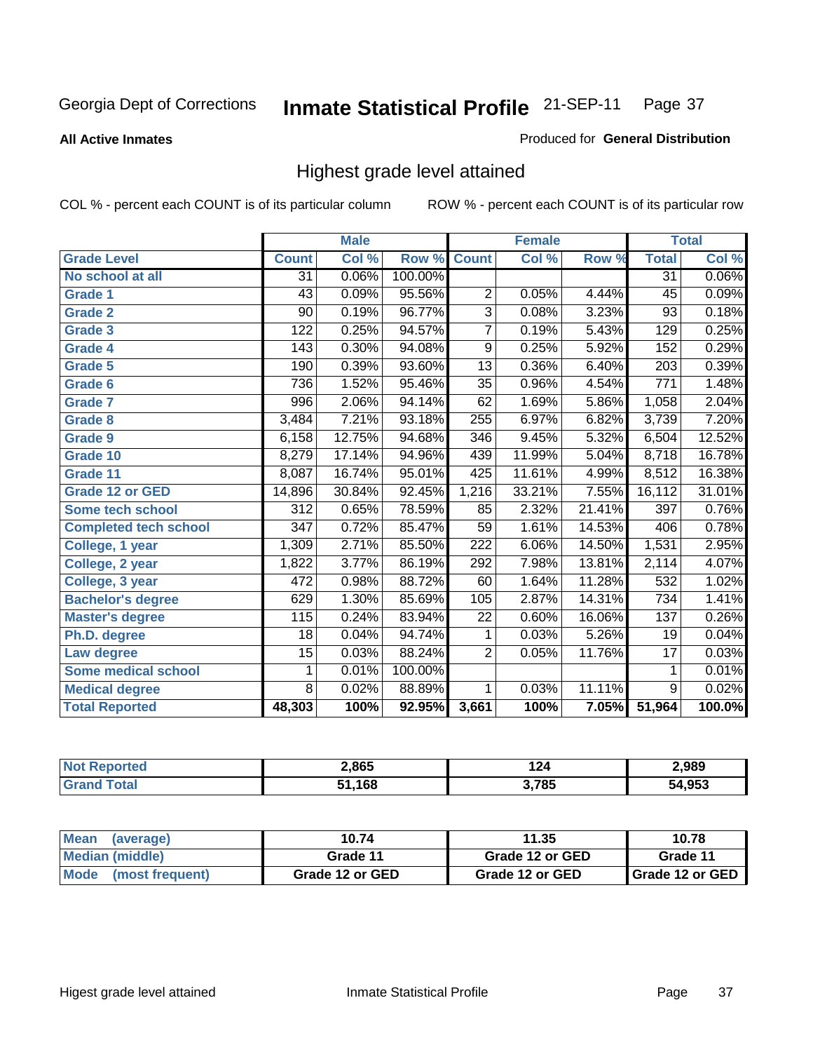Georgia Dept of Corrections **Inmate Statistical Profile** 21-SEP-11

**All Active Inmates**

Produced for **General Distribution**

## Highest grade level attained

COL % - percent each COUNT is of its particular column        ROW % - percent each COUNT is of its particular row

| | Male | | | Female | | | Total | |
|---|---|---|---|---|---|---|---|---|
| **Grade Level** | **Count** | **Col %** | **Row %** | **Count** | **Col %** | **Row %** | **Total** | **Col %** |
| No school at all | 31 | 0.06% | 100.00% | | | | 31 | 0.06% |
| Grade 1 | 43 | 0.09% | 95.56% | 2 | 0.05% | 4.44% | 45 | 0.09% |
| Grade 2 | 90 | 0.19% | 96.77% | 3 | 0.08% | 3.23% | 93 | 0.18% |
| Grade 3 | 122 | 0.25% | 94.57% | 7 | 0.19% | 5.43% | 129 | 0.25% |
| Grade 4 | 143 | 0.30% | 94.08% | 9 | 0.25% | 5.92% | 152 | 0.29% |
| Grade 5 | 190 | 0.39% | 93.60% | 13 | 0.36% | 6.40% | 203 | 0.39% |
| Grade 6 | 736 | 1.52% | 95.46% | 35 | 0.96% | 4.54% | 771 | 1.48% |
| Grade 7 | 996 | 2.06% | 94.14% | 62 | 1.69% | 5.86% | 1,058 | 2.04% |
| Grade 8 | 3,484 | 7.21% | 93.18% | 255 | 6.97% | 6.82% | 3,739 | 7.20% |
| Grade 9 | 6,158 | 12.75% | 94.68% | 346 | 9.45% | 5.32% | 6,504 | 12.52% |
| Grade 10 | 8,279 | 17.14% | 94.96% | 439 | 11.99% | 5.04% | 8,718 | 16.78% |
| Grade 11 | 8,087 | 16.74% | 95.01% | 425 | 11.61% | 4.99% | 8,512 | 16.38% |
| Grade 12 or GED | 14,896 | 30.84% | 92.45% | 1,216 | 33.21% | 7.55% | 16,112 | 31.01% |
| Some tech school | 312 | 0.65% | 78.59% | 85 | 2.32% | 21.41% | 397 | 0.76% |
| Completed tech school | 347 | 0.72% | 85.47% | 59 | 1.61% | 14.53% | 406 | 0.78% |
| College, 1 year | 1,309 | 2.71% | 85.50% | 222 | 6.06% | 14.50% | 1,531 | 2.95% |
| College, 2 year | 1,822 | 3.77% | 86.19% | 292 | 7.98% | 13.81% | 2,114 | 4.07% |
| College, 3 year | 472 | 0.98% | 88.72% | 60 | 1.64% | 11.28% | 532 | 1.02% |
| Bachelor's degree | 629 | 1.30% | 85.69% | 105 | 2.87% | 14.31% | 734 | 1.41% |
| Master's degree | 115 | 0.24% | 83.94% | 22 | 0.60% | 16.06% | 137 | 0.26% |
| Ph.D. degree | 18 | 0.04% | 94.74% | 1 | 0.03% | 5.26% | 19 | 0.04% |
| Law degree | 15 | 0.03% | 88.24% | 2 | 0.05% | 11.76% | 17 | 0.03% |
| Some medical school | 1 | 0.01% | 100.00% | | | | 1 | 0.01% |
| Medical degree | 8 | 0.02% | 88.89% | 1 | 0.03% | 11.11% | 9 | 0.02% |
| **Total Reported** | **48,303** | **100%** | **92.95%** | **3,661** | **100%** | **7.05%** | **51,964** | **100.0%** |

| | Male | Female | Total |
|---|---|---|---|
| Not Reported | 2,865 | 124 | 2,989 |
| Grand Total | 51,168 | 3,785 | 54,953 |

| | Male | Female | Total |
|---|---|---|---|
| Mean (average) | 10.74 | 11.35 | 10.78 |
| Median (middle) | Grade 11 | Grade 12 or GED | Grade 11 |
| Mode (most frequent) | Grade 12 or GED | Grade 12 or GED | Grade 12 or GED |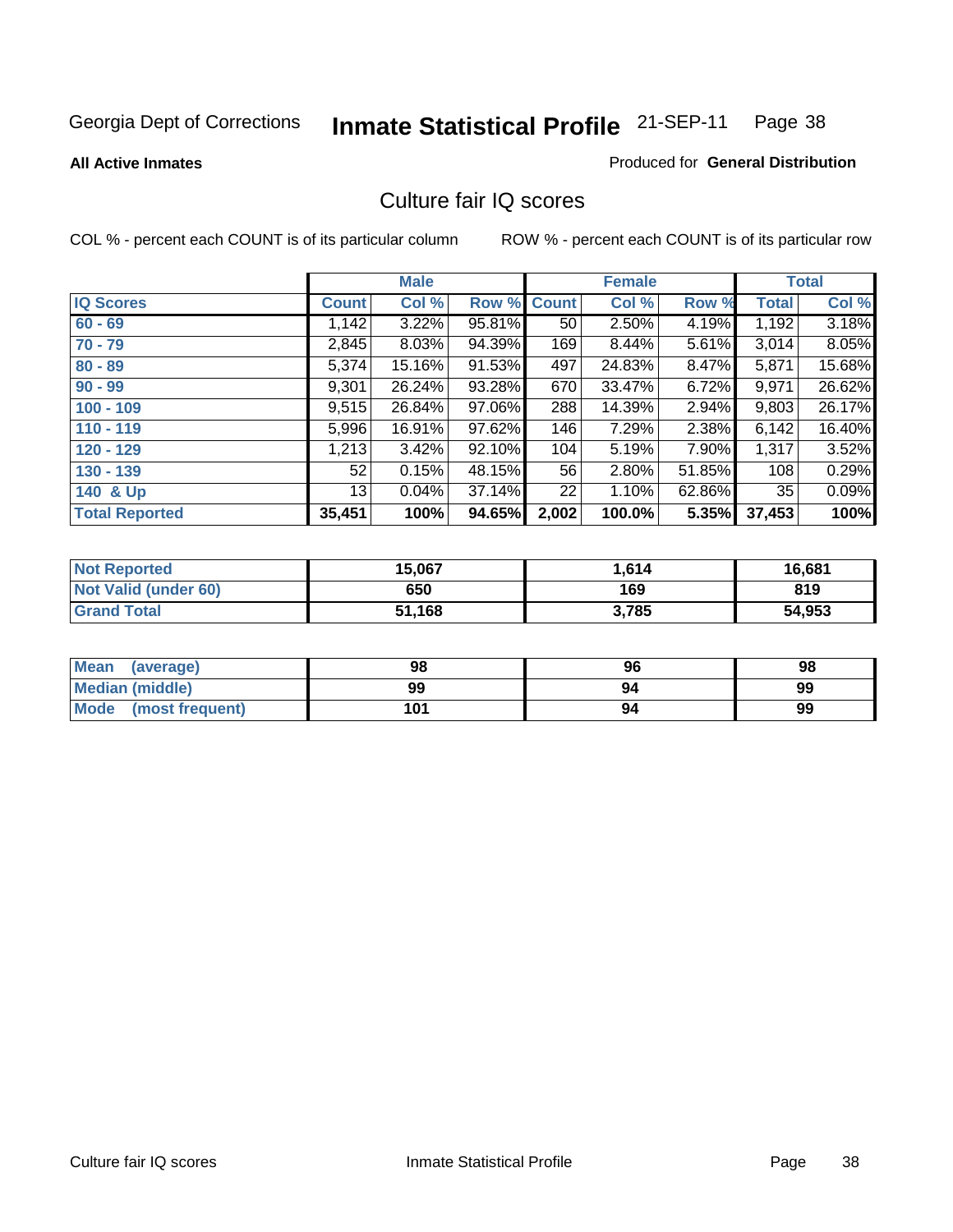Georgia Dept of Corrections **Inmate Statistical Profile** 21-SEP-11

**All Active Inmates**

Produced for **General Distribution**

## Culture fair IQ scores

COL % - percent each COUNT is of its particular column

ROW % - percent each COUNT is of its particular row

| | Male | | | Female | | | Total | |
|---|---|---|---|---|---|---|---|---|
| **IQ Scores** | **Count** | **Col %** | **Row %** | **Count** | **Col %** | **Row %** | **Total** | **Col %** |
| 60 - 69 | 1,142 | 3.22% | 95.81% | 50 | 2.50% | 4.19% | 1,192 | 3.18% |
| 70 - 79 | 2,845 | 8.03% | 94.39% | 169 | 8.44% | 5.61% | 3,014 | 8.05% |
| 80 - 89 | 5,374 | 15.16% | 91.53% | 497 | 24.83% | 8.47% | 5,871 | 15.68% |
| 90 - 99 | 9,301 | 26.24% | 93.28% | 670 | 33.47% | 6.72% | 9,971 | 26.62% |
| 100 - 109 | 9,515 | 26.84% | 97.06% | 288 | 14.39% | 2.94% | 9,803 | 26.17% |
| 110 - 119 | 5,996 | 16.91% | 97.62% | 146 | 7.29% | 2.38% | 6,142 | 16.40% |
| 120 - 129 | 1,213 | 3.42% | 92.10% | 104 | 5.19% | 7.90% | 1,317 | 3.52% |
| 130 - 139 | 52 | 0.15% | 48.15% | 56 | 2.80% | 51.85% | 108 | 0.29% |
| 140 & Up | 13 | 0.04% | 37.14% | 22 | 1.10% | 62.86% | 35 | 0.09% |
| **Total Reported** | **35,451** | **100%** | **94.65%** | **2,002** | **100.0%** | **5.35%** | **37,453** | **100%** |

| | Male | Female | Total |
|---|---|---|---|
| Not Reported | 15,067 | 1,614 | 16,681 |
| Not Valid (under 60) | 650 | 169 | 819 |
| Grand Total | 51,168 | 3,785 | 54,953 |

| | Male | Female | Total |
|---|---|---|---|
| Mean (average) | 98 | 96 | 98 |
| Median (middle) | 99 | 94 | 99 |
| Mode (most frequent) | 101 | 94 | 99 |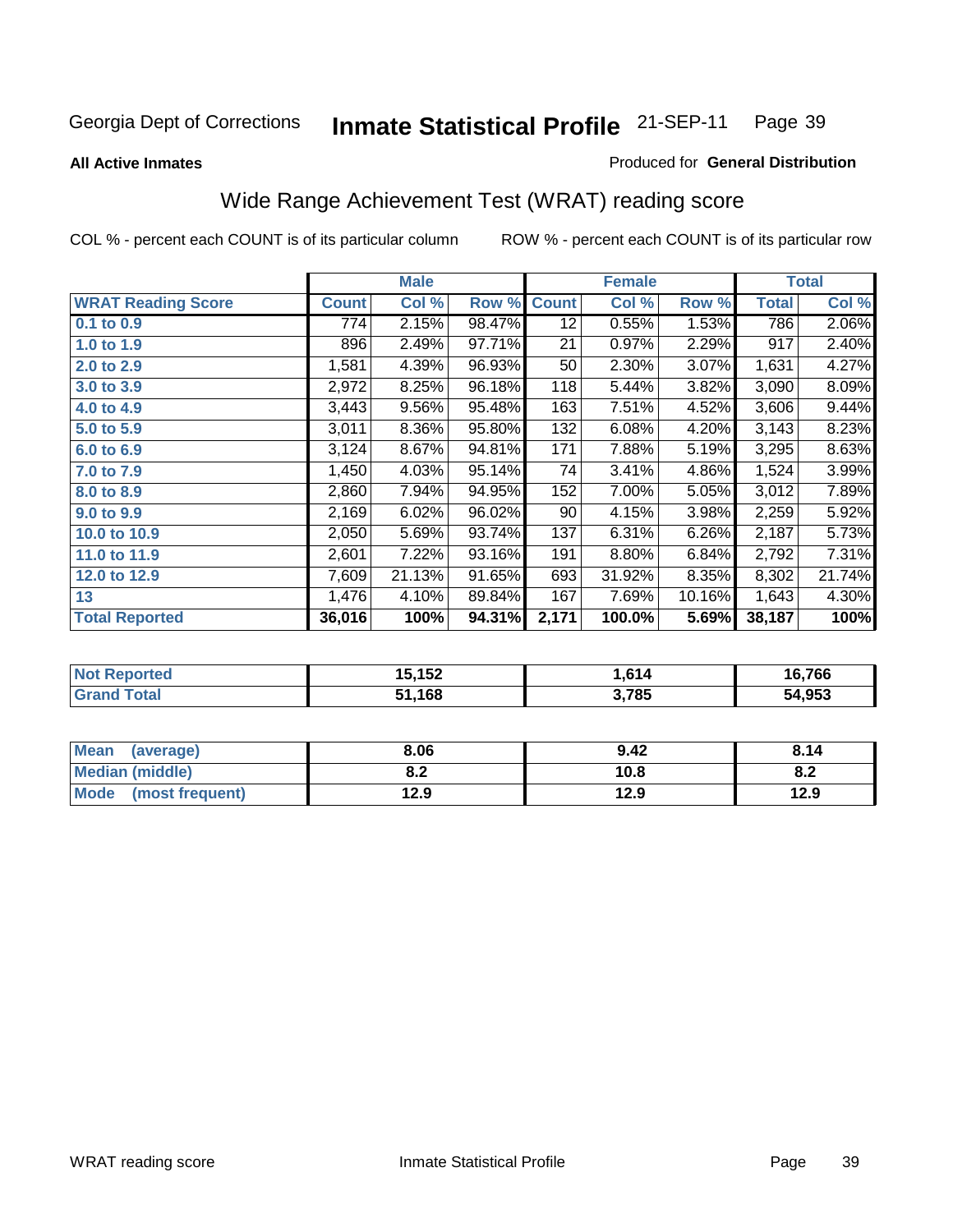Georgia Dept of Corrections **Inmate Statistical Profile** 21-SEP-11

**All Active Inmates**

Produced for **General Distribution**

## Wide Range Achievement Test (WRAT) reading score

COL % - percent each COUNT is of its particular column    ROW % - percent each COUNT is of its particular row

| | Male | | | Female | | | Total | |
|---|---|---|---|---|---|---|---|---|
| **WRAT Reading Score** | **Count** | **Col %** | **Row %** | **Count** | **Col %** | **Row %** | **Total** | **Col %** |
| **0.1 to 0.9** | 774 | 2.15% | 98.47% | 12 | 0.55% | 1.53% | 786 | 2.06% |
| **1.0 to 1.9** | 896 | 2.49% | 97.71% | 21 | 0.97% | 2.29% | 917 | 2.40% |
| **2.0 to 2.9** | 1,581 | 4.39% | 96.93% | 50 | 2.30% | 3.07% | 1,631 | 4.27% |
| **3.0 to 3.9** | 2,972 | 8.25% | 96.18% | 118 | 5.44% | 3.82% | 3,090 | 8.09% |
| **4.0 to 4.9** | 3,443 | 9.56% | 95.48% | 163 | 7.51% | 4.52% | 3,606 | 9.44% |
| **5.0 to 5.9** | 3,011 | 8.36% | 95.80% | 132 | 6.08% | 4.20% | 3,143 | 8.23% |
| **6.0 to 6.9** | 3,124 | 8.67% | 94.81% | 171 | 7.88% | 5.19% | 3,295 | 8.63% |
| **7.0 to 7.9** | 1,450 | 4.03% | 95.14% | 74 | 3.41% | 4.86% | 1,524 | 3.99% |
| **8.0 to 8.9** | 2,860 | 7.94% | 94.95% | 152 | 7.00% | 5.05% | 3,012 | 7.89% |
| **9.0 to 9.9** | 2,169 | 6.02% | 96.02% | 90 | 4.15% | 3.98% | 2,259 | 5.92% |
| **10.0 to 10.9** | 2,050 | 5.69% | 93.74% | 137 | 6.31% | 6.26% | 2,187 | 5.73% |
| **11.0 to 11.9** | 2,601 | 7.22% | 93.16% | 191 | 8.80% | 6.84% | 2,792 | 7.31% |
| **12.0 to 12.9** | 7,609 | 21.13% | 91.65% | 693 | 31.92% | 8.35% | 8,302 | 21.74% |
| **13** | 1,476 | 4.10% | 89.84% | 167 | 7.69% | 10.16% | 1,643 | 4.30% |
| **Total Reported** | **36,016** | **100%** | **94.31%** | **2,171** | **100.0%** | **5.69%** | **38,187** | **100%** |

| | Male | Female | Total |
|---|---|---|---|
| **Not Reported** | **15,152** | **1,614** | **16,766** |
| **Grand Total** | **51,168** | **3,785** | **54,953** |

| | Male | Female | Total |
|---|---|---|---|
| **Mean (average)** | **8.06** | **9.42** | **8.14** |
| **Median (middle)** | **8.2** | **10.8** | **8.2** |
| **Mode (most frequent)** | **12.9** | **12.9** | **12.9** |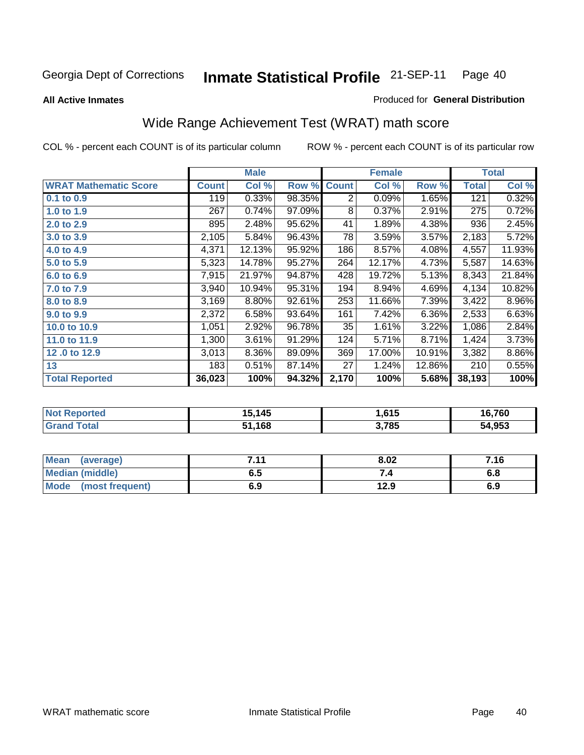Georgia Dept of Corrections **Inmate Statistical Profile** 21-SEP-11

**All Active Inmates**

Produced for **General Distribution**

## Wide Range Achievement Test (WRAT) math score

COL % - percent each COUNT is of its particular column

ROW % - percent each COUNT is of its particular row

| | Male | | | Female | | | Total | |
|---|---|---|---|---|---|---|---|---|
| **WRAT Mathematic Score** | **Count** | **Col %** | **Row %** | **Count** | **Col %** | **Row %** | **Total** | **Col %** |
| **0.1 to 0.9** | 119 | 0.33% | 98.35% | 2 | 0.09% | 1.65% | 121 | 0.32% |
| **1.0 to 1.9** | 267 | 0.74% | 97.09% | 8 | 0.37% | 2.91% | 275 | 0.72% |
| **2.0 to 2.9** | 895 | 2.48% | 95.62% | 41 | 1.89% | 4.38% | 936 | 2.45% |
| **3.0 to 3.9** | 2,105 | 5.84% | 96.43% | 78 | 3.59% | 3.57% | 2,183 | 5.72% |
| **4.0 to 4.9** | 4,371 | 12.13% | 95.92% | 186 | 8.57% | 4.08% | 4,557 | 11.93% |
| **5.0 to 5.9** | 5,323 | 14.78% | 95.27% | 264 | 12.17% | 4.73% | 5,587 | 14.63% |
| **6.0 to 6.9** | 7,915 | 21.97% | 94.87% | 428 | 19.72% | 5.13% | 8,343 | 21.84% |
| **7.0 to 7.9** | 3,940 | 10.94% | 95.31% | 194 | 8.94% | 4.69% | 4,134 | 10.82% |
| **8.0 to 8.9** | 3,169 | 8.80% | 92.61% | 253 | 11.66% | 7.39% | 3,422 | 8.96% |
| **9.0 to 9.9** | 2,372 | 6.58% | 93.64% | 161 | 7.42% | 6.36% | 2,533 | 6.63% |
| **10.0 to 10.9** | 1,051 | 2.92% | 96.78% | 35 | 1.61% | 3.22% | 1,086 | 2.84% |
| **11.0 to 11.9** | 1,300 | 3.61% | 91.29% | 124 | 5.71% | 8.71% | 1,424 | 3.73% |
| **12 .0 to 12.9** | 3,013 | 8.36% | 89.09% | 369 | 17.00% | 10.91% | 3,382 | 8.86% |
| **13** | 183 | 0.51% | 87.14% | 27 | 1.24% | 12.86% | 210 | 0.55% |
| **Total Reported** | **36,023** | **100%** | **94.32%** | **2,170** | **100%** | **5.68%** | **38,193** | **100%** |

| | Male | Female | Total |
|---|---|---|---|
| **Not Reported** | **15,145** | **1,615** | **16,760** |
| **Grand Total** | **51,168** | **3,785** | **54,953** |

| | Male | Female | Total |
|---|---|---|---|
| **Mean (average)** | **7.11** | **8.02** | **7.16** |
| **Median (middle)** | **6.5** | **7.4** | **6.8** |
| **Mode (most frequent)** | **6.9** | **12.9** | **6.9** |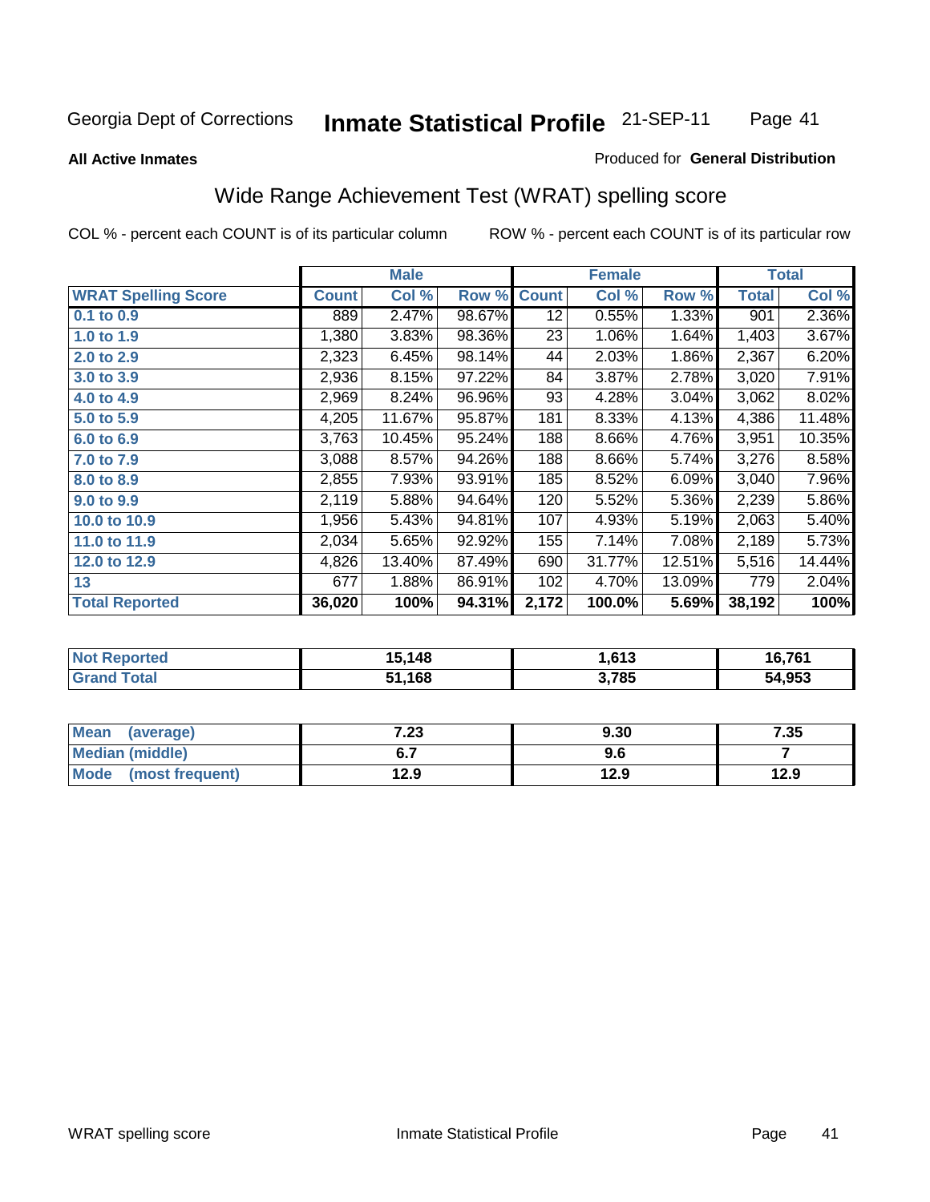Georgia Dept of Corrections **Inmate Statistical Profile** 21-SEP-11

**All Active Inmates**

Produced for **General Distribution**

## Wide Range Achievement Test (WRAT) spelling score

COL % - percent each COUNT is of its particular column ROW % - percent each COUNT is of its particular row

| | Male | | | Female | | | Total | |
|---|---|---|---|---|---|---|---|---|
| **WRAT Spelling Score** | **Count** | **Col %** | **Row %** | **Count** | **Col %** | **Row %** | **Total** | **Col %** |
| **0.1 to 0.9** | 889 | 2.47% | 98.67% | 12 | 0.55% | 1.33% | 901 | 2.36% |
| **1.0 to 1.9** | 1,380 | 3.83% | 98.36% | 23 | 1.06% | 1.64% | 1,403 | 3.67% |
| **2.0 to 2.9** | 2,323 | 6.45% | 98.14% | 44 | 2.03% | 1.86% | 2,367 | 6.20% |
| **3.0 to 3.9** | 2,936 | 8.15% | 97.22% | 84 | 3.87% | 2.78% | 3,020 | 7.91% |
| **4.0 to 4.9** | 2,969 | 8.24% | 96.96% | 93 | 4.28% | 3.04% | 3,062 | 8.02% |
| **5.0 to 5.9** | 4,205 | 11.67% | 95.87% | 181 | 8.33% | 4.13% | 4,386 | 11.48% |
| **6.0 to 6.9** | 3,763 | 10.45% | 95.24% | 188 | 8.66% | 4.76% | 3,951 | 10.35% |
| **7.0 to 7.9** | 3,088 | 8.57% | 94.26% | 188 | 8.66% | 5.74% | 3,276 | 8.58% |
| **8.0 to 8.9** | 2,855 | 7.93% | 93.91% | 185 | 8.52% | 6.09% | 3,040 | 7.96% |
| **9.0 to 9.9** | 2,119 | 5.88% | 94.64% | 120 | 5.52% | 5.36% | 2,239 | 5.86% |
| **10.0 to 10.9** | 1,956 | 5.43% | 94.81% | 107 | 4.93% | 5.19% | 2,063 | 5.40% |
| **11.0 to 11.9** | 2,034 | 5.65% | 92.92% | 155 | 7.14% | 7.08% | 2,189 | 5.73% |
| **12.0 to 12.9** | 4,826 | 13.40% | 87.49% | 690 | 31.77% | 12.51% | 5,516 | 14.44% |
| **13** | 677 | 1.88% | 86.91% | 102 | 4.70% | 13.09% | 779 | 2.04% |
| **Total Reported** | **36,020** | **100%** | **94.31%** | **2,172** | **100.0%** | **5.69%** | **38,192** | **100%** |

| | Male | Female | Total |
|---|---|---|---|
| **Not Reported** | **15,148** | **1,613** | **16,761** |
| **Grand Total** | **51,168** | **3,785** | **54,953** |

| | Male | Female | Total |
|---|---|---|---|
| **Mean (average)** | **7.23** | **9.30** | **7.35** |
| **Median (middle)** | **6.7** | **9.6** | **7** |
| **Mode (most frequent)** | **12.9** | **12.9** | **12.9** |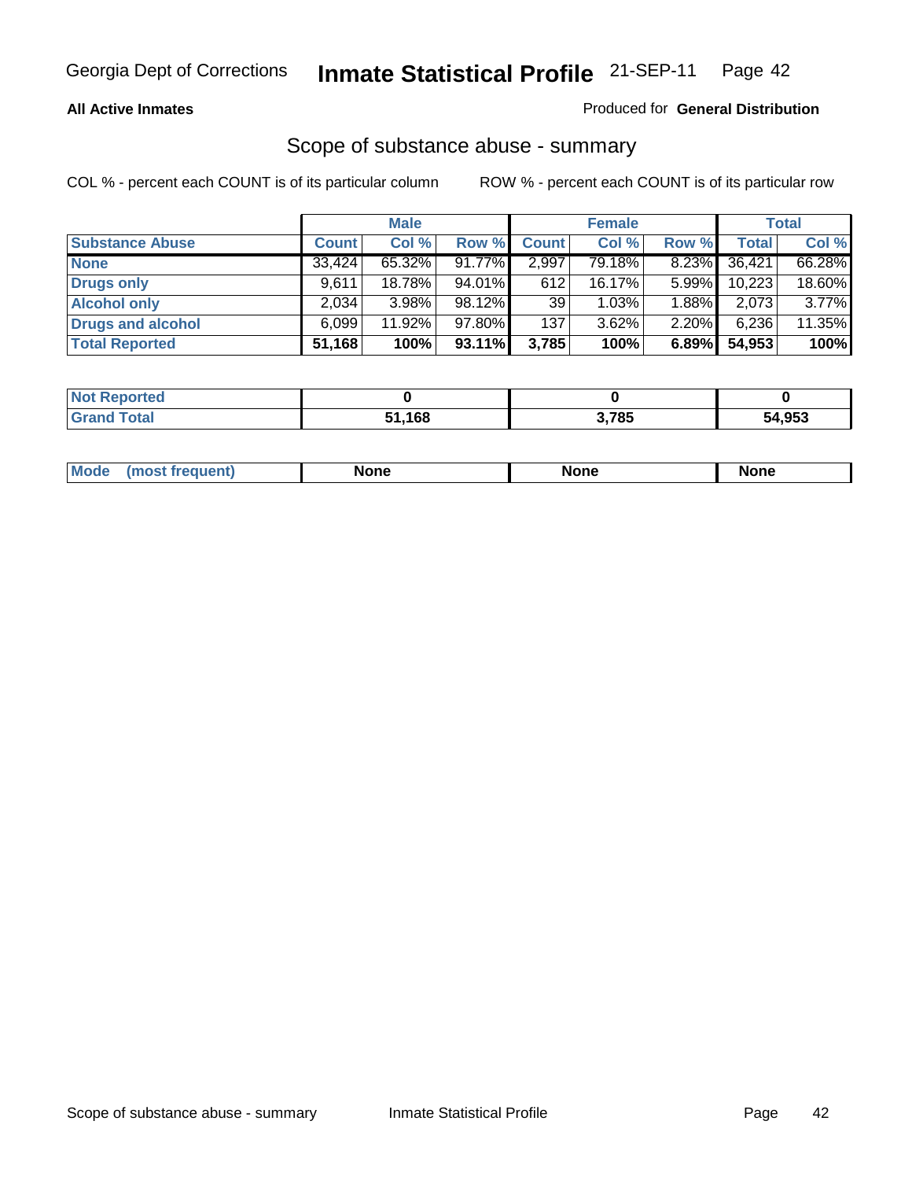Georgia Dept of Corrections **Inmate Statistical Profile** 21-SEP-11

**All Active Inmates**

Produced for **General Distribution**

## Scope of substance abuse - summary

COL % - percent each COUNT is of its particular column    ROW % - percent each COUNT is of its particular row

| | Male | | | Female | | | Total | |
|---|---|---|---|---|---|---|---|---|
| **Substance Abuse** | **Count** | **Col %** | **Row %** | **Count** | **Col %** | **Row %** | **Total** | **Col %** |
| **None** | 33,424 | 65.32% | 91.77% | 2,997 | 79.18% | 8.23% | 36,421 | 66.28% |
| **Drugs only** | 9,611 | 18.78% | 94.01% | 612 | 16.17% | 5.99% | 10,223 | 18.60% |
| **Alcohol only** | 2,034 | 3.98% | 98.12% | 39 | 1.03% | 1.88% | 2,073 | 3.77% |
| **Drugs and alcohol** | 6,099 | 11.92% | 97.80% | 137 | 3.62% | 2.20% | 6,236 | 11.35% |
| **Total Reported** | **51,168** | **100%** | **93.11%** | **3,785** | **100%** | **6.89%** | **54,953** | **100%** |

| | Male | Female | Total |
|---|---|---|---|
| **Not Reported** | **0** | **0** | **0** |
| **Grand Total** | **51,168** | **3,785** | **54,953** |

| | Male | Female | Total |
|---|---|---|---|
| **Mode (most frequent)** | **None** | **None** | **None** |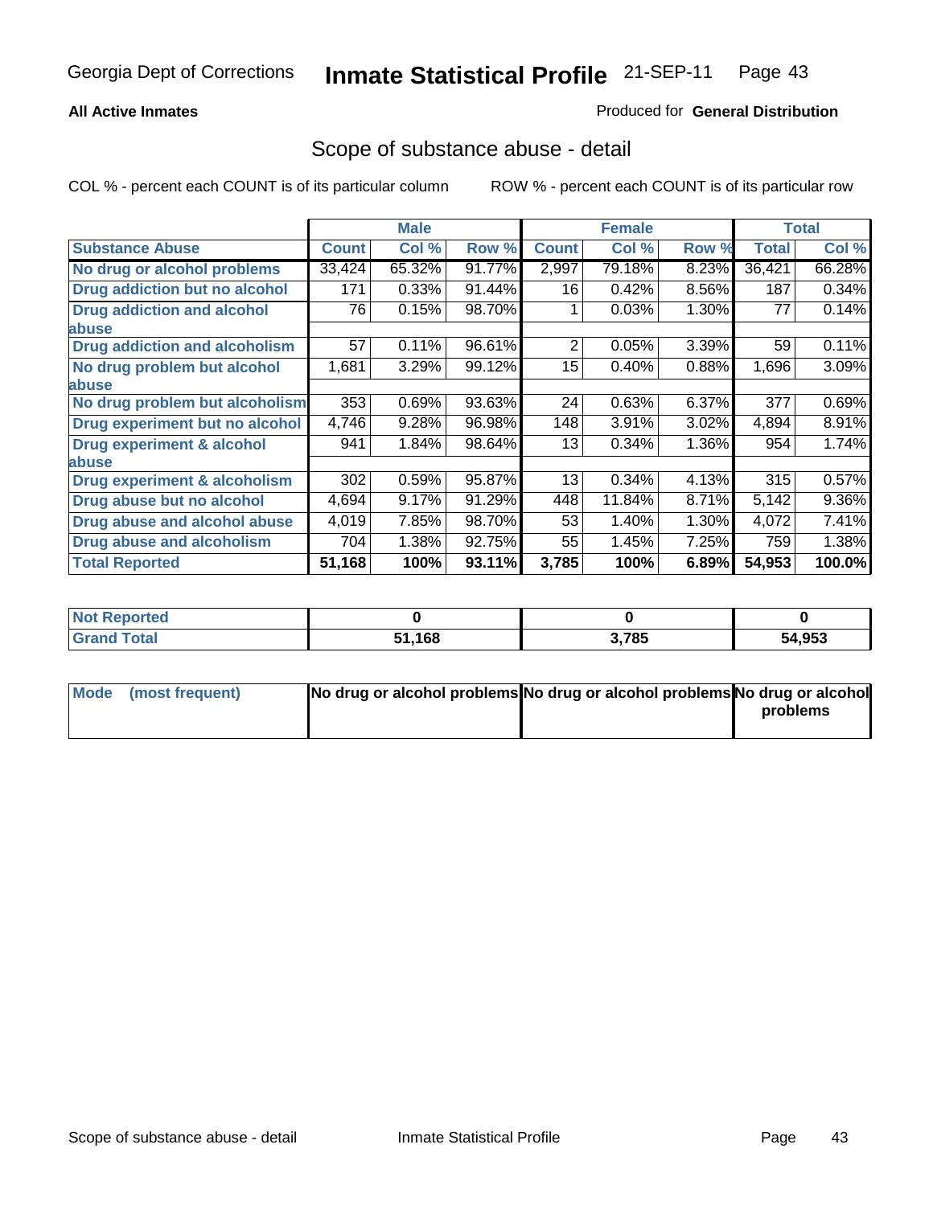Georgia Dept of Corrections **Inmate Statistical Profile** 21-SEP-11

**All Active Inmates**

Produced for **General Distribution**

## Scope of substance abuse - detail

COL % - percent each COUNT is of its particular column ROW % - percent each COUNT is of its particular row

| | Male | | | Female | | | Total | |
|---|---|---|---|---|---|---|---|---|
| **Substance Abuse** | **Count** | **Col %** | **Row %** | **Count** | **Col %** | **Row %** | **Total** | **Col %** |
| **No drug or alcohol problems** | 33,424 | 65.32% | 91.77% | 2,997 | 79.18% | 8.23% | 36,421 | 66.28% |
| **Drug addiction but no alcohol** | 171 | 0.33% | 91.44% | 16 | 0.42% | 8.56% | 187 | 0.34% |
| **Drug addiction and alcohol abuse** | 76 | 0.15% | 98.70% | 1 | 0.03% | 1.30% | 77 | 0.14% |
| **Drug addiction and alcoholism** | 57 | 0.11% | 96.61% | 2 | 0.05% | 3.39% | 59 | 0.11% |
| **No drug problem but alcohol abuse** | 1,681 | 3.29% | 99.12% | 15 | 0.40% | 0.88% | 1,696 | 3.09% |
| **No drug problem but alcoholism** | 353 | 0.69% | 93.63% | 24 | 0.63% | 6.37% | 377 | 0.69% |
| **Drug experiment but no alcohol** | 4,746 | 9.28% | 96.98% | 148 | 3.91% | 3.02% | 4,894 | 8.91% |
| **Drug experiment & alcohol abuse** | 941 | 1.84% | 98.64% | 13 | 0.34% | 1.36% | 954 | 1.74% |
| **Drug experiment & alcoholism** | 302 | 0.59% | 95.87% | 13 | 0.34% | 4.13% | 315 | 0.57% |
| **Drug abuse but no alcohol** | 4,694 | 9.17% | 91.29% | 448 | 11.84% | 8.71% | 5,142 | 9.36% |
| **Drug abuse and alcohol abuse** | 4,019 | 7.85% | 98.70% | 53 | 1.40% | 1.30% | 4,072 | 7.41% |
| **Drug abuse and alcoholism** | 704 | 1.38% | 92.75% | 55 | 1.45% | 7.25% | 759 | 1.38% |
| **Total Reported** | **51,168** | **100%** | **93.11%** | **3,785** | **100%** | **6.89%** | **54,953** | **100.0%** |

| | Male | Female | Total |
|---|---|---|---|
| **Not Reported** | **0** | **0** | **0** |
| **Grand Total** | **51,168** | **3,785** | **54,953** |

| | Male | Female | Total |
|---|---|---|---|
| **Mode (most frequent)** | **No drug or alcohol problems** | **No drug or alcohol problems** | **No drug or alcohol problems** |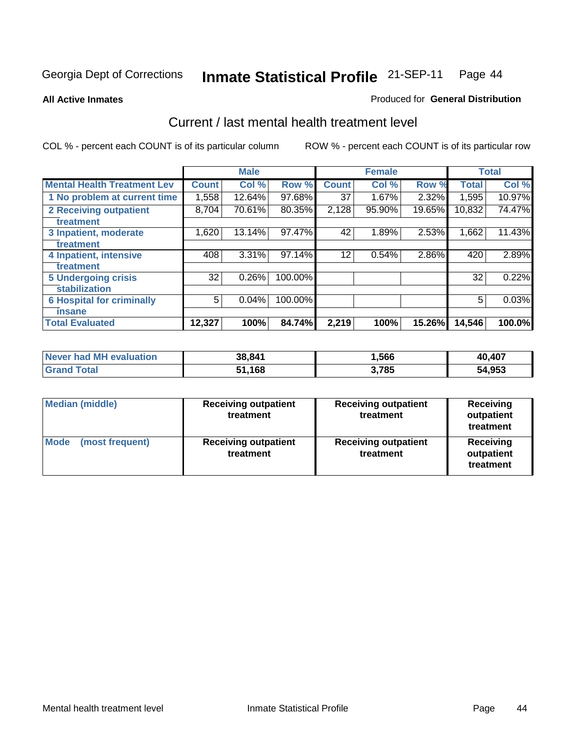Georgia Dept of Corrections **Inmate Statistical Profile** 21-SEP-11 Page 44

**All Active Inmates**

Produced for **General Distribution**

## Current / last mental health treatment level

COL % - percent each COUNT is of its particular column

ROW % - percent each COUNT is of its particular row

| | Male | | | Female | | | Total | |
|---|---|---|---|---|---|---|---|---|
| **Mental Health Treatment Lev** | **Count** | **Col %** | **Row %** | **Count** | **Col %** | **Row %** | **Total** | **Col %** |
| 1 No problem at current time | 1,558 | 12.64% | 97.68% | 37 | 1.67% | 2.32% | 1,595 | 10.97% |
| 2 Receiving outpatient treatment | 8,704 | 70.61% | 80.35% | 2,128 | 95.90% | 19.65% | 10,832 | 74.47% |
| 3 Inpatient, moderate treatment | 1,620 | 13.14% | 97.47% | 42 | 1.89% | 2.53% | 1,662 | 11.43% |
| 4 Inpatient, intensive treatment | 408 | 3.31% | 97.14% | 12 | 0.54% | 2.86% | 420 | 2.89% |
| 5 Undergoing crisis stabilization | 32 | 0.26% | 100.00% | | | | 32 | 0.22% |
| 6 Hospital for criminally insane | 5 | 0.04% | 100.00% | | | | 5 | 0.03% |
| **Total Evaluated** | **12,327** | **100%** | **84.74%** | **2,219** | **100%** | **15.26%** | **14,546** | **100.0%** |

| | Male | Female | Total |
|---|---|---|---|
| Never had MH evaluation | 38,841 | 1,566 | 40,407 |
| Grand Total | 51,168 | 3,785 | 54,953 |

| | Male | Female | Total |
|---|---|---|---|
| Median (middle) | Receiving outpatient treatment | Receiving outpatient treatment | Receiving outpatient treatment |
| Mode (most frequent) | Receiving outpatient treatment | Receiving outpatient treatment | Receiving outpatient treatment |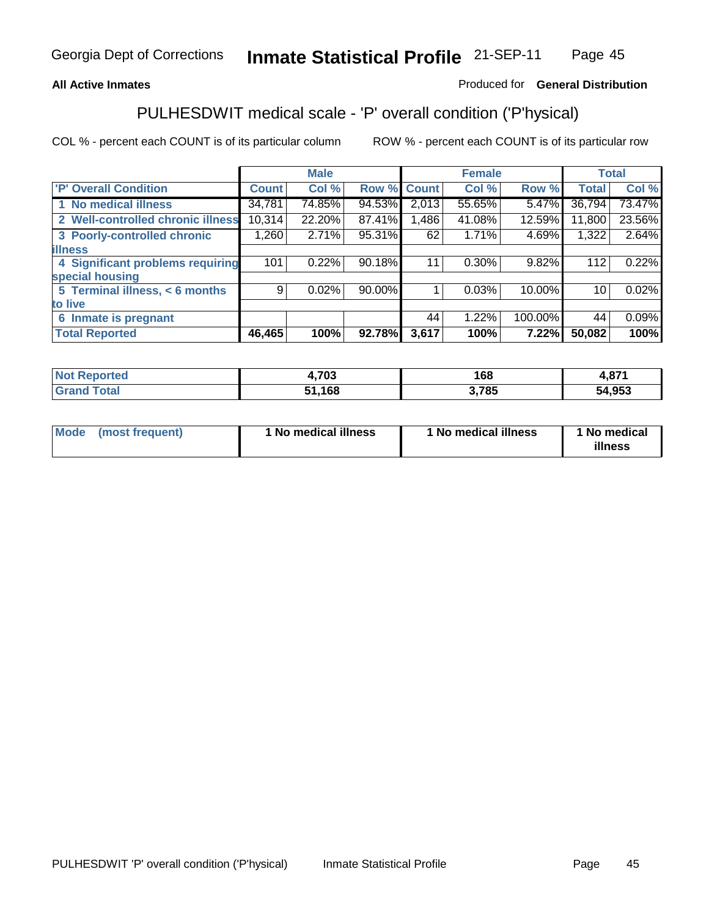**All Active Inmates** — Produced for **General Distribution**

## PULHESDWIT medical scale - 'P' overall condition ('P'hysical)

COL % - percent each COUNT is of its particular column

ROW % - percent each COUNT is of its particular row

| | Male | | | Female | | | Total | |
|---|---|---|---|---|---|---|---|---|
| 'P' Overall Condition | Count | Col % | Row % | Count | Col % | Row % | Total | Col % |
| 1 No medical illness | 34,781 | 74.85% | 94.53% | 2,013 | 55.65% | 5.47% | 36,794 | 73.47% |
| 2 Well-controlled chronic illness | 10,314 | 22.20% | 87.41% | 1,486 | 41.08% | 12.59% | 11,800 | 23.56% |
| 3 Poorly-controlled chronic illness | 1,260 | 2.71% | 95.31% | 62 | 1.71% | 4.69% | 1,322 | 2.64% |
| 4 Significant problems requiring special housing | 101 | 0.22% | 90.18% | 11 | 0.30% | 9.82% | 112 | 0.22% |
| 5 Terminal illness, < 6 months to live | 9 | 0.02% | 90.00% | 1 | 0.03% | 10.00% | 10 | 0.02% |
| 6 Inmate is pregnant | | | | 44 | 1.22% | 100.00% | 44 | 0.09% |
| **Total Reported** | **46,465** | **100%** | **92.78%** | **3,617** | **100%** | **7.22%** | **50,082** | **100%** |

| | Male | Female | Total |
|---|---|---|---|
| Not Reported | 4,703 | 168 | 4,871 |
| Grand Total | 51,168 | 3,785 | 54,953 |

| | Male | Female | Total |
|---|---|---|---|
| Mode (most frequent) | 1 No medical illness | 1 No medical illness | 1 No medical illness |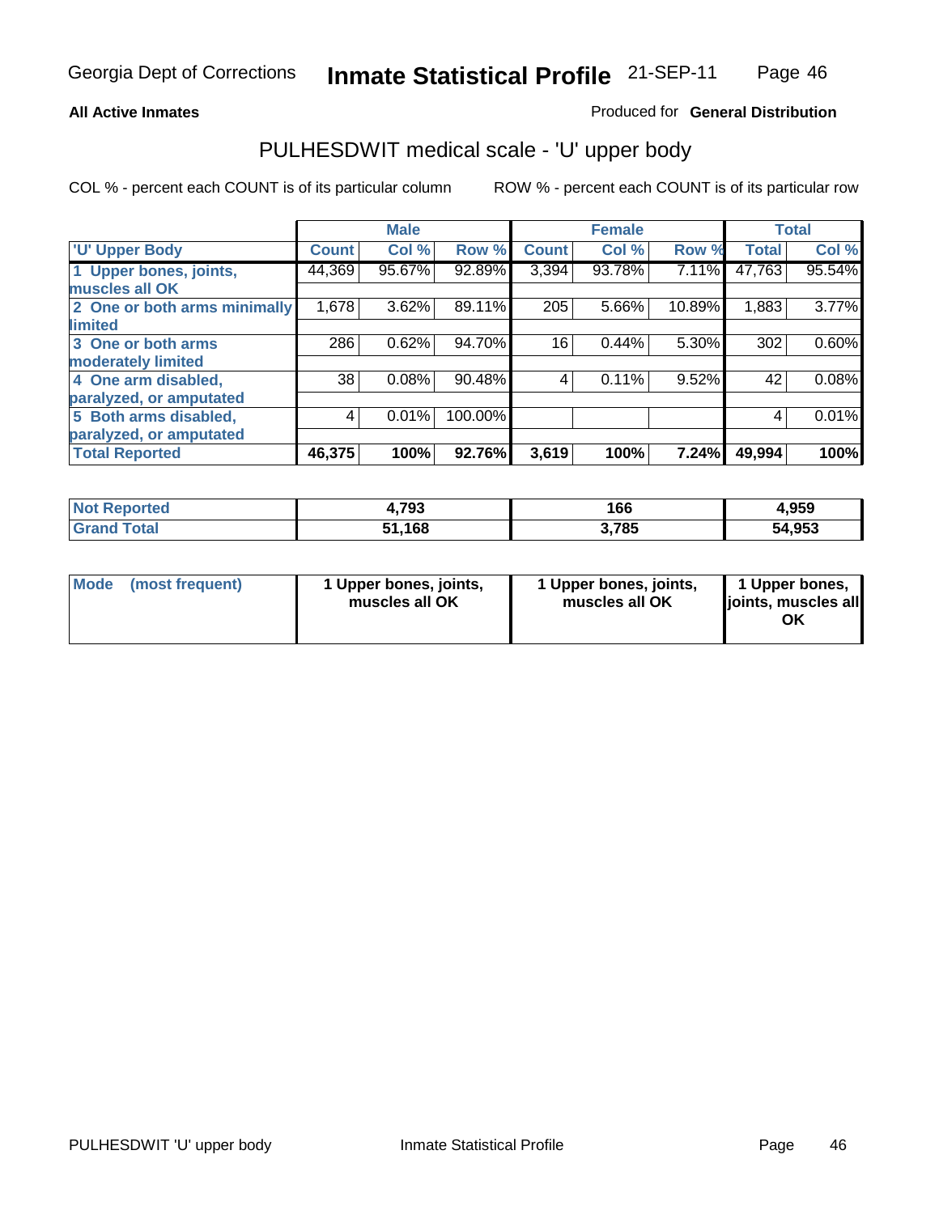**All Active Inmates**

Produced for **General Distribution**

## PULHESDWIT medical scale - 'U' upper body

COL % - percent each COUNT is of its particular column

ROW % - percent each COUNT is of its particular row

| | Male | | | Female | | | Total | |
|---|---|---|---|---|---|---|---|---|
| 'U' Upper Body | Count | Col % | Row % | Count | Col % | Row % | Total | Col % |
| 1 Upper bones, joints, muscles all OK | 44,369 | 95.67% | 92.89% | 3,394 | 93.78% | 7.11% | 47,763 | 95.54% |
| 2 One or both arms minimally limited | 1,678 | 3.62% | 89.11% | 205 | 5.66% | 10.89% | 1,883 | 3.77% |
| 3 One or both arms moderately limited | 286 | 0.62% | 94.70% | 16 | 0.44% | 5.30% | 302 | 0.60% |
| 4 One arm disabled, paralyzed, or amputated | 38 | 0.08% | 90.48% | 4 | 0.11% | 9.52% | 42 | 0.08% |
| 5 Both arms disabled, paralyzed, or amputated | 4 | 0.01% | 100.00% | | | | 4 | 0.01% |
| **Total Reported** | **46,375** | **100%** | **92.76%** | **3,619** | **100%** | **7.24%** | **49,994** | **100%** |

| | Male | Female | Total |
|---|---|---|---|
| Not Reported | 4,793 | 166 | 4,959 |
| Grand Total | 51,168 | 3,785 | 54,953 |

| | Male | Female | Total |
|---|---|---|---|
| Mode (most frequent) | 1 Upper bones, joints, muscles all OK | 1 Upper bones, joints, muscles all OK | 1 Upper bones, joints, muscles all OK |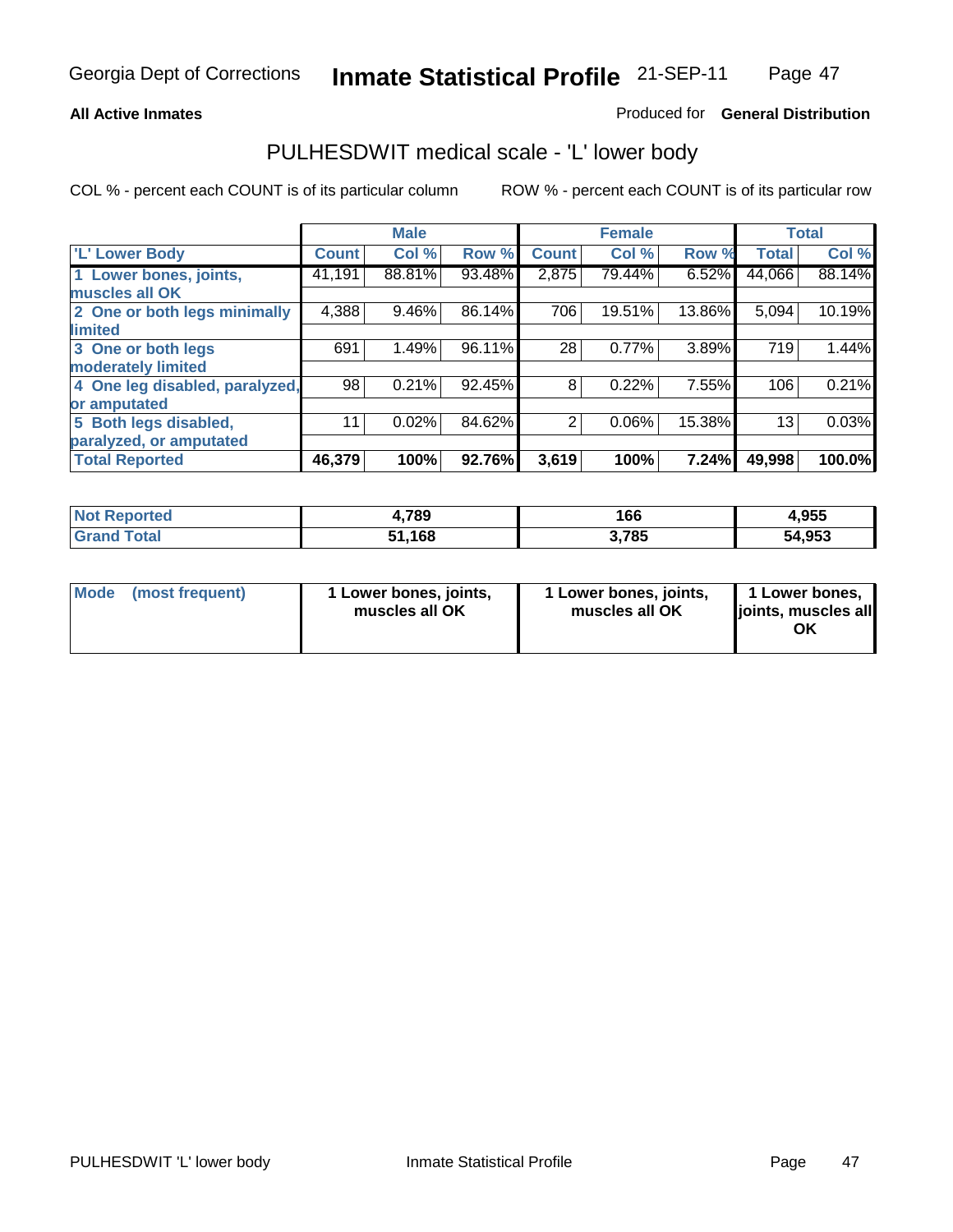**All Active Inmates**

Produced for **General Distribution**

## PULHESDWIT medical scale - 'L' lower body

COL % - percent each COUNT is of its particular column

ROW % - percent each COUNT is of its particular row

| | Male | | | Female | | | Total | |
|---|---|---|---|---|---|---|---|---|
| 'L' Lower Body | Count | Col % | Row % | Count | Col % | Row % | Total | Col % |
| 1 Lower bones, joints, muscles all OK | 41,191 | 88.81% | 93.48% | 2,875 | 79.44% | 6.52% | 44,066 | 88.14% |
| 2 One or both legs minimally limited | 4,388 | 9.46% | 86.14% | 706 | 19.51% | 13.86% | 5,094 | 10.19% |
| 3 One or both legs moderately limited | 691 | 1.49% | 96.11% | 28 | 0.77% | 3.89% | 719 | 1.44% |
| 4 One leg disabled, paralyzed, or amputated | 98 | 0.21% | 92.45% | 8 | 0.22% | 7.55% | 106 | 0.21% |
| 5 Both legs disabled, paralyzed, or amputated | 11 | 0.02% | 84.62% | 2 | 0.06% | 15.38% | 13 | 0.03% |
| **Total Reported** | **46,379** | **100%** | **92.76%** | **3,619** | **100%** | **7.24%** | **49,998** | **100.0%** |

| | Male | Female | Total |
|---|---|---|---|
| Not Reported | 4,789 | 166 | 4,955 |
| Grand Total | 51,168 | 3,785 | 54,953 |

| | Male | Female | Total |
|---|---|---|---|
| Mode (most frequent) | 1 Lower bones, joints, muscles all OK | 1 Lower bones, joints, muscles all OK | 1 Lower bones, joints, muscles all OK |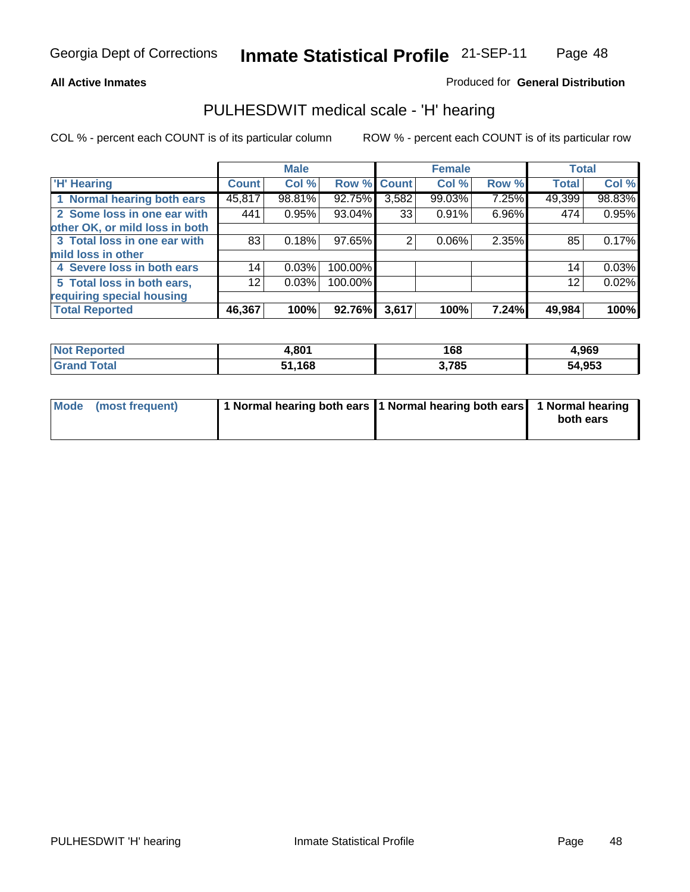**All Active Inmates**

Produced for **General Distribution**

## PULHESDWIT medical scale - 'H' hearing

COL % - percent each COUNT is of its particular column

ROW % - percent each COUNT is of its particular row

| | Male | | | Female | | | Total | |
|---|---|---|---|---|---|---|---|---|
| 'H' Hearing | Count | Col % | Row % | Count | Col % | Row % | Total | Col % |
| 1 Normal hearing both ears | 45,817 | 98.81% | 92.75% | 3,582 | 99.03% | 7.25% | 49,399 | 98.83% |
| 2 Some loss in one ear with other OK, or mild loss in both | 441 | 0.95% | 93.04% | 33 | 0.91% | 6.96% | 474 | 0.95% |
| 3 Total loss in one ear with mild loss in other | 83 | 0.18% | 97.65% | 2 | 0.06% | 2.35% | 85 | 0.17% |
| 4 Severe loss in both ears | 14 | 0.03% | 100.00% | | | | 14 | 0.03% |
| 5 Total loss in both ears, requiring special housing | 12 | 0.03% | 100.00% | | | | 12 | 0.02% |
| **Total Reported** | **46,367** | **100%** | **92.76%** | **3,617** | **100%** | **7.24%** | **49,984** | **100%** |

| | Male | Female | Total |
|---|---|---|---|
| Not Reported | 4,801 | 168 | 4,969 |
| Grand Total | 51,168 | 3,785 | 54,953 |

| | Male | Female | Total |
|---|---|---|---|
| Mode (most frequent) | 1 Normal hearing both ears | 1 Normal hearing both ears | 1 Normal hearing both ears |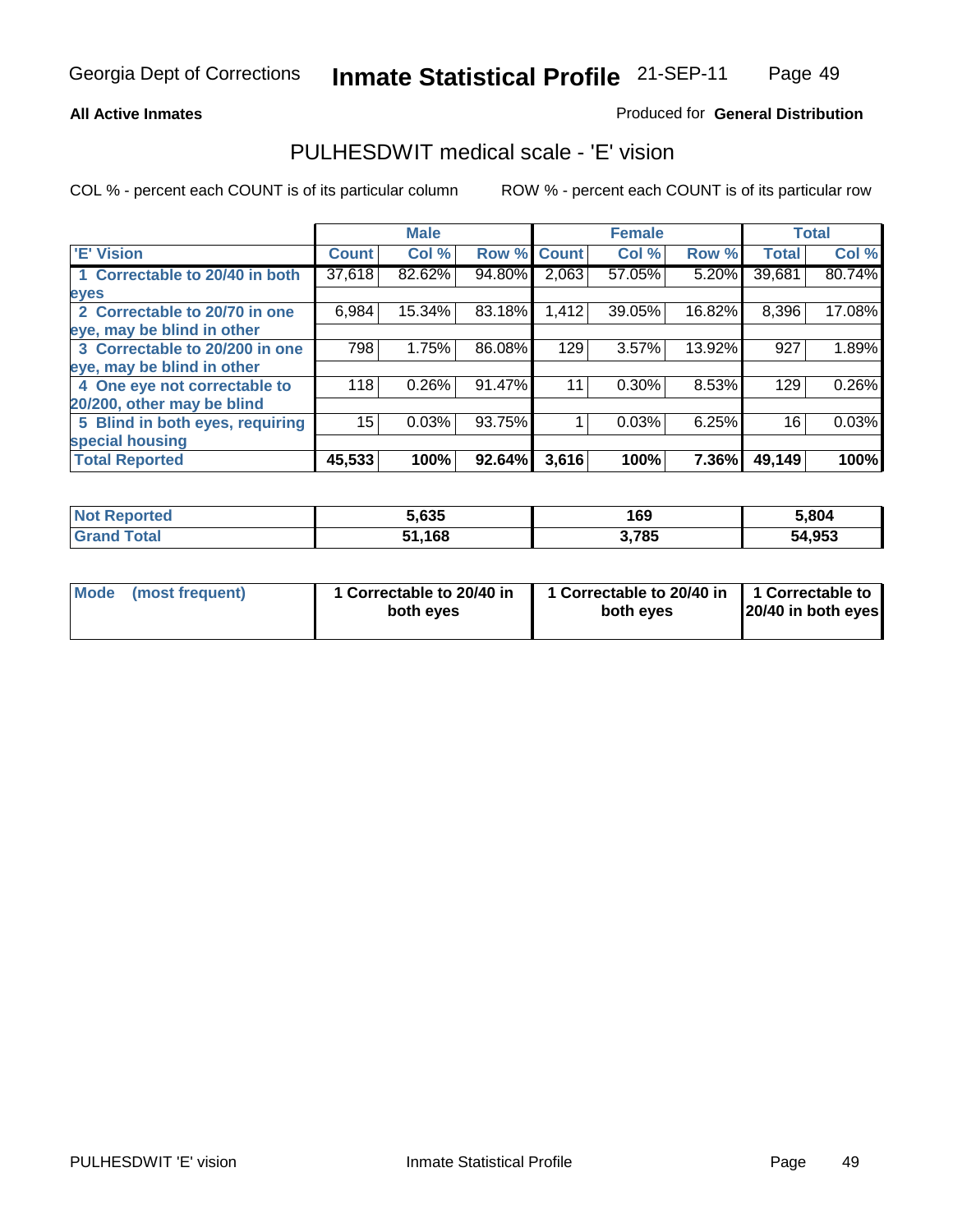Georgia Dept of Corrections **Inmate Statistical Profile** 21-SEP-11

**All Active Inmates**

Produced for **General Distribution**

## PULHESDWIT medical scale - 'E' vision

COL % - percent each COUNT is of its particular column

ROW % - percent each COUNT is of its particular row

| | Male | | | Female | | | Total | |
|---|---|---|---|---|---|---|---|---|
| 'E' Vision | Count | Col % | Row % | Count | Col % | Row % | Total | Col % |
| 1 Correctable to 20/40 in both eyes | 37,618 | 82.62% | 94.80% | 2,063 | 57.05% | 5.20% | 39,681 | 80.74% |
| 2 Correctable to 20/70 in one eye, may be blind in other | 6,984 | 15.34% | 83.18% | 1,412 | 39.05% | 16.82% | 8,396 | 17.08% |
| 3 Correctable to 20/200 in one eye, may be blind in other | 798 | 1.75% | 86.08% | 129 | 3.57% | 13.92% | 927 | 1.89% |
| 4 One eye not correctable to 20/200, other may be blind | 118 | 0.26% | 91.47% | 11 | 0.30% | 8.53% | 129 | 0.26% |
| 5 Blind in both eyes, requiring special housing | 15 | 0.03% | 93.75% | 1 | 0.03% | 6.25% | 16 | 0.03% |
| **Total Reported** | **45,533** | **100%** | **92.64%** | **3,616** | **100%** | **7.36%** | **49,149** | **100%** |

| | Male | Female | Total |
|---|---|---|---|
| Not Reported | 5,635 | 169 | 5,804 |
| Grand Total | 51,168 | 3,785 | 54,953 |

| | Male | Female | Total |
|---|---|---|---|
| Mode (most frequent) | 1 Correctable to 20/40 in both eyes | 1 Correctable to 20/40 in both eyes | 1 Correctable to 20/40 in both eyes |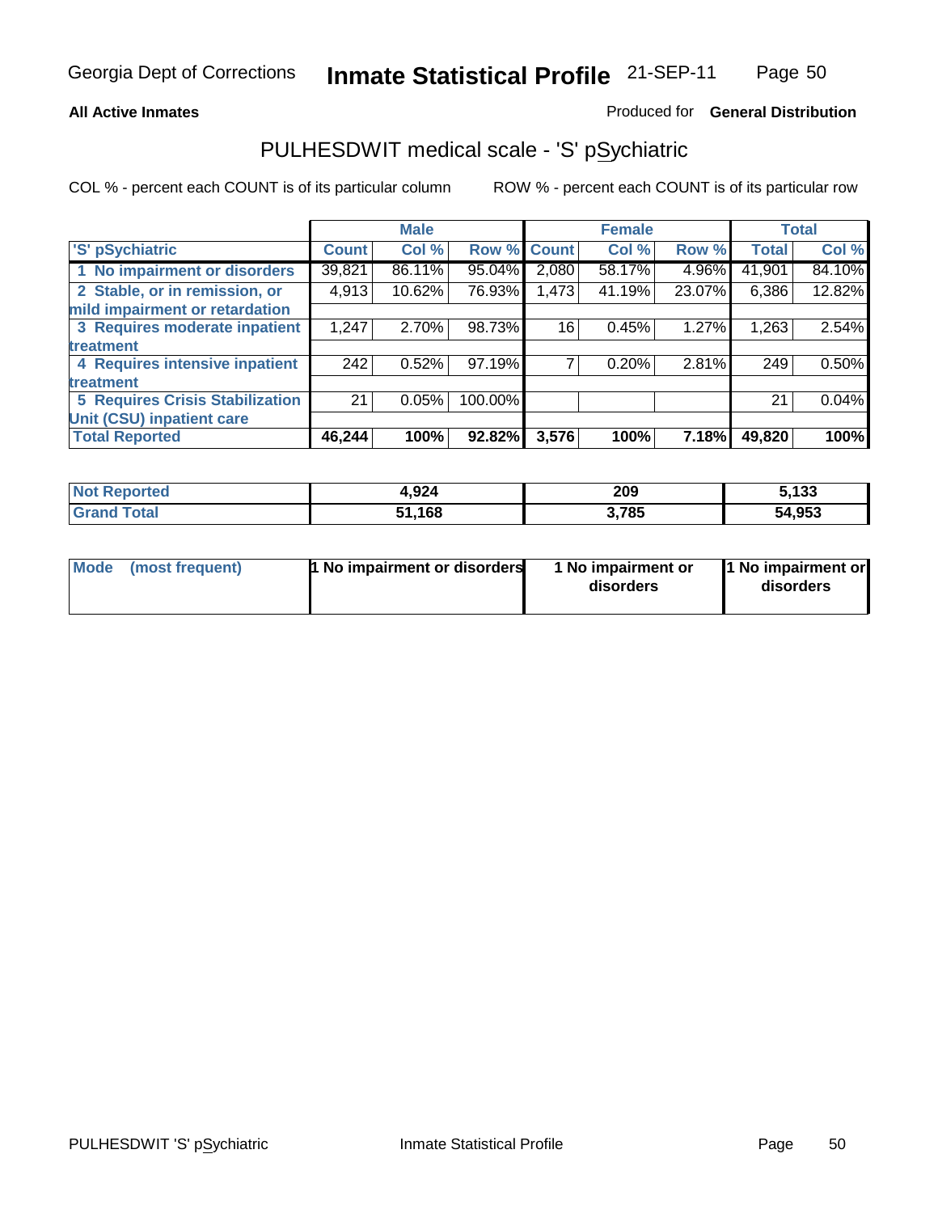**All Active Inmates**

Produced for **General Distribution**

## PULHESDWIT medical scale - 'S' pSychiatric

COL % - percent each COUNT is of its particular column

ROW % - percent each COUNT is of its particular row

| | Male | | | Female | | | Total | |
|---|---|---|---|---|---|---|---|---|
| 'S' pSychiatric | Count | Col % | Row % | Count | Col % | Row % | Total | Col % |
| 1 No impairment or disorders | 39,821 | 86.11% | 95.04% | 2,080 | 58.17% | 4.96% | 41,901 | 84.10% |
| 2 Stable, or in remission, or mild impairment or retardation | 4,913 | 10.62% | 76.93% | 1,473 | 41.19% | 23.07% | 6,386 | 12.82% |
| 3 Requires moderate inpatient treatment | 1,247 | 2.70% | 98.73% | 16 | 0.45% | 1.27% | 1,263 | 2.54% |
| 4 Requires intensive inpatient treatment | 242 | 0.52% | 97.19% | 7 | 0.20% | 2.81% | 249 | 0.50% |
| 5 Requires Crisis Stabilization Unit (CSU) inpatient care | 21 | 0.05% | 100.00% | | | | 21 | 0.04% |
| **Total Reported** | **46,244** | **100%** | **92.82%** | **3,576** | **100%** | **7.18%** | **49,820** | **100%** |

| | Male | Female | Total |
|---|---|---|---|
| Not Reported | 4,924 | 209 | 5,133 |
| Grand Total | 51,168 | 3,785 | 54,953 |

| | Male | Female | Total |
|---|---|---|---|
| Mode (most frequent) | 1 No impairment or disorders | 1 No impairment or disorders | 1 No impairment or disorders |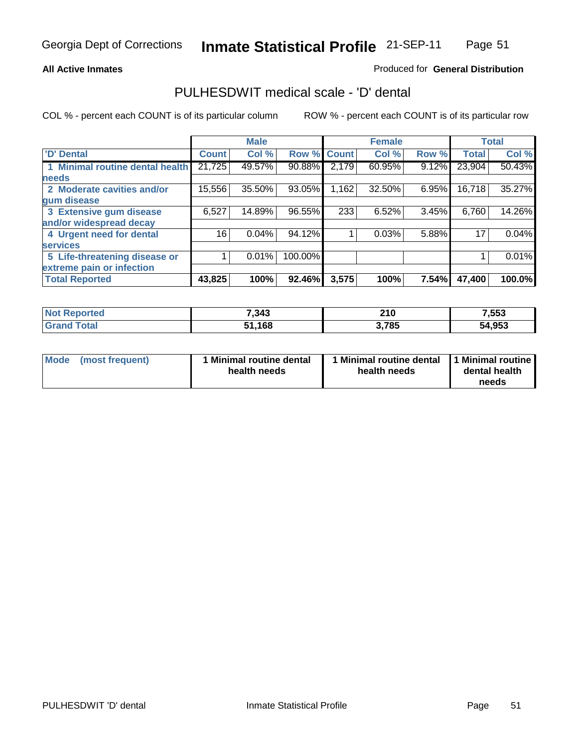Georgia Dept of Corrections **Inmate Statistical Profile** 21-SEP-11

**All Active Inmates**

Produced for **General Distribution**

## PULHESDWIT medical scale - 'D' dental

COL % - percent each COUNT is of its particular column ROW % - percent each COUNT is of its particular row

| | Male | | | Female | | | Total | |
|---|---|---|---|---|---|---|---|---|
| 'D' Dental | Count | Col % | Row % | Count | Col % | Row % | Total | Col % |
| 1 Minimal routine dental health needs | 21,725 | 49.57% | 90.88% | 2,179 | 60.95% | 9.12% | 23,904 | 50.43% |
| 2 Moderate cavities and/or gum disease | 15,556 | 35.50% | 93.05% | 1,162 | 32.50% | 6.95% | 16,718 | 35.27% |
| 3 Extensive gum disease and/or widespread decay | 6,527 | 14.89% | 96.55% | 233 | 6.52% | 3.45% | 6,760 | 14.26% |
| 4 Urgent need for dental services | 16 | 0.04% | 94.12% | 1 | 0.03% | 5.88% | 17 | 0.04% |
| 5 Life-threatening disease or extreme pain or infection | 1 | 0.01% | 100.00% | | | | 1 | 0.01% |
| **Total Reported** | **43,825** | **100%** | **92.46%** | **3,575** | **100%** | **7.54%** | **47,400** | **100.0%** |

| | Male | Female | Total |
|---|---|---|---|
| Not Reported | **7,343** | **210** | **7,553** |
| Grand Total | **51,168** | **3,785** | **54,953** |

| | Male | Female | Total |
|---|---|---|---|
| Mode (most frequent) | **1 Minimal routine dental health needs** | **1 Minimal routine dental health needs** | **1 Minimal routine dental health needs** |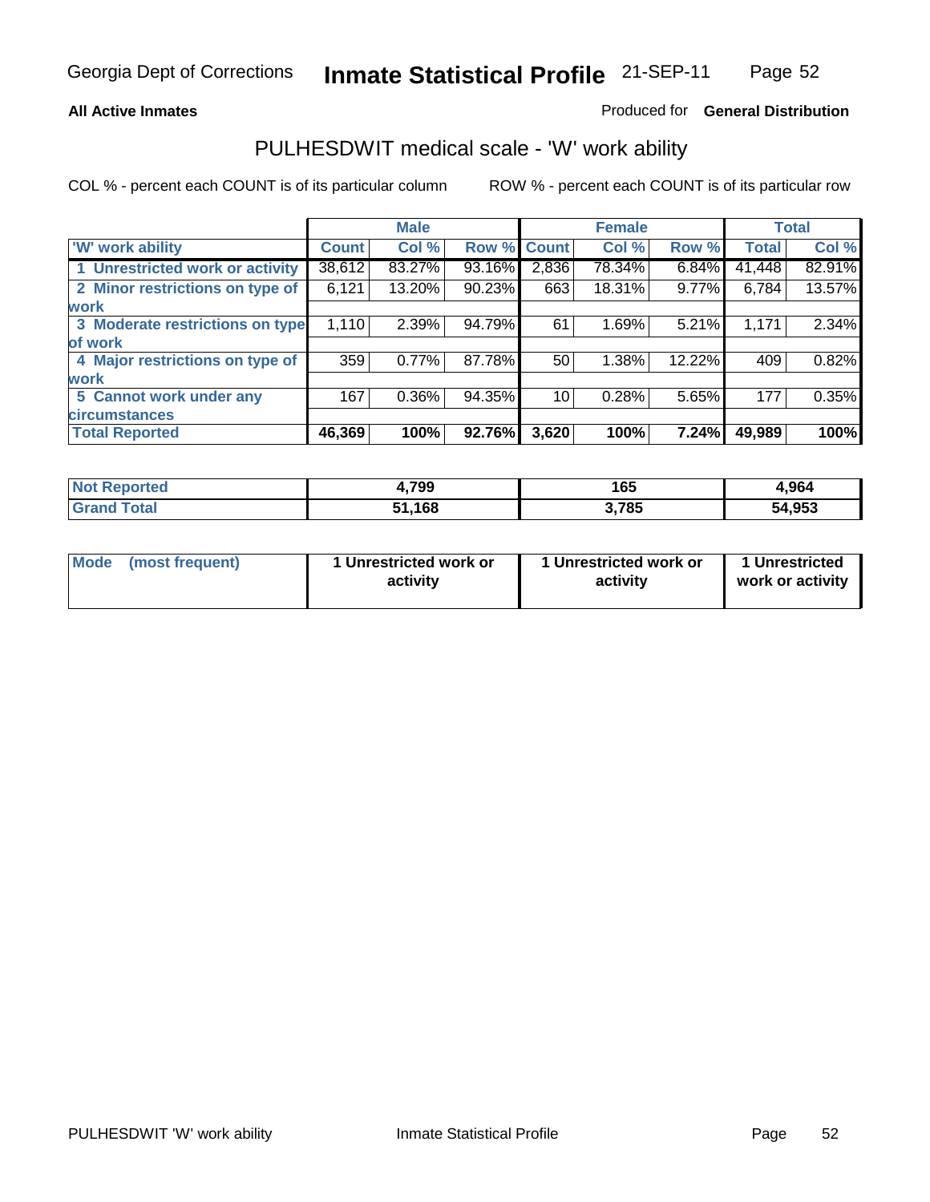**All Active Inmates**

Produced for **General Distribution**

## PULHESDWIT medical scale - 'W' work ability

COL % - percent each COUNT is of its particular column

ROW % - percent each COUNT is of its particular row

| | Male | | | Female | | | Total | |
|---|---|---|---|---|---|---|---|---|
| 'W' work ability | Count | Col % | Row % | Count | Col % | Row % | Total | Col % |
| 1 Unrestricted work or activity | 38,612 | 83.27% | 93.16% | 2,836 | 78.34% | 6.84% | 41,448 | 82.91% |
| 2 Minor restrictions on type of work | 6,121 | 13.20% | 90.23% | 663 | 18.31% | 9.77% | 6,784 | 13.57% |
| 3 Moderate restrictions on type of work | 1,110 | 2.39% | 94.79% | 61 | 1.69% | 5.21% | 1,171 | 2.34% |
| 4 Major restrictions on type of work | 359 | 0.77% | 87.78% | 50 | 1.38% | 12.22% | 409 | 0.82% |
| 5 Cannot work under any circumstances | 167 | 0.36% | 94.35% | 10 | 0.28% | 5.65% | 177 | 0.35% |
| **Total Reported** | **46,369** | **100%** | **92.76%** | **3,620** | **100%** | **7.24%** | **49,989** | **100%** |

| | Male | Female | Total |
|---|---|---|---|
| Not Reported | 4,799 | 165 | 4,964 |
| Grand Total | 51,168 | 3,785 | 54,953 |

| | Male | Female | Total |
|---|---|---|---|
| Mode (most frequent) | 1 Unrestricted work or activity | 1 Unrestricted work or activity | 1 Unrestricted work or activity |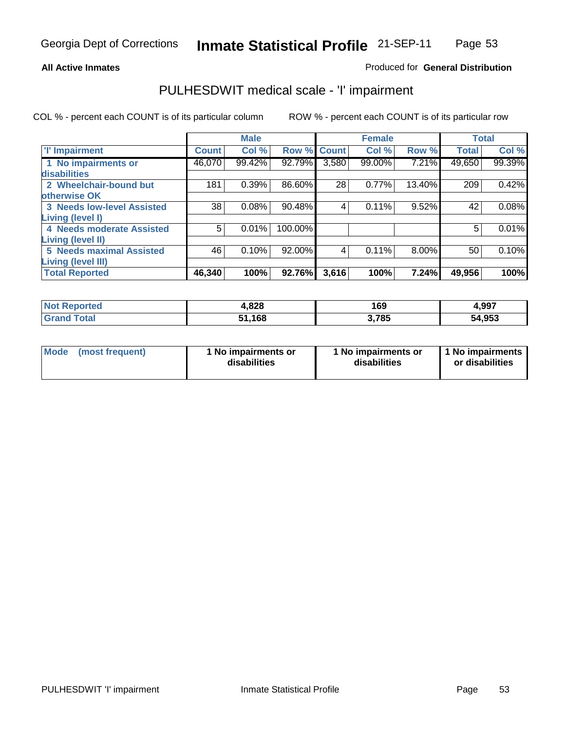**All Active Inmates**

Produced for **General Distribution**

# PULHESDWIT medical scale - 'I' impairment

COL % - percent each COUNT is of its particular column

ROW % - percent each COUNT is of its particular row

| | Male | | | Female | | | Total | |
|---|---|---|---|---|---|---|---|---|
| **'I' Impairment** | **Count** | **Col %** | **Row %** | **Count** | **Col %** | **Row %** | **Total** | **Col %** |
| **1 No impairments or disabilities** | 46,070 | 99.42% | 92.79% | 3,580 | 99.00% | 7.21% | 49,650 | 99.39% |
| **2 Wheelchair-bound but otherwise OK** | 181 | 0.39% | 86.60% | 28 | 0.77% | 13.40% | 209 | 0.42% |
| **3 Needs low-level Assisted Living (level I)** | 38 | 0.08% | 90.48% | 4 | 0.11% | 9.52% | 42 | 0.08% |
| **4 Needs moderate Assisted Living (level II)** | 5 | 0.01% | 100.00% | | | | 5 | 0.01% |
| **5 Needs maximal Assisted Living (level III)** | 46 | 0.10% | 92.00% | 4 | 0.11% | 8.00% | 50 | 0.10% |
| **Total Reported** | **46,340** | **100%** | **92.76%** | **3,616** | **100%** | **7.24%** | **49,956** | **100%** |

| | Male | Female | Total |
|---|---|---|---|
| **Not Reported** | **4,828** | **169** | **4,997** |
| **Grand Total** | **51,168** | **3,785** | **54,953** |

| | Male | Female | Total |
|---|---|---|---|
| **Mode (most frequent)** | **1 No impairments or disabilities** | **1 No impairments or disabilities** | **1 No impairments or disabilities** |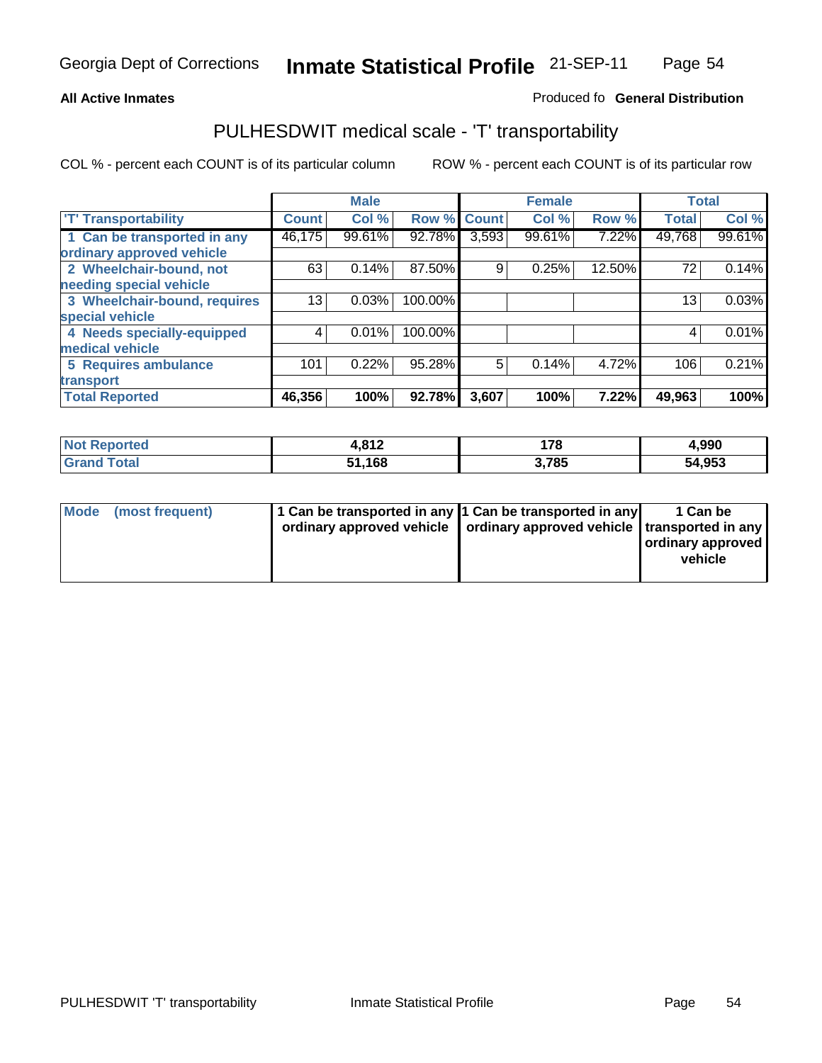Georgia Dept of Corrections **Inmate Statistical Profile** 21-SEP-11

**All Active Inmates** Produced fo **General Distribution**

## PULHESDWIT medical scale - 'T' transportability

COL % - percent each COUNT is of its particular column ROW % - percent each COUNT is of its particular row

| | Male | | | Female | | | Total | |
|---|---|---|---|---|---|---|---|---|
| 'T' Transportability | Count | Col % | Row % | Count | Col % | Row % | Total | Col % |
| 1 Can be transported in any ordinary approved vehicle | 46,175 | 99.61% | 92.78% | 3,593 | 99.61% | 7.22% | 49,768 | 99.61% |
| 2 Wheelchair-bound, not needing special vehicle | 63 | 0.14% | 87.50% | 9 | 0.25% | 12.50% | 72 | 0.14% |
| 3 Wheelchair-bound, requires special vehicle | 13 | 0.03% | 100.00% | | | | 13 | 0.03% |
| 4 Needs specially-equipped medical vehicle | 4 | 0.01% | 100.00% | | | | 4 | 0.01% |
| 5 Requires ambulance transport | 101 | 0.22% | 95.28% | 5 | 0.14% | 4.72% | 106 | 0.21% |
| **Total Reported** | **46,356** | **100%** | **92.78%** | **3,607** | **100%** | **7.22%** | **49,963** | **100%** |

| | Male | Female | Total |
|---|---|---|---|
| Not Reported | 4,812 | 178 | 4,990 |
| Grand Total | 51,168 | 3,785 | 54,953 |

| | Male | Female | Total |
|---|---|---|---|
| Mode (most frequent) | 1 Can be transported in any ordinary approved vehicle | 1 Can be transported in any ordinary approved vehicle | 1 Can be transported in any ordinary approved vehicle |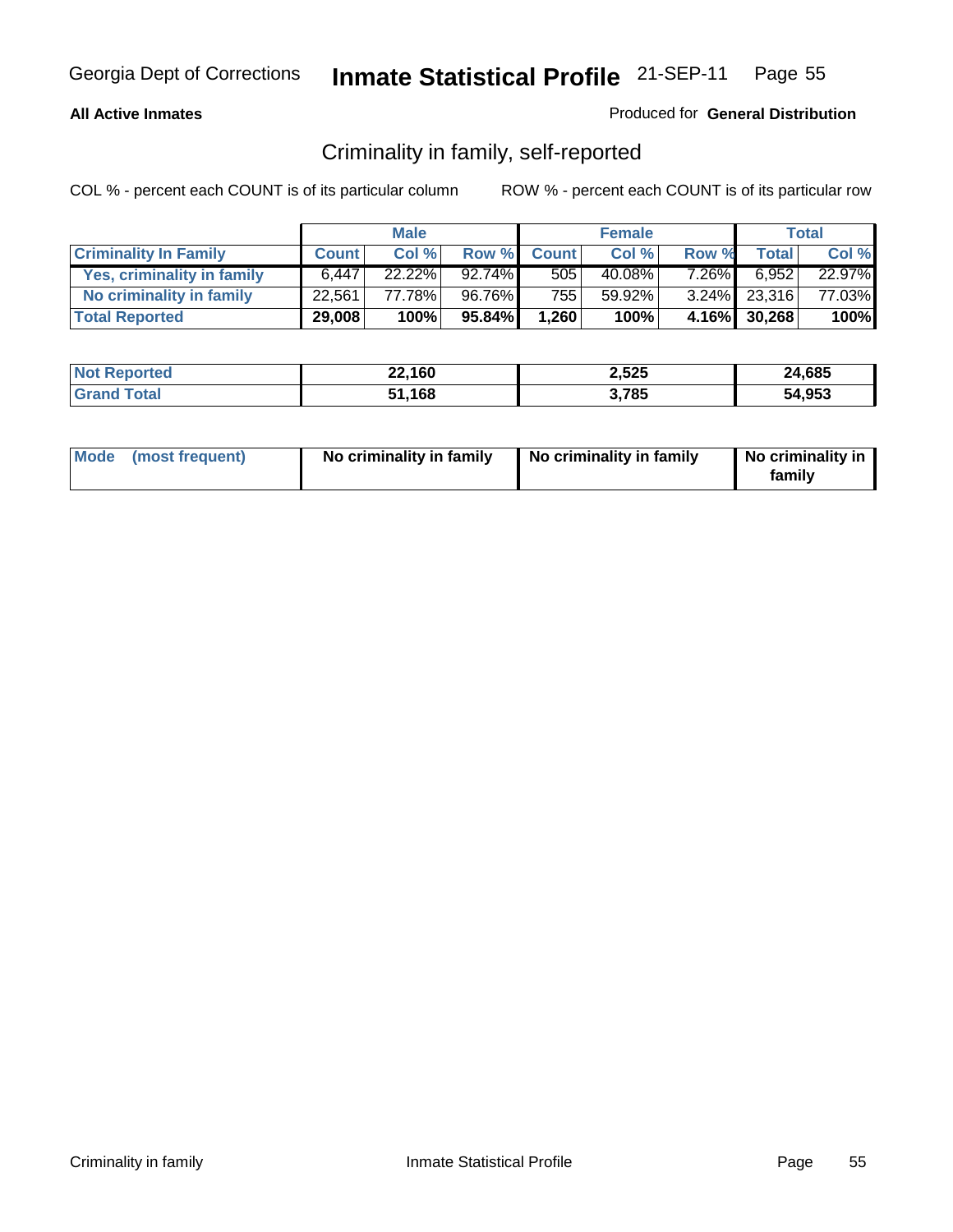**All Active Inmates**

Produced for **General Distribution**

## Criminality in family, self-reported

COL % - percent each COUNT is of its particular column

ROW % - percent each COUNT is of its particular row

| | Male | | | Female | | | Total | |
|---|---|---|---|---|---|---|---|---|
| **Criminality In Family** | **Count** | **Col %** | **Row %** | **Count** | **Col %** | **Row %** | **Total** | **Col %** |
| **Yes, criminality in family** | 6,447 | 22.22% | 92.74% | 505 | 40.08% | 7.26% | 6,952 | 22.97% |
| **No criminality in family** | 22,561 | 77.78% | 96.76% | 755 | 59.92% | 3.24% | 23,316 | 77.03% |
| **Total Reported** | **29,008** | **100%** | **95.84%** | **1,260** | **100%** | **4.16%** | **30,268** | **100%** |

| | Male | Female | Total |
|---|---|---|---|
| **Not Reported** | **22,160** | **2,525** | **24,685** |
| **Grand Total** | **51,168** | **3,785** | **54,953** |

| | Male | Female | Total |
|---|---|---|---|
| **Mode (most frequent)** | **No criminality in family** | **No criminality in family** | **No criminality in family** |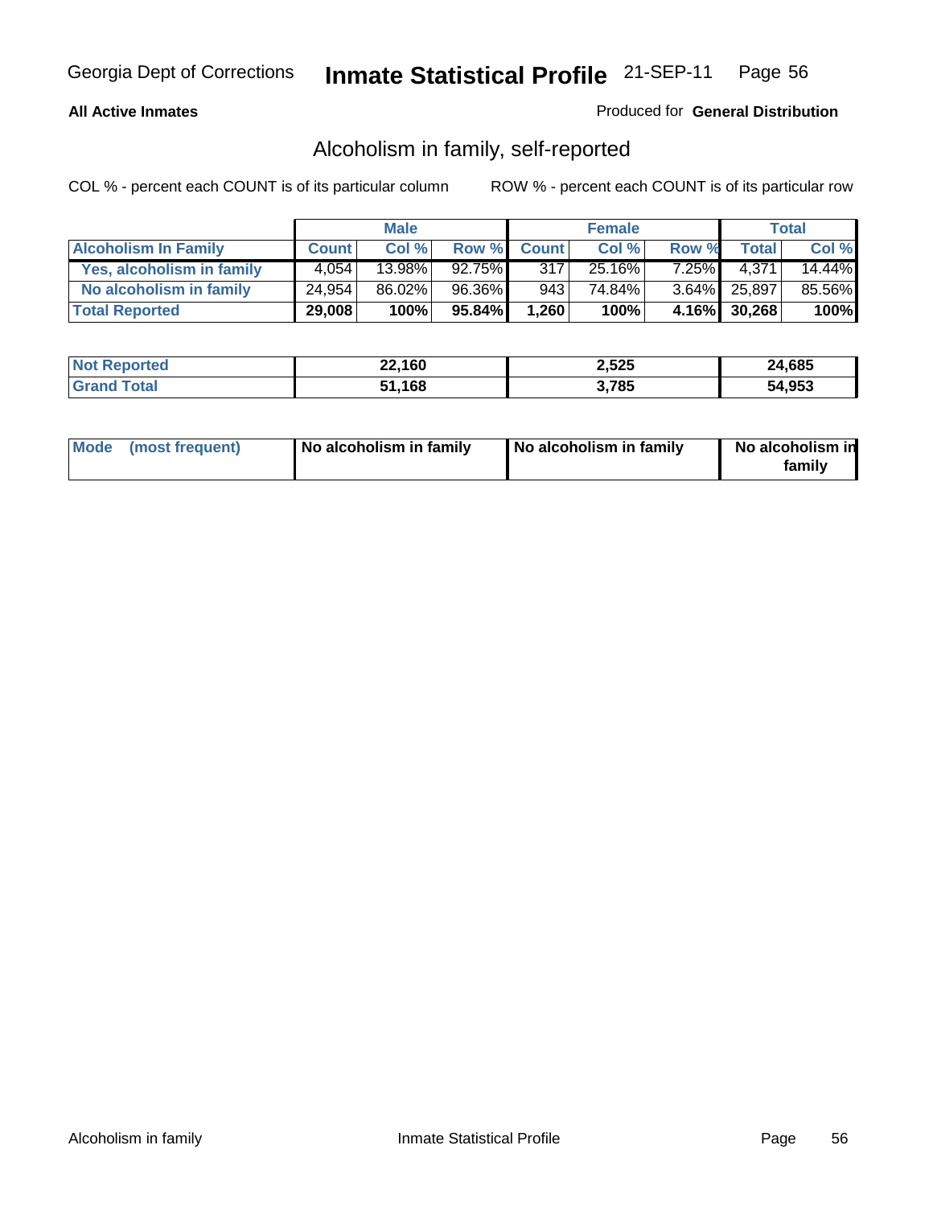Georgia Dept of Corrections **Inmate Statistical Profile** 21-SEP-11

**All Active Inmates**

Produced for **General Distribution**

## Alcoholism in family, self-reported

COL % - percent each COUNT is of its particular column

ROW % - percent each COUNT is of its particular row

| | Male | | | Female | | | Total | |
|---|---|---|---|---|---|---|---|---|
| **Alcoholism In Family** | **Count** | **Col %** | **Row %** | **Count** | **Col %** | **Row %** | **Total** | **Col %** |
| **Yes, alcoholism in family** | 4,054 | 13.98% | 92.75% | 317 | 25.16% | 7.25% | 4,371 | 14.44% |
| **No alcoholism in family** | 24,954 | 86.02% | 96.36% | 943 | 74.84% | 3.64% | 25,897 | 85.56% |
| **Total Reported** | **29,008** | **100%** | **95.84%** | **1,260** | **100%** | **4.16%** | **30,268** | **100%** |

| | Male | Female | Total |
|---|---|---|---|
| **Not Reported** | **22,160** | **2,525** | **24,685** |
| **Grand Total** | **51,168** | **3,785** | **54,953** |

| | Male | Female | Total |
|---|---|---|---|
| **Mode (most frequent)** | **No alcoholism in family** | **No alcoholism in family** | **No alcoholism in family** |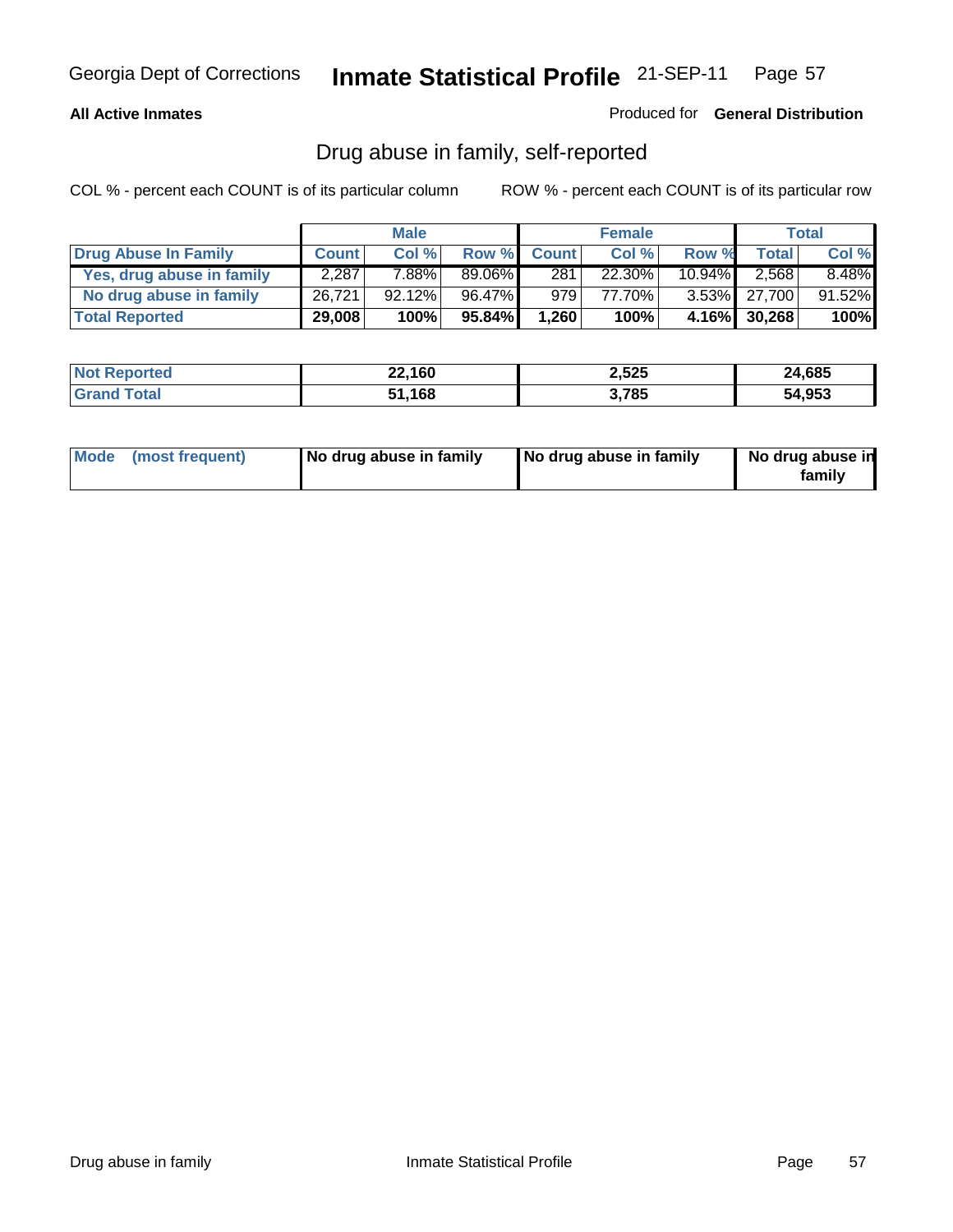Georgia Dept of Corrections **Inmate Statistical Profile** 21-SEP-11

**All Active Inmates**

Produced for **General Distribution**

## Drug abuse in family, self-reported

COL % - percent each COUNT is of its particular column

ROW % - percent each COUNT is of its particular row

| | Male | | | Female | | | Total | |
|---|---|---|---|---|---|---|---|---|
| **Drug Abuse In Family** | **Count** | **Col %** | **Row %** | **Count** | **Col %** | **Row %** | **Total** | **Col %** |
| Yes, drug abuse in family | 2,287 | 7.88% | 89.06% | 281 | 22.30% | 10.94% | 2,568 | 8.48% |
| No drug abuse in family | 26,721 | 92.12% | 96.47% | 979 | 77.70% | 3.53% | 27,700 | 91.52% |
| **Total Reported** | **29,008** | **100%** | **95.84%** | **1,260** | **100%** | **4.16%** | **30,268** | **100%** |

| | Male | Female | Total |
|---|---|---|---|
| **Not Reported** | **22,160** | **2,525** | **24,685** |
| **Grand Total** | **51,168** | **3,785** | **54,953** |

| | Male | Female | Total |
|---|---|---|---|
| **Mode (most frequent)** | **No drug abuse in family** | **No drug abuse in family** | **No drug abuse in family** |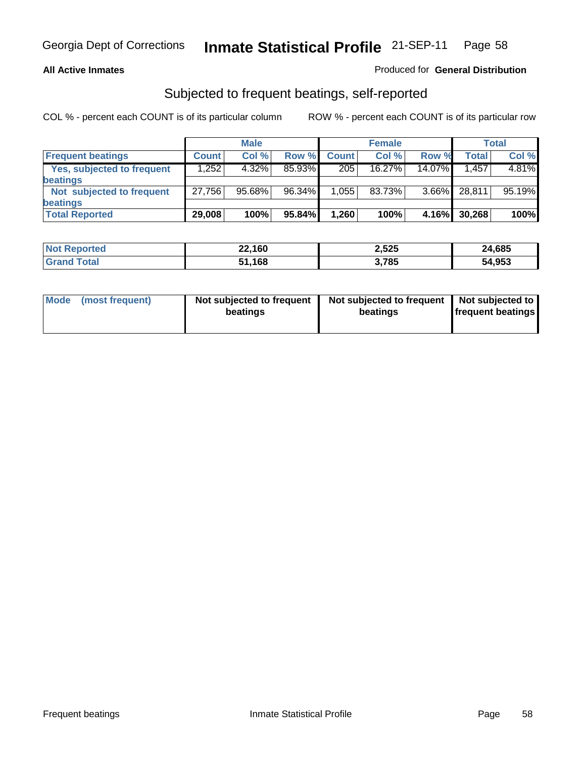Georgia Dept of Corrections **Inmate Statistical Profile** 21-SEP-11 Page 58

**All Active Inmates**

Produced for **General Distribution**

## Subjected to frequent beatings, self-reported

COL % - percent each COUNT is of its particular column

ROW % - percent each COUNT is of its particular row

| | Male | | | Female | | | Total | |
|---|---|---|---|---|---|---|---|---|
| **Frequent beatings** | **Count** | **Col %** | **Row %** | **Count** | **Col %** | **Row %** | **Total** | **Col %** |
| **Yes, subjected to frequent beatings** | 1,252 | 4.32% | 85.93% | 205 | 16.27% | 14.07% | 1,457 | 4.81% |
| **Not subjected to frequent beatings** | 27,756 | 95.68% | 96.34% | 1,055 | 83.73% | 3.66% | 28,811 | 95.19% |
| **Total Reported** | **29,008** | **100%** | **95.84%** | **1,260** | **100%** | **4.16%** | **30,268** | **100%** |

| | Male | Female | Total |
|---|---|---|---|
| **Not Reported** | **22,160** | **2,525** | **24,685** |
| **Grand Total** | **51,168** | **3,785** | **54,953** |

| | Male | Female | Total |
|---|---|---|---|
| **Mode (most frequent)** | **Not subjected to frequent beatings** | **Not subjected to frequent beatings** | **Not subjected to frequent beatings** |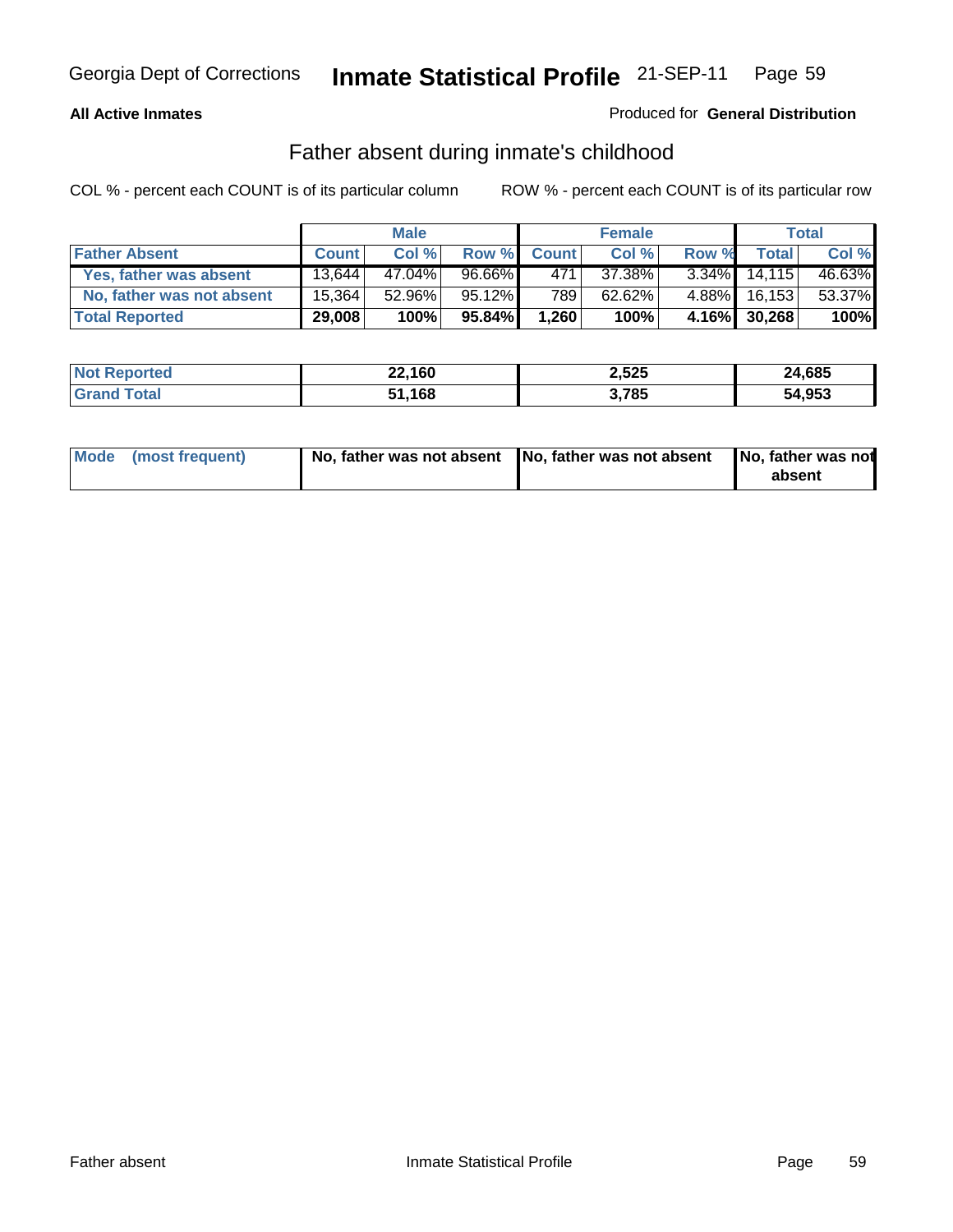Georgia Dept of Corrections **Inmate Statistical Profile** 21-SEP-11

**All Active Inmates**

Produced for **General Distribution**

## Father absent during inmate's childhood

COL % - percent each COUNT is of its particular column

ROW % - percent each COUNT is of its particular row

| | Male | | | Female | | | Total | |
|---|---|---|---|---|---|---|---|---|
| **Father Absent** | **Count** | **Col %** | **Row %** | **Count** | **Col %** | **Row %** | **Total** | **Col %** |
| **Yes, father was absent** | 13,644 | 47.04% | 96.66% | 471 | 37.38% | 3.34% | 14,115 | 46.63% |
| **No, father was not absent** | 15,364 | 52.96% | 95.12% | 789 | 62.62% | 4.88% | 16,153 | 53.37% |
| **Total Reported** | **29,008** | **100%** | **95.84%** | **1,260** | **100%** | **4.16%** | **30,268** | **100%** |

| | Male | Female | Total |
|---|---|---|---|
| **Not Reported** | **22,160** | **2,525** | **24,685** |
| **Grand Total** | **51,168** | **3,785** | **54,953** |

| | Male | Female | Total |
|---|---|---|---|
| **Mode (most frequent)** | **No, father was not absent** | **No, father was not absent** | **No, father was not absent** |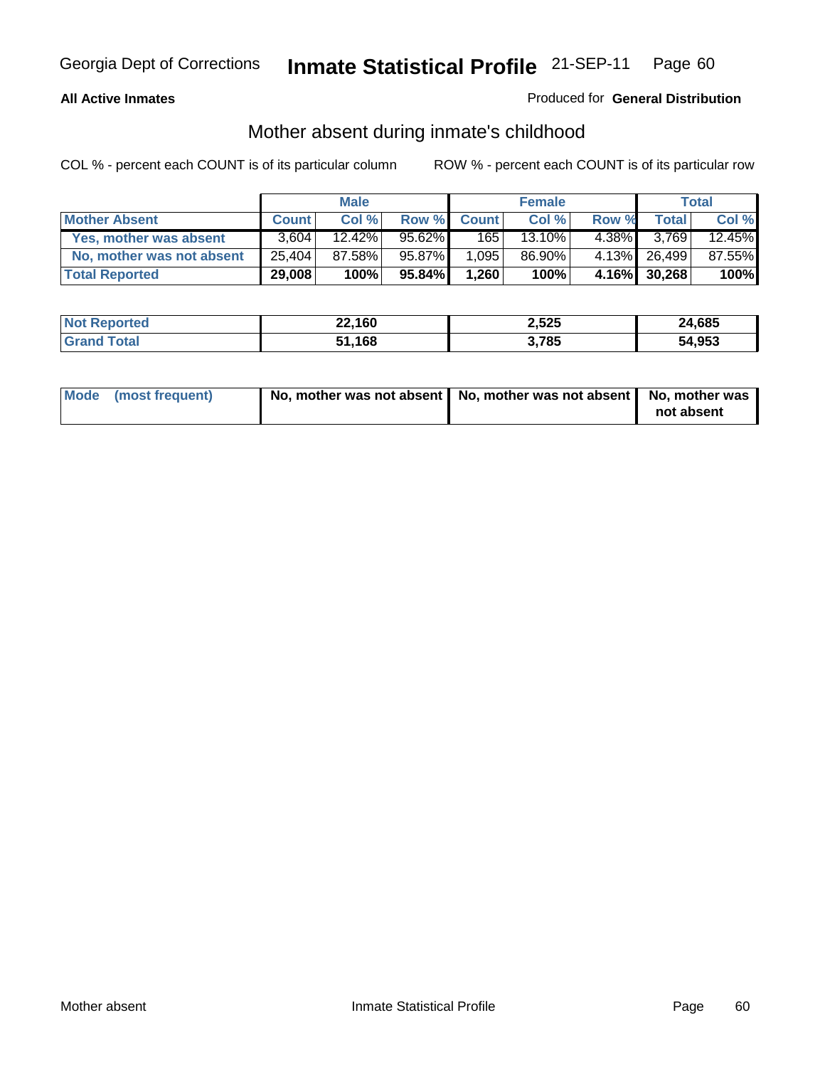**All Active Inmates**

Produced for **General Distribution**

## Mother absent during inmate's childhood

COL % - percent each COUNT is of its particular column

ROW % - percent each COUNT is of its particular row

| | Male | | | Female | | | Total | |
|---|---|---|---|---|---|---|---|---|
| **Mother Absent** | **Count** | **Col %** | **Row %** | **Count** | **Col %** | **Row %** | **Total** | **Col %** |
| **Yes, mother was absent** | 3,604 | 12.42% | 95.62% | 165 | 13.10% | 4.38% | 3,769 | 12.45% |
| **No, mother was not absent** | 25,404 | 87.58% | 95.87% | 1,095 | 86.90% | 4.13% | 26,499 | 87.55% |
| **Total Reported** | **29,008** | **100%** | **95.84%** | **1,260** | **100%** | **4.16%** | **30,268** | **100%** |

| | Male | Female | Total |
|---|---|---|---|
| **Not Reported** | **22,160** | **2,525** | **24,685** |
| **Grand Total** | **51,168** | **3,785** | **54,953** |

| | Male | Female | Total |
|---|---|---|---|
| **Mode (most frequent)** | **No, mother was not absent** | **No, mother was not absent** | **No, mother was not absent** |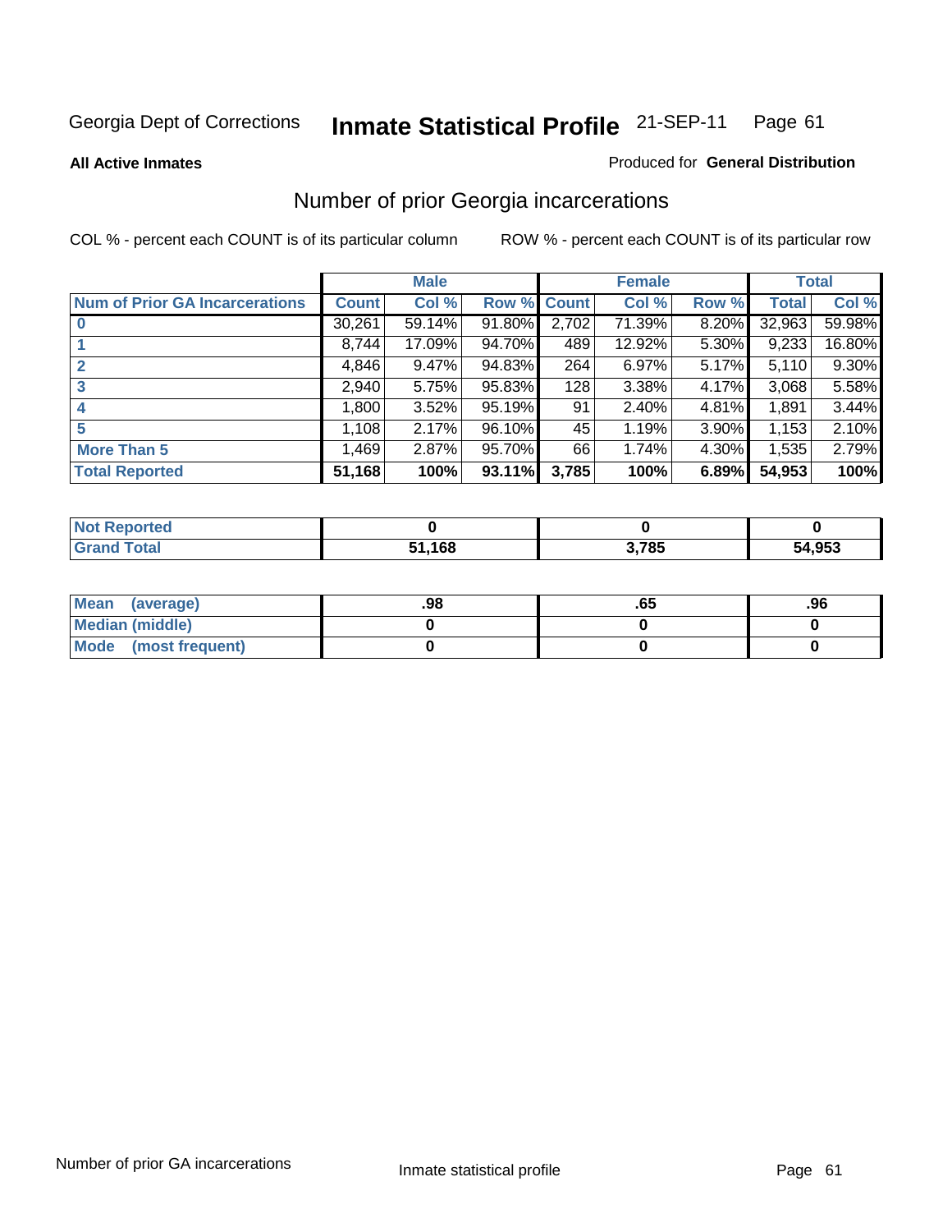Georgia Dept of Corrections **Inmate Statistical Profile** 21-SEP-11

**All Active Inmates**

Produced for **General Distribution**

## Number of prior Georgia incarcerations

COL % - percent each COUNT is of its particular column

ROW % - percent each COUNT is of its particular row

| | Male | | | Female | | | Total | |
|---|---|---|---|---|---|---|---|---|
| **Num of Prior GA Incarcerations** | **Count** | **Col %** | **Row %** | **Count** | **Col %** | **Row %** | **Total** | **Col %** |
| **0** | 30,261 | 59.14% | 91.80% | 2,702 | 71.39% | 8.20% | 32,963 | 59.98% |
| **1** | 8,744 | 17.09% | 94.70% | 489 | 12.92% | 5.30% | 9,233 | 16.80% |
| **2** | 4,846 | 9.47% | 94.83% | 264 | 6.97% | 5.17% | 5,110 | 9.30% |
| **3** | 2,940 | 5.75% | 95.83% | 128 | 3.38% | 4.17% | 3,068 | 5.58% |
| **4** | 1,800 | 3.52% | 95.19% | 91 | 2.40% | 4.81% | 1,891 | 3.44% |
| **5** | 1,108 | 2.17% | 96.10% | 45 | 1.19% | 3.90% | 1,153 | 2.10% |
| **More Than 5** | 1,469 | 2.87% | 95.70% | 66 | 1.74% | 4.30% | 1,535 | 2.79% |
| **Total Reported** | **51,168** | **100%** | **93.11%** | **3,785** | **100%** | **6.89%** | **54,953** | **100%** |

| | Male | Female | Total |
|---|---|---|---|
| **Not Reported** | **0** | **0** | **0** |
| **Grand Total** | **51,168** | **3,785** | **54,953** |

| | Male | Female | Total |
|---|---|---|---|
| **Mean (average)** | **.98** | **.65** | **.96** |
| **Median (middle)** | **0** | **0** | **0** |
| **Mode (most frequent)** | **0** | **0** | **0** |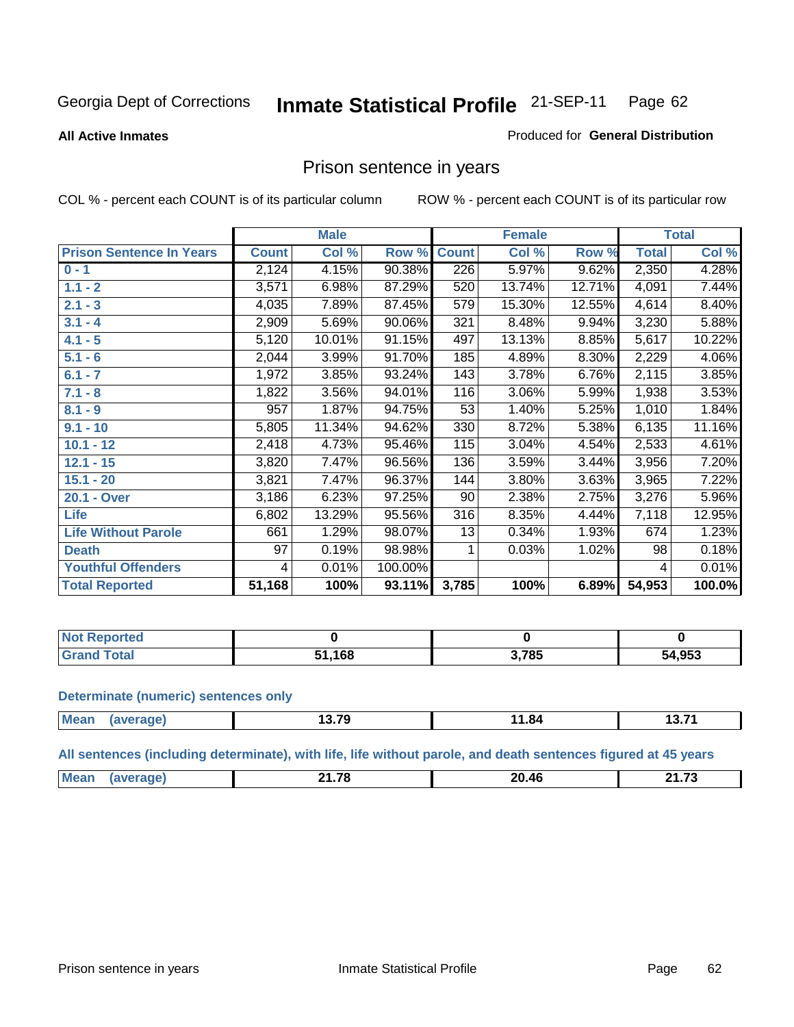Georgia Dept of Corrections **Inmate Statistical Profile** 21-SEP-11 Page 62

**All Active Inmates**

Produced for **General Distribution**

## Prison sentence in years

COL % - percent each COUNT is of its particular column

ROW % - percent each COUNT is of its particular row

| | Male | | | Female | | | Total | |
|---|---|---|---|---|---|---|---|---|
| **Prison Sentence In Years** | **Count** | **Col %** | **Row %** | **Count** | **Col %** | **Row %** | **Total** | **Col %** |
| **0 - 1** | 2,124 | 4.15% | 90.38% | 226 | 5.97% | 9.62% | 2,350 | 4.28% |
| **1.1 - 2** | 3,571 | 6.98% | 87.29% | 520 | 13.74% | 12.71% | 4,091 | 7.44% |
| **2.1 - 3** | 4,035 | 7.89% | 87.45% | 579 | 15.30% | 12.55% | 4,614 | 8.40% |
| **3.1 - 4** | 2,909 | 5.69% | 90.06% | 321 | 8.48% | 9.94% | 3,230 | 5.88% |
| **4.1 - 5** | 5,120 | 10.01% | 91.15% | 497 | 13.13% | 8.85% | 5,617 | 10.22% |
| **5.1 - 6** | 2,044 | 3.99% | 91.70% | 185 | 4.89% | 8.30% | 2,229 | 4.06% |
| **6.1 - 7** | 1,972 | 3.85% | 93.24% | 143 | 3.78% | 6.76% | 2,115 | 3.85% |
| **7.1 - 8** | 1,822 | 3.56% | 94.01% | 116 | 3.06% | 5.99% | 1,938 | 3.53% |
| **8.1 - 9** | 957 | 1.87% | 94.75% | 53 | 1.40% | 5.25% | 1,010 | 1.84% |
| **9.1 - 10** | 5,805 | 11.34% | 94.62% | 330 | 8.72% | 5.38% | 6,135 | 11.16% |
| **10.1 - 12** | 2,418 | 4.73% | 95.46% | 115 | 3.04% | 4.54% | 2,533 | 4.61% |
| **12.1 - 15** | 3,820 | 7.47% | 96.56% | 136 | 3.59% | 3.44% | 3,956 | 7.20% |
| **15.1 - 20** | 3,821 | 7.47% | 96.37% | 144 | 3.80% | 3.63% | 3,965 | 7.22% |
| **20.1 - Over** | 3,186 | 6.23% | 97.25% | 90 | 2.38% | 2.75% | 3,276 | 5.96% |
| **Life** | 6,802 | 13.29% | 95.56% | 316 | 8.35% | 4.44% | 7,118 | 12.95% |
| **Life Without Parole** | 661 | 1.29% | 98.07% | 13 | 0.34% | 1.93% | 674 | 1.23% |
| **Death** | 97 | 0.19% | 98.98% | 1 | 0.03% | 1.02% | 98 | 0.18% |
| **Youthful Offenders** | 4 | 0.01% | 100.00% | | | | 4 | 0.01% |
| **Total Reported** | **51,168** | **100%** | **93.11%** | **3,785** | **100%** | **6.89%** | **54,953** | **100.0%** |

| | Male | Female | Total |
|---|---|---|---|
| **Not Reported** | **0** | **0** | **0** |
| **Grand Total** | **51,168** | **3,785** | **54,953** |

**Determinate (numeric) sentences only**

| | Male | Female | Total |
|---|---|---|---|
| **Mean (average)** | **13.79** | **11.84** | **13.71** |

**All sentences (including determinate), with life, life without parole, and death sentences figured at 45 years**

| | Male | Female | Total |
|---|---|---|---|
| **Mean (average)** | **21.78** | **20.46** | **21.73** |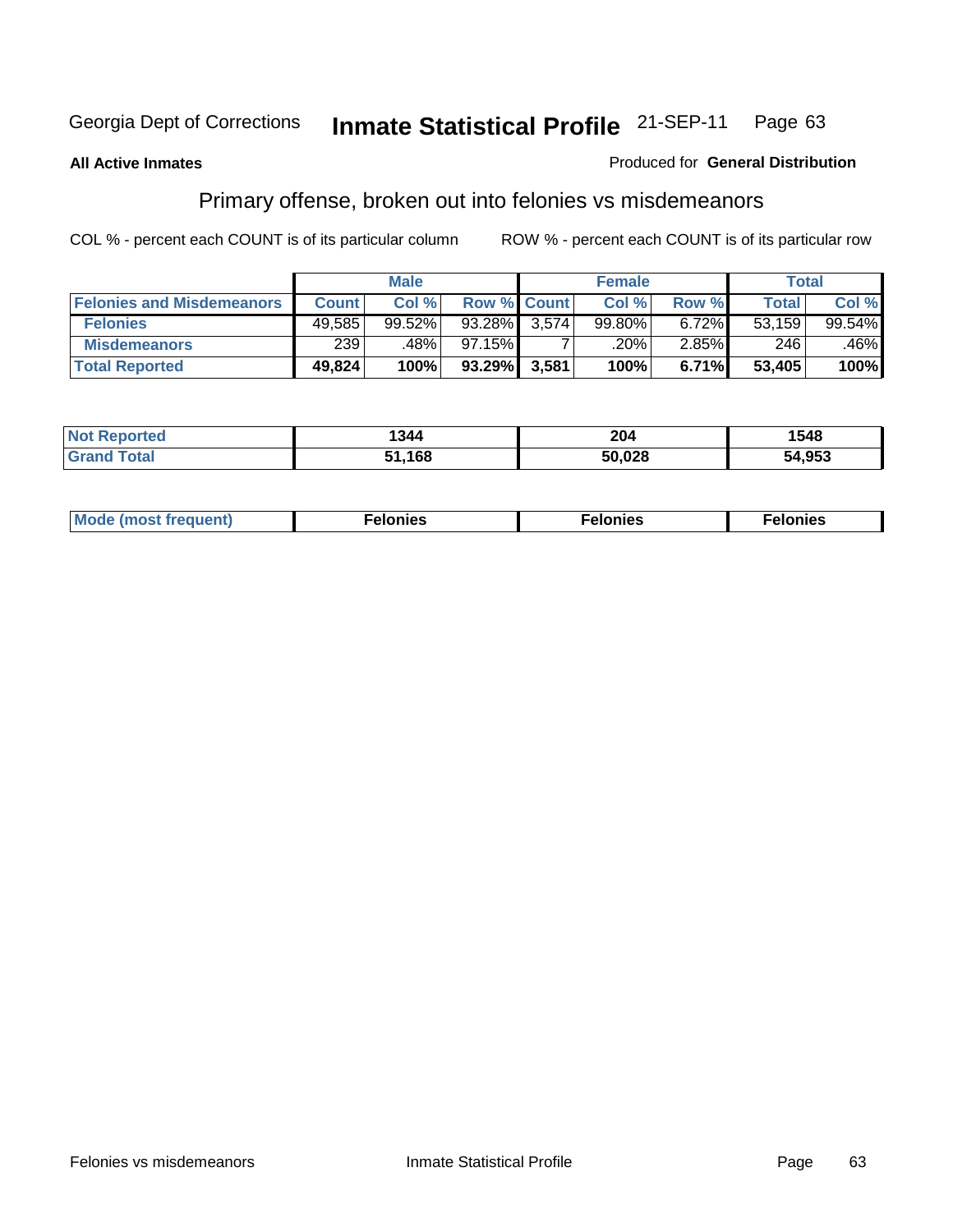Georgia Dept of Corrections **Inmate Statistical Profile** 21-SEP-11

**All Active Inmates**

Produced for **General Distribution**

## Primary offense, broken out into felonies vs misdemeanors

COL % - percent each COUNT is of its particular column

ROW % - percent each COUNT is of its particular row

| | Male | | | Female | | | Total | |
|---|---|---|---|---|---|---|---|---|
| **Felonies and Misdemeanors** | **Count** | **Col %** | **Row %** | **Count** | **Col %** | **Row %** | **Total** | **Col %** |
| **Felonies** | 49,585 | 99.52% | 93.28% | 3,574 | 99.80% | 6.72% | 53,159 | 99.54% |
| **Misdemeanors** | 239 | .48% | 97.15% | 7 | .20% | 2.85% | 246 | .46% |
| **Total Reported** | **49,824** | **100%** | **93.29%** | **3,581** | **100%** | **6.71%** | **53,405** | **100%** |

| | Male | Female | Total |
|---|---|---|---|
| **Not Reported** | **1344** | **204** | **1548** |
| **Grand Total** | **51,168** | **50,028** | **54,953** |

| | Male | Female | Total |
|---|---|---|---|
| **Mode (most frequent)** | **Felonies** | **Felonies** | **Felonies** |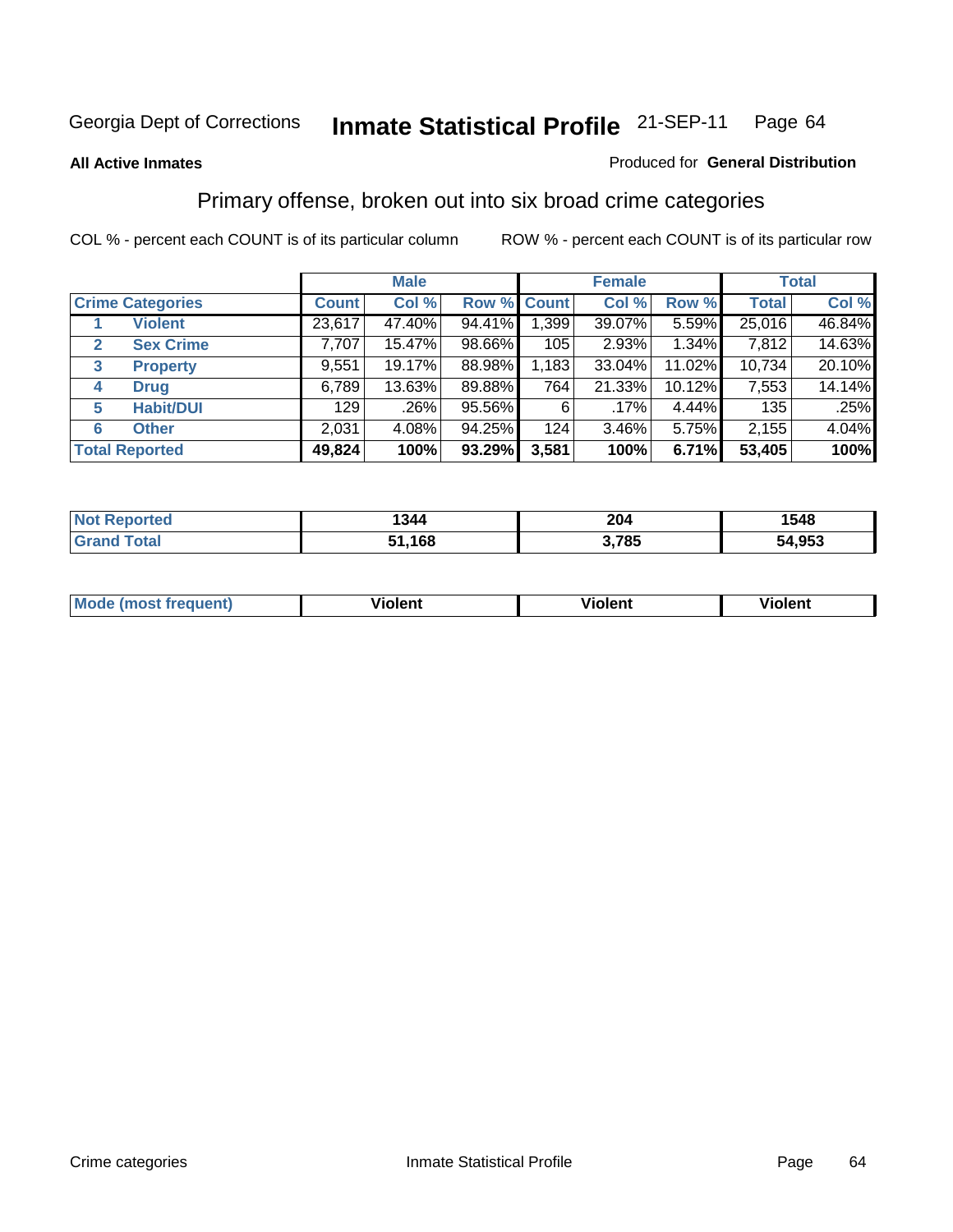Georgia Dept of Corrections **Inmate Statistical Profile** 21-SEP-11 Page 64

**All Active Inmates**

Produced for **General Distribution**

## Primary offense, broken out into six broad crime categories

COL % - percent each COUNT is of its particular column

ROW % - percent each COUNT is of its particular row

| | | Male | | | Female | | | Total | |
|---|---|---|---|---|---|---|---|---|---|
| **Crime Categories** | | **Count** | **Col %** | **Row %** | **Count** | **Col %** | **Row %** | **Total** | **Col %** |
| **1** | **Violent** | 23,617 | 47.40% | 94.41% | 1,399 | 39.07% | 5.59% | 25,016 | 46.84% |
| **2** | **Sex Crime** | 7,707 | 15.47% | 98.66% | 105 | 2.93% | 1.34% | 7,812 | 14.63% |
| **3** | **Property** | 9,551 | 19.17% | 88.98% | 1,183 | 33.04% | 11.02% | 10,734 | 20.10% |
| **4** | **Drug** | 6,789 | 13.63% | 89.88% | 764 | 21.33% | 10.12% | 7,553 | 14.14% |
| **5** | **Habit/DUI** | 129 | .26% | 95.56% | 6 | .17% | 4.44% | 135 | .25% |
| **6** | **Other** | 2,031 | 4.08% | 94.25% | 124 | 3.46% | 5.75% | 2,155 | 4.04% |
| **Total Reported** | | **49,824** | **100%** | **93.29%** | **3,581** | **100%** | **6.71%** | **53,405** | **100%** |

| | Male | Female | Total |
|---|---|---|---|
| **Not Reported** | **1344** | **204** | **1548** |
| **Grand Total** | **51,168** | **3,785** | **54,953** |

| | Male | Female | Total |
|---|---|---|---|
| **Mode (most frequent)** | **Violent** | **Violent** | **Violent** |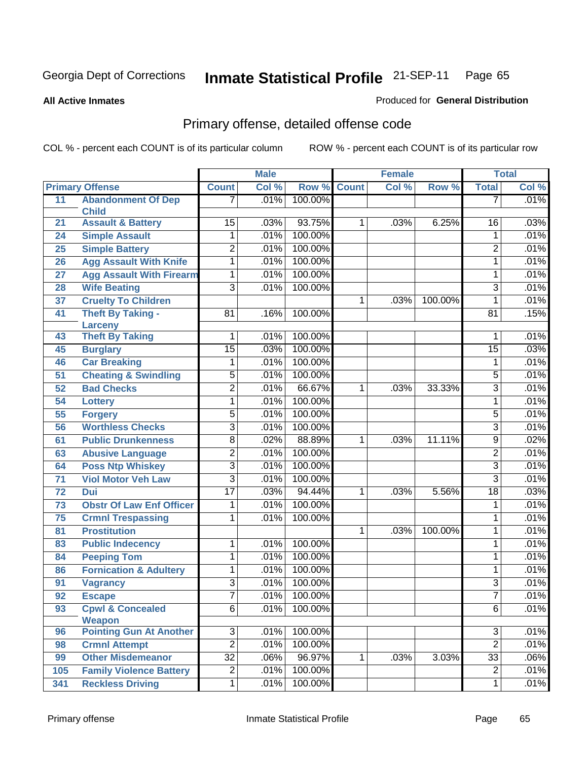Georgia Dept of Corrections **Inmate Statistical Profile** 21-SEP-11

**All Active Inmates**

Produced for **General Distribution**

## Primary offense, detailed offense code

COL % - percent each COUNT is of its particular column     ROW % - percent each COUNT is of its particular row

| Primary Offense | | Male | | | Female | | | Total | |
|---|---|---|---|---|---|---|---|---|---|
| | | Count | Col % | Row % | Count | Col % | Row % | Total | Col % |
| 11 | Abandonment Of Dep Child | 7 | .01% | 100.00% | | | | 7 | .01% |
| 21 | Assault & Battery | 15 | .03% | 93.75% | 1 | .03% | 6.25% | 16 | .03% |
| 24 | Simple Assault | 1 | .01% | 100.00% | | | | 1 | .01% |
| 25 | Simple Battery | 2 | .01% | 100.00% | | | | 2 | .01% |
| 26 | Agg Assault With Knife | 1 | .01% | 100.00% | | | | 1 | .01% |
| 27 | Agg Assault With Firearm | 1 | .01% | 100.00% | | | | 1 | .01% |
| 28 | Wife Beating | 3 | .01% | 100.00% | | | | 3 | .01% |
| 37 | Cruelty To Children | | | | 1 | .03% | 100.00% | 1 | .01% |
| 41 | Theft By Taking - Larceny | 81 | .16% | 100.00% | | | | 81 | .15% |
| 43 | Theft By Taking | 1 | .01% | 100.00% | | | | 1 | .01% |
| 45 | Burglary | 15 | .03% | 100.00% | | | | 15 | .03% |
| 46 | Car Breaking | 1 | .01% | 100.00% | | | | 1 | .01% |
| 51 | Cheating & Swindling | 5 | .01% | 100.00% | | | | 5 | .01% |
| 52 | Bad Checks | 2 | .01% | 66.67% | 1 | .03% | 33.33% | 3 | .01% |
| 54 | Lottery | 1 | .01% | 100.00% | | | | 1 | .01% |
| 55 | Forgery | 5 | .01% | 100.00% | | | | 5 | .01% |
| 56 | Worthless Checks | 3 | .01% | 100.00% | | | | 3 | .01% |
| 61 | Public Drunkenness | 8 | .02% | 88.89% | 1 | .03% | 11.11% | 9 | .02% |
| 63 | Abusive Language | 2 | .01% | 100.00% | | | | 2 | .01% |
| 64 | Poss Ntp Whiskey | 3 | .01% | 100.00% | | | | 3 | .01% |
| 71 | Viol Motor Veh Law | 3 | .01% | 100.00% | | | | 3 | .01% |
| 72 | Dui | 17 | .03% | 94.44% | 1 | .03% | 5.56% | 18 | .03% |
| 73 | Obstr Of Law Enf Officer | 1 | .01% | 100.00% | | | | 1 | .01% |
| 75 | Crmnl Trespassing | 1 | .01% | 100.00% | | | | 1 | .01% |
| 81 | Prostitution | | | | 1 | .03% | 100.00% | 1 | .01% |
| 83 | Public Indecency | 1 | .01% | 100.00% | | | | 1 | .01% |
| 84 | Peeping Tom | 1 | .01% | 100.00% | | | | 1 | .01% |
| 86 | Fornication & Adultery | 1 | .01% | 100.00% | | | | 1 | .01% |
| 91 | Vagrancy | 3 | .01% | 100.00% | | | | 3 | .01% |
| 92 | Escape | 7 | .01% | 100.00% | | | | 7 | .01% |
| 93 | Cpwl & Concealed Weapon | 6 | .01% | 100.00% | | | | 6 | .01% |
| 96 | Pointing Gun At Another | 3 | .01% | 100.00% | | | | 3 | .01% |
| 98 | Crmnl Attempt | 2 | .01% | 100.00% | | | | 2 | .01% |
| 99 | Other Misdemeanor | 32 | .06% | 96.97% | 1 | .03% | 3.03% | 33 | .06% |
| 105 | Family Violence Battery | 2 | .01% | 100.00% | | | | 2 | .01% |
| 341 | Reckless Driving | 1 | .01% | 100.00% | | | | 1 | .01% |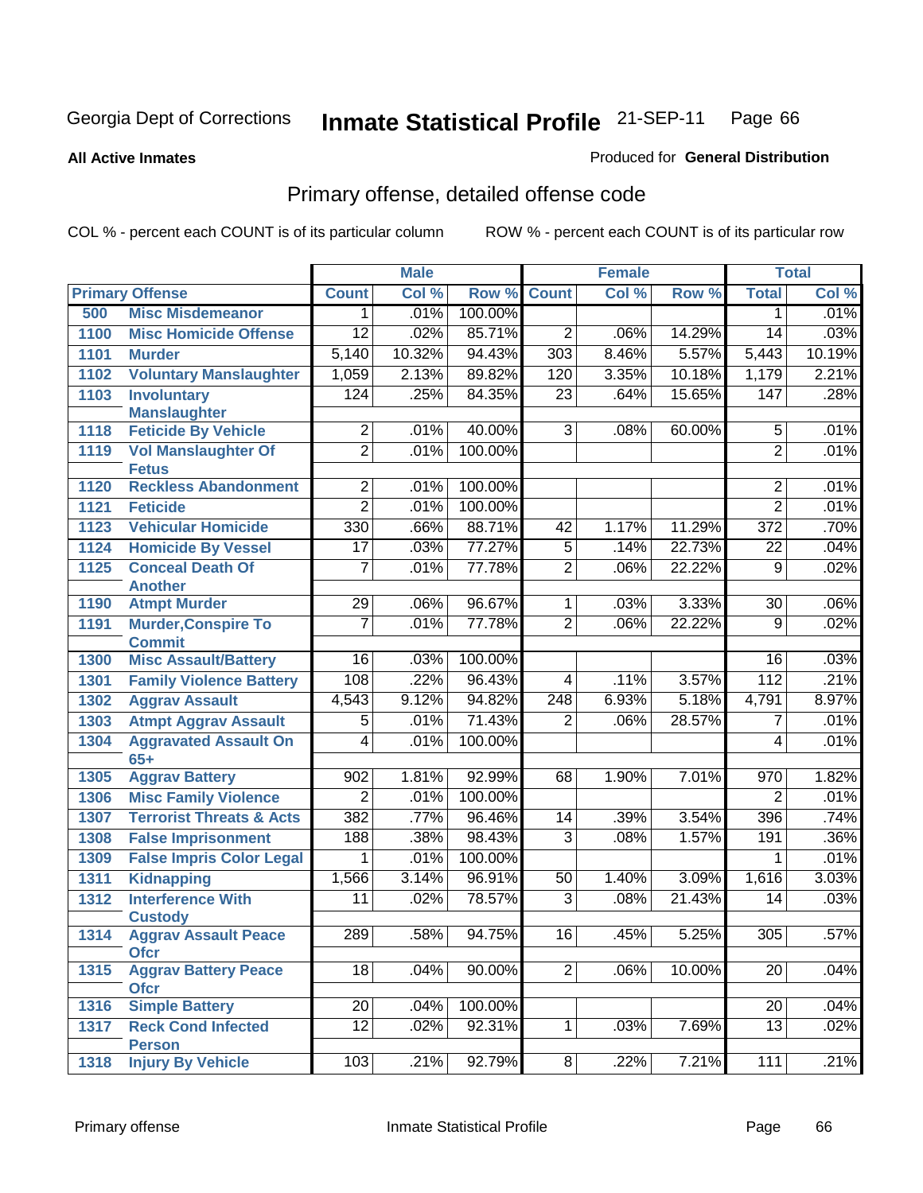Georgia Dept of Corrections **Inmate Statistical Profile** 21-SEP-11 Page 66

**All Active Inmates**

Produced for **General Distribution**

## Primary offense, detailed offense code

COL % - percent each COUNT is of its particular column ROW % - percent each COUNT is of its particular row

| Primary Offense | | Male | | | Female | | | Total | |
|---|---|---|---|---|---|---|---|---|---|
| | | Count | Col % | Row % | Count | Col % | Row % | Total | Col % |
| 500 | Misc Misdemeanor | 1 | .01% | 100.00% | | | | 1 | .01% |
| 1100 | Misc Homicide Offense | 12 | .02% | 85.71% | 2 | .06% | 14.29% | 14 | .03% |
| 1101 | Murder | 5,140 | 10.32% | 94.43% | 303 | 8.46% | 5.57% | 5,443 | 10.19% |
| 1102 | Voluntary Manslaughter | 1,059 | 2.13% | 89.82% | 120 | 3.35% | 10.18% | 1,179 | 2.21% |
| 1103 | Involuntary Manslaughter | 124 | .25% | 84.35% | 23 | .64% | 15.65% | 147 | .28% |
| 1118 | Feticide By Vehicle | 2 | .01% | 40.00% | 3 | .08% | 60.00% | 5 | .01% |
| 1119 | Vol Manslaughter Of Fetus | 2 | .01% | 100.00% | | | | 2 | .01% |
| 1120 | Reckless Abandonment | 2 | .01% | 100.00% | | | | 2 | .01% |
| 1121 | Feticide | 2 | .01% | 100.00% | | | | 2 | .01% |
| 1123 | Vehicular Homicide | 330 | .66% | 88.71% | 42 | 1.17% | 11.29% | 372 | .70% |
| 1124 | Homicide By Vessel | 17 | .03% | 77.27% | 5 | .14% | 22.73% | 22 | .04% |
| 1125 | Conceal Death Of Another | 7 | .01% | 77.78% | 2 | .06% | 22.22% | 9 | .02% |
| 1190 | Atmpt Murder | 29 | .06% | 96.67% | 1 | .03% | 3.33% | 30 | .06% |
| 1191 | Murder,Conspire To Commit | 7 | .01% | 77.78% | 2 | .06% | 22.22% | 9 | .02% |
| 1300 | Misc Assault/Battery | 16 | .03% | 100.00% | | | | 16 | .03% |
| 1301 | Family Violence Battery | 108 | .22% | 96.43% | 4 | .11% | 3.57% | 112 | .21% |
| 1302 | Aggrav Assault | 4,543 | 9.12% | 94.82% | 248 | 6.93% | 5.18% | 4,791 | 8.97% |
| 1303 | Atmpt Aggrav Assault | 5 | .01% | 71.43% | 2 | .06% | 28.57% | 7 | .01% |
| 1304 | Aggravated Assault On 65+ | 4 | .01% | 100.00% | | | | 4 | .01% |
| 1305 | Aggrav Battery | 902 | 1.81% | 92.99% | 68 | 1.90% | 7.01% | 970 | 1.82% |
| 1306 | Misc Family Violence | 2 | .01% | 100.00% | | | | 2 | .01% |
| 1307 | Terrorist Threats & Acts | 382 | .77% | 96.46% | 14 | .39% | 3.54% | 396 | .74% |
| 1308 | False Imprisonment | 188 | .38% | 98.43% | 3 | .08% | 1.57% | 191 | .36% |
| 1309 | False Impris Color Legal | 1 | .01% | 100.00% | | | | 1 | .01% |
| 1311 | Kidnapping | 1,566 | 3.14% | 96.91% | 50 | 1.40% | 3.09% | 1,616 | 3.03% |
| 1312 | Interference With Custody | 11 | .02% | 78.57% | 3 | .08% | 21.43% | 14 | .03% |
| 1314 | Aggrav Assault Peace Ofcr | 289 | .58% | 94.75% | 16 | .45% | 5.25% | 305 | .57% |
| 1315 | Aggrav Battery Peace Ofcr | 18 | .04% | 90.00% | 2 | .06% | 10.00% | 20 | .04% |
| 1316 | Simple Battery | 20 | .04% | 100.00% | | | | 20 | .04% |
| 1317 | Reck Cond Infected Person | 12 | .02% | 92.31% | 1 | .03% | 7.69% | 13 | .02% |
| 1318 | Injury By Vehicle | 103 | .21% | 92.79% | 8 | .22% | 7.21% | 111 | .21% |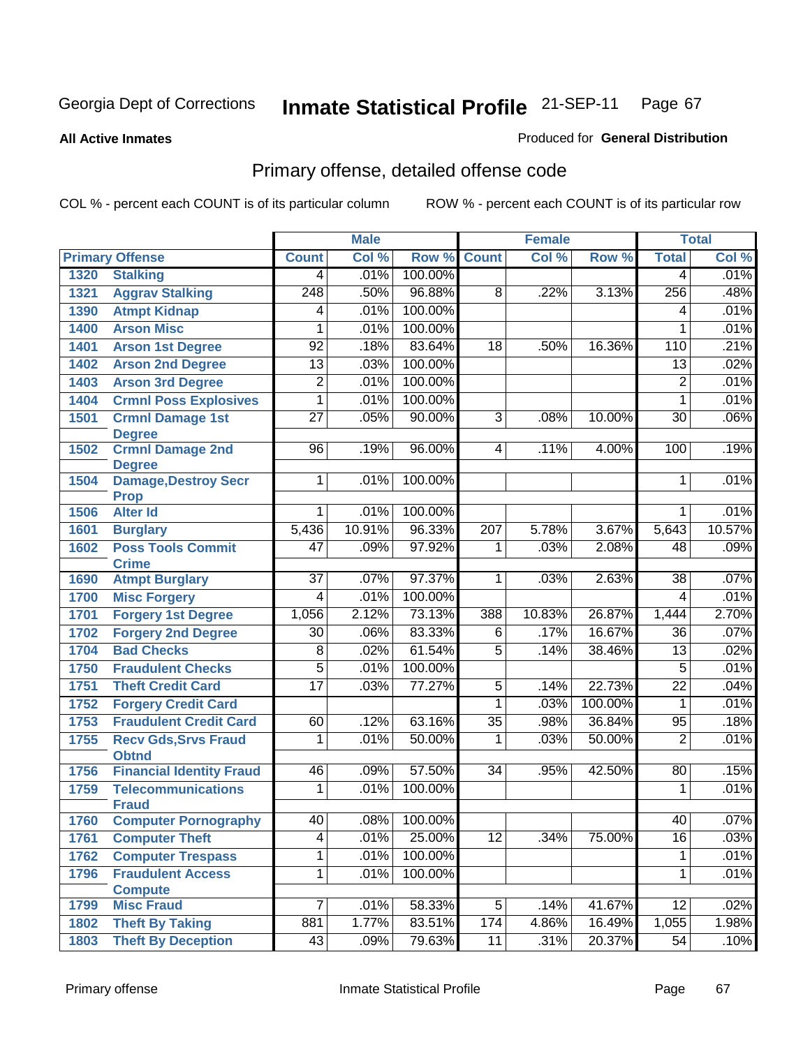Georgia Dept of Corrections **Inmate Statistical Profile** 21-SEP-11 Page 67

**All Active Inmates**

Produced for **General Distribution**

## Primary offense, detailed offense code

COL % - percent each COUNT is of its particular column

ROW % - percent each COUNT is of its particular row

| Primary Offense | | Male | | | Female | | | Total | |
|---|---|---|---|---|---|---|---|---|---|
| | | Count | Col % | Row % | Count | Col % | Row % | Total | Col % |
| 1320 | Stalking | 4 | .01% | 100.00% | | | | 4 | .01% |
| 1321 | Aggrav Stalking | 248 | .50% | 96.88% | 8 | .22% | 3.13% | 256 | .48% |
| 1390 | Atmpt Kidnap | 4 | .01% | 100.00% | | | | 4 | .01% |
| 1400 | Arson Misc | 1 | .01% | 100.00% | | | | 1 | .01% |
| 1401 | Arson 1st Degree | 92 | .18% | 83.64% | 18 | .50% | 16.36% | 110 | .21% |
| 1402 | Arson 2nd Degree | 13 | .03% | 100.00% | | | | 13 | .02% |
| 1403 | Arson 3rd Degree | 2 | .01% | 100.00% | | | | 2 | .01% |
| 1404 | Crmnl Poss Explosives | 1 | .01% | 100.00% | | | | 1 | .01% |
| 1501 | Crmnl Damage 1st Degree | 27 | .05% | 90.00% | 3 | .08% | 10.00% | 30 | .06% |
| 1502 | Crmnl Damage 2nd Degree | 96 | .19% | 96.00% | 4 | .11% | 4.00% | 100 | .19% |
| 1504 | Damage,Destroy Secr Prop | 1 | .01% | 100.00% | | | | 1 | .01% |
| 1506 | Alter Id | 1 | .01% | 100.00% | | | | 1 | .01% |
| 1601 | Burglary | 5,436 | 10.91% | 96.33% | 207 | 5.78% | 3.67% | 5,643 | 10.57% |
| 1602 | Poss Tools Commit Crime | 47 | .09% | 97.92% | 1 | .03% | 2.08% | 48 | .09% |
| 1690 | Atmpt Burglary | 37 | .07% | 97.37% | 1 | .03% | 2.63% | 38 | .07% |
| 1700 | Misc Forgery | 4 | .01% | 100.00% | | | | 4 | .01% |
| 1701 | Forgery 1st Degree | 1,056 | 2.12% | 73.13% | 388 | 10.83% | 26.87% | 1,444 | 2.70% |
| 1702 | Forgery 2nd Degree | 30 | .06% | 83.33% | 6 | .17% | 16.67% | 36 | .07% |
| 1704 | Bad Checks | 8 | .02% | 61.54% | 5 | .14% | 38.46% | 13 | .02% |
| 1750 | Fraudulent Checks | 5 | .01% | 100.00% | | | | 5 | .01% |
| 1751 | Theft Credit Card | 17 | .03% | 77.27% | 5 | .14% | 22.73% | 22 | .04% |
| 1752 | Forgery Credit Card | | | | 1 | .03% | 100.00% | 1 | .01% |
| 1753 | Fraudulent Credit Card | 60 | .12% | 63.16% | 35 | .98% | 36.84% | 95 | .18% |
| 1755 | Recv Gds,Srvs Fraud Obtnd | 1 | .01% | 50.00% | 1 | .03% | 50.00% | 2 | .01% |
| 1756 | Financial Identity Fraud | 46 | .09% | 57.50% | 34 | .95% | 42.50% | 80 | .15% |
| 1759 | Telecommunications Fraud | 1 | .01% | 100.00% | | | | 1 | .01% |
| 1760 | Computer Pornography | 40 | .08% | 100.00% | | | | 40 | .07% |
| 1761 | Computer Theft | 4 | .01% | 25.00% | 12 | .34% | 75.00% | 16 | .03% |
| 1762 | Computer Trespass | 1 | .01% | 100.00% | | | | 1 | .01% |
| 1796 | Fraudulent Access Compute | 1 | .01% | 100.00% | | | | 1 | .01% |
| 1799 | Misc Fraud | 7 | .01% | 58.33% | 5 | .14% | 41.67% | 12 | .02% |
| 1802 | Theft By Taking | 881 | 1.77% | 83.51% | 174 | 4.86% | 16.49% | 1,055 | 1.98% |
| 1803 | Theft By Deception | 43 | .09% | 79.63% | 11 | .31% | 20.37% | 54 | .10% |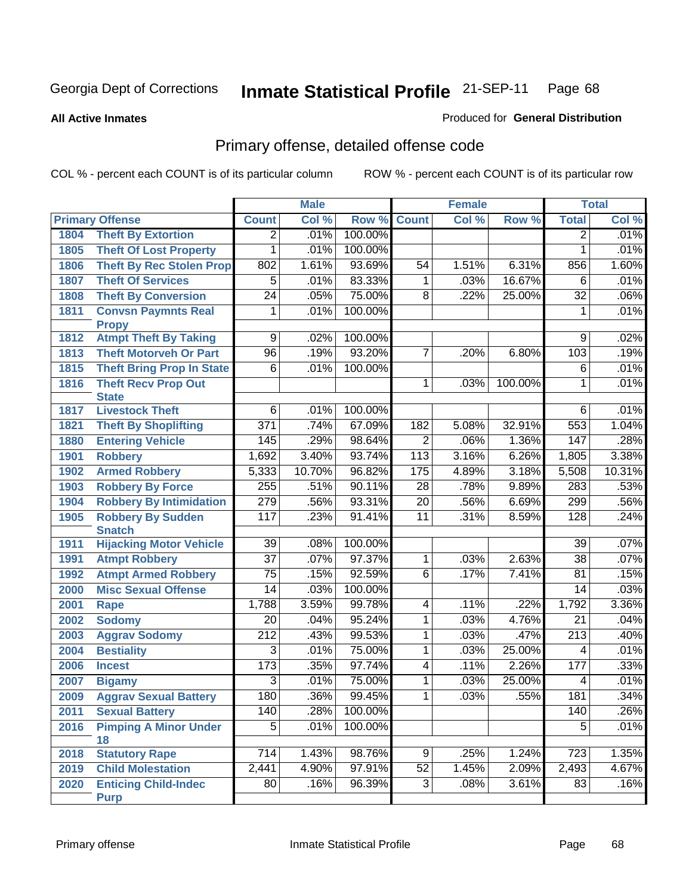Georgia Dept of Corrections **Inmate Statistical Profile** 21-SEP-11

**All Active Inmates**

Produced for **General Distribution**

## Primary offense, detailed offense code

COL % - percent each COUNT is of its particular column ROW % - percent each COUNT is of its particular row

| Primary Offense | | Male | | | Female | | | Total | |
|---|---|---|---|---|---|---|---|---|---|
| | | Count | Col % | Row % | Count | Col % | Row % | Total | Col % |
| 1804 | Theft By Extortion | 2 | .01% | 100.00% | | | | 2 | .01% |
| 1805 | Theft Of Lost Property | 1 | .01% | 100.00% | | | | 1 | .01% |
| 1806 | Theft By Rec Stolen Prop | 802 | 1.61% | 93.69% | 54 | 1.51% | 6.31% | 856 | 1.60% |
| 1807 | Theft Of Services | 5 | .01% | 83.33% | 1 | .03% | 16.67% | 6 | .01% |
| 1808 | Theft By Conversion | 24 | .05% | 75.00% | 8 | .22% | 25.00% | 32 | .06% |
| 1811 | Convsn Paymnts Real Propy | 1 | .01% | 100.00% | | | | 1 | .01% |
| 1812 | Atmpt Theft By Taking | 9 | .02% | 100.00% | | | | 9 | .02% |
| 1813 | Theft Motorveh Or Part | 96 | .19% | 93.20% | 7 | .20% | 6.80% | 103 | .19% |
| 1815 | Theft Bring Prop In State | 6 | .01% | 100.00% | | | | 6 | .01% |
| 1816 | Theft Recv Prop Out State | | | | 1 | .03% | 100.00% | 1 | .01% |
| 1817 | Livestock Theft | 6 | .01% | 100.00% | | | | 6 | .01% |
| 1821 | Theft By Shoplifting | 371 | .74% | 67.09% | 182 | 5.08% | 32.91% | 553 | 1.04% |
| 1880 | Entering Vehicle | 145 | .29% | 98.64% | 2 | .06% | 1.36% | 147 | .28% |
| 1901 | Robbery | 1,692 | 3.40% | 93.74% | 113 | 3.16% | 6.26% | 1,805 | 3.38% |
| 1902 | Armed Robbery | 5,333 | 10.70% | 96.82% | 175 | 4.89% | 3.18% | 5,508 | 10.31% |
| 1903 | Robbery By Force | 255 | .51% | 90.11% | 28 | .78% | 9.89% | 283 | .53% |
| 1904 | Robbery By Intimidation | 279 | .56% | 93.31% | 20 | .56% | 6.69% | 299 | .56% |
| 1905 | Robbery By Sudden Snatch | 117 | .23% | 91.41% | 11 | .31% | 8.59% | 128 | .24% |
| 1911 | Hijacking Motor Vehicle | 39 | .08% | 100.00% | | | | 39 | .07% |
| 1991 | Atmpt Robbery | 37 | .07% | 97.37% | 1 | .03% | 2.63% | 38 | .07% |
| 1992 | Atmpt Armed Robbery | 75 | .15% | 92.59% | 6 | .17% | 7.41% | 81 | .15% |
| 2000 | Misc Sexual Offense | 14 | .03% | 100.00% | | | | 14 | .03% |
| 2001 | Rape | 1,788 | 3.59% | 99.78% | 4 | .11% | .22% | 1,792 | 3.36% |
| 2002 | Sodomy | 20 | .04% | 95.24% | 1 | .03% | 4.76% | 21 | .04% |
| 2003 | Aggrav Sodomy | 212 | .43% | 99.53% | 1 | .03% | .47% | 213 | .40% |
| 2004 | Bestiality | 3 | .01% | 75.00% | 1 | .03% | 25.00% | 4 | .01% |
| 2006 | Incest | 173 | .35% | 97.74% | 4 | .11% | 2.26% | 177 | .33% |
| 2007 | Bigamy | 3 | .01% | 75.00% | 1 | .03% | 25.00% | 4 | .01% |
| 2009 | Aggrav Sexual Battery | 180 | .36% | 99.45% | 1 | .03% | .55% | 181 | .34% |
| 2011 | Sexual Battery | 140 | .28% | 100.00% | | | | 140 | .26% |
| 2016 | Pimping A Minor Under 18 | 5 | .01% | 100.00% | | | | 5 | .01% |
| 2018 | Statutory Rape | 714 | 1.43% | 98.76% | 9 | .25% | 1.24% | 723 | 1.35% |
| 2019 | Child Molestation | 2,441 | 4.90% | 97.91% | 52 | 1.45% | 2.09% | 2,493 | 4.67% |
| 2020 | Enticing Child-Indec Purp | 80 | .16% | 96.39% | 3 | .08% | 3.61% | 83 | .16% |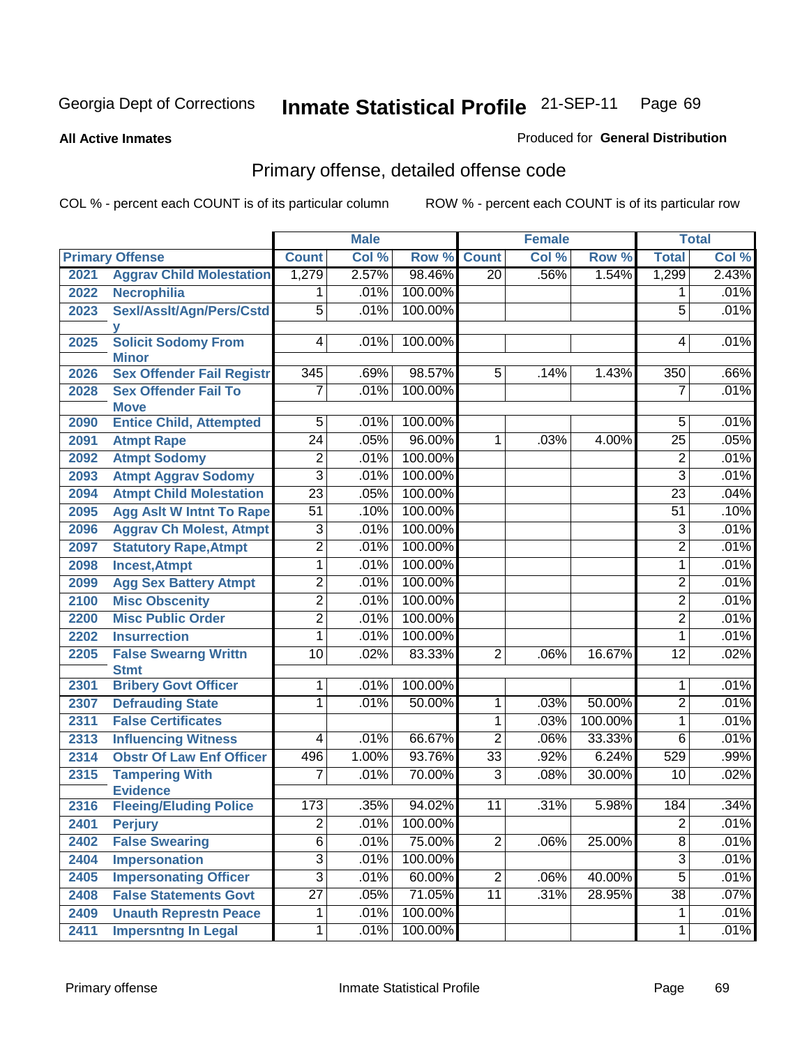**All Active Inmates**

Produced for **General Distribution**

## Primary offense, detailed offense code

COL % - percent each COUNT is of its particular column

ROW % - percent each COUNT is of its particular row

| Primary Offense | | Male | | | Female | | | Total | |
|---|---|---|---|---|---|---|---|---|---|
| | | Count | Col % | Row % | Count | Col % | Row % | Total | Col % |
| 2021 | Aggrav Child Molestation | 1,279 | 2.57% | 98.46% | 20 | .56% | 1.54% | 1,299 | 2.43% |
| 2022 | Necrophilia | 1 | .01% | 100.00% | | | | 1 | .01% |
| 2023 | Sexl/Asslt/Agn/Pers/Cstdy | 5 | .01% | 100.00% | | | | 5 | .01% |
| 2025 | Solicit Sodomy From Minor | 4 | .01% | 100.00% | | | | 4 | .01% |
| 2026 | Sex Offender Fail Registr | 345 | .69% | 98.57% | 5 | .14% | 1.43% | 350 | .66% |
| 2028 | Sex Offender Fail To Move | 7 | .01% | 100.00% | | | | 7 | .01% |
| 2090 | Entice Child, Attempted | 5 | .01% | 100.00% | | | | 5 | .01% |
| 2091 | Atmpt Rape | 24 | .05% | 96.00% | 1 | .03% | 4.00% | 25 | .05% |
| 2092 | Atmpt Sodomy | 2 | .01% | 100.00% | | | | 2 | .01% |
| 2093 | Atmpt Aggrav Sodomy | 3 | .01% | 100.00% | | | | 3 | .01% |
| 2094 | Atmpt Child Molestation | 23 | .05% | 100.00% | | | | 23 | .04% |
| 2095 | Agg Aslt W Intnt To Rape | 51 | .10% | 100.00% | | | | 51 | .10% |
| 2096 | Aggrav Ch Molest, Atmpt | 3 | .01% | 100.00% | | | | 3 | .01% |
| 2097 | Statutory Rape,Atmpt | 2 | .01% | 100.00% | | | | 2 | .01% |
| 2098 | Incest,Atmpt | 1 | .01% | 100.00% | | | | 1 | .01% |
| 2099 | Agg Sex Battery Atmpt | 2 | .01% | 100.00% | | | | 2 | .01% |
| 2100 | Misc Obscenity | 2 | .01% | 100.00% | | | | 2 | .01% |
| 2200 | Misc Public Order | 2 | .01% | 100.00% | | | | 2 | .01% |
| 2202 | Insurrection | 1 | .01% | 100.00% | | | | 1 | .01% |
| 2205 | False Swearng Writtn Stmt | 10 | .02% | 83.33% | 2 | .06% | 16.67% | 12 | .02% |
| 2301 | Bribery Govt Officer | 1 | .01% | 100.00% | | | | 1 | .01% |
| 2307 | Defrauding State | 1 | .01% | 50.00% | 1 | .03% | 50.00% | 2 | .01% |
| 2311 | False Certificates | | | | 1 | .03% | 100.00% | 1 | .01% |
| 2313 | Influencing Witness | 4 | .01% | 66.67% | 2 | .06% | 33.33% | 6 | .01% |
| 2314 | Obstr Of Law Enf Officer | 496 | 1.00% | 93.76% | 33 | .92% | 6.24% | 529 | .99% |
| 2315 | Tampering With Evidence | 7 | .01% | 70.00% | 3 | .08% | 30.00% | 10 | .02% |
| 2316 | Fleeing/Eluding Police | 173 | .35% | 94.02% | 11 | .31% | 5.98% | 184 | .34% |
| 2401 | Perjury | 2 | .01% | 100.00% | | | | 2 | .01% |
| 2402 | False Swearing | 6 | .01% | 75.00% | 2 | .06% | 25.00% | 8 | .01% |
| 2404 | Impersonation | 3 | .01% | 100.00% | | | | 3 | .01% |
| 2405 | Impersonating Officer | 3 | .01% | 60.00% | 2 | .06% | 40.00% | 5 | .01% |
| 2408 | False Statements Govt | 27 | .05% | 71.05% | 11 | .31% | 28.95% | 38 | .07% |
| 2409 | Unauth Represtn Peace | 1 | .01% | 100.00% | | | | 1 | .01% |
| 2411 | Impersntng In Legal | 1 | .01% | 100.00% | | | | 1 | .01% |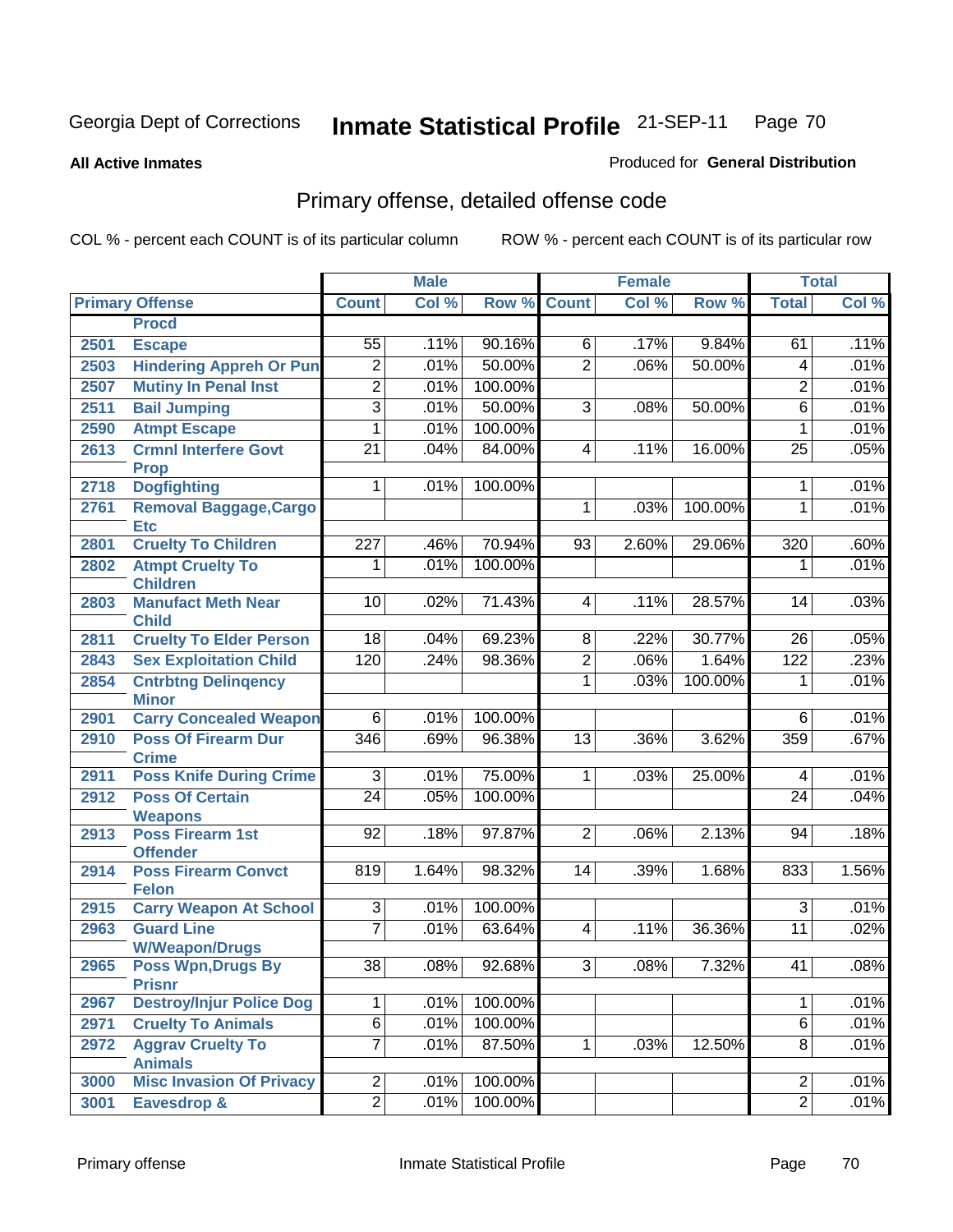Georgia Dept of Corrections **Inmate Statistical Profile** 21-SEP-11

**All Active Inmates**

Produced for **General Distribution**

## Primary offense, detailed offense code

COL % - percent each COUNT is of its particular column ROW % - percent each COUNT is of its particular row

| Primary Offense | | Male | | | Female | | | Total | |
|---|---|---|---|---|---|---|---|---|---|
| | | Count | Col % | Row % | Count | Col % | Row % | Total | Col % |
| | Procd | | | | | | | | |
| 2501 | Escape | 55 | .11% | 90.16% | 6 | .17% | 9.84% | 61 | .11% |
| 2503 | Hindering Appreh Or Pun | 2 | .01% | 50.00% | 2 | .06% | 50.00% | 4 | .01% |
| 2507 | Mutiny In Penal Inst | 2 | .01% | 100.00% | | | | 2 | .01% |
| 2511 | Bail Jumping | 3 | .01% | 50.00% | 3 | .08% | 50.00% | 6 | .01% |
| 2590 | Atmpt Escape | 1 | .01% | 100.00% | | | | 1 | .01% |
| 2613 | Crmnl Interfere Govt Prop | 21 | .04% | 84.00% | 4 | .11% | 16.00% | 25 | .05% |
| 2718 | Dogfighting | 1 | .01% | 100.00% | | | | 1 | .01% |
| 2761 | Removal Baggage,Cargo Etc | | | | 1 | .03% | 100.00% | 1 | .01% |
| 2801 | Cruelty To Children | 227 | .46% | 70.94% | 93 | 2.60% | 29.06% | 320 | .60% |
| 2802 | Atmpt Cruelty To Children | 1 | .01% | 100.00% | | | | 1 | .01% |
| 2803 | Manufact Meth Near Child | 10 | .02% | 71.43% | 4 | .11% | 28.57% | 14 | .03% |
| 2811 | Cruelty To Elder Person | 18 | .04% | 69.23% | 8 | .22% | 30.77% | 26 | .05% |
| 2843 | Sex Exploitation Child | 120 | .24% | 98.36% | 2 | .06% | 1.64% | 122 | .23% |
| 2854 | Cntrbtng Delinqency Minor | | | | 1 | .03% | 100.00% | 1 | .01% |
| 2901 | Carry Concealed Weapon | 6 | .01% | 100.00% | | | | 6 | .01% |
| 2910 | Poss Of Firearm Dur Crime | 346 | .69% | 96.38% | 13 | .36% | 3.62% | 359 | .67% |
| 2911 | Poss Knife During Crime | 3 | .01% | 75.00% | 1 | .03% | 25.00% | 4 | .01% |
| 2912 | Poss Of Certain Weapons | 24 | .05% | 100.00% | | | | 24 | .04% |
| 2913 | Poss Firearm 1st Offender | 92 | .18% | 97.87% | 2 | .06% | 2.13% | 94 | .18% |
| 2914 | Poss Firearm Convct Felon | 819 | 1.64% | 98.32% | 14 | .39% | 1.68% | 833 | 1.56% |
| 2915 | Carry Weapon At School | 3 | .01% | 100.00% | | | | 3 | .01% |
| 2963 | Guard Line W/Weapon/Drugs | 7 | .01% | 63.64% | 4 | .11% | 36.36% | 11 | .02% |
| 2965 | Poss Wpn,Drugs By Prisnr | 38 | .08% | 92.68% | 3 | .08% | 7.32% | 41 | .08% |
| 2967 | Destroy/Injur Police Dog | 1 | .01% | 100.00% | | | | 1 | .01% |
| 2971 | Cruelty To Animals | 6 | .01% | 100.00% | | | | 6 | .01% |
| 2972 | Aggrav Cruelty To Animals | 7 | .01% | 87.50% | 1 | .03% | 12.50% | 8 | .01% |
| 3000 | Misc Invasion Of Privacy | 2 | .01% | 100.00% | | | | 2 | .01% |
| 3001 | Eavesdrop & | 2 | .01% | 100.00% | | | | 2 | .01% |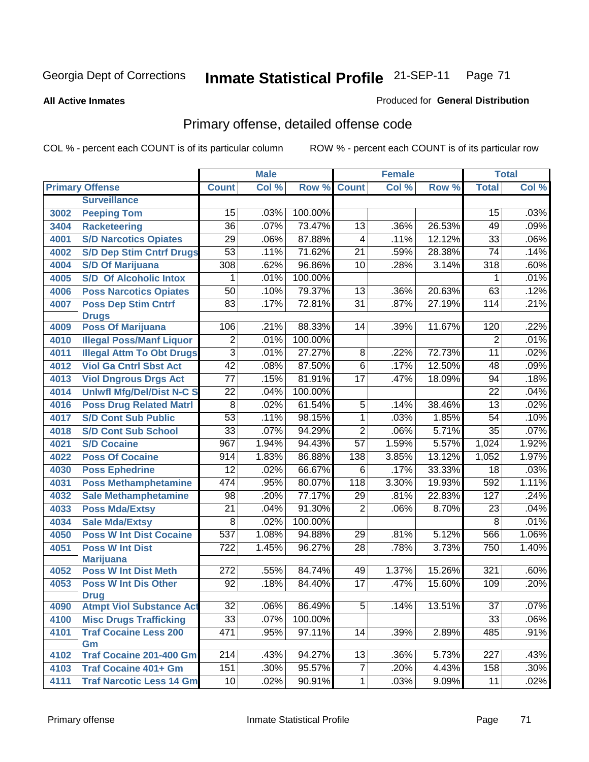Georgia Dept of Corrections **Inmate Statistical Profile** 21-SEP-11

**All Active Inmates**

Produced for **General Distribution**

## Primary offense, detailed offense code

COL % - percent each COUNT is of its particular column     ROW % - percent each COUNT is of its particular row

| Primary Offense | | Male | | | Female | | | Total | |
|---|---|---|---|---|---|---|---|---|---|
| | | Count | Col % | Row % | Count | Col % | Row % | Total | Col % |
| | Surveillance | | | | | | | | |
| 3002 | Peeping Tom | 15 | .03% | 100.00% | | | | 15 | .03% |
| 3404 | Racketeering | 36 | .07% | 73.47% | 13 | .36% | 26.53% | 49 | .09% |
| 4001 | S/D Narcotics Opiates | 29 | .06% | 87.88% | 4 | .11% | 12.12% | 33 | .06% |
| 4002 | S/D Dep Stim Cntrf Drugs | 53 | .11% | 71.62% | 21 | .59% | 28.38% | 74 | .14% |
| 4004 | S/D Of Marijuana | 308 | .62% | 96.86% | 10 | .28% | 3.14% | 318 | .60% |
| 4005 | S/D Of Alcoholic Intox | 1 | .01% | 100.00% | | | | 1 | .01% |
| 4006 | Poss Narcotics Opiates | 50 | .10% | 79.37% | 13 | .36% | 20.63% | 63 | .12% |
| 4007 | Poss Dep Stim Cntrf Drugs | 83 | .17% | 72.81% | 31 | .87% | 27.19% | 114 | .21% |
| 4009 | Poss Of Marijuana | 106 | .21% | 88.33% | 14 | .39% | 11.67% | 120 | .22% |
| 4010 | Illegal Poss/Manf Liquor | 2 | .01% | 100.00% | | | | 2 | .01% |
| 4011 | Illegal Attm To Obt Drugs | 3 | .01% | 27.27% | 8 | .22% | 72.73% | 11 | .02% |
| 4012 | Viol Ga Cntrl Sbst Act | 42 | .08% | 87.50% | 6 | .17% | 12.50% | 48 | .09% |
| 4013 | Viol Dngrous Drgs Act | 77 | .15% | 81.91% | 17 | .47% | 18.09% | 94 | .18% |
| 4014 | Unlwfl Mfg/Del/Dist N-C S | 22 | .04% | 100.00% | | | | 22 | .04% |
| 4016 | Poss Drug Related Matrl | 8 | .02% | 61.54% | 5 | .14% | 38.46% | 13 | .02% |
| 4017 | S/D Cont Sub Public | 53 | .11% | 98.15% | 1 | .03% | 1.85% | 54 | .10% |
| 4018 | S/D Cont Sub School | 33 | .07% | 94.29% | 2 | .06% | 5.71% | 35 | .07% |
| 4021 | S/D Cocaine | 967 | 1.94% | 94.43% | 57 | 1.59% | 5.57% | 1,024 | 1.92% |
| 4022 | Poss Of Cocaine | 914 | 1.83% | 86.88% | 138 | 3.85% | 13.12% | 1,052 | 1.97% |
| 4030 | Poss Ephedrine | 12 | .02% | 66.67% | 6 | .17% | 33.33% | 18 | .03% |
| 4031 | Poss Methamphetamine | 474 | .95% | 80.07% | 118 | 3.30% | 19.93% | 592 | 1.11% |
| 4032 | Sale Methamphetamine | 98 | .20% | 77.17% | 29 | .81% | 22.83% | 127 | .24% |
| 4033 | Poss Mda/Extsy | 21 | .04% | 91.30% | 2 | .06% | 8.70% | 23 | .04% |
| 4034 | Sale Mda/Extsy | 8 | .02% | 100.00% | | | | 8 | .01% |
| 4050 | Poss W Int Dist Cocaine | 537 | 1.08% | 94.88% | 29 | .81% | 5.12% | 566 | 1.06% |
| 4051 | Poss W Int Dist Marijuana | 722 | 1.45% | 96.27% | 28 | .78% | 3.73% | 750 | 1.40% |
| 4052 | Poss W Int Dist Meth | 272 | .55% | 84.74% | 49 | 1.37% | 15.26% | 321 | .60% |
| 4053 | Poss W Int Dis Other Drug | 92 | .18% | 84.40% | 17 | .47% | 15.60% | 109 | .20% |
| 4090 | Atmpt Viol Substance Act | 32 | .06% | 86.49% | 5 | .14% | 13.51% | 37 | .07% |
| 4100 | Misc Drugs Trafficking | 33 | .07% | 100.00% | | | | 33 | .06% |
| 4101 | Traf Cocaine Less 200 Gm | 471 | .95% | 97.11% | 14 | .39% | 2.89% | 485 | .91% |
| 4102 | Traf Cocaine 201-400 Gm | 214 | .43% | 94.27% | 13 | .36% | 5.73% | 227 | .43% |
| 4103 | Traf Cocaine 401+ Gm | 151 | .30% | 95.57% | 7 | .20% | 4.43% | 158 | .30% |
| 4111 | Traf Narcotic Less 14 Gm | 10 | .02% | 90.91% | 1 | .03% | 9.09% | 11 | .02% |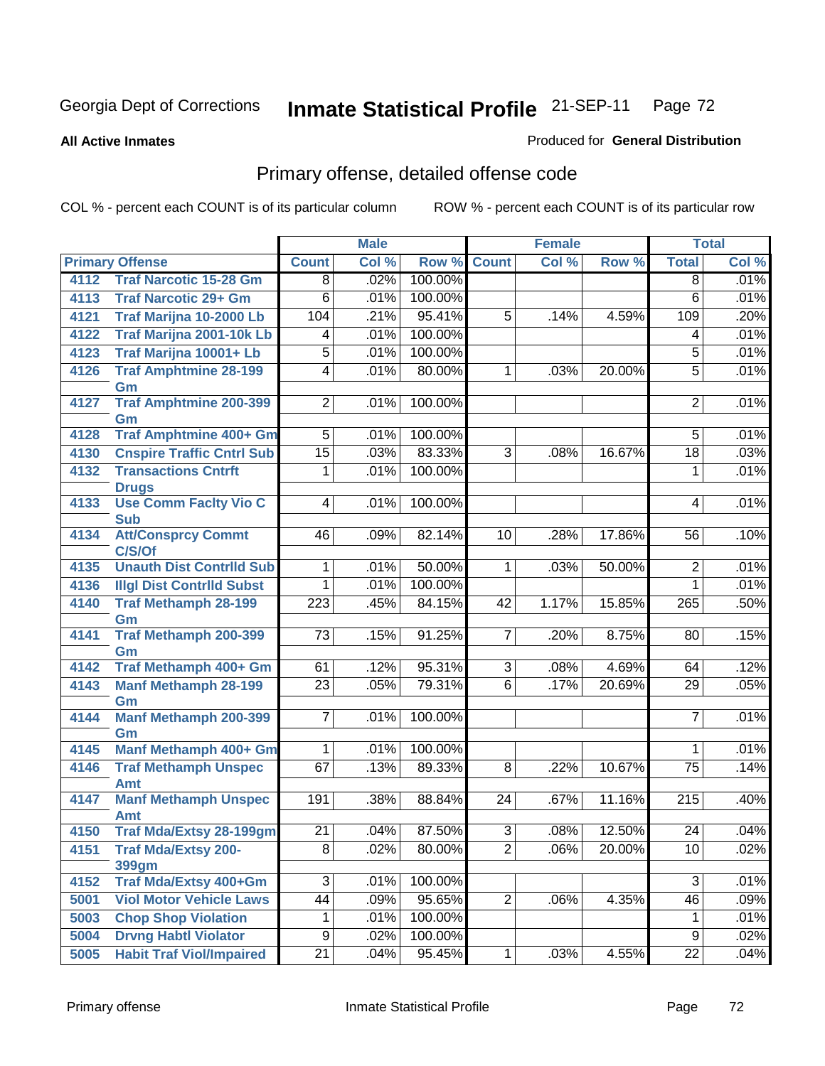Georgia Dept of Corrections **Inmate Statistical Profile** 21-SEP-11

**All Active Inmates** Produced for **General Distribution**

## Primary offense, detailed offense code

COL % - percent each COUNT is of its particular column ROW % - percent each COUNT is of its particular row

| Primary Offense | | Male | | | Female | | | Total | |
|---|---|---|---|---|---|---|---|---|---|
| | | Count | Col % | Row % | Count | Col % | Row % | Total | Col % |
| 4112 | Traf Narcotic 15-28 Gm | 8 | .02% | 100.00% | | | | 8 | .01% |
| 4113 | Traf Narcotic 29+ Gm | 6 | .01% | 100.00% | | | | 6 | .01% |
| 4121 | Traf Marijna 10-2000 Lb | 104 | .21% | 95.41% | 5 | .14% | 4.59% | 109 | .20% |
| 4122 | Traf Marijna 2001-10k Lb | 4 | .01% | 100.00% | | | | 4 | .01% |
| 4123 | Traf Marijna 10001+ Lb | 5 | .01% | 100.00% | | | | 5 | .01% |
| 4126 | Traf Amphtmine 28-199 Gm | 4 | .01% | 80.00% | 1 | .03% | 20.00% | 5 | .01% |
| 4127 | Traf Amphtmine 200-399 Gm | 2 | .01% | 100.00% | | | | 2 | .01% |
| 4128 | Traf Amphtmine 400+ Gm | 5 | .01% | 100.00% | | | | 5 | .01% |
| 4130 | Cnspire Traffic Cntrl Sub | 15 | .03% | 83.33% | 3 | .08% | 16.67% | 18 | .03% |
| 4132 | Transactions Cntrft Drugs | 1 | .01% | 100.00% | | | | 1 | .01% |
| 4133 | Use Comm Faclty Vio C Sub | 4 | .01% | 100.00% | | | | 4 | .01% |
| 4134 | Att/Consprcy Commt C/S/Of | 46 | .09% | 82.14% | 10 | .28% | 17.86% | 56 | .10% |
| 4135 | Unauth Dist Contrlld Sub | 1 | .01% | 50.00% | 1 | .03% | 50.00% | 2 | .01% |
| 4136 | Illgl Dist Contrlld Subst | 1 | .01% | 100.00% | | | | 1 | .01% |
| 4140 | Traf Methamph 28-199 Gm | 223 | .45% | 84.15% | 42 | 1.17% | 15.85% | 265 | .50% |
| 4141 | Traf Methamph 200-399 Gm | 73 | .15% | 91.25% | 7 | .20% | 8.75% | 80 | .15% |
| 4142 | Traf Methamph 400+ Gm | 61 | .12% | 95.31% | 3 | .08% | 4.69% | 64 | .12% |
| 4143 | Manf Methamph 28-199 Gm | 23 | .05% | 79.31% | 6 | .17% | 20.69% | 29 | .05% |
| 4144 | Manf Methamph 200-399 Gm | 7 | .01% | 100.00% | | | | 7 | .01% |
| 4145 | Manf Methamph 400+ Gm | 1 | .01% | 100.00% | | | | 1 | .01% |
| 4146 | Traf Methamph Unspec Amt | 67 | .13% | 89.33% | 8 | .22% | 10.67% | 75 | .14% |
| 4147 | Manf Methamph Unspec Amt | 191 | .38% | 88.84% | 24 | .67% | 11.16% | 215 | .40% |
| 4150 | Traf Mda/Extsy 28-199gm | 21 | .04% | 87.50% | 3 | .08% | 12.50% | 24 | .04% |
| 4151 | Traf Mda/Extsy 200-399gm | 8 | .02% | 80.00% | 2 | .06% | 20.00% | 10 | .02% |
| 4152 | Traf Mda/Extsy 400+Gm | 3 | .01% | 100.00% | | | | 3 | .01% |
| 5001 | Viol Motor Vehicle Laws | 44 | .09% | 95.65% | 2 | .06% | 4.35% | 46 | .09% |
| 5003 | Chop Shop Violation | 1 | .01% | 100.00% | | | | 1 | .01% |
| 5004 | Drvng Habtl Violator | 9 | .02% | 100.00% | | | | 9 | .02% |
| 5005 | Habit Traf Viol/Impaired | 21 | .04% | 95.45% | 1 | .03% | 4.55% | 22 | .04% |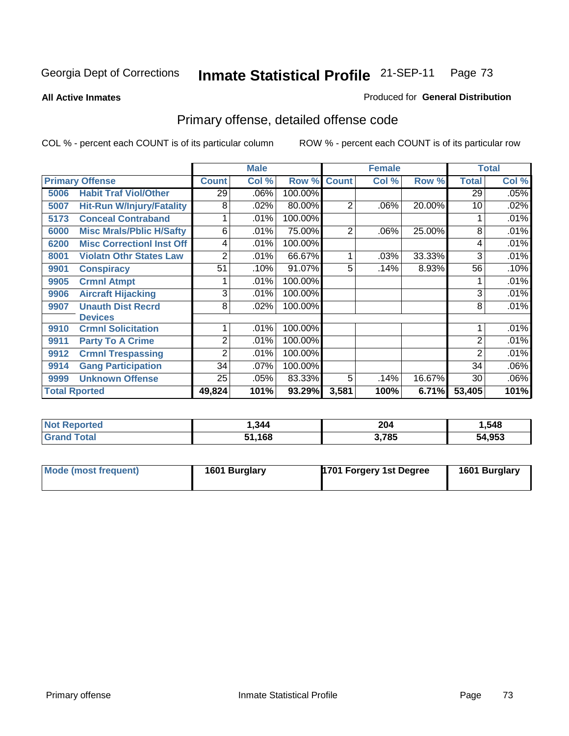Georgia Dept of Corrections **Inmate Statistical Profile** 21-SEP-11

**All Active Inmates**

Produced for **General Distribution**

## Primary offense, detailed offense code

COL % - percent each COUNT is of its particular column ROW % - percent each COUNT is of its particular row

| Primary Offense | | Male | | | Female | | | Total | |
|---|---|---|---|---|---|---|---|---|---|
| | | Count | Col % | Row % | Count | Col % | Row % | Total | Col % |
| 5006 | Habit Traf Viol/Other | 29 | .06% | 100.00% | | | | 29 | .05% |
| 5007 | Hit-Run W/Injury/Fatality | 8 | .02% | 80.00% | 2 | .06% | 20.00% | 10 | .02% |
| 5173 | Conceal Contraband | 1 | .01% | 100.00% | | | | 1 | .01% |
| 6000 | Misc Mrals/Pblic H/Safty | 6 | .01% | 75.00% | 2 | .06% | 25.00% | 8 | .01% |
| 6200 | Misc Correctionl Inst Off | 4 | .01% | 100.00% | | | | 4 | .01% |
| 8001 | Violatn Othr States Law | 2 | .01% | 66.67% | 1 | .03% | 33.33% | 3 | .01% |
| 9901 | Conspiracy | 51 | .10% | 91.07% | 5 | .14% | 8.93% | 56 | .10% |
| 9905 | Crmnl Atmpt | 1 | .01% | 100.00% | | | | 1 | .01% |
| 9906 | Aircraft Hijacking | 3 | .01% | 100.00% | | | | 3 | .01% |
| 9907 | Unauth Dist Recrd Devices | 8 | .02% | 100.00% | | | | 8 | .01% |
| 9910 | Crmnl Solicitation | 1 | .01% | 100.00% | | | | 1 | .01% |
| 9911 | Party To A Crime | 2 | .01% | 100.00% | | | | 2 | .01% |
| 9912 | Crmnl Trespassing | 2 | .01% | 100.00% | | | | 2 | .01% |
| 9914 | Gang Participation | 34 | .07% | 100.00% | | | | 34 | .06% |
| 9999 | Unknown Offense | 25 | .05% | 83.33% | 5 | .14% | 16.67% | 30 | .06% |
| **Total Rported** | | **49,824** | **101%** | **93.29%** | **3,581** | **100%** | **6.71%** | **53,405** | **101%** |

| | Male | Female | Total |
|---|---|---|---|
| **Not Reported** | **1,344** | **204** | **1,548** |
| **Grand Total** | **51,168** | **3,785** | **54,953** |

| | Male | Female | Total |
|---|---|---|---|
| **Mode (most frequent)** | **1601 Burglary** | **1701 Forgery 1st Degree** | **1601 Burglary** |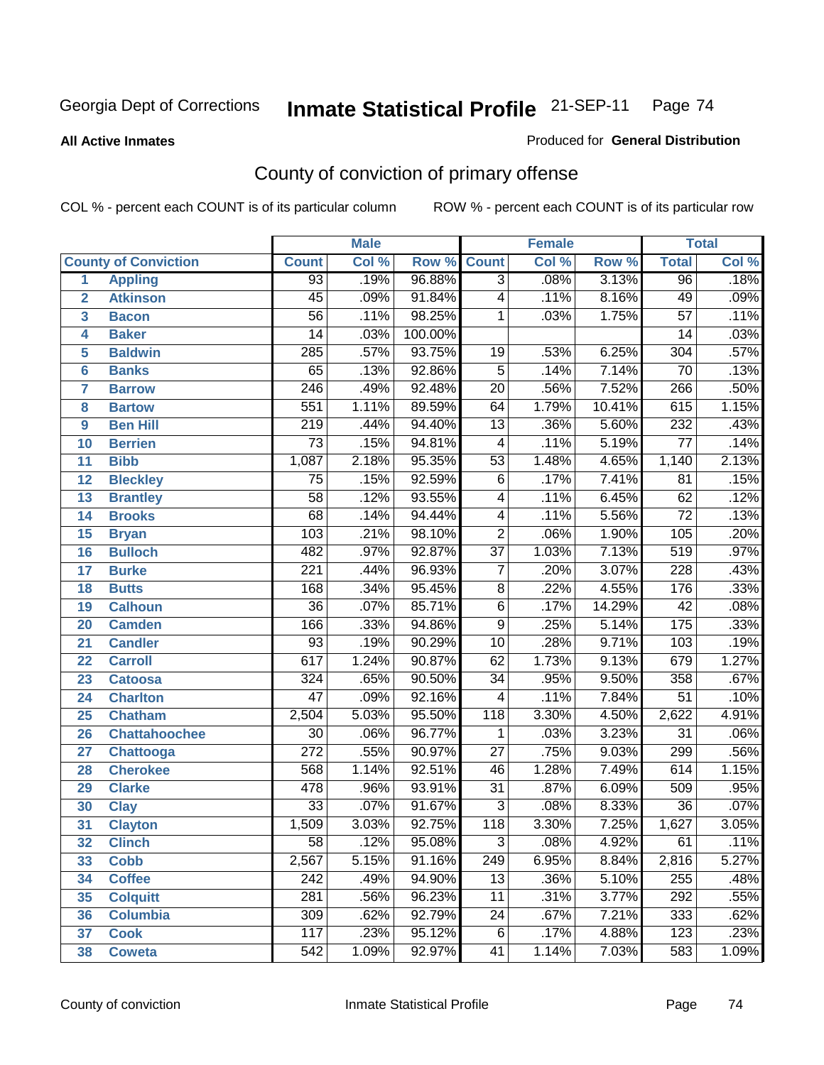Georgia Dept of Corrections **Inmate Statistical Profile** 21-SEP-11

**All Active Inmates** Produced for **General Distribution**

## County of conviction of primary offense

COL % - percent each COUNT is of its particular column ROW % - percent each COUNT is of its particular row

| | County of Conviction | Male | | | Female | | | Total | |
|---|---|---|---|---|---|---|---|---|---|
| | | Count | Col % | Row % | Count | Col % | Row % | Total | Col % |
| 1 | Appling | 93 | .19% | 96.88% | 3 | .08% | 3.13% | 96 | .18% |
| 2 | Atkinson | 45 | .09% | 91.84% | 4 | .11% | 8.16% | 49 | .09% |
| 3 | Bacon | 56 | .11% | 98.25% | 1 | .03% | 1.75% | 57 | .11% |
| 4 | Baker | 14 | .03% | 100.00% | | | | 14 | .03% |
| 5 | Baldwin | 285 | .57% | 93.75% | 19 | .53% | 6.25% | 304 | .57% |
| 6 | Banks | 65 | .13% | 92.86% | 5 | .14% | 7.14% | 70 | .13% |
| 7 | Barrow | 246 | .49% | 92.48% | 20 | .56% | 7.52% | 266 | .50% |
| 8 | Bartow | 551 | 1.11% | 89.59% | 64 | 1.79% | 10.41% | 615 | 1.15% |
| 9 | Ben Hill | 219 | .44% | 94.40% | 13 | .36% | 5.60% | 232 | .43% |
| 10 | Berrien | 73 | .15% | 94.81% | 4 | .11% | 5.19% | 77 | .14% |
| 11 | Bibb | 1,087 | 2.18% | 95.35% | 53 | 1.48% | 4.65% | 1,140 | 2.13% |
| 12 | Bleckley | 75 | .15% | 92.59% | 6 | .17% | 7.41% | 81 | .15% |
| 13 | Brantley | 58 | .12% | 93.55% | 4 | .11% | 6.45% | 62 | .12% |
| 14 | Brooks | 68 | .14% | 94.44% | 4 | .11% | 5.56% | 72 | .13% |
| 15 | Bryan | 103 | .21% | 98.10% | 2 | .06% | 1.90% | 105 | .20% |
| 16 | Bulloch | 482 | .97% | 92.87% | 37 | 1.03% | 7.13% | 519 | .97% |
| 17 | Burke | 221 | .44% | 96.93% | 7 | .20% | 3.07% | 228 | .43% |
| 18 | Butts | 168 | .34% | 95.45% | 8 | .22% | 4.55% | 176 | .33% |
| 19 | Calhoun | 36 | .07% | 85.71% | 6 | .17% | 14.29% | 42 | .08% |
| 20 | Camden | 166 | .33% | 94.86% | 9 | .25% | 5.14% | 175 | .33% |
| 21 | Candler | 93 | .19% | 90.29% | 10 | .28% | 9.71% | 103 | .19% |
| 22 | Carroll | 617 | 1.24% | 90.87% | 62 | 1.73% | 9.13% | 679 | 1.27% |
| 23 | Catoosa | 324 | .65% | 90.50% | 34 | .95% | 9.50% | 358 | .67% |
| 24 | Charlton | 47 | .09% | 92.16% | 4 | .11% | 7.84% | 51 | .10% |
| 25 | Chatham | 2,504 | 5.03% | 95.50% | 118 | 3.30% | 4.50% | 2,622 | 4.91% |
| 26 | Chattahoochee | 30 | .06% | 96.77% | 1 | .03% | 3.23% | 31 | .06% |
| 27 | Chattooga | 272 | .55% | 90.97% | 27 | .75% | 9.03% | 299 | .56% |
| 28 | Cherokee | 568 | 1.14% | 92.51% | 46 | 1.28% | 7.49% | 614 | 1.15% |
| 29 | Clarke | 478 | .96% | 93.91% | 31 | .87% | 6.09% | 509 | .95% |
| 30 | Clay | 33 | .07% | 91.67% | 3 | .08% | 8.33% | 36 | .07% |
| 31 | Clayton | 1,509 | 3.03% | 92.75% | 118 | 3.30% | 7.25% | 1,627 | 3.05% |
| 32 | Clinch | 58 | .12% | 95.08% | 3 | .08% | 4.92% | 61 | .11% |
| 33 | Cobb | 2,567 | 5.15% | 91.16% | 249 | 6.95% | 8.84% | 2,816 | 5.27% |
| 34 | Coffee | 242 | .49% | 94.90% | 13 | .36% | 5.10% | 255 | .48% |
| 35 | Colquitt | 281 | .56% | 96.23% | 11 | .31% | 3.77% | 292 | .55% |
| 36 | Columbia | 309 | .62% | 92.79% | 24 | .67% | 7.21% | 333 | .62% |
| 37 | Cook | 117 | .23% | 95.12% | 6 | .17% | 4.88% | 123 | .23% |
| 38 | Coweta | 542 | 1.09% | 92.97% | 41 | 1.14% | 7.03% | 583 | 1.09% |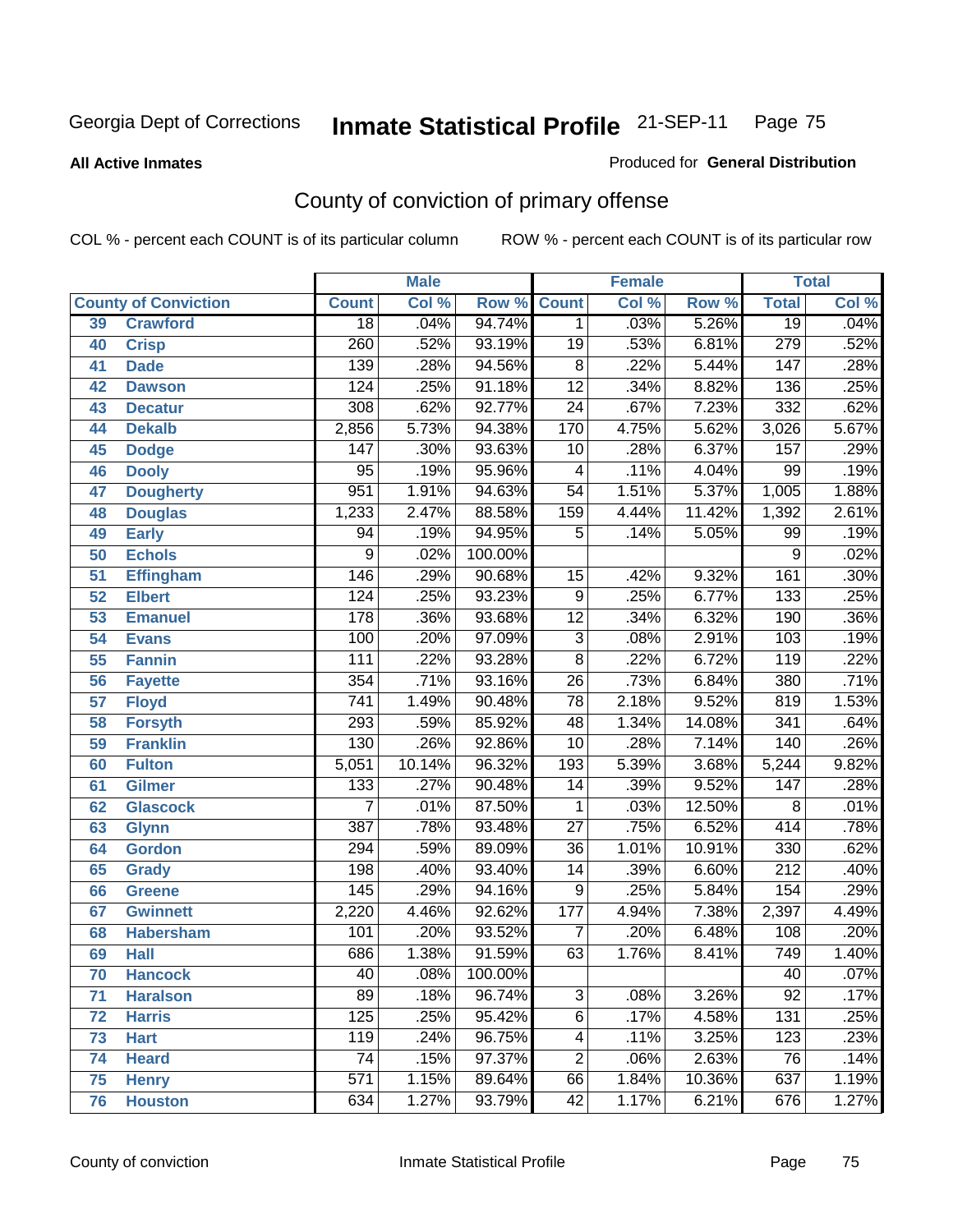Georgia Dept of Corrections **Inmate Statistical Profile** 21-SEP-11 Page 75

**All Active Inmates**

Produced for **General Distribution**

## County of conviction of primary offense

COL % - percent each COUNT is of its particular column ROW % - percent each COUNT is of its particular row

| | | Male | | | Female | | | Total | |
|---|---|---|---|---|---|---|---|---|---|
| **County of Conviction** | | **Count** | **Col %** | **Row %** | **Count** | **Col %** | **Row %** | **Total** | **Col %** |
| 39 | Crawford | 18 | .04% | 94.74% | 1 | .03% | 5.26% | 19 | .04% |
| 40 | Crisp | 260 | .52% | 93.19% | 19 | .53% | 6.81% | 279 | .52% |
| 41 | Dade | 139 | .28% | 94.56% | 8 | .22% | 5.44% | 147 | .28% |
| 42 | Dawson | 124 | .25% | 91.18% | 12 | .34% | 8.82% | 136 | .25% |
| 43 | Decatur | 308 | .62% | 92.77% | 24 | .67% | 7.23% | 332 | .62% |
| 44 | Dekalb | 2,856 | 5.73% | 94.38% | 170 | 4.75% | 5.62% | 3,026 | 5.67% |
| 45 | Dodge | 147 | .30% | 93.63% | 10 | .28% | 6.37% | 157 | .29% |
| 46 | Dooly | 95 | .19% | 95.96% | 4 | .11% | 4.04% | 99 | .19% |
| 47 | Dougherty | 951 | 1.91% | 94.63% | 54 | 1.51% | 5.37% | 1,005 | 1.88% |
| 48 | Douglas | 1,233 | 2.47% | 88.58% | 159 | 4.44% | 11.42% | 1,392 | 2.61% |
| 49 | Early | 94 | .19% | 94.95% | 5 | .14% | 5.05% | 99 | .19% |
| 50 | Echols | 9 | .02% | 100.00% | | | | 9 | .02% |
| 51 | Effingham | 146 | .29% | 90.68% | 15 | .42% | 9.32% | 161 | .30% |
| 52 | Elbert | 124 | .25% | 93.23% | 9 | .25% | 6.77% | 133 | .25% |
| 53 | Emanuel | 178 | .36% | 93.68% | 12 | .34% | 6.32% | 190 | .36% |
| 54 | Evans | 100 | .20% | 97.09% | 3 | .08% | 2.91% | 103 | .19% |
| 55 | Fannin | 111 | .22% | 93.28% | 8 | .22% | 6.72% | 119 | .22% |
| 56 | Fayette | 354 | .71% | 93.16% | 26 | .73% | 6.84% | 380 | .71% |
| 57 | Floyd | 741 | 1.49% | 90.48% | 78 | 2.18% | 9.52% | 819 | 1.53% |
| 58 | Forsyth | 293 | .59% | 85.92% | 48 | 1.34% | 14.08% | 341 | .64% |
| 59 | Franklin | 130 | .26% | 92.86% | 10 | .28% | 7.14% | 140 | .26% |
| 60 | Fulton | 5,051 | 10.14% | 96.32% | 193 | 5.39% | 3.68% | 5,244 | 9.82% |
| 61 | Gilmer | 133 | .27% | 90.48% | 14 | .39% | 9.52% | 147 | .28% |
| 62 | Glascock | 7 | .01% | 87.50% | 1 | .03% | 12.50% | 8 | .01% |
| 63 | Glynn | 387 | .78% | 93.48% | 27 | .75% | 6.52% | 414 | .78% |
| 64 | Gordon | 294 | .59% | 89.09% | 36 | 1.01% | 10.91% | 330 | .62% |
| 65 | Grady | 198 | .40% | 93.40% | 14 | .39% | 6.60% | 212 | .40% |
| 66 | Greene | 145 | .29% | 94.16% | 9 | .25% | 5.84% | 154 | .29% |
| 67 | Gwinnett | 2,220 | 4.46% | 92.62% | 177 | 4.94% | 7.38% | 2,397 | 4.49% |
| 68 | Habersham | 101 | .20% | 93.52% | 7 | .20% | 6.48% | 108 | .20% |
| 69 | Hall | 686 | 1.38% | 91.59% | 63 | 1.76% | 8.41% | 749 | 1.40% |
| 70 | Hancock | 40 | .08% | 100.00% | | | | 40 | .07% |
| 71 | Haralson | 89 | .18% | 96.74% | 3 | .08% | 3.26% | 92 | .17% |
| 72 | Harris | 125 | .25% | 95.42% | 6 | .17% | 4.58% | 131 | .25% |
| 73 | Hart | 119 | .24% | 96.75% | 4 | .11% | 3.25% | 123 | .23% |
| 74 | Heard | 74 | .15% | 97.37% | 2 | .06% | 2.63% | 76 | .14% |
| 75 | Henry | 571 | 1.15% | 89.64% | 66 | 1.84% | 10.36% | 637 | 1.19% |
| 76 | Houston | 634 | 1.27% | 93.79% | 42 | 1.17% | 6.21% | 676 | 1.27% |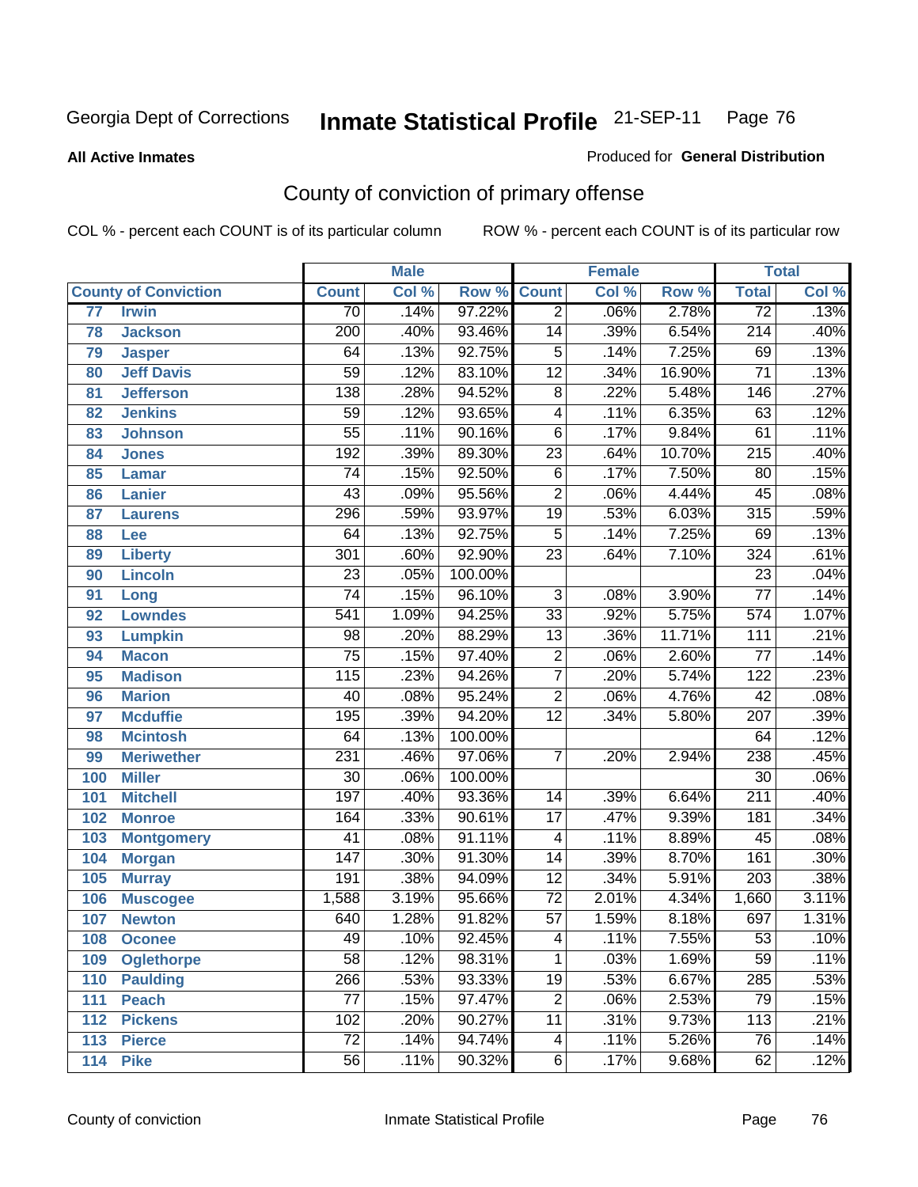Georgia Dept of Corrections **Inmate Statistical Profile** 21-SEP-11

**All Active Inmates**

Produced for **General Distribution**

## County of conviction of primary offense

COL % - percent each COUNT is of its particular column ROW % - percent each COUNT is of its particular row

| County of Conviction | | Male | | | Female | | | Total | |
|---|---|---|---|---|---|---|---|---|---|
| | | Count | Col % | Row % | Count | Col % | Row % | Total | Col % |
| 77 | Irwin | 70 | .14% | 97.22% | 2 | .06% | 2.78% | 72 | .13% |
| 78 | Jackson | 200 | .40% | 93.46% | 14 | .39% | 6.54% | 214 | .40% |
| 79 | Jasper | 64 | .13% | 92.75% | 5 | .14% | 7.25% | 69 | .13% |
| 80 | Jeff Davis | 59 | .12% | 83.10% | 12 | .34% | 16.90% | 71 | .13% |
| 81 | Jefferson | 138 | .28% | 94.52% | 8 | .22% | 5.48% | 146 | .27% |
| 82 | Jenkins | 59 | .12% | 93.65% | 4 | .11% | 6.35% | 63 | .12% |
| 83 | Johnson | 55 | .11% | 90.16% | 6 | .17% | 9.84% | 61 | .11% |
| 84 | Jones | 192 | .39% | 89.30% | 23 | .64% | 10.70% | 215 | .40% |
| 85 | Lamar | 74 | .15% | 92.50% | 6 | .17% | 7.50% | 80 | .15% |
| 86 | Lanier | 43 | .09% | 95.56% | 2 | .06% | 4.44% | 45 | .08% |
| 87 | Laurens | 296 | .59% | 93.97% | 19 | .53% | 6.03% | 315 | .59% |
| 88 | Lee | 64 | .13% | 92.75% | 5 | .14% | 7.25% | 69 | .13% |
| 89 | Liberty | 301 | .60% | 92.90% | 23 | .64% | 7.10% | 324 | .61% |
| 90 | Lincoln | 23 | .05% | 100.00% | | | | 23 | .04% |
| 91 | Long | 74 | .15% | 96.10% | 3 | .08% | 3.90% | 77 | .14% |
| 92 | Lowndes | 541 | 1.09% | 94.25% | 33 | .92% | 5.75% | 574 | 1.07% |
| 93 | Lumpkin | 98 | .20% | 88.29% | 13 | .36% | 11.71% | 111 | .21% |
| 94 | Macon | 75 | .15% | 97.40% | 2 | .06% | 2.60% | 77 | .14% |
| 95 | Madison | 115 | .23% | 94.26% | 7 | .20% | 5.74% | 122 | .23% |
| 96 | Marion | 40 | .08% | 95.24% | 2 | .06% | 4.76% | 42 | .08% |
| 97 | Mcduffie | 195 | .39% | 94.20% | 12 | .34% | 5.80% | 207 | .39% |
| 98 | Mcintosh | 64 | .13% | 100.00% | | | | 64 | .12% |
| 99 | Meriwether | 231 | .46% | 97.06% | 7 | .20% | 2.94% | 238 | .45% |
| 100 | Miller | 30 | .06% | 100.00% | | | | 30 | .06% |
| 101 | Mitchell | 197 | .40% | 93.36% | 14 | .39% | 6.64% | 211 | .40% |
| 102 | Monroe | 164 | .33% | 90.61% | 17 | .47% | 9.39% | 181 | .34% |
| 103 | Montgomery | 41 | .08% | 91.11% | 4 | .11% | 8.89% | 45 | .08% |
| 104 | Morgan | 147 | .30% | 91.30% | 14 | .39% | 8.70% | 161 | .30% |
| 105 | Murray | 191 | .38% | 94.09% | 12 | .34% | 5.91% | 203 | .38% |
| 106 | Muscogee | 1,588 | 3.19% | 95.66% | 72 | 2.01% | 4.34% | 1,660 | 3.11% |
| 107 | Newton | 640 | 1.28% | 91.82% | 57 | 1.59% | 8.18% | 697 | 1.31% |
| 108 | Oconee | 49 | .10% | 92.45% | 4 | .11% | 7.55% | 53 | .10% |
| 109 | Oglethorpe | 58 | .12% | 98.31% | 1 | .03% | 1.69% | 59 | .11% |
| 110 | Paulding | 266 | .53% | 93.33% | 19 | .53% | 6.67% | 285 | .53% |
| 111 | Peach | 77 | .15% | 97.47% | 2 | .06% | 2.53% | 79 | .15% |
| 112 | Pickens | 102 | .20% | 90.27% | 11 | .31% | 9.73% | 113 | .21% |
| 113 | Pierce | 72 | .14% | 94.74% | 4 | .11% | 5.26% | 76 | .14% |
| 114 | Pike | 56 | .11% | 90.32% | 6 | .17% | 9.68% | 62 | .12% |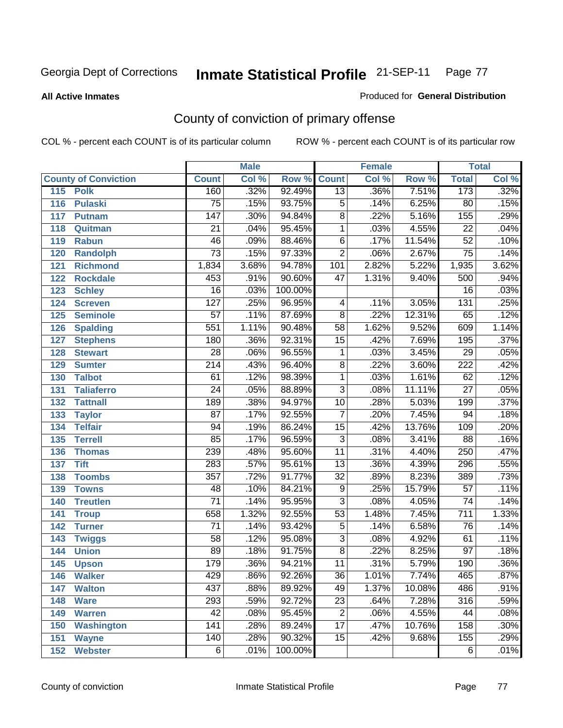Georgia Dept of Corrections **Inmate Statistical Profile** 21-SEP-11 Page 77

**All Active Inmates**

Produced for **General Distribution**

## County of conviction of primary offense

COL % - percent each COUNT is of its particular column ROW % - percent each COUNT is of its particular row

| County of Conviction | Male | | | Female | | | Total | |
|---|---|---|---|---|---|---|---|---|
| | Count | Col % | Row % | Count | Col % | Row % | Total | Col % |
| 115 Polk | 160 | .32% | 92.49% | 13 | .36% | 7.51% | 173 | .32% |
| 116 Pulaski | 75 | .15% | 93.75% | 5 | .14% | 6.25% | 80 | .15% |
| 117 Putnam | 147 | .30% | 94.84% | 8 | .22% | 5.16% | 155 | .29% |
| 118 Quitman | 21 | .04% | 95.45% | 1 | .03% | 4.55% | 22 | .04% |
| 119 Rabun | 46 | .09% | 88.46% | 6 | .17% | 11.54% | 52 | .10% |
| 120 Randolph | 73 | .15% | 97.33% | 2 | .06% | 2.67% | 75 | .14% |
| 121 Richmond | 1,834 | 3.68% | 94.78% | 101 | 2.82% | 5.22% | 1,935 | 3.62% |
| 122 Rockdale | 453 | .91% | 90.60% | 47 | 1.31% | 9.40% | 500 | .94% |
| 123 Schley | 16 | .03% | 100.00% | | | | 16 | .03% |
| 124 Screven | 127 | .25% | 96.95% | 4 | .11% | 3.05% | 131 | .25% |
| 125 Seminole | 57 | .11% | 87.69% | 8 | .22% | 12.31% | 65 | .12% |
| 126 Spalding | 551 | 1.11% | 90.48% | 58 | 1.62% | 9.52% | 609 | 1.14% |
| 127 Stephens | 180 | .36% | 92.31% | 15 | .42% | 7.69% | 195 | .37% |
| 128 Stewart | 28 | .06% | 96.55% | 1 | .03% | 3.45% | 29 | .05% |
| 129 Sumter | 214 | .43% | 96.40% | 8 | .22% | 3.60% | 222 | .42% |
| 130 Talbot | 61 | .12% | 98.39% | 1 | .03% | 1.61% | 62 | .12% |
| 131 Taliaferro | 24 | .05% | 88.89% | 3 | .08% | 11.11% | 27 | .05% |
| 132 Tattnall | 189 | .38% | 94.97% | 10 | .28% | 5.03% | 199 | .37% |
| 133 Taylor | 87 | .17% | 92.55% | 7 | .20% | 7.45% | 94 | .18% |
| 134 Telfair | 94 | .19% | 86.24% | 15 | .42% | 13.76% | 109 | .20% |
| 135 Terrell | 85 | .17% | 96.59% | 3 | .08% | 3.41% | 88 | .16% |
| 136 Thomas | 239 | .48% | 95.60% | 11 | .31% | 4.40% | 250 | .47% |
| 137 Tift | 283 | .57% | 95.61% | 13 | .36% | 4.39% | 296 | .55% |
| 138 Toombs | 357 | .72% | 91.77% | 32 | .89% | 8.23% | 389 | .73% |
| 139 Towns | 48 | .10% | 84.21% | 9 | .25% | 15.79% | 57 | .11% |
| 140 Treutlen | 71 | .14% | 95.95% | 3 | .08% | 4.05% | 74 | .14% |
| 141 Troup | 658 | 1.32% | 92.55% | 53 | 1.48% | 7.45% | 711 | 1.33% |
| 142 Turner | 71 | .14% | 93.42% | 5 | .14% | 6.58% | 76 | .14% |
| 143 Twiggs | 58 | .12% | 95.08% | 3 | .08% | 4.92% | 61 | .11% |
| 144 Union | 89 | .18% | 91.75% | 8 | .22% | 8.25% | 97 | .18% |
| 145 Upson | 179 | .36% | 94.21% | 11 | .31% | 5.79% | 190 | .36% |
| 146 Walker | 429 | .86% | 92.26% | 36 | 1.01% | 7.74% | 465 | .87% |
| 147 Walton | 437 | .88% | 89.92% | 49 | 1.37% | 10.08% | 486 | .91% |
| 148 Ware | 293 | .59% | 92.72% | 23 | .64% | 7.28% | 316 | .59% |
| 149 Warren | 42 | .08% | 95.45% | 2 | .06% | 4.55% | 44 | .08% |
| 150 Washington | 141 | .28% | 89.24% | 17 | .47% | 10.76% | 158 | .30% |
| 151 Wayne | 140 | .28% | 90.32% | 15 | .42% | 9.68% | 155 | .29% |
| 152 Webster | 6 | .01% | 100.00% | | | | 6 | .01% |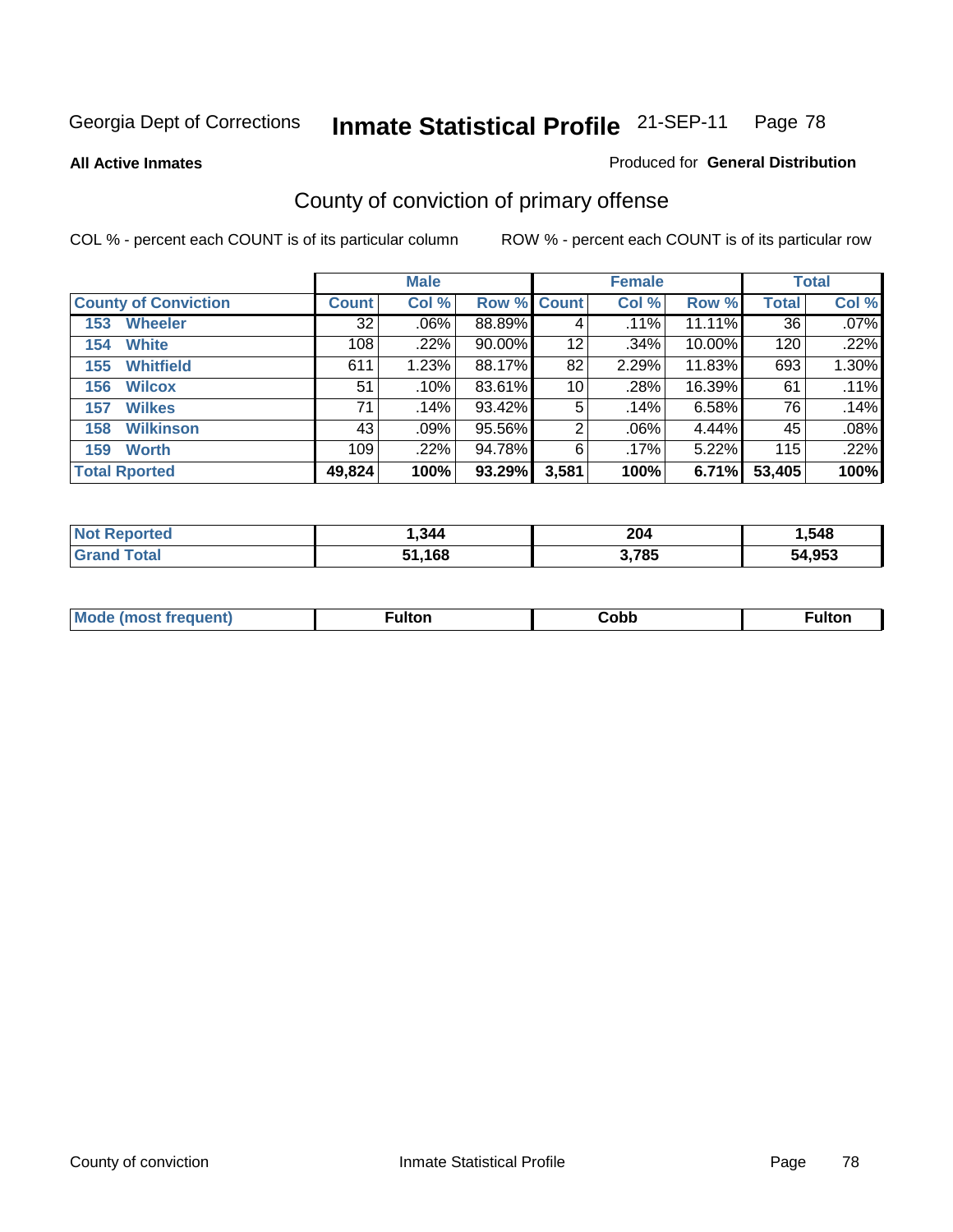Georgia Dept of Corrections **Inmate Statistical Profile** 21-SEP-11

**All Active Inmates**

Produced for **General Distribution**

## County of conviction of primary offense

COL % - percent each COUNT is of its particular column

ROW % - percent each COUNT is of its particular row

| | Male | | | Female | | | Total | |
|---|---|---|---|---|---|---|---|---|
| **County of Conviction** | **Count** | **Col %** | **Row %** | **Count** | **Col %** | **Row %** | **Total** | **Col %** |
| 153 Wheeler | 32 | .06% | 88.89% | 4 | .11% | 11.11% | 36 | .07% |
| 154 White | 108 | .22% | 90.00% | 12 | .34% | 10.00% | 120 | .22% |
| 155 Whitfield | 611 | 1.23% | 88.17% | 82 | 2.29% | 11.83% | 693 | 1.30% |
| 156 Wilcox | 51 | .10% | 83.61% | 10 | .28% | 16.39% | 61 | .11% |
| 157 Wilkes | 71 | .14% | 93.42% | 5 | .14% | 6.58% | 76 | .14% |
| 158 Wilkinson | 43 | .09% | 95.56% | 2 | .06% | 4.44% | 45 | .08% |
| 159 Worth | 109 | .22% | 94.78% | 6 | .17% | 5.22% | 115 | .22% |
| **Total Rported** | **49,824** | **100%** | **93.29%** | **3,581** | **100%** | **6.71%** | **53,405** | **100%** |

| | Male | Female | Total |
|---|---|---|---|
| **Not Reported** | **1,344** | **204** | **1,548** |
| **Grand Total** | **51,168** | **3,785** | **54,953** |

| | Male | Female | Total |
|---|---|---|---|
| **Mode (most frequent)** | **Fulton** | **Cobb** | **Fulton** |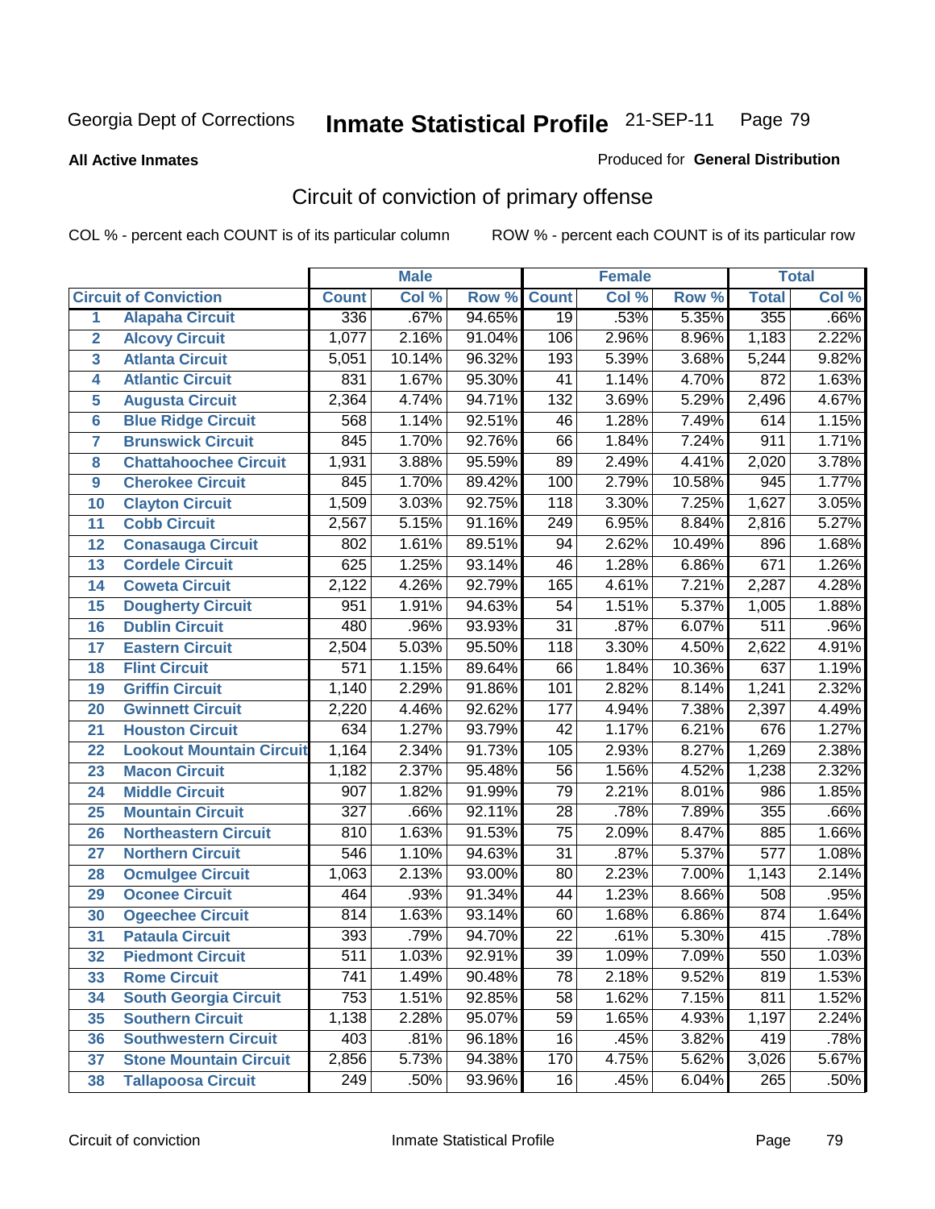Georgia Dept of Corrections **Inmate Statistical Profile** 21-SEP-11 Page 79

**All Active Inmates**

Produced for **General Distribution**

## Circuit of conviction of primary offense

COL % - percent each COUNT is of its particular column ROW % - percent each COUNT is of its particular row

| Circuit of Conviction | | Male | | | Female | | | Total | |
|---|---|---|---|---|---|---|---|---|---|
| | | Count | Col % | Row % | Count | Col % | Row % | Total | Col % |
| 1 | Alapaha Circuit | 336 | .67% | 94.65% | 19 | .53% | 5.35% | 355 | .66% |
| 2 | Alcovy Circuit | 1,077 | 2.16% | 91.04% | 106 | 2.96% | 8.96% | 1,183 | 2.22% |
| 3 | Atlanta Circuit | 5,051 | 10.14% | 96.32% | 193 | 5.39% | 3.68% | 5,244 | 9.82% |
| 4 | Atlantic Circuit | 831 | 1.67% | 95.30% | 41 | 1.14% | 4.70% | 872 | 1.63% |
| 5 | Augusta Circuit | 2,364 | 4.74% | 94.71% | 132 | 3.69% | 5.29% | 2,496 | 4.67% |
| 6 | Blue Ridge Circuit | 568 | 1.14% | 92.51% | 46 | 1.28% | 7.49% | 614 | 1.15% |
| 7 | Brunswick Circuit | 845 | 1.70% | 92.76% | 66 | 1.84% | 7.24% | 911 | 1.71% |
| 8 | Chattahoochee Circuit | 1,931 | 3.88% | 95.59% | 89 | 2.49% | 4.41% | 2,020 | 3.78% |
| 9 | Cherokee Circuit | 845 | 1.70% | 89.42% | 100 | 2.79% | 10.58% | 945 | 1.77% |
| 10 | Clayton Circuit | 1,509 | 3.03% | 92.75% | 118 | 3.30% | 7.25% | 1,627 | 3.05% |
| 11 | Cobb Circuit | 2,567 | 5.15% | 91.16% | 249 | 6.95% | 8.84% | 2,816 | 5.27% |
| 12 | Conasauga Circuit | 802 | 1.61% | 89.51% | 94 | 2.62% | 10.49% | 896 | 1.68% |
| 13 | Cordele Circuit | 625 | 1.25% | 93.14% | 46 | 1.28% | 6.86% | 671 | 1.26% |
| 14 | Coweta Circuit | 2,122 | 4.26% | 92.79% | 165 | 4.61% | 7.21% | 2,287 | 4.28% |
| 15 | Dougherty Circuit | 951 | 1.91% | 94.63% | 54 | 1.51% | 5.37% | 1,005 | 1.88% |
| 16 | Dublin Circuit | 480 | .96% | 93.93% | 31 | .87% | 6.07% | 511 | .96% |
| 17 | Eastern Circuit | 2,504 | 5.03% | 95.50% | 118 | 3.30% | 4.50% | 2,622 | 4.91% |
| 18 | Flint Circuit | 571 | 1.15% | 89.64% | 66 | 1.84% | 10.36% | 637 | 1.19% |
| 19 | Griffin Circuit | 1,140 | 2.29% | 91.86% | 101 | 2.82% | 8.14% | 1,241 | 2.32% |
| 20 | Gwinnett Circuit | 2,220 | 4.46% | 92.62% | 177 | 4.94% | 7.38% | 2,397 | 4.49% |
| 21 | Houston Circuit | 634 | 1.27% | 93.79% | 42 | 1.17% | 6.21% | 676 | 1.27% |
| 22 | Lookout Mountain Circuit | 1,164 | 2.34% | 91.73% | 105 | 2.93% | 8.27% | 1,269 | 2.38% |
| 23 | Macon Circuit | 1,182 | 2.37% | 95.48% | 56 | 1.56% | 4.52% | 1,238 | 2.32% |
| 24 | Middle Circuit | 907 | 1.82% | 91.99% | 79 | 2.21% | 8.01% | 986 | 1.85% |
| 25 | Mountain Circuit | 327 | .66% | 92.11% | 28 | .78% | 7.89% | 355 | .66% |
| 26 | Northeastern Circuit | 810 | 1.63% | 91.53% | 75 | 2.09% | 8.47% | 885 | 1.66% |
| 27 | Northern Circuit | 546 | 1.10% | 94.63% | 31 | .87% | 5.37% | 577 | 1.08% |
| 28 | Ocmulgee Circuit | 1,063 | 2.13% | 93.00% | 80 | 2.23% | 7.00% | 1,143 | 2.14% |
| 29 | Oconee Circuit | 464 | .93% | 91.34% | 44 | 1.23% | 8.66% | 508 | .95% |
| 30 | Ogeechee Circuit | 814 | 1.63% | 93.14% | 60 | 1.68% | 6.86% | 874 | 1.64% |
| 31 | Pataula Circuit | 393 | .79% | 94.70% | 22 | .61% | 5.30% | 415 | .78% |
| 32 | Piedmont Circuit | 511 | 1.03% | 92.91% | 39 | 1.09% | 7.09% | 550 | 1.03% |
| 33 | Rome Circuit | 741 | 1.49% | 90.48% | 78 | 2.18% | 9.52% | 819 | 1.53% |
| 34 | South Georgia Circuit | 753 | 1.51% | 92.85% | 58 | 1.62% | 7.15% | 811 | 1.52% |
| 35 | Southern Circuit | 1,138 | 2.28% | 95.07% | 59 | 1.65% | 4.93% | 1,197 | 2.24% |
| 36 | Southwestern Circuit | 403 | .81% | 96.18% | 16 | .45% | 3.82% | 419 | .78% |
| 37 | Stone Mountain Circuit | 2,856 | 5.73% | 94.38% | 170 | 4.75% | 5.62% | 3,026 | 5.67% |
| 38 | Tallapoosa Circuit | 249 | .50% | 93.96% | 16 | .45% | 6.04% | 265 | .50% |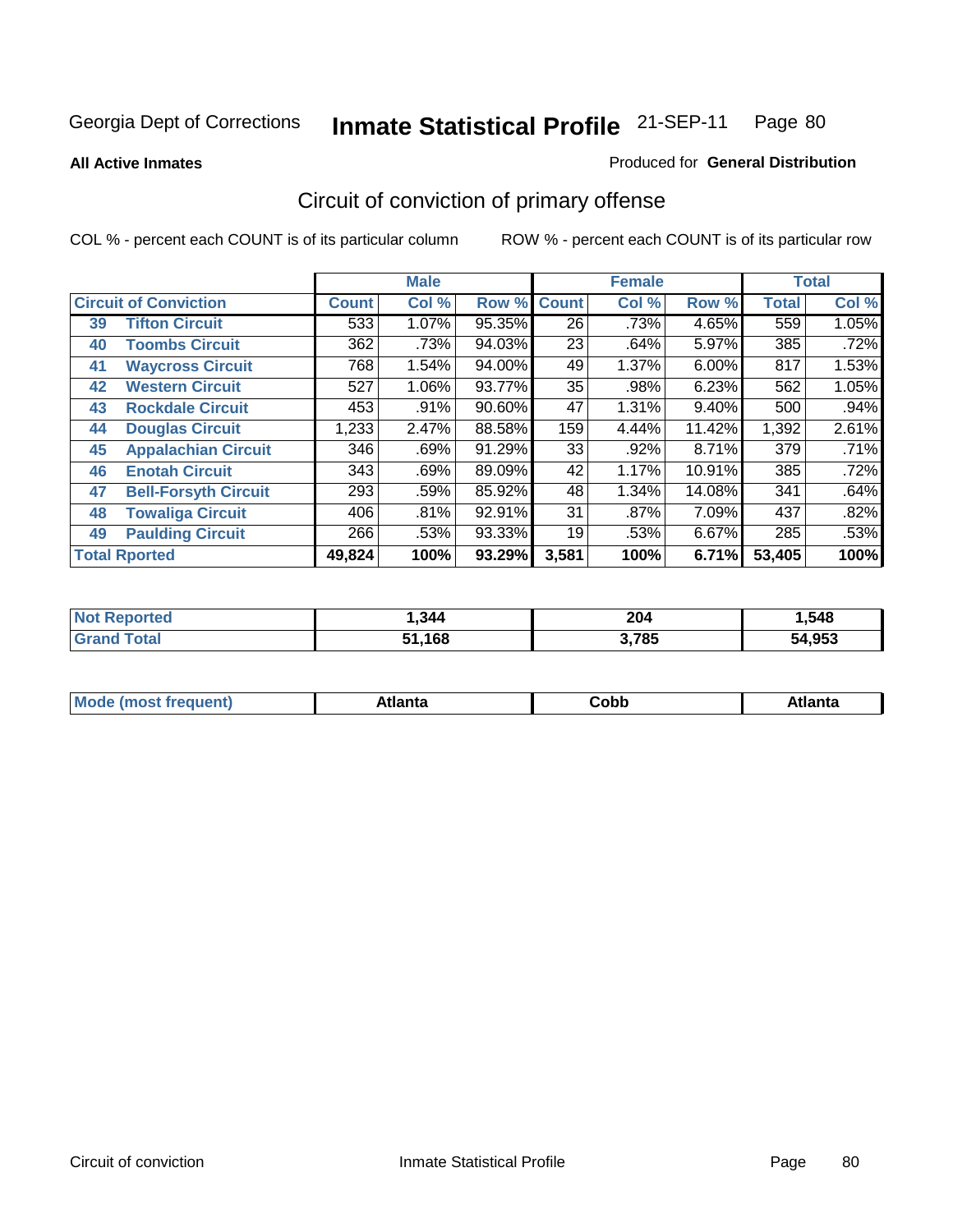Georgia Dept of Corrections **Inmate Statistical Profile** 21-SEP-11

**All Active Inmates**

Produced for **General Distribution**

## Circuit of conviction of primary offense

COL % - percent each COUNT is of its particular column

ROW % - percent each COUNT is of its particular row

| | | Male | | | Female | | | Total | |
|---|---|---|---|---|---|---|---|---|---|
| **Circuit of Conviction** | | **Count** | **Col %** | **Row %** | **Count** | **Col %** | **Row %** | **Total** | **Col %** |
| 39 | **Tifton Circuit** | 533 | 1.07% | 95.35% | 26 | .73% | 4.65% | 559 | 1.05% |
| 40 | **Toombs Circuit** | 362 | .73% | 94.03% | 23 | .64% | 5.97% | 385 | .72% |
| 41 | **Waycross Circuit** | 768 | 1.54% | 94.00% | 49 | 1.37% | 6.00% | 817 | 1.53% |
| 42 | **Western Circuit** | 527 | 1.06% | 93.77% | 35 | .98% | 6.23% | 562 | 1.05% |
| 43 | **Rockdale Circuit** | 453 | .91% | 90.60% | 47 | 1.31% | 9.40% | 500 | .94% |
| 44 | **Douglas Circuit** | 1,233 | 2.47% | 88.58% | 159 | 4.44% | 11.42% | 1,392 | 2.61% |
| 45 | **Appalachian Circuit** | 346 | .69% | 91.29% | 33 | .92% | 8.71% | 379 | .71% |
| 46 | **Enotah Circuit** | 343 | .69% | 89.09% | 42 | 1.17% | 10.91% | 385 | .72% |
| 47 | **Bell-Forsyth Circuit** | 293 | .59% | 85.92% | 48 | 1.34% | 14.08% | 341 | .64% |
| 48 | **Towaliga Circuit** | 406 | .81% | 92.91% | 31 | .87% | 7.09% | 437 | .82% |
| 49 | **Paulding Circuit** | 266 | .53% | 93.33% | 19 | .53% | 6.67% | 285 | .53% |
| **Total Rported** | | **49,824** | **100%** | **93.29%** | **3,581** | **100%** | **6.71%** | **53,405** | **100%** |

| | Male | Female | Total |
|---|---|---|---|
| **Not Reported** | **1,344** | **204** | **1,548** |
| **Grand Total** | **51,168** | **3,785** | **54,953** |

| | Male | Female | Total |
|---|---|---|---|
| **Mode (most frequent)** | **Atlanta** | **Cobb** | **Atlanta** |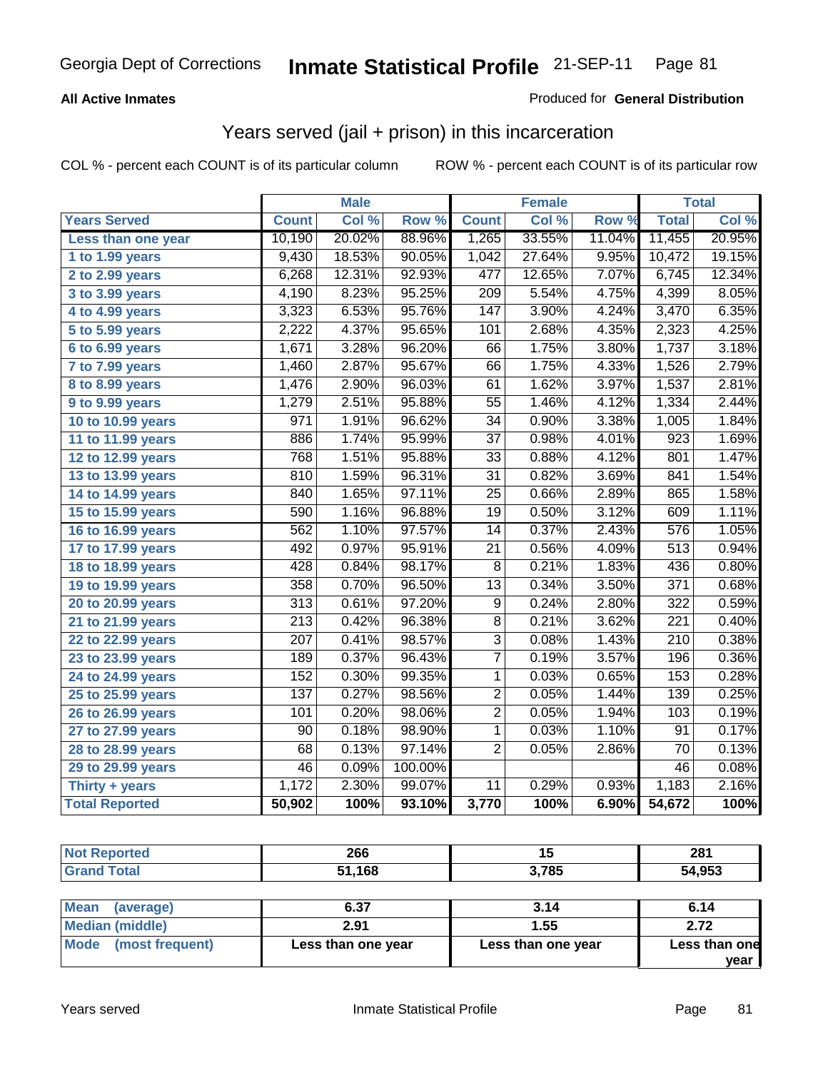Georgia Dept of Corrections **Inmate Statistical Profile** 21-SEP-11

**All Active Inmates**

Produced for **General Distribution**

## Years served (jail + prison) in this incarceration

COL % - percent each COUNT is of its particular column

ROW % - percent each COUNT is of its particular row

| | Male | | | Female | | | Total | |
|---|---|---|---|---|---|---|---|---|
| Years Served | Count | Col % | Row % | Count | Col % | Row % | Total | Col % |
| Less than one year | 10,190 | 20.02% | 88.96% | 1,265 | 33.55% | 11.04% | 11,455 | 20.95% |
| 1 to 1.99 years | 9,430 | 18.53% | 90.05% | 1,042 | 27.64% | 9.95% | 10,472 | 19.15% |
| 2 to 2.99 years | 6,268 | 12.31% | 92.93% | 477 | 12.65% | 7.07% | 6,745 | 12.34% |
| 3 to 3.99 years | 4,190 | 8.23% | 95.25% | 209 | 5.54% | 4.75% | 4,399 | 8.05% |
| 4 to 4.99 years | 3,323 | 6.53% | 95.76% | 147 | 3.90% | 4.24% | 3,470 | 6.35% |
| 5 to 5.99 years | 2,222 | 4.37% | 95.65% | 101 | 2.68% | 4.35% | 2,323 | 4.25% |
| 6 to 6.99 years | 1,671 | 3.28% | 96.20% | 66 | 1.75% | 3.80% | 1,737 | 3.18% |
| 7 to 7.99 years | 1,460 | 2.87% | 95.67% | 66 | 1.75% | 4.33% | 1,526 | 2.79% |
| 8 to 8.99 years | 1,476 | 2.90% | 96.03% | 61 | 1.62% | 3.97% | 1,537 | 2.81% |
| 9 to 9.99 years | 1,279 | 2.51% | 95.88% | 55 | 1.46% | 4.12% | 1,334 | 2.44% |
| 10 to 10.99 years | 971 | 1.91% | 96.62% | 34 | 0.90% | 3.38% | 1,005 | 1.84% |
| 11 to 11.99 years | 886 | 1.74% | 95.99% | 37 | 0.98% | 4.01% | 923 | 1.69% |
| 12 to 12.99 years | 768 | 1.51% | 95.88% | 33 | 0.88% | 4.12% | 801 | 1.47% |
| 13 to 13.99 years | 810 | 1.59% | 96.31% | 31 | 0.82% | 3.69% | 841 | 1.54% |
| 14 to 14.99 years | 840 | 1.65% | 97.11% | 25 | 0.66% | 2.89% | 865 | 1.58% |
| 15 to 15.99 years | 590 | 1.16% | 96.88% | 19 | 0.50% | 3.12% | 609 | 1.11% |
| 16 to 16.99 years | 562 | 1.10% | 97.57% | 14 | 0.37% | 2.43% | 576 | 1.05% |
| 17 to 17.99 years | 492 | 0.97% | 95.91% | 21 | 0.56% | 4.09% | 513 | 0.94% |
| 18 to 18.99 years | 428 | 0.84% | 98.17% | 8 | 0.21% | 1.83% | 436 | 0.80% |
| 19 to 19.99 years | 358 | 0.70% | 96.50% | 13 | 0.34% | 3.50% | 371 | 0.68% |
| 20 to 20.99 years | 313 | 0.61% | 97.20% | 9 | 0.24% | 2.80% | 322 | 0.59% |
| 21 to 21.99 years | 213 | 0.42% | 96.38% | 8 | 0.21% | 3.62% | 221 | 0.40% |
| 22 to 22.99 years | 207 | 0.41% | 98.57% | 3 | 0.08% | 1.43% | 210 | 0.38% |
| 23 to 23.99 years | 189 | 0.37% | 96.43% | 7 | 0.19% | 3.57% | 196 | 0.36% |
| 24 to 24.99 years | 152 | 0.30% | 99.35% | 1 | 0.03% | 0.65% | 153 | 0.28% |
| 25 to 25.99 years | 137 | 0.27% | 98.56% | 2 | 0.05% | 1.44% | 139 | 0.25% |
| 26 to 26.99 years | 101 | 0.20% | 98.06% | 2 | 0.05% | 1.94% | 103 | 0.19% |
| 27 to 27.99 years | 90 | 0.18% | 98.90% | 1 | 0.03% | 1.10% | 91 | 0.17% |
| 28 to 28.99 years | 68 | 0.13% | 97.14% | 2 | 0.05% | 2.86% | 70 | 0.13% |
| 29 to 29.99 years | 46 | 0.09% | 100.00% | | | | 46 | 0.08% |
| Thirty + years | 1,172 | 2.30% | 99.07% | 11 | 0.29% | 0.93% | 1,183 | 2.16% |
| **Total Reported** | **50,902** | **100%** | **93.10%** | **3,770** | **100%** | **6.90%** | **54,672** | **100%** |

| | Male | Female | Total |
|---|---|---|---|
| Not Reported | 266 | 15 | 281 |
| Grand Total | 51,168 | 3,785 | 54,953 |

| | Male | Female | Total |
|---|---|---|---|
| Mean (average) | 6.37 | 3.14 | 6.14 |
| Median (middle) | 2.91 | 1.55 | 2.72 |
| Mode (most frequent) | Less than one year | Less than one year | Less than one year |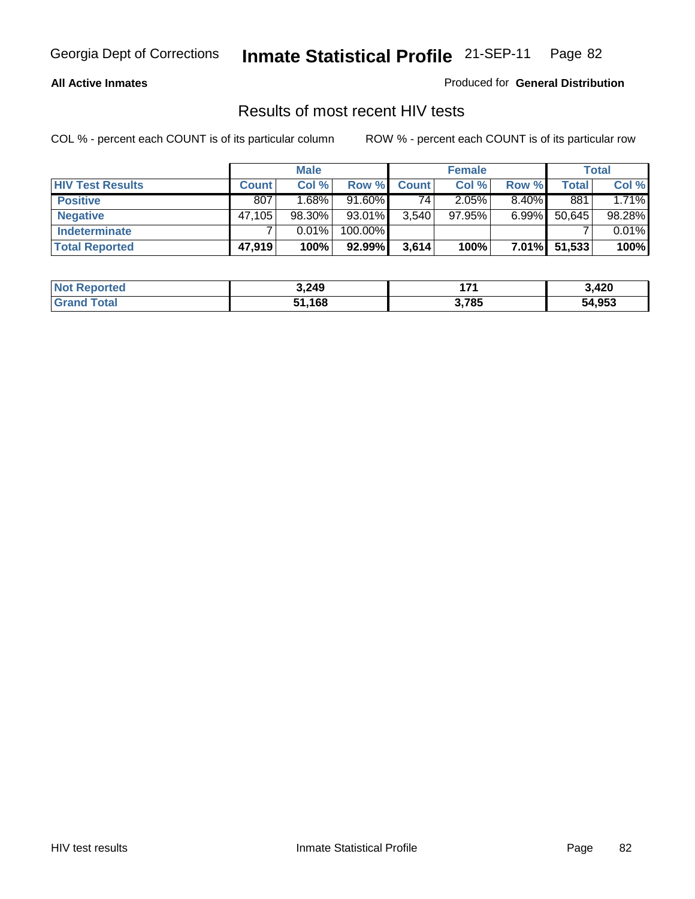Georgia Dept of Corrections **Inmate Statistical Profile** 21-SEP-11

**All Active Inmates**

Produced for **General Distribution**

## Results of most recent HIV tests

COL % - percent each COUNT is of its particular column

ROW % - percent each COUNT is of its particular row

| | Male | | | Female | | | Total | |
|---|---|---|---|---|---|---|---|---|
| **HIV Test Results** | **Count** | **Col %** | **Row %** | **Count** | **Col %** | **Row %** | **Total** | **Col %** |
| **Positive** | 807 | 1.68% | 91.60% | 74 | 2.05% | 8.40% | 881 | 1.71% |
| **Negative** | 47,105 | 98.30% | 93.01% | 3,540 | 97.95% | 6.99% | 50,645 | 98.28% |
| **Indeterminate** | 7 | 0.01% | 100.00% | | | | 7 | 0.01% |
| **Total Reported** | **47,919** | **100%** | **92.99%** | **3,614** | **100%** | **7.01%** | **51,533** | **100%** |

| | Male | Female | Total |
|---|---|---|---|
| **Not Reported** | **3,249** | **171** | **3,420** |
| **Grand Total** | **51,168** | **3,785** | **54,953** |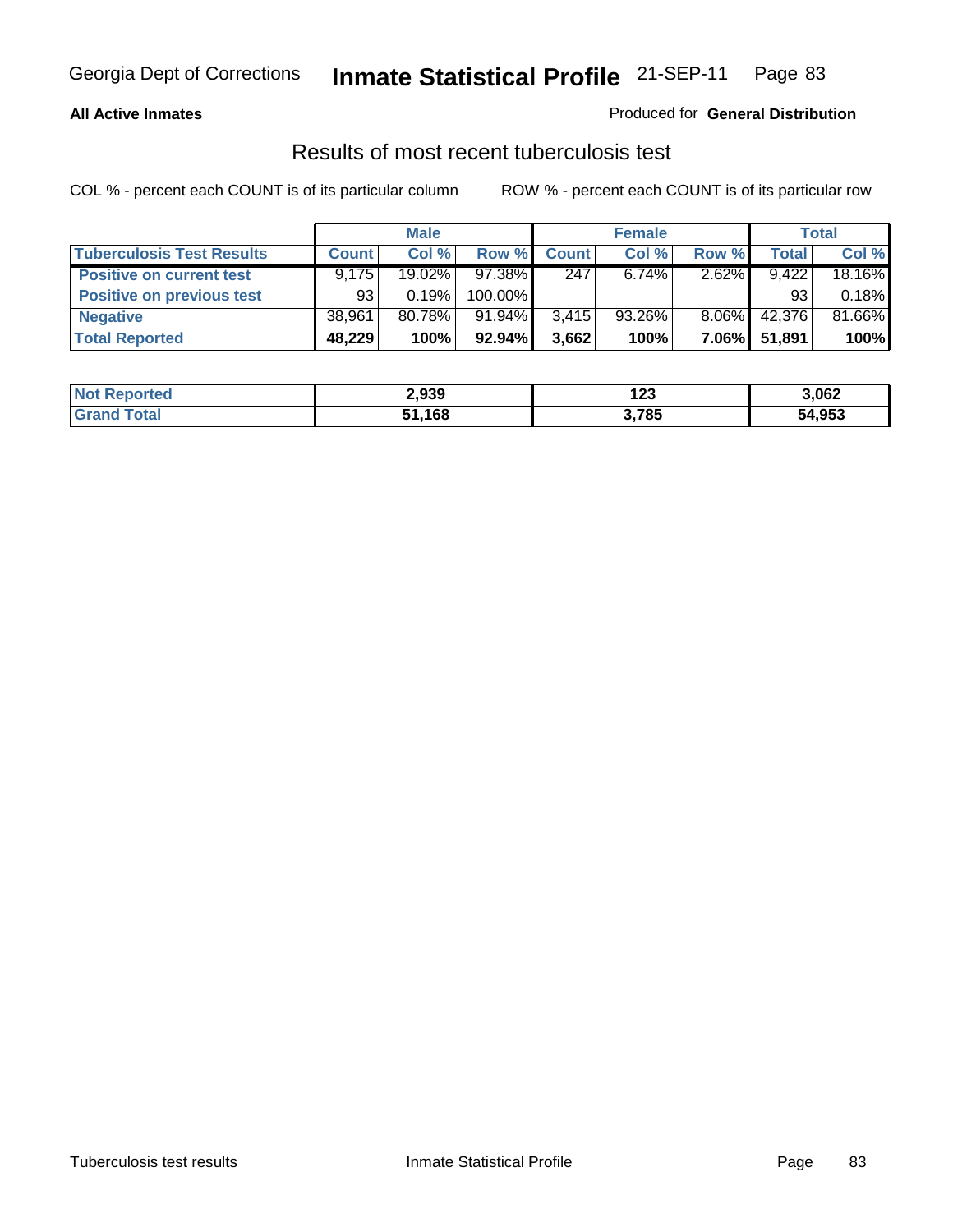**All Active Inmates**

Produced for **General Distribution**

## Results of most recent tuberculosis test

COL % - percent each COUNT is of its particular column

ROW % - percent each COUNT is of its particular row

| | Male | | | Female | | | Total | |
|---|---|---|---|---|---|---|---|---|
| **Tuberculosis Test Results** | **Count** | **Col %** | **Row %** | **Count** | **Col %** | **Row %** | **Total** | **Col %** |
| **Positive on current test** | 9,175 | 19.02% | 97.38% | 247 | 6.74% | 2.62% | 9,422 | 18.16% |
| **Positive on previous test** | 93 | 0.19% | 100.00% | | | | 93 | 0.18% |
| **Negative** | 38,961 | 80.78% | 91.94% | 3,415 | 93.26% | 8.06% | 42,376 | 81.66% |
| **Total Reported** | **48,229** | **100%** | **92.94%** | **3,662** | **100%** | **7.06%** | **51,891** | **100%** |

| | Male | Female | Total |
|---|---|---|---|
| **Not Reported** | **2,939** | **123** | **3,062** |
| **Grand Total** | **51,168** | **3,785** | **54,953** |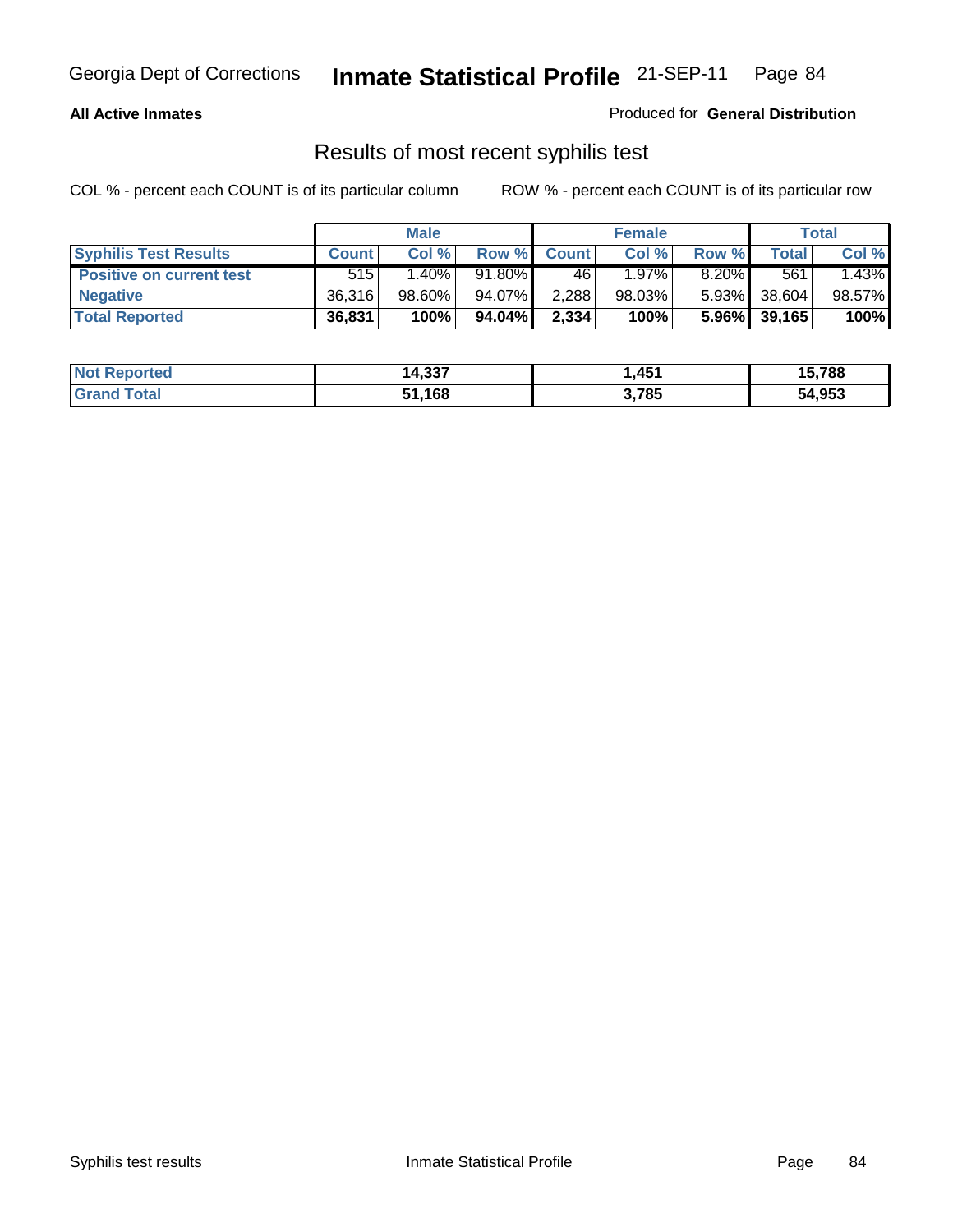Georgia Dept of Corrections **Inmate Statistical Profile** 21-SEP-11

**All Active Inmates**

Produced for **General Distribution**

## Results of most recent syphilis test

COL % - percent each COUNT is of its particular column

ROW % - percent each COUNT is of its particular row

| | Male | | | Female | | | Total | |
|---|---|---|---|---|---|---|---|---|
| **Syphilis Test Results** | **Count** | **Col %** | **Row %** | **Count** | **Col %** | **Row %** | **Total** | **Col %** |
| **Positive on current test** | 515 | 1.40% | 91.80% | 46 | 1.97% | 8.20% | 561 | 1.43% |
| **Negative** | 36,316 | 98.60% | 94.07% | 2,288 | 98.03% | 5.93% | 38,604 | 98.57% |
| **Total Reported** | **36,831** | **100%** | **94.04%** | **2,334** | **100%** | **5.96%** | **39,165** | **100%** |

| | Male | Female | Total |
|---|---|---|---|
| **Not Reported** | **14,337** | **1,451** | **15,788** |
| **Grand Total** | **51,168** | **3,785** | **54,953** |

Syphilis test results

Inmate Statistical Profile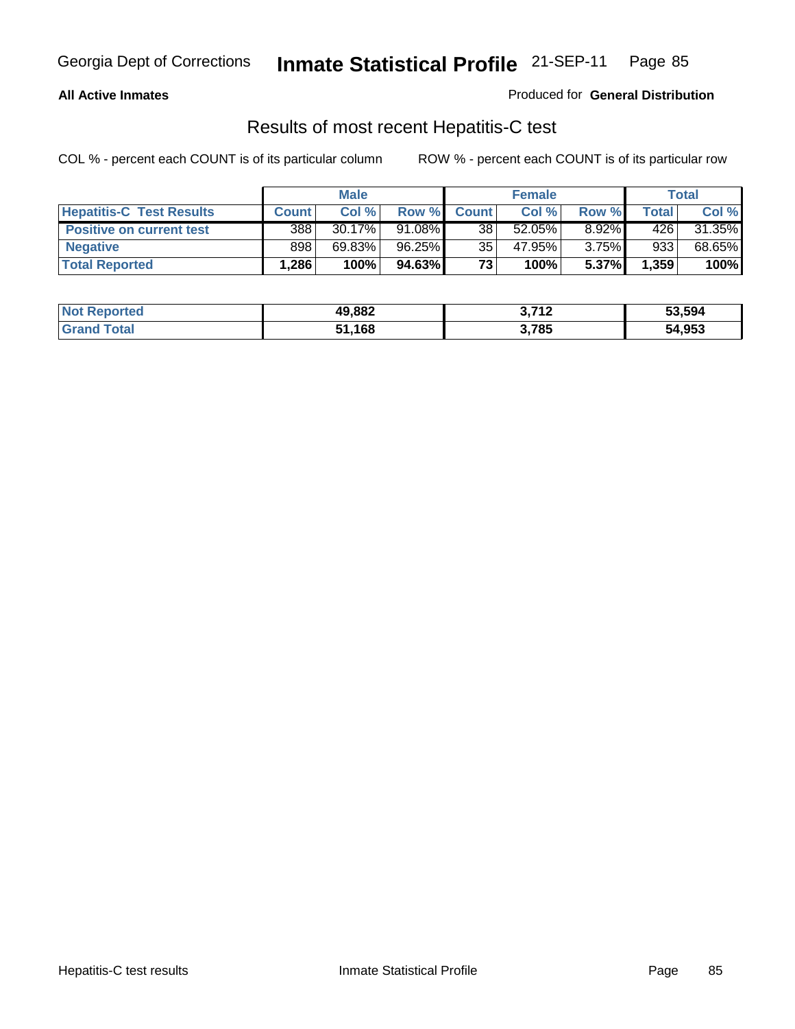**All Active Inmates**

Produced for **General Distribution**

## Results of most recent Hepatitis-C test

COL % - percent each COUNT is of its particular column

ROW % - percent each COUNT is of its particular row

| | Male | | | Female | | | Total | |
|---|---|---|---|---|---|---|---|---|
| **Hepatitis-C Test Results** | **Count** | **Col %** | **Row %** | **Count** | **Col %** | **Row %** | **Total** | **Col %** |
| **Positive on current test** | 388 | 30.17% | 91.08% | 38 | 52.05% | 8.92% | 426 | 31.35% |
| **Negative** | 898 | 69.83% | 96.25% | 35 | 47.95% | 3.75% | 933 | 68.65% |
| **Total Reported** | **1,286** | **100%** | **94.63%** | **73** | **100%** | **5.37%** | **1,359** | **100%** |

| | Male | Female | Total |
|---|---|---|---|
| **Not Reported** | **49,882** | **3,712** | **53,594** |
| **Grand Total** | **51,168** | **3,785** | **54,953** |